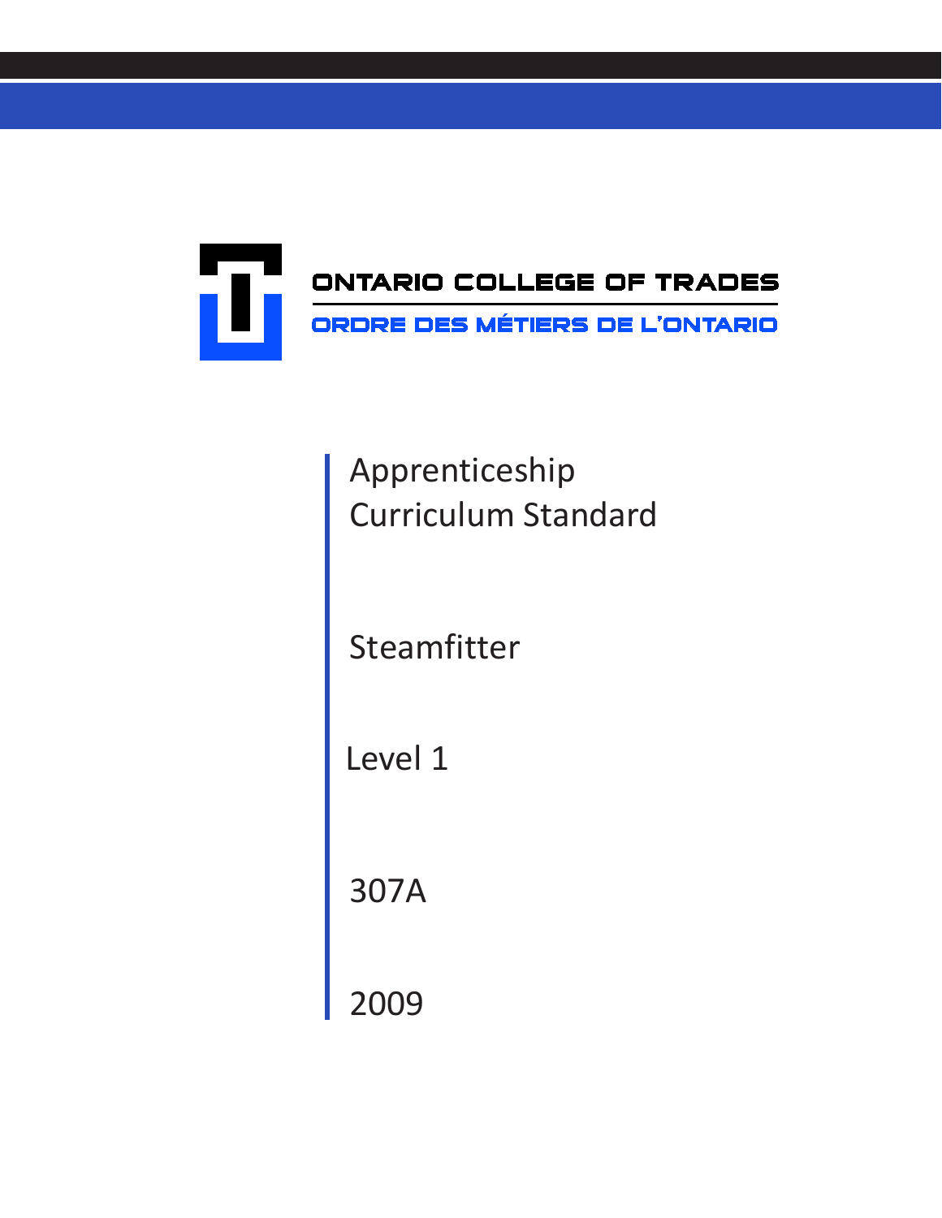ONTARIO COLLEGE OF TRADES

ORDRE DES MÉTIERS DE L'ONTARIO

# Apprenticeship Curriculum Standard

## Steamfitter

Level 1

307A

2009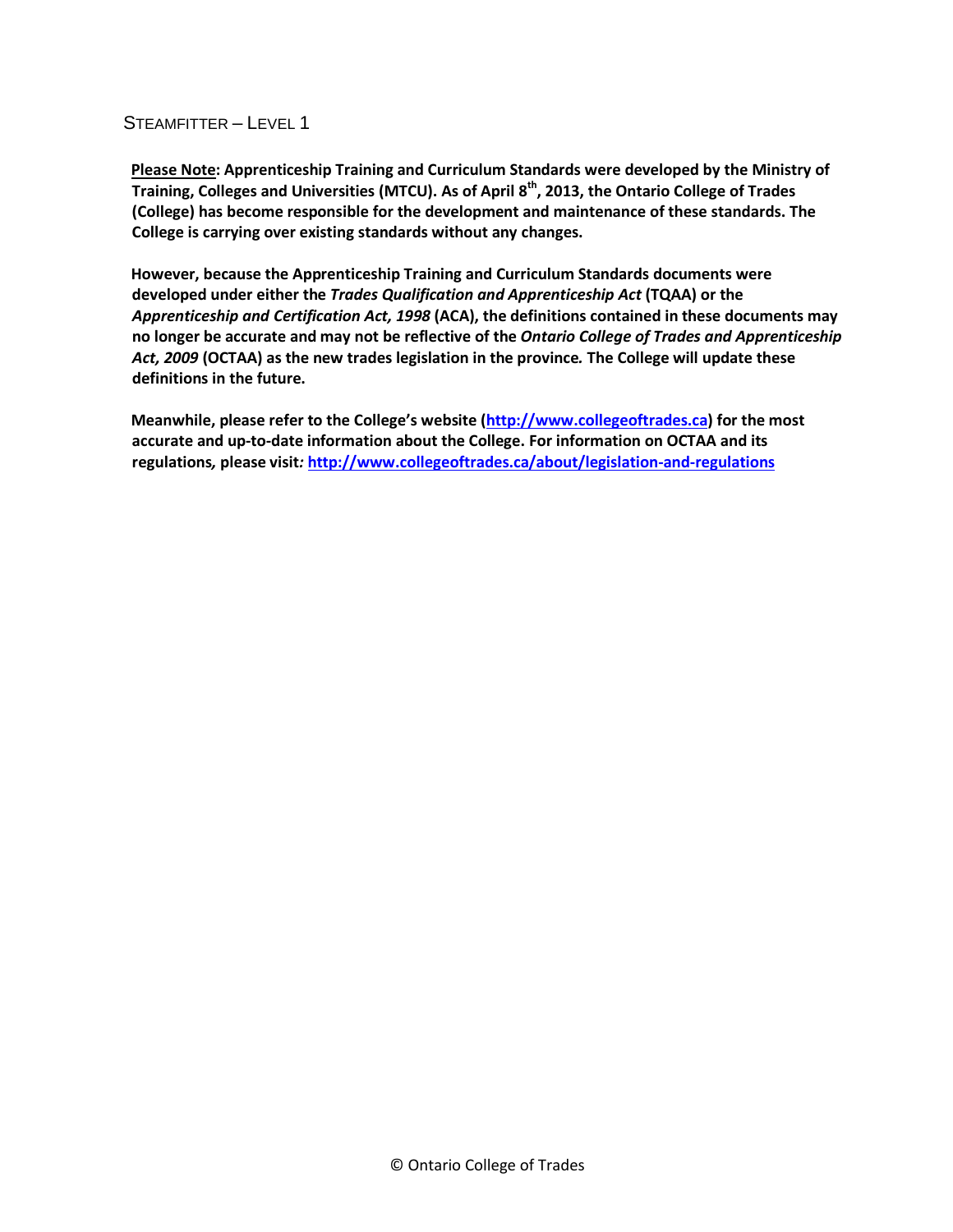STEAMFITTER – LEVEL 1

**Please Note: Apprenticeship Training and Curriculum Standards were developed by the Ministry of Training, Colleges and Universities (MTCU). As of April 8th, 2013, the Ontario College of Trades (College) has become responsible for the development and maintenance of these standards. The College is carrying over existing standards without any changes.**

**However, because the Apprenticeship Training and Curriculum Standards documents were developed under either the *Trades Qualification and Apprenticeship Act* (TQAA) or the *Apprenticeship and Certification Act, 1998* (ACA), the definitions contained in these documents may no longer be accurate and may not be reflective of the *Ontario College of Trades and Apprenticeship Act, 2009* (OCTAA) as the new trades legislation in the province. The College will update these definitions in the future.**

**Meanwhile, please refer to the College's website (http://www.collegeoftrades.ca) for the most accurate and up-to-date information about the College. For information on OCTAA and its regulations, please visit: http://www.collegeoftrades.ca/about/legislation-and-regulations**

© Ontario College of Trades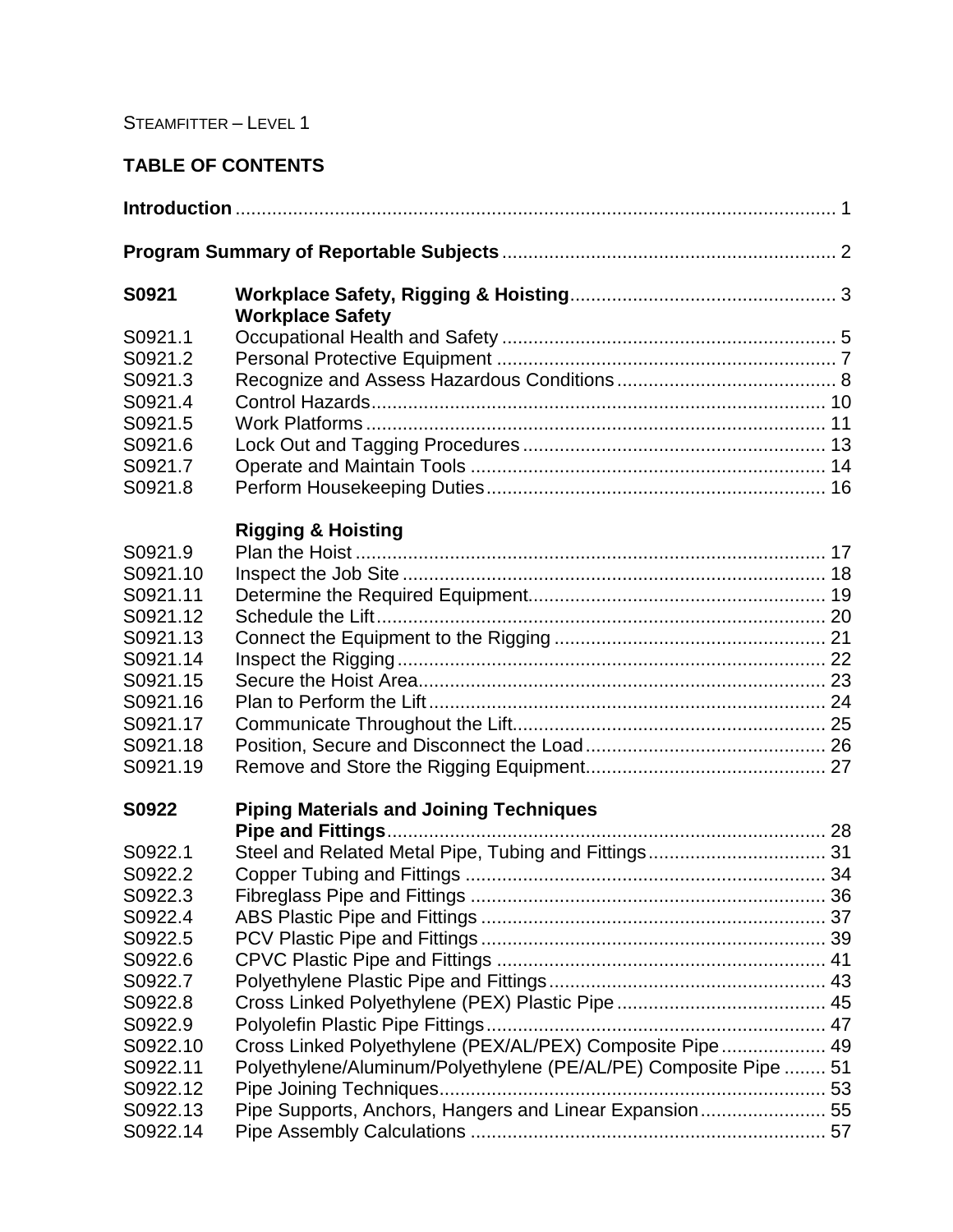STEAMFITTER – LEVEL 1

# TABLE OF CONTENTS

| | | |
|---|---|---|
| **Introduction** | | 1 |
| **Program Summary of Reportable Subjects** | | 2 |
| **S0921** | **Workplace Safety, Rigging & Hoisting** | 3 |
| | **Workplace Safety** | |
| S0921.1 | Occupational Health and Safety | 5 |
| S0921.2 | Personal Protective Equipment | 7 |
| S0921.3 | Recognize and Assess Hazardous Conditions | 8 |
| S0921.4 | Control Hazards | 10 |
| S0921.5 | Work Platforms | 11 |
| S0921.6 | Lock Out and Tagging Procedures | 13 |
| S0921.7 | Operate and Maintain Tools | 14 |
| S0921.8 | Perform Housekeeping Duties | 16 |
| | **Rigging & Hoisting** | |
| S0921.9 | Plan the Hoist | 17 |
| S0921.10 | Inspect the Job Site | 18 |
| S0921.11 | Determine the Required Equipment | 19 |
| S0921.12 | Schedule the Lift | 20 |
| S0921.13 | Connect the Equipment to the Rigging | 21 |
| S0921.14 | Inspect the Rigging | 22 |
| S0921.15 | Secure the Hoist Area | 23 |
| S0921.16 | Plan to Perform the Lift | 24 |
| S0921.17 | Communicate Throughout the Lift | 25 |
| S0921.18 | Position, Secure and Disconnect the Load | 26 |
| S0921.19 | Remove and Store the Rigging Equipment | 27 |
| **S0922** | **Piping Materials and Joining Techniques Pipe and Fittings** | 28 |
| S0922.1 | Steel and Related Metal Pipe, Tubing and Fittings | 31 |
| S0922.2 | Copper Tubing and Fittings | 34 |
| S0922.3 | Fibreglass Pipe and Fittings | 36 |
| S0922.4 | ABS Plastic Pipe and Fittings | 37 |
| S0922.5 | PCV Plastic Pipe and Fittings | 39 |
| S0922.6 | CPVC Plastic Pipe and Fittings | 41 |
| S0922.7 | Polyethylene Plastic Pipe and Fittings | 43 |
| S0922.8 | Cross Linked Polyethylene (PEX) Plastic Pipe | 45 |
| S0922.9 | Polyolefin Plastic Pipe Fittings | 47 |
| S0922.10 | Cross Linked Polyethylene (PEX/AL/PEX) Composite Pipe | 49 |
| S0922.11 | Polyethylene/Aluminum/Polyethylene (PE/AL/PE) Composite Pipe | 51 |
| S0922.12 | Pipe Joining Techniques | 53 |
| S0922.13 | Pipe Supports, Anchors, Hangers and Linear Expansion | 55 |
| S0922.14 | Pipe Assembly Calculations | 57 |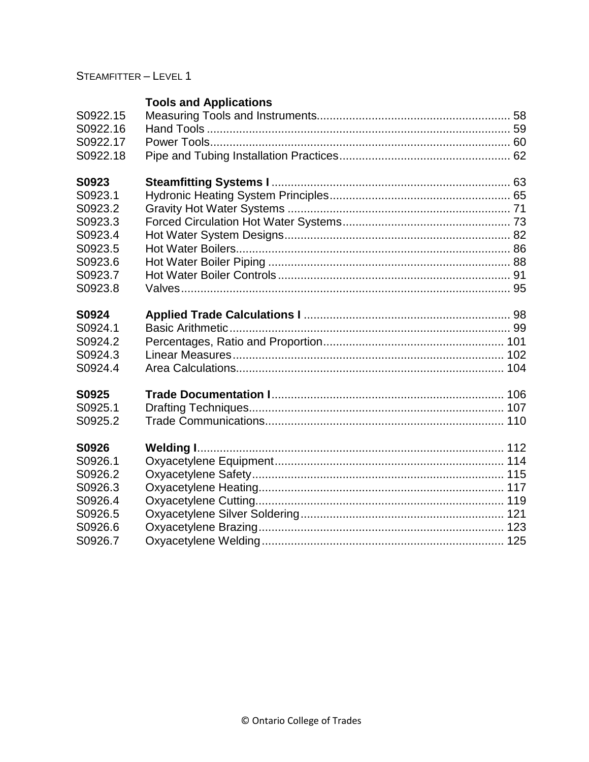| | **Tools and Applications** | |
|---|---|---|
| S0922.15 | Measuring Tools and Instruments | 58 |
| S0922.16 | Hand Tools | 59 |
| S0922.17 | Power Tools | 60 |
| S0922.18 | Pipe and Tubing Installation Practices | 62 |
| **S0923** | **Steamfitting Systems I** | 63 |
| S0923.1 | Hydronic Heating System Principles | 65 |
| S0923.2 | Gravity Hot Water Systems | 71 |
| S0923.3 | Forced Circulation Hot Water Systems | 73 |
| S0923.4 | Hot Water System Designs | 82 |
| S0923.5 | Hot Water Boilers | 86 |
| S0923.6 | Hot Water Boiler Piping | 88 |
| S0923.7 | Hot Water Boiler Controls | 91 |
| S0923.8 | Valves | 95 |
| **S0924** | **Applied Trade Calculations I** | 98 |
| S0924.1 | Basic Arithmetic | 99 |
| S0924.2 | Percentages, Ratio and Proportion | 101 |
| S0924.3 | Linear Measures | 102 |
| S0924.4 | Area Calculations | 104 |
| **S0925** | **Trade Documentation I** | 106 |
| S0925.1 | Drafting Techniques | 107 |
| S0925.2 | Trade Communications | 110 |
| **S0926** | **Welding I** | 112 |
| S0926.1 | Oxyacetylene Equipment | 114 |
| S0926.2 | Oxyacetylene Safety | 115 |
| S0926.3 | Oxyacetylene Heating | 117 |
| S0926.4 | Oxyacetylene Cutting | 119 |
| S0926.5 | Oxyacetylene Silver Soldering | 121 |
| S0926.6 | Oxyacetylene Brazing | 123 |
| S0926.7 | Oxyacetylene Welding | 125 |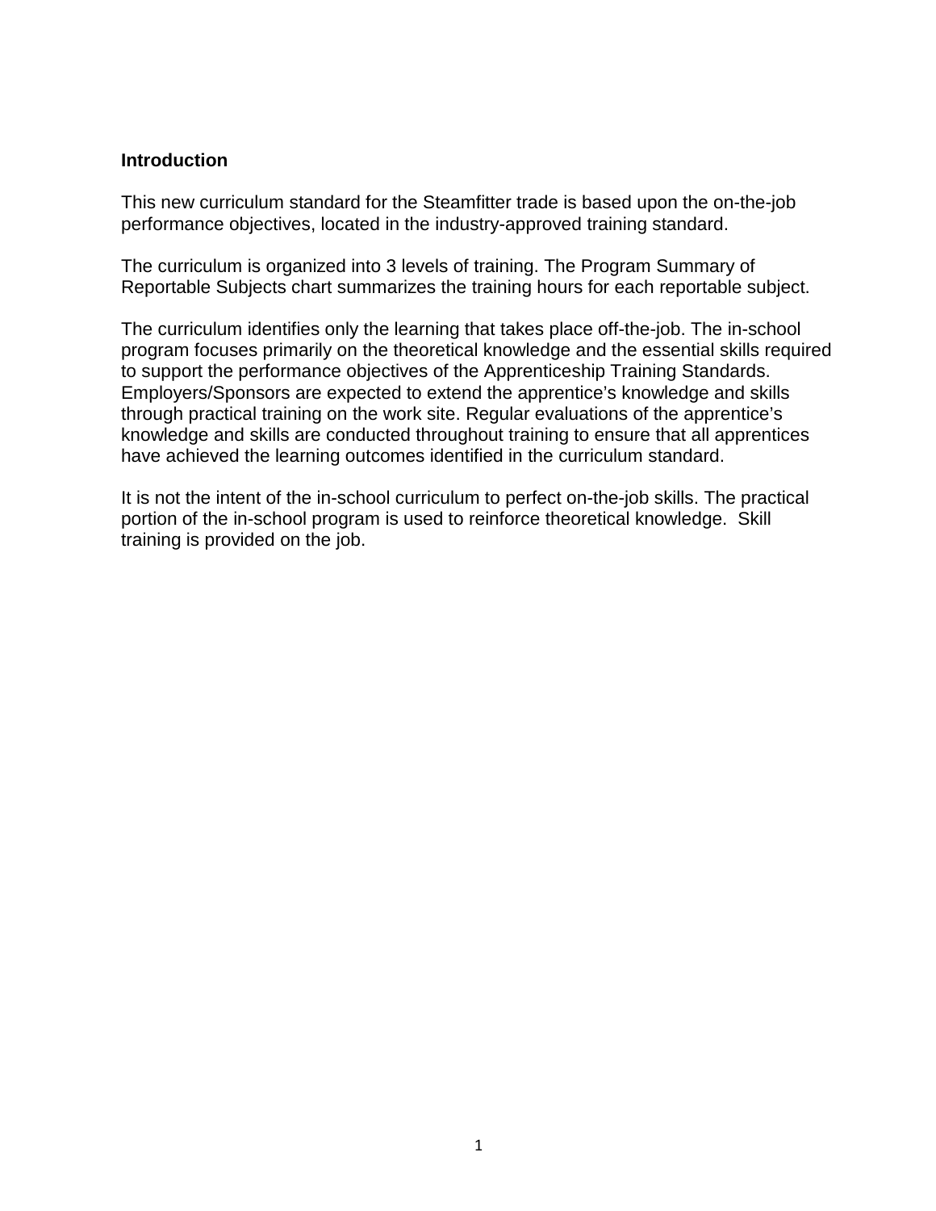**Introduction**

This new curriculum standard for the Steamfitter trade is based upon the on-the-job performance objectives, located in the industry-approved training standard.

The curriculum is organized into 3 levels of training. The Program Summary of Reportable Subjects chart summarizes the training hours for each reportable subject.

The curriculum identifies only the learning that takes place off-the-job. The in-school program focuses primarily on the theoretical knowledge and the essential skills required to support the performance objectives of the Apprenticeship Training Standards. Employers/Sponsors are expected to extend the apprentice's knowledge and skills through practical training on the work site. Regular evaluations of the apprentice's knowledge and skills are conducted throughout training to ensure that all apprentices have achieved the learning outcomes identified in the curriculum standard.

It is not the intent of the in-school curriculum to perfect on-the-job skills. The practical portion of the in-school program is used to reinforce theoretical knowledge. Skill training is provided on the job.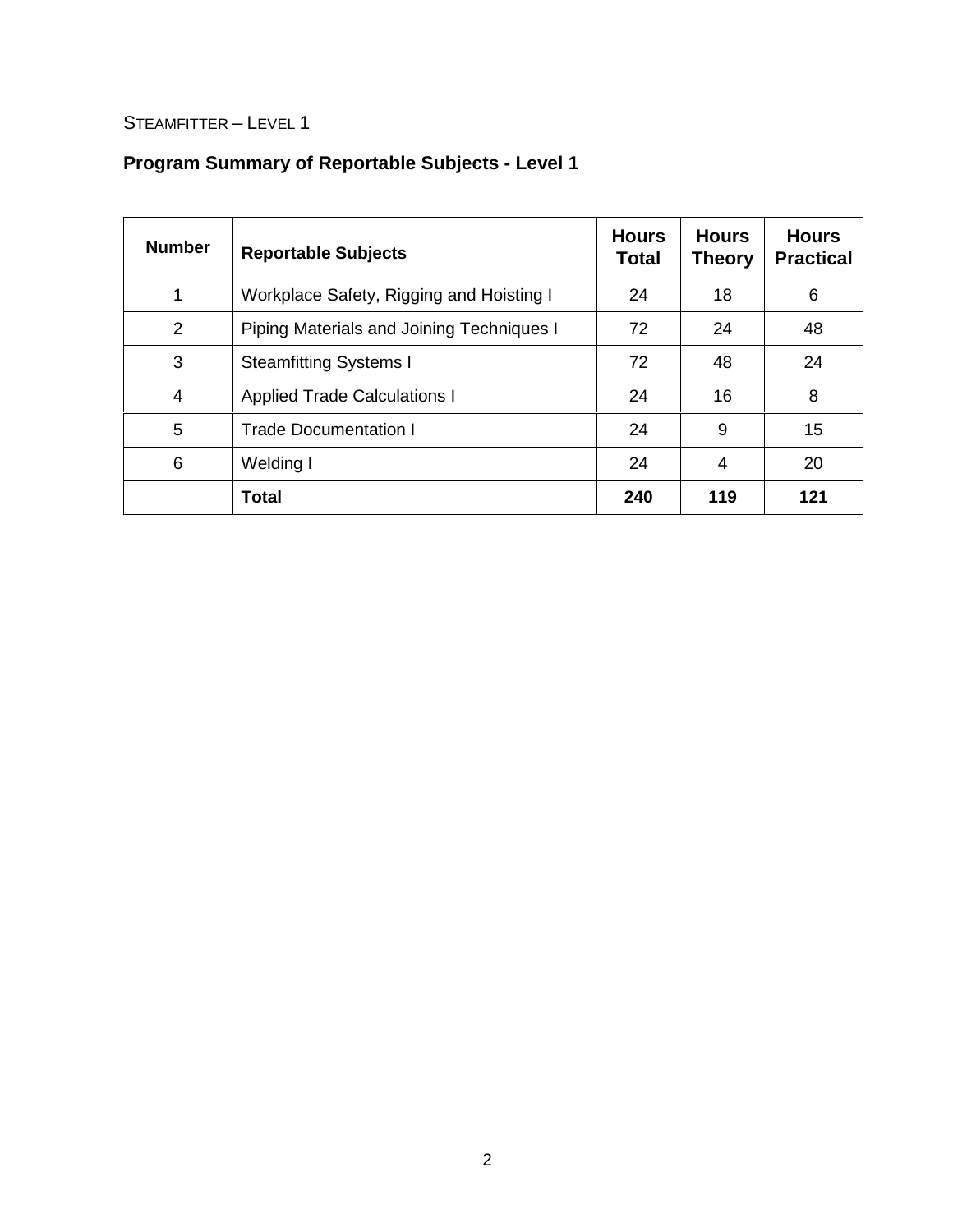STEAMFITTER – LEVEL 1

## Program Summary of Reportable Subjects - Level 1

| Number | Reportable Subjects | Hours Total | Hours Theory | Hours Practical |
|---|---|---|---|---|
| 1 | Workplace Safety, Rigging and Hoisting I | 24 | 18 | 6 |
| 2 | Piping Materials and Joining Techniques I | 72 | 24 | 48 |
| 3 | Steamfitting Systems I | 72 | 48 | 24 |
| 4 | Applied Trade Calculations I | 24 | 16 | 8 |
| 5 | Trade Documentation I | 24 | 9 | 15 |
| 6 | Welding I | 24 | 4 | 20 |
| | **Total** | **240** | **119** | **121** |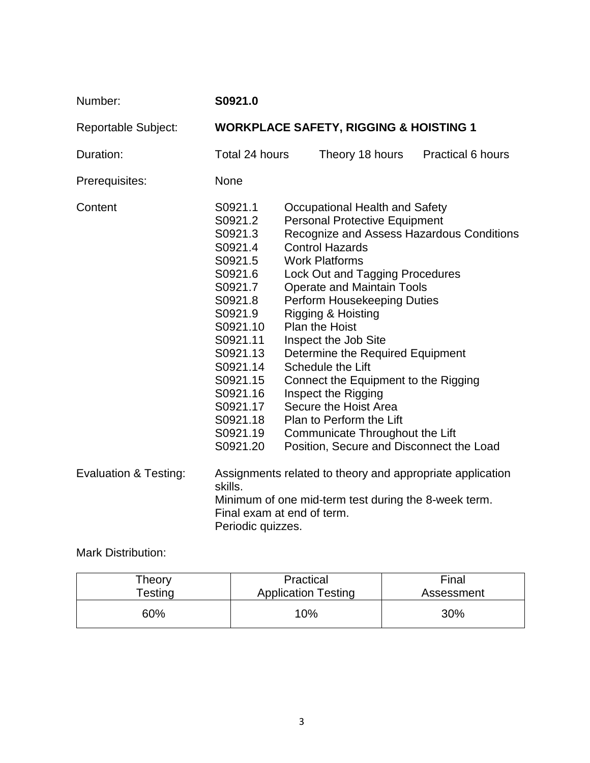Number: **S0921.0**

Reportable Subject: **WORKPLACE SAFETY, RIGGING & HOISTING 1**

Duration: Total 24 hours Theory 18 hours Practical 6 hours

Prerequisites: None

Content

- S0921.1 Occupational Health and Safety
- S0921.2 Personal Protective Equipment
- S0921.3 Recognize and Assess Hazardous Conditions
- S0921.4 Control Hazards
- S0921.5 Work Platforms
- S0921.6 Lock Out and Tagging Procedures
- S0921.7 Operate and Maintain Tools
- S0921.8 Perform Housekeeping Duties
- S0921.9 Rigging & Hoisting
- S0921.10 Plan the Hoist
- S0921.11 Inspect the Job Site
- S0921.13 Determine the Required Equipment
- S0921.14 Schedule the Lift
- S0921.15 Connect the Equipment to the Rigging
- S0921.16 Inspect the Rigging
- S0921.17 Secure the Hoist Area
- S0921.18 Plan to Perform the Lift
- S0921.19 Communicate Throughout the Lift
- S0921.20 Position, Secure and Disconnect the Load

Evaluation & Testing: Assignments related to theory and appropriate application skills.
Minimum of one mid-term test during the 8-week term.
Final exam at end of term.
Periodic quizzes.

Mark Distribution:

| Theory Testing | Practical Application Testing | Final Assessment |
|---|---|---|
| 60% | 10% | 30% |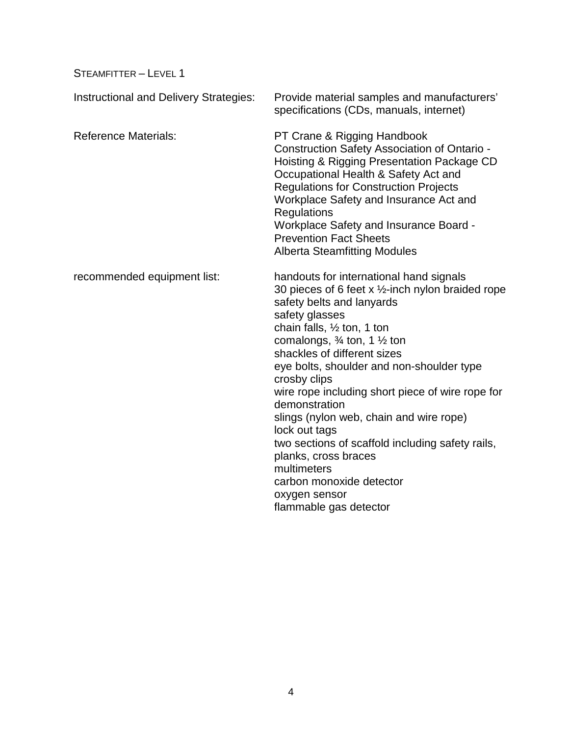Instructional and Delivery Strategies: Provide material samples and manufacturers' specifications (CDs, manuals, internet)

Reference Materials:

PT Crane & Rigging Handbook
Construction Safety Association of Ontario - Hoisting & Rigging Presentation Package CD
Occupational Health & Safety Act and Regulations for Construction Projects
Workplace Safety and Insurance Act and Regulations
Workplace Safety and Insurance Board - Prevention Fact Sheets
Alberta Steamfitting Modules

recommended equipment list:

handouts for international hand signals
30 pieces of 6 feet x ½-inch nylon braided rope
safety belts and lanyards
safety glasses
chain falls, ½ ton, 1 ton
comalongs, ¾ ton, 1 ½ ton
shackles of different sizes
eye bolts, shoulder and non-shoulder type
crosby clips
wire rope including short piece of wire rope for demonstration
slings (nylon web, chain and wire rope)
lock out tags
two sections of scaffold including safety rails, planks, cross braces
multimeters
carbon monoxide detector
oxygen sensor
flammable gas detector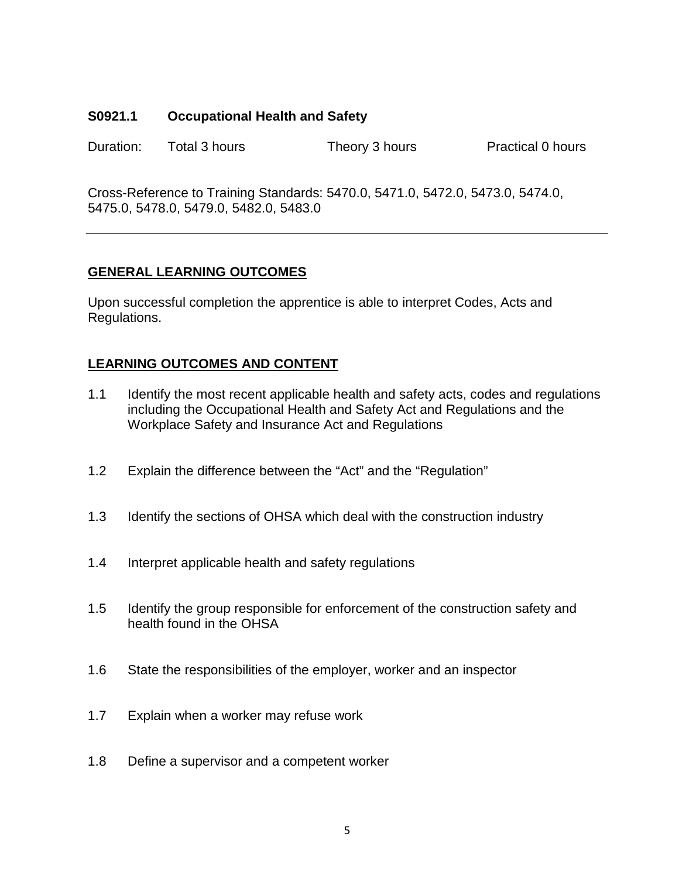## S0921.1 Occupational Health and Safety

Duration: Total 3 hours Theory 3 hours Practical 0 hours

Cross-Reference to Training Standards: 5470.0, 5471.0, 5472.0, 5473.0, 5474.0, 5475.0, 5478.0, 5479.0, 5482.0, 5483.0

---

### GENERAL LEARNING OUTCOMES

Upon successful completion the apprentice is able to interpret Codes, Acts and Regulations.

### LEARNING OUTCOMES AND CONTENT

1.1 Identify the most recent applicable health and safety acts, codes and regulations including the Occupational Health and Safety Act and Regulations and the Workplace Safety and Insurance Act and Regulations

1.2 Explain the difference between the "Act" and the "Regulation"

1.3 Identify the sections of OHSA which deal with the construction industry

1.4 Interpret applicable health and safety regulations

1.5 Identify the group responsible for enforcement of the construction safety and health found in the OHSA

1.6 State the responsibilities of the employer, worker and an inspector

1.7 Explain when a worker may refuse work

1.8 Define a supervisor and a competent worker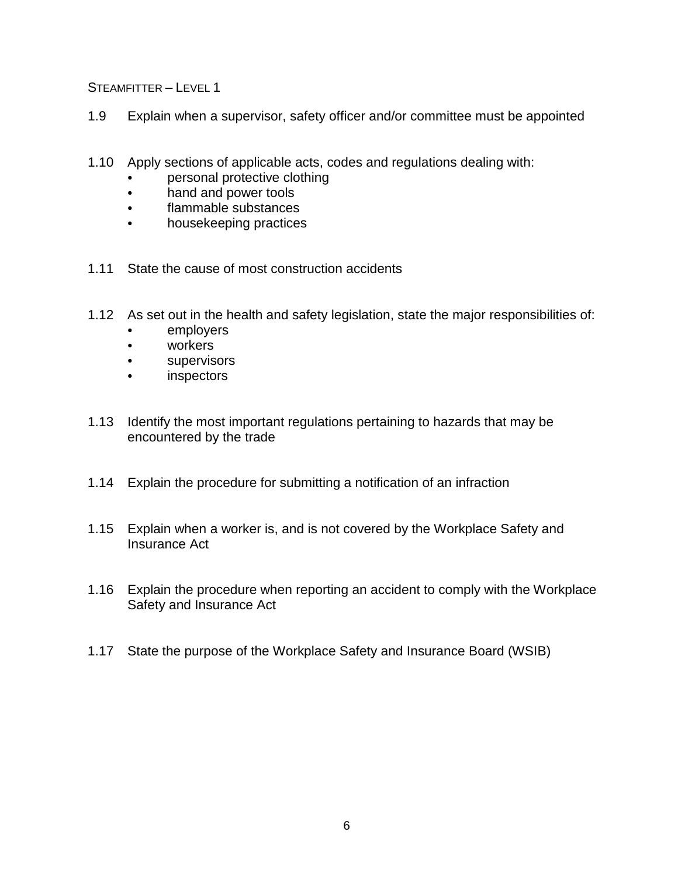1.9 Explain when a supervisor, safety officer and/or committee must be appointed

1.10 Apply sections of applicable acts, codes and regulations dealing with:
- personal protective clothing
- hand and power tools
- flammable substances
- housekeeping practices

1.11 State the cause of most construction accidents

1.12 As set out in the health and safety legislation, state the major responsibilities of:
- employers
- workers
- supervisors
- inspectors

1.13 Identify the most important regulations pertaining to hazards that may be encountered by the trade

1.14 Explain the procedure for submitting a notification of an infraction

1.15 Explain when a worker is, and is not covered by the Workplace Safety and Insurance Act

1.16 Explain the procedure when reporting an accident to comply with the Workplace Safety and Insurance Act

1.17 State the purpose of the Workplace Safety and Insurance Board (WSIB)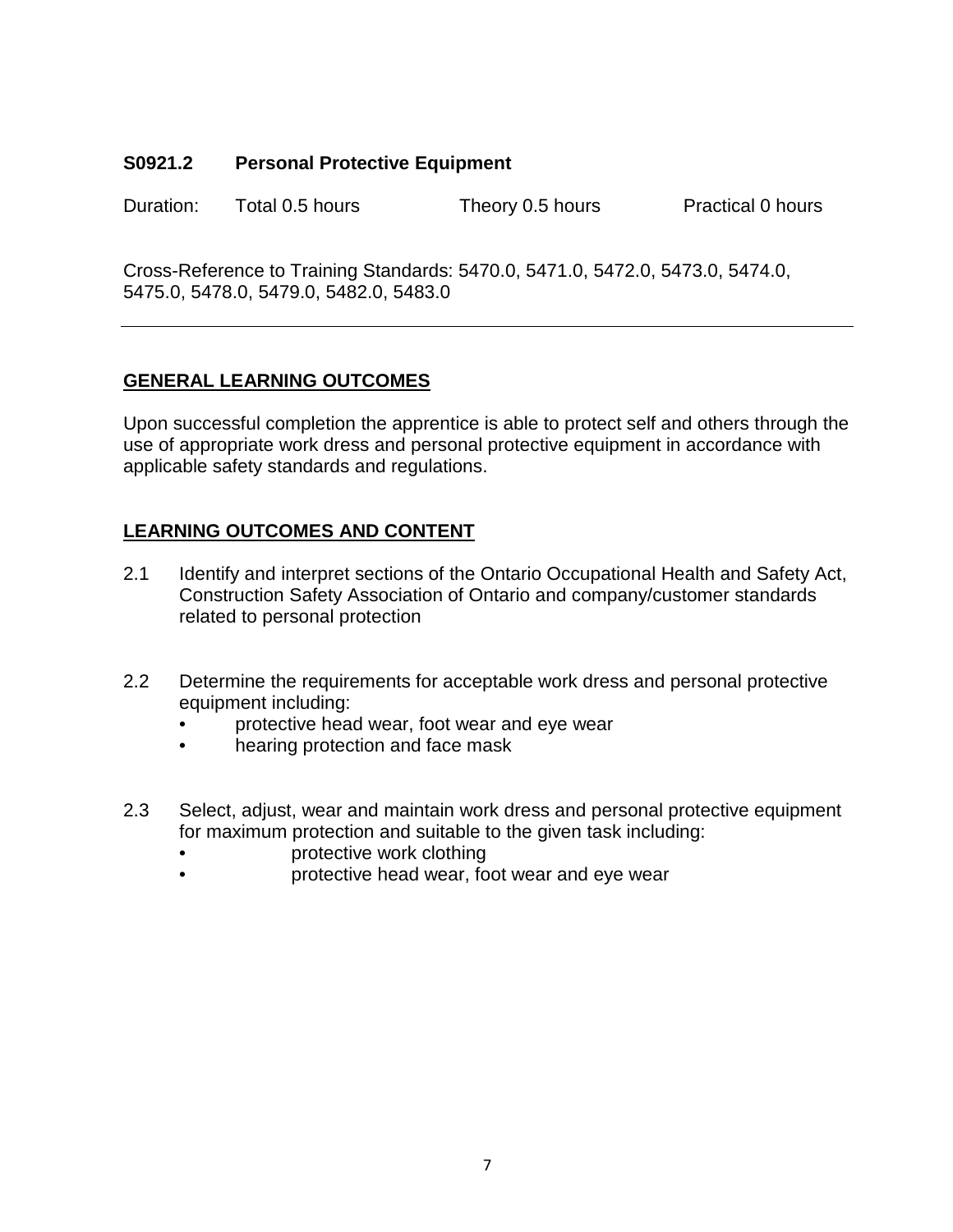## S0921.2 Personal Protective Equipment

Duration: Total 0.5 hours Theory 0.5 hours Practical 0 hours

Cross-Reference to Training Standards: 5470.0, 5471.0, 5472.0, 5473.0, 5474.0, 5475.0, 5478.0, 5479.0, 5482.0, 5483.0

---

### GENERAL LEARNING OUTCOMES

Upon successful completion the apprentice is able to protect self and others through the use of appropriate work dress and personal protective equipment in accordance with applicable safety standards and regulations.

### LEARNING OUTCOMES AND CONTENT

2.1 Identify and interpret sections of the Ontario Occupational Health and Safety Act, Construction Safety Association of Ontario and company/customer standards related to personal protection

2.2 Determine the requirements for acceptable work dress and personal protective equipment including:
- protective head wear, foot wear and eye wear
- hearing protection and face mask

2.3 Select, adjust, wear and maintain work dress and personal protective equipment for maximum protection and suitable to the given task including:
- protective work clothing
- protective head wear, foot wear and eye wear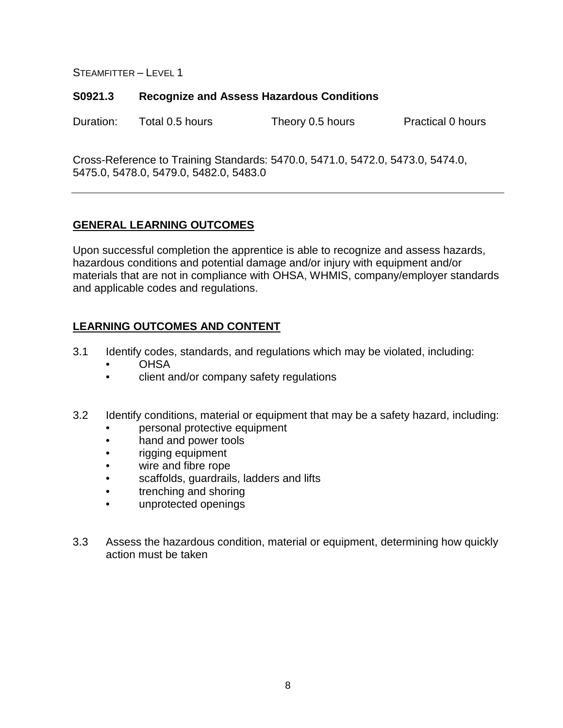## S0921.3 Recognize and Assess Hazardous Conditions

Duration: Total 0.5 hours Theory 0.5 hours Practical 0 hours

Cross-Reference to Training Standards: 5470.0, 5471.0, 5472.0, 5473.0, 5474.0, 5475.0, 5478.0, 5479.0, 5482.0, 5483.0

---

### GENERAL LEARNING OUTCOMES

Upon successful completion the apprentice is able to recognize and assess hazards, hazardous conditions and potential damage and/or injury with equipment and/or materials that are not in compliance with OHSA, WHMIS, company/employer standards and applicable codes and regulations.

### LEARNING OUTCOMES AND CONTENT

3.1 Identify codes, standards, and regulations which may be violated, including:
- OHSA
- client and/or company safety regulations

3.2 Identify conditions, material or equipment that may be a safety hazard, including:
- personal protective equipment
- hand and power tools
- rigging equipment
- wire and fibre rope
- scaffolds, guardrails, ladders and lifts
- trenching and shoring
- unprotected openings

3.3 Assess the hazardous condition, material or equipment, determining how quickly action must be taken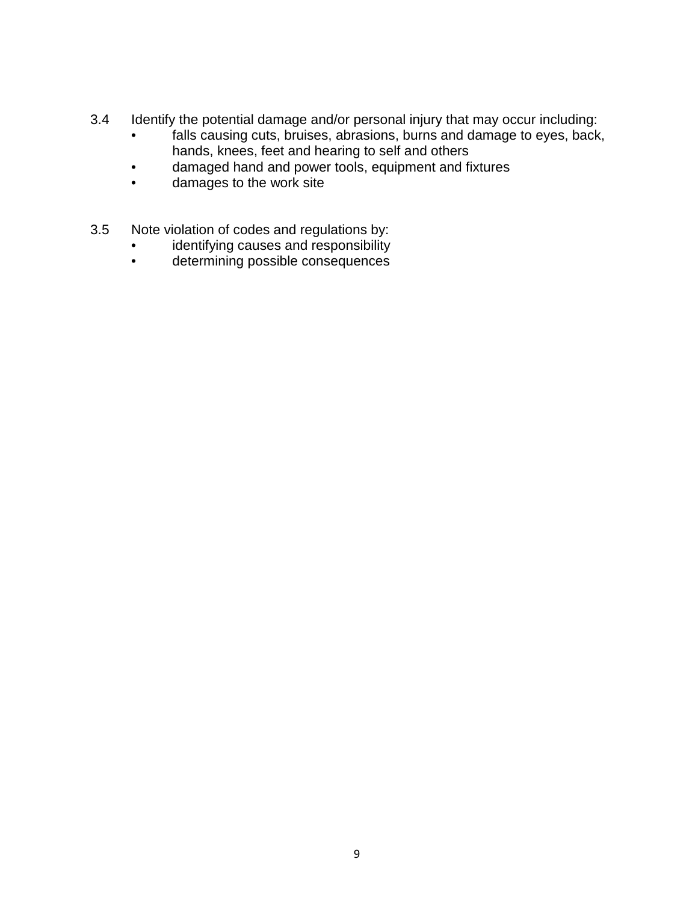3.4 Identify the potential damage and/or personal injury that may occur including:

- falls causing cuts, bruises, abrasions, burns and damage to eyes, back, hands, knees, feet and hearing to self and others
- damaged hand and power tools, equipment and fixtures
- damages to the work site

3.5 Note violation of codes and regulations by:

- identifying causes and responsibility
- determining possible consequences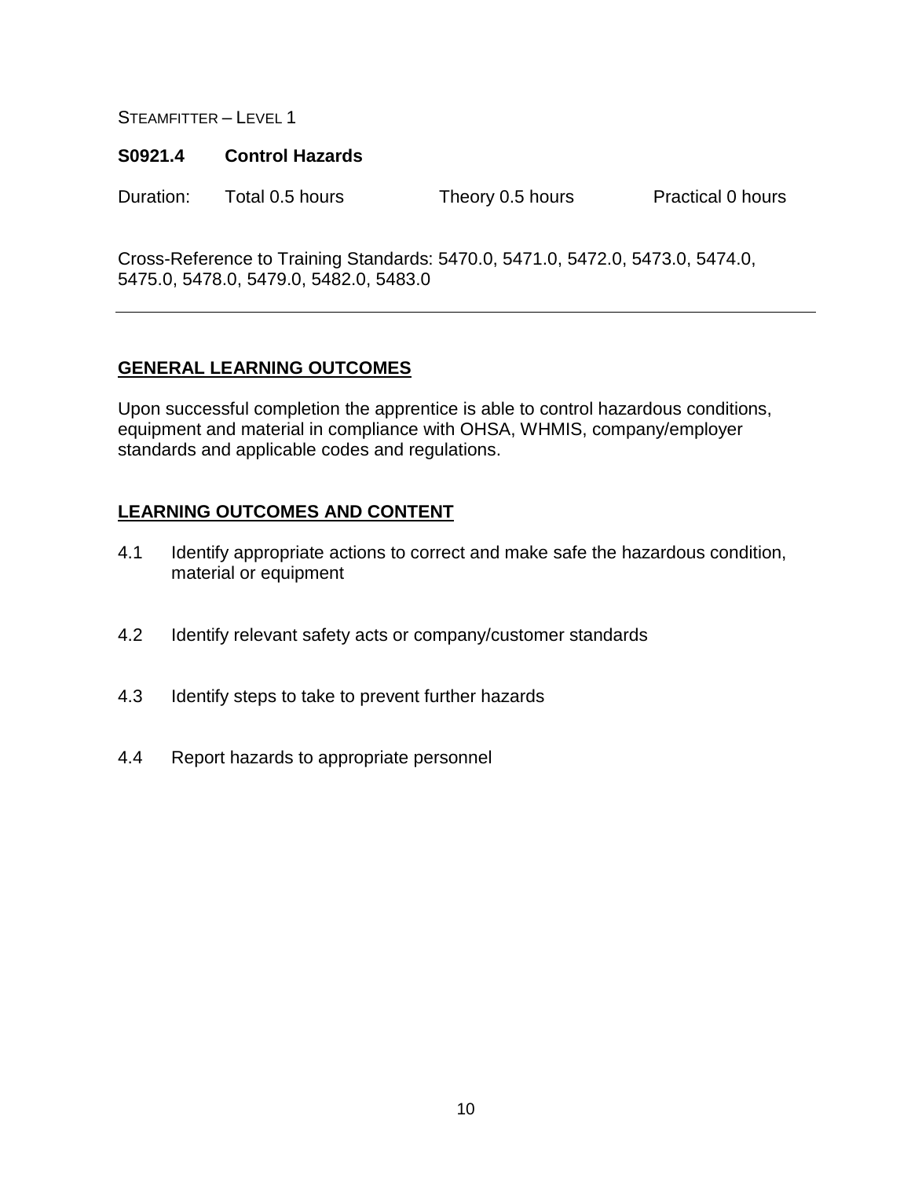STEAMFITTER – LEVEL 1

## S0921.4 Control Hazards

Duration: Total 0.5 hours Theory 0.5 hours Practical 0 hours

Cross-Reference to Training Standards: 5470.0, 5471.0, 5472.0, 5473.0, 5474.0, 5475.0, 5478.0, 5479.0, 5482.0, 5483.0

---

### GENERAL LEARNING OUTCOMES

Upon successful completion the apprentice is able to control hazardous conditions, equipment and material in compliance with OHSA, WHMIS, company/employer standards and applicable codes and regulations.

### LEARNING OUTCOMES AND CONTENT

4.1 Identify appropriate actions to correct and make safe the hazardous condition, material or equipment

4.2 Identify relevant safety acts or company/customer standards

4.3 Identify steps to take to prevent further hazards

4.4 Report hazards to appropriate personnel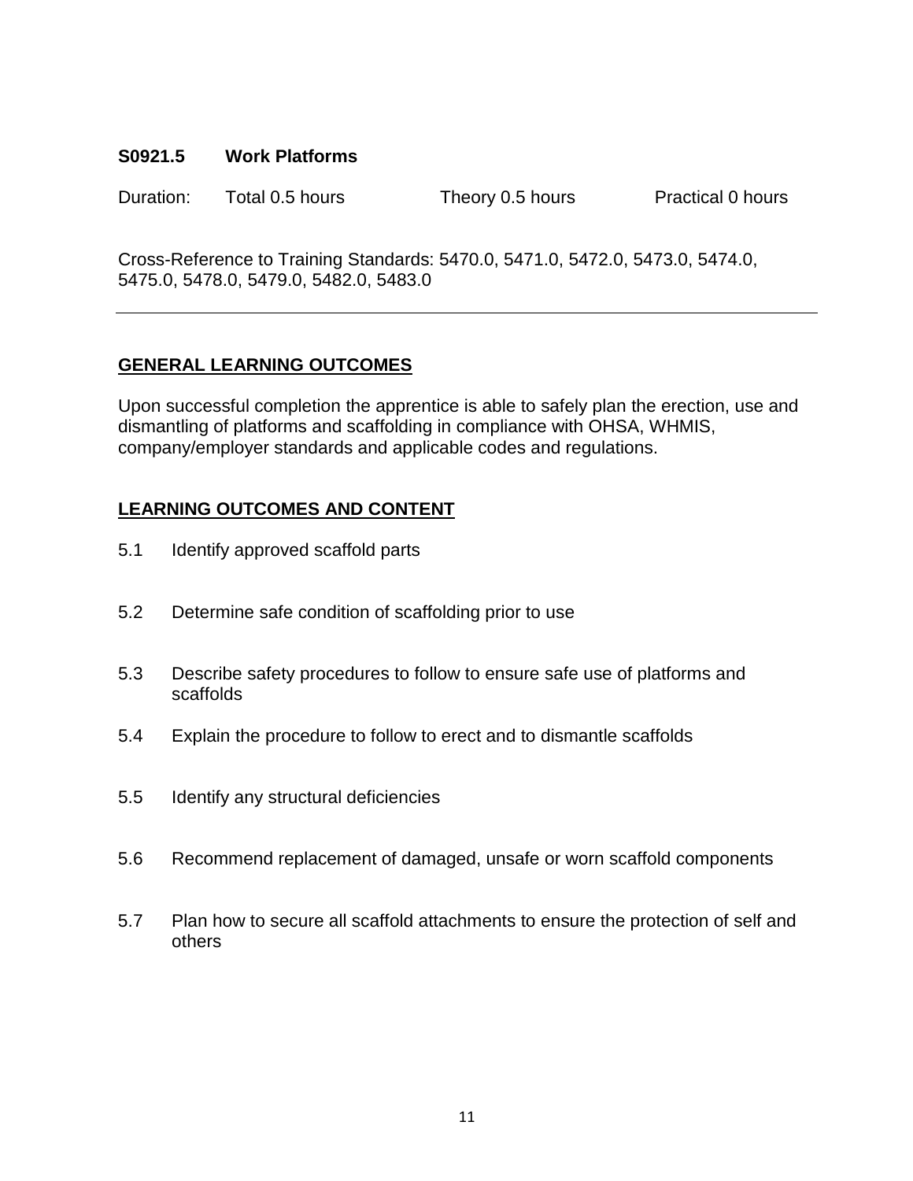### S0921.5 Work Platforms

Duration: Total 0.5 hours Theory 0.5 hours Practical 0 hours

Cross-Reference to Training Standards: 5470.0, 5471.0, 5472.0, 5473.0, 5474.0, 5475.0, 5478.0, 5479.0, 5482.0, 5483.0

---

## GENERAL LEARNING OUTCOMES

Upon successful completion the apprentice is able to safely plan the erection, use and dismantling of platforms and scaffolding in compliance with OHSA, WHMIS, company/employer standards and applicable codes and regulations.

## LEARNING OUTCOMES AND CONTENT

5.1 Identify approved scaffold parts

5.2 Determine safe condition of scaffolding prior to use

5.3 Describe safety procedures to follow to ensure safe use of platforms and scaffolds

5.4 Explain the procedure to follow to erect and to dismantle scaffolds

5.5 Identify any structural deficiencies

5.6 Recommend replacement of damaged, unsafe or worn scaffold components

5.7 Plan how to secure all scaffold attachments to ensure the protection of self and others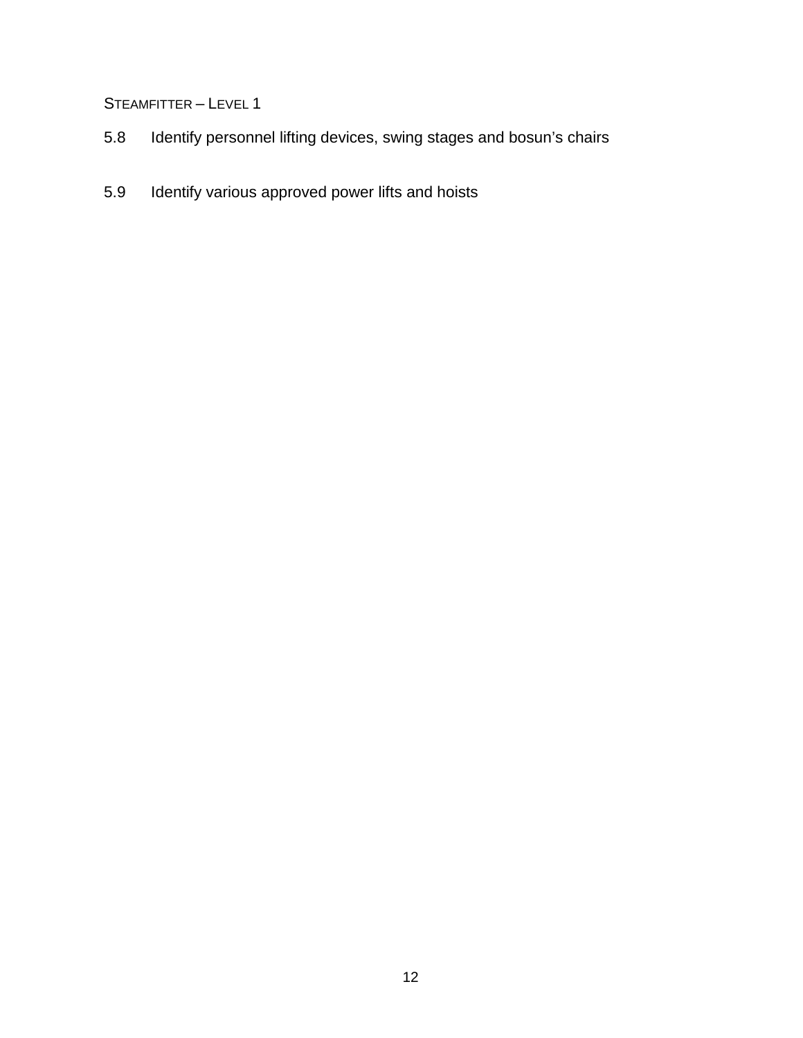5.8 Identify personnel lifting devices, swing stages and bosun's chairs

5.9 Identify various approved power lifts and hoists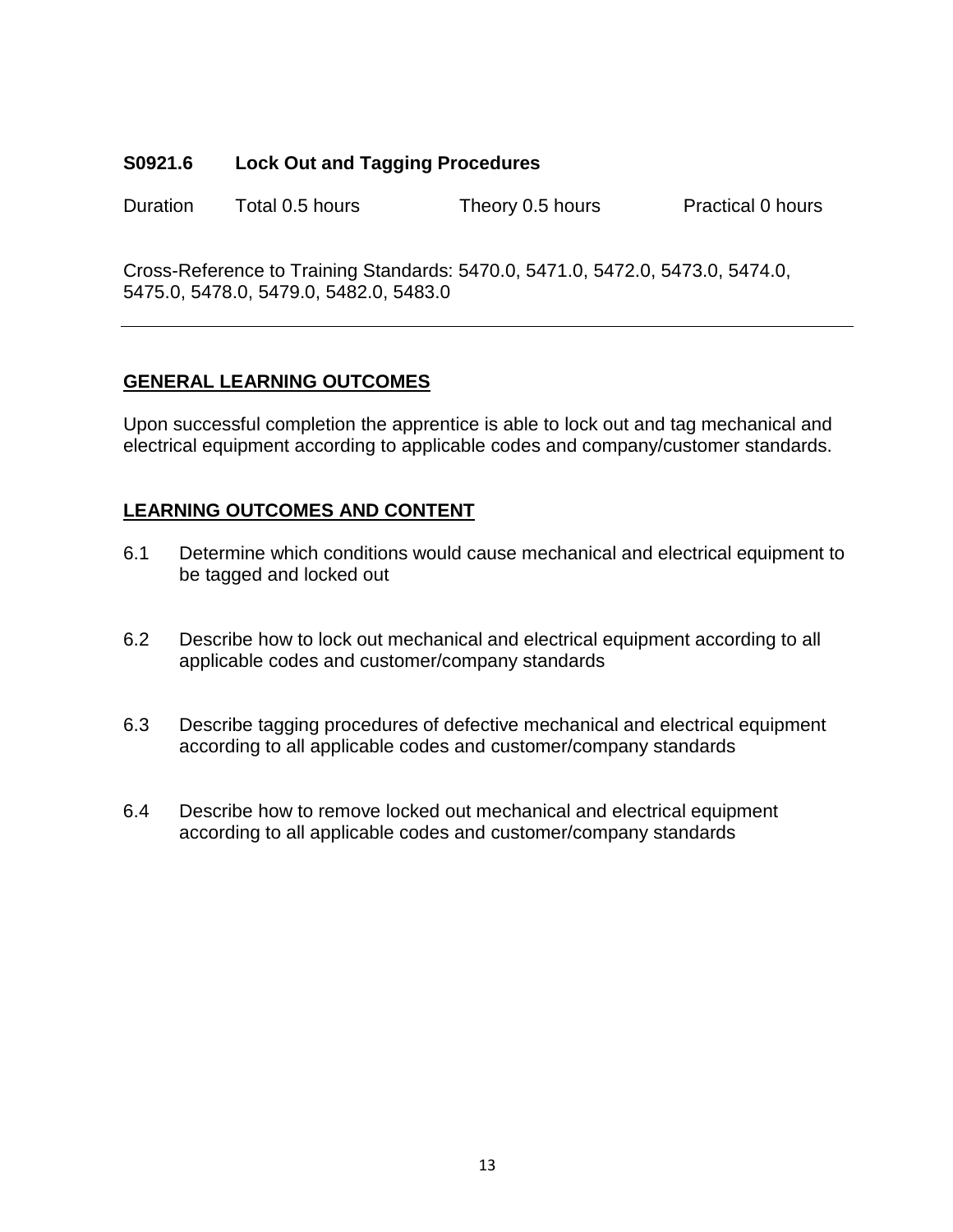## S0921.6 Lock Out and Tagging Procedures

Duration Total 0.5 hours Theory 0.5 hours Practical 0 hours

Cross-Reference to Training Standards: 5470.0, 5471.0, 5472.0, 5473.0, 5474.0, 5475.0, 5478.0, 5479.0, 5482.0, 5483.0

---

### GENERAL LEARNING OUTCOMES

Upon successful completion the apprentice is able to lock out and tag mechanical and electrical equipment according to applicable codes and company/customer standards.

### LEARNING OUTCOMES AND CONTENT

6.1 Determine which conditions would cause mechanical and electrical equipment to be tagged and locked out

6.2 Describe how to lock out mechanical and electrical equipment according to all applicable codes and customer/company standards

6.3 Describe tagging procedures of defective mechanical and electrical equipment according to all applicable codes and customer/company standards

6.4 Describe how to remove locked out mechanical and electrical equipment according to all applicable codes and customer/company standards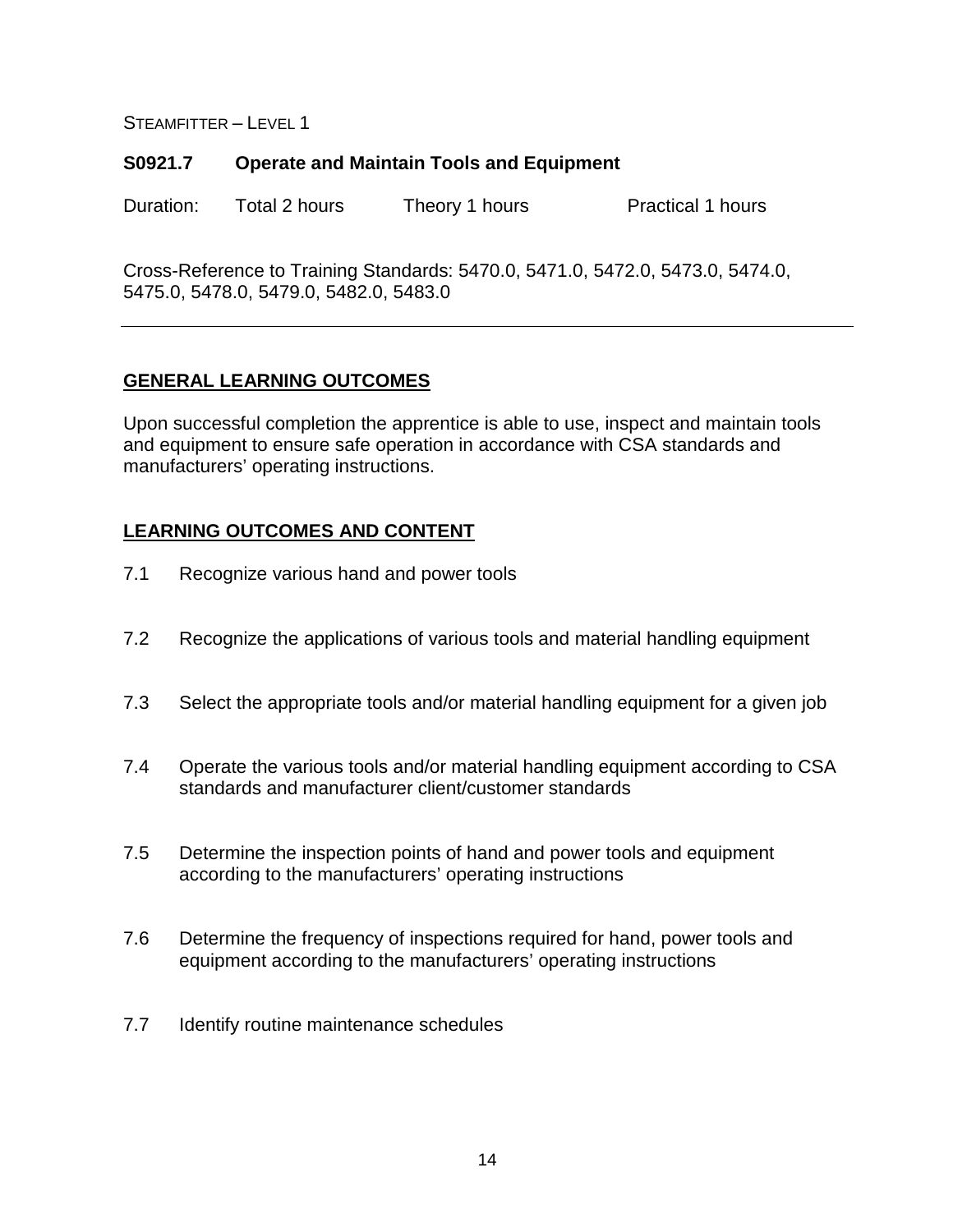STEAMFITTER – LEVEL 1

## S0921.7 Operate and Maintain Tools and Equipment

Duration: Total 2 hours Theory 1 hours Practical 1 hours

Cross-Reference to Training Standards: 5470.0, 5471.0, 5472.0, 5473.0, 5474.0, 5475.0, 5478.0, 5479.0, 5482.0, 5483.0

---

### GENERAL LEARNING OUTCOMES

Upon successful completion the apprentice is able to use, inspect and maintain tools and equipment to ensure safe operation in accordance with CSA standards and manufacturers' operating instructions.

### LEARNING OUTCOMES AND CONTENT

7.1 Recognize various hand and power tools

7.2 Recognize the applications of various tools and material handling equipment

7.3 Select the appropriate tools and/or material handling equipment for a given job

7.4 Operate the various tools and/or material handling equipment according to CSA standards and manufacturer client/customer standards

7.5 Determine the inspection points of hand and power tools and equipment according to the manufacturers' operating instructions

7.6 Determine the frequency of inspections required for hand, power tools and equipment according to the manufacturers' operating instructions

7.7 Identify routine maintenance schedules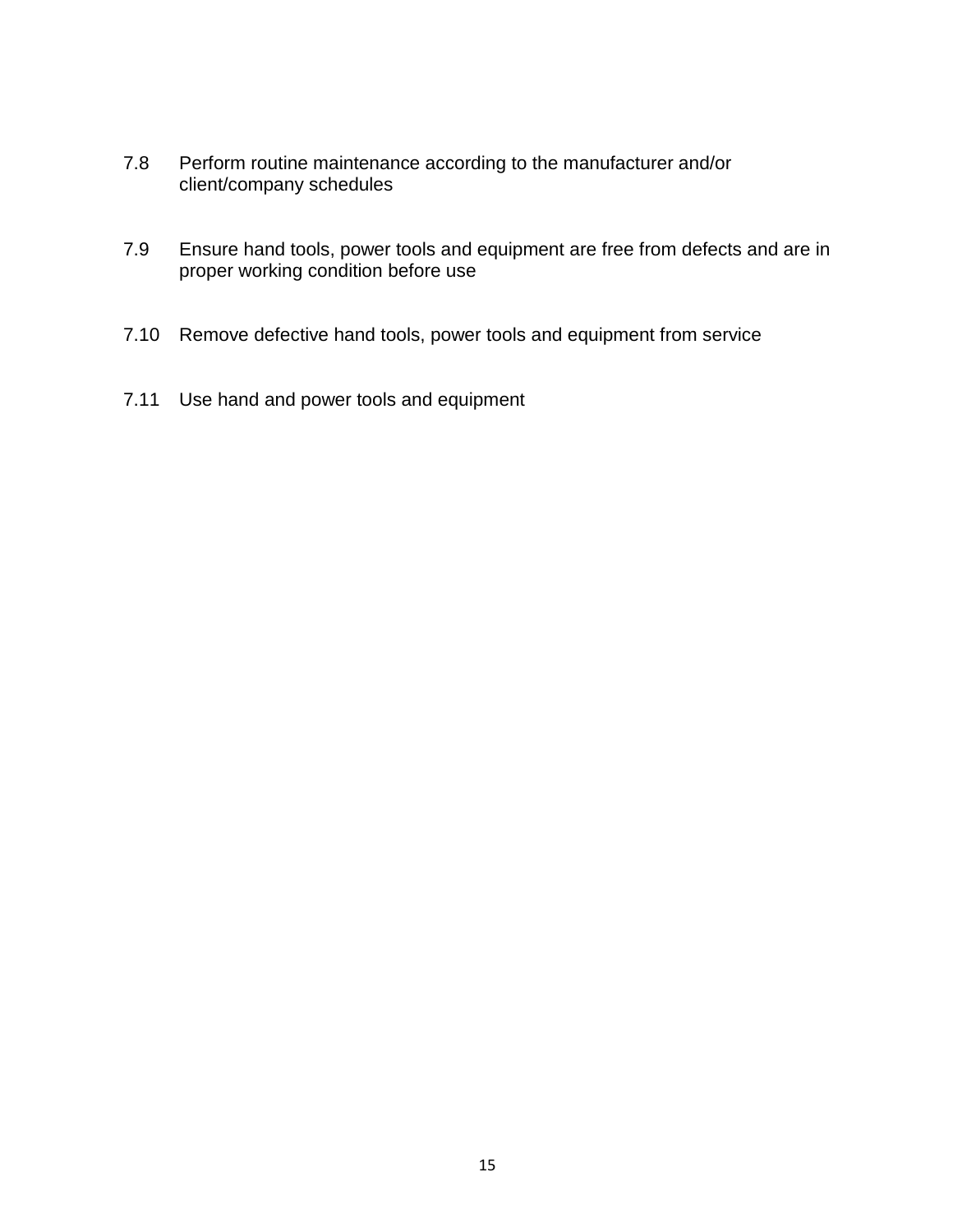7.8 Perform routine maintenance according to the manufacturer and/or client/company schedules

7.9 Ensure hand tools, power tools and equipment are free from defects and are in proper working condition before use

7.10 Remove defective hand tools, power tools and equipment from service

7.11 Use hand and power tools and equipment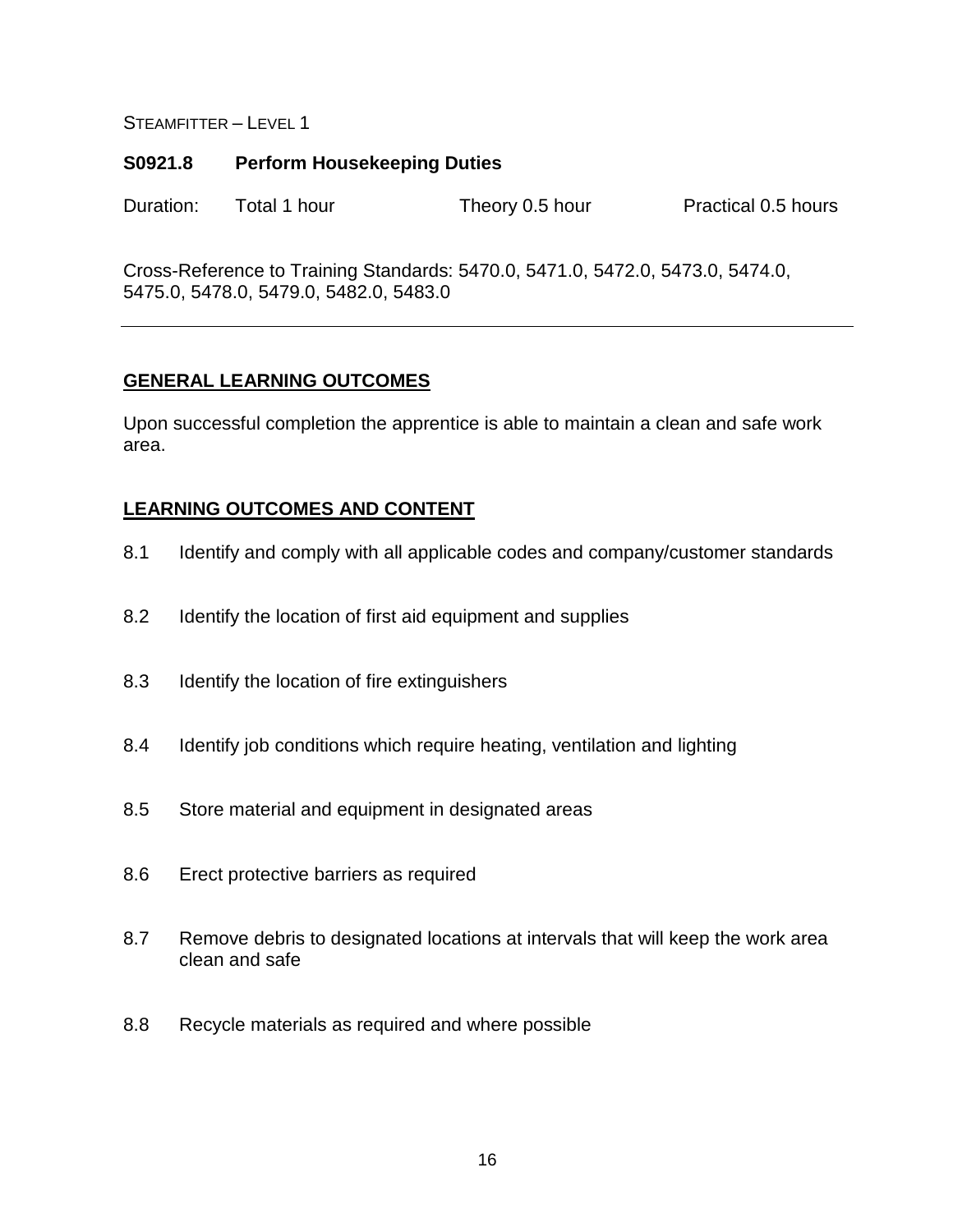STEAMFITTER – LEVEL 1

## S0921.8 Perform Housekeeping Duties

Duration: Total 1 hour Theory 0.5 hour Practical 0.5 hours

Cross-Reference to Training Standards: 5470.0, 5471.0, 5472.0, 5473.0, 5474.0, 5475.0, 5478.0, 5479.0, 5482.0, 5483.0

---

### GENERAL LEARNING OUTCOMES

Upon successful completion the apprentice is able to maintain a clean and safe work area.

### LEARNING OUTCOMES AND CONTENT

8.1 Identify and comply with all applicable codes and company/customer standards

8.2 Identify the location of first aid equipment and supplies

8.3 Identify the location of fire extinguishers

8.4 Identify job conditions which require heating, ventilation and lighting

8.5 Store material and equipment in designated areas

8.6 Erect protective barriers as required

8.7 Remove debris to designated locations at intervals that will keep the work area clean and safe

8.8 Recycle materials as required and where possible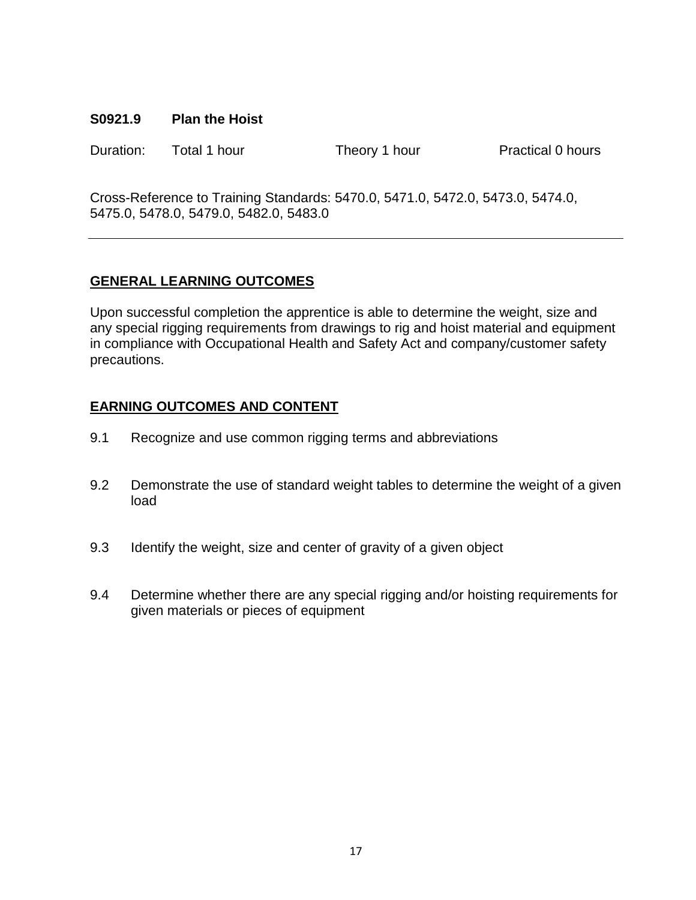## S0921.9 Plan the Hoist

Duration: Total 1 hour Theory 1 hour Practical 0 hours

Cross-Reference to Training Standards: 5470.0, 5471.0, 5472.0, 5473.0, 5474.0, 5475.0, 5478.0, 5479.0, 5482.0, 5483.0

---

### GENERAL LEARNING OUTCOMES

Upon successful completion the apprentice is able to determine the weight, size and any special rigging requirements from drawings to rig and hoist material and equipment in compliance with Occupational Health and Safety Act and company/customer safety precautions.

### EARNING OUTCOMES AND CONTENT

9.1 Recognize and use common rigging terms and abbreviations

9.2 Demonstrate the use of standard weight tables to determine the weight of a given load

9.3 Identify the weight, size and center of gravity of a given object

9.4 Determine whether there are any special rigging and/or hoisting requirements for given materials or pieces of equipment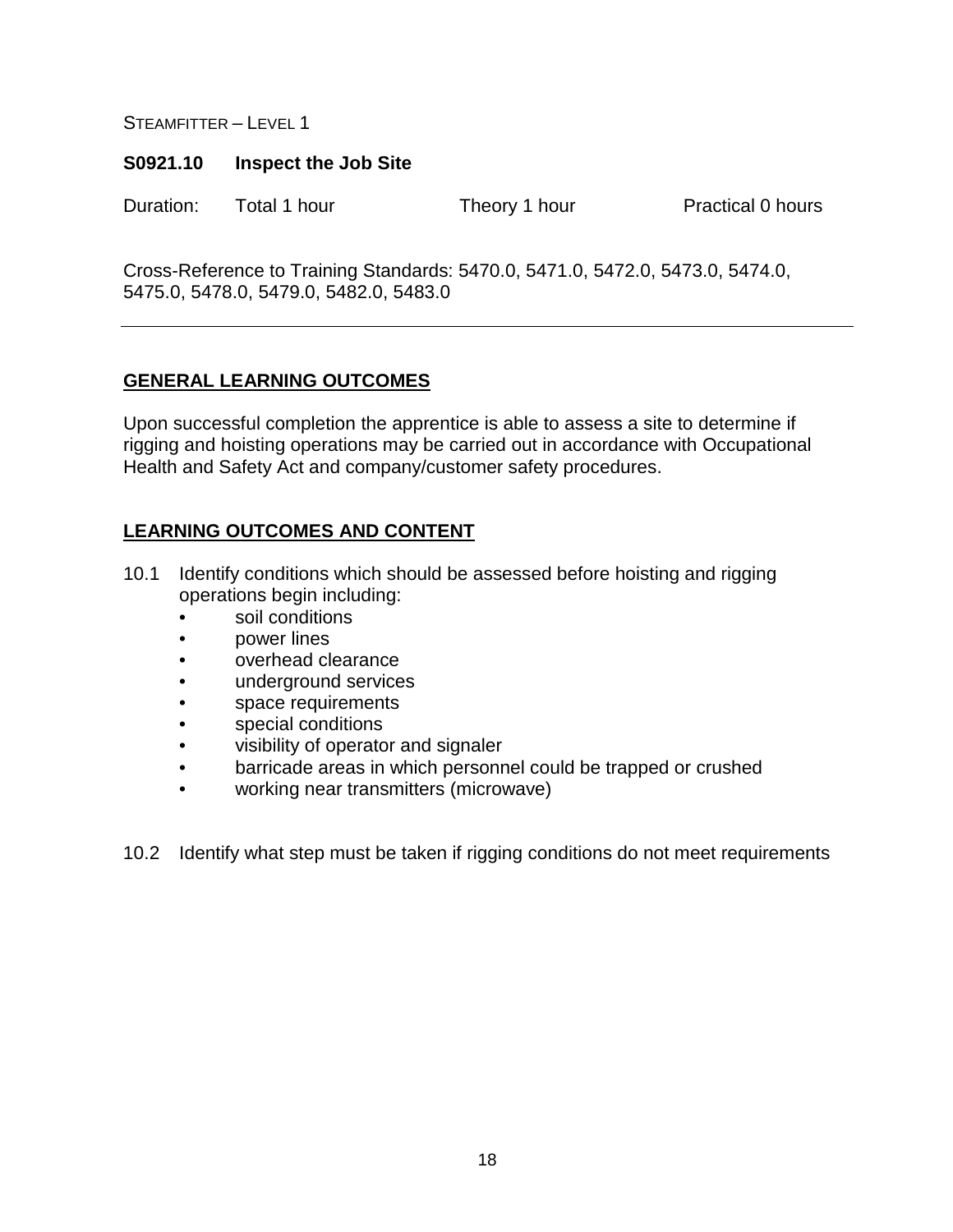STEAMFITTER – LEVEL 1

**S0921.10 Inspect the Job Site**

Duration: Total 1 hour Theory 1 hour Practical 0 hours

Cross-Reference to Training Standards: 5470.0, 5471.0, 5472.0, 5473.0, 5474.0, 5475.0, 5478.0, 5479.0, 5482.0, 5483.0

---

## GENERAL LEARNING OUTCOMES

Upon successful completion the apprentice is able to assess a site to determine if rigging and hoisting operations may be carried out in accordance with Occupational Health and Safety Act and company/customer safety procedures.

## LEARNING OUTCOMES AND CONTENT

10.1 Identify conditions which should be assessed before hoisting and rigging operations begin including:
- soil conditions
- power lines
- overhead clearance
- underground services
- space requirements
- special conditions
- visibility of operator and signaler
- barricade areas in which personnel could be trapped or crushed
- working near transmitters (microwave)

10.2 Identify what step must be taken if rigging conditions do not meet requirements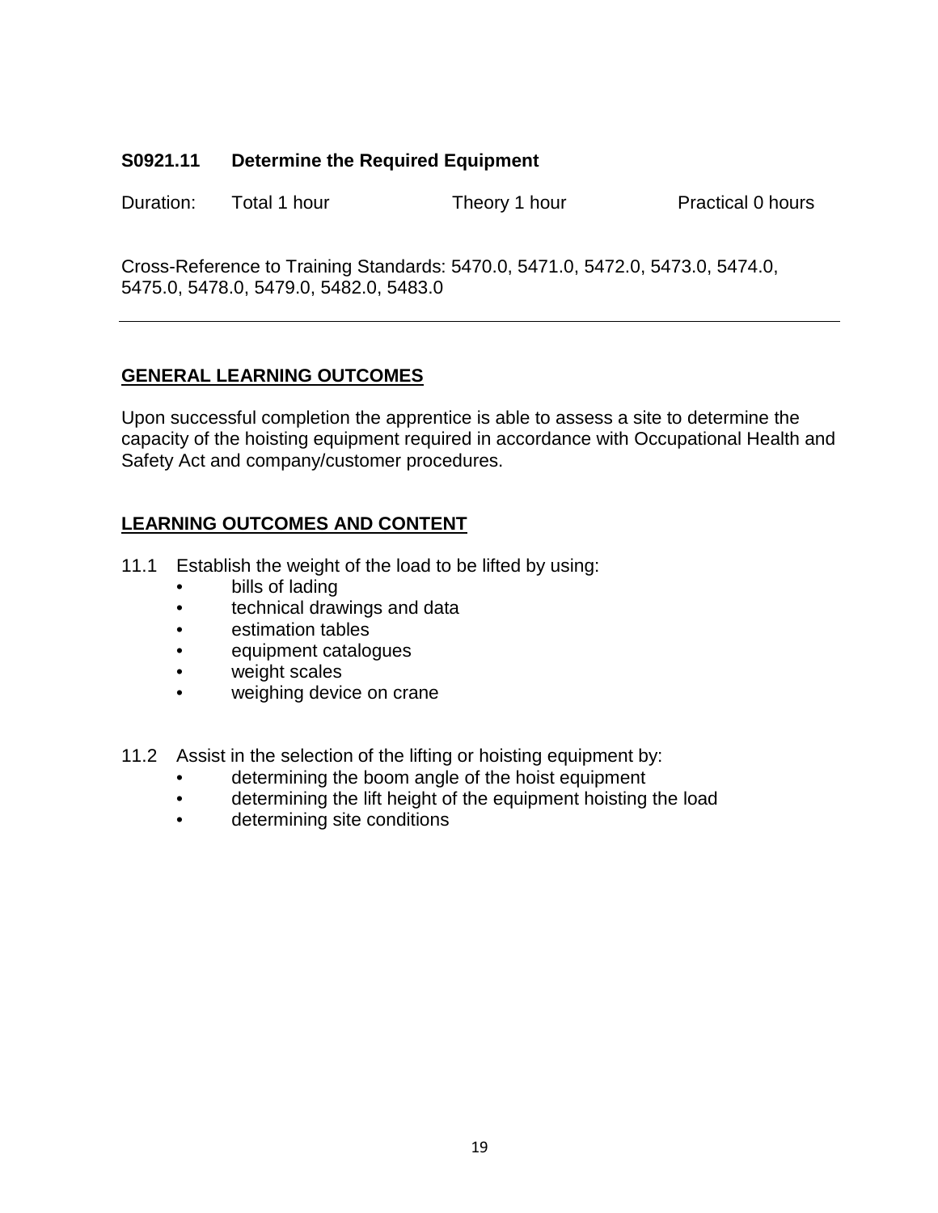**S0921.11 Determine the Required Equipment**

Duration: Total 1 hour Theory 1 hour Practical 0 hours

Cross-Reference to Training Standards: 5470.0, 5471.0, 5472.0, 5473.0, 5474.0, 5475.0, 5478.0, 5479.0, 5482.0, 5483.0

---

**GENERAL LEARNING OUTCOMES**

Upon successful completion the apprentice is able to assess a site to determine the capacity of the hoisting equipment required in accordance with Occupational Health and Safety Act and company/customer procedures.

**LEARNING OUTCOMES AND CONTENT**

11.1 Establish the weight of the load to be lifted by using:
- bills of lading
- technical drawings and data
- estimation tables
- equipment catalogues
- weight scales
- weighing device on crane

11.2 Assist in the selection of the lifting or hoisting equipment by:
- determining the boom angle of the hoist equipment
- determining the lift height of the equipment hoisting the load
- determining site conditions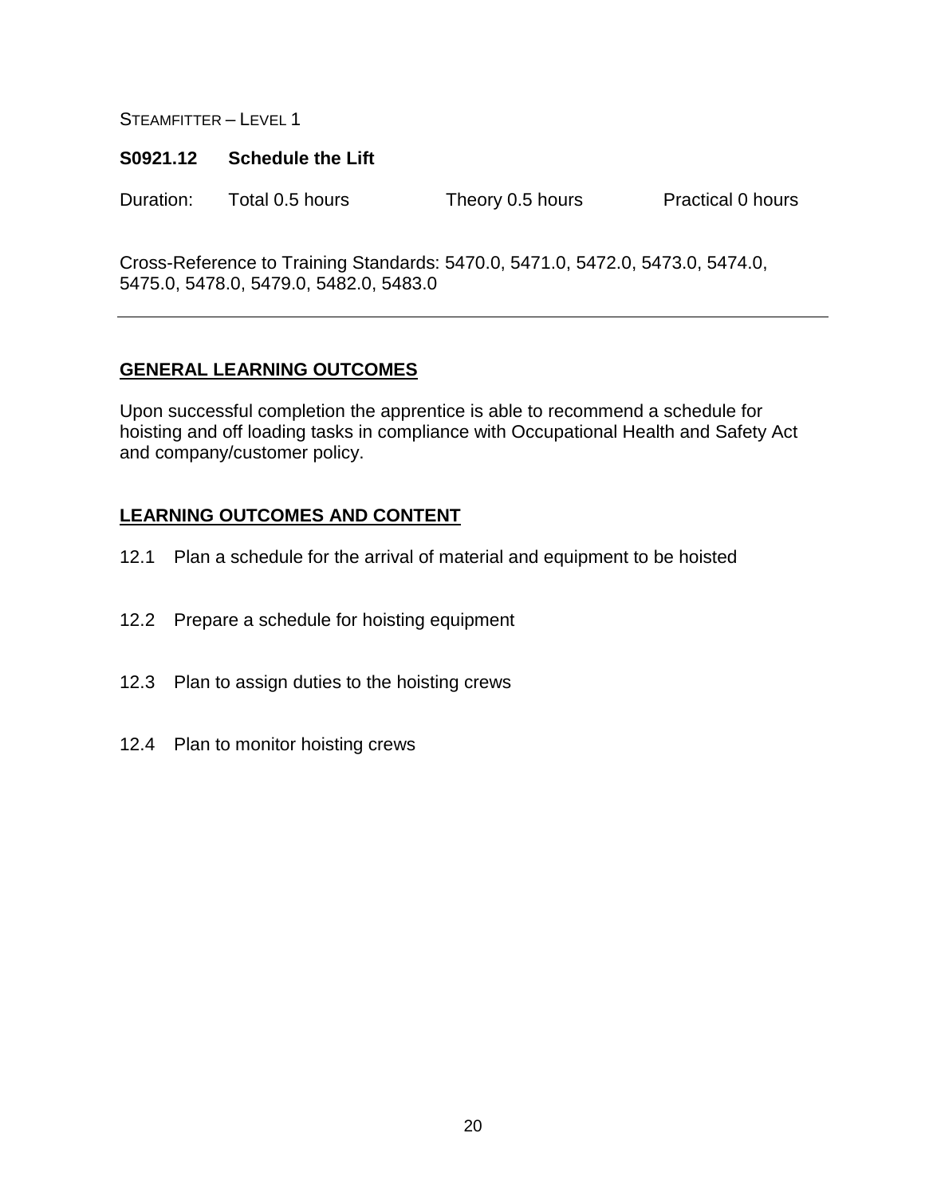STEAMFITTER – LEVEL 1

## S0921.12 Schedule the Lift

Duration: Total 0.5 hours Theory 0.5 hours Practical 0 hours

Cross-Reference to Training Standards: 5470.0, 5471.0, 5472.0, 5473.0, 5474.0, 5475.0, 5478.0, 5479.0, 5482.0, 5483.0

---

### GENERAL LEARNING OUTCOMES

Upon successful completion the apprentice is able to recommend a schedule for hoisting and off loading tasks in compliance with Occupational Health and Safety Act and company/customer policy.

### LEARNING OUTCOMES AND CONTENT

12.1 Plan a schedule for the arrival of material and equipment to be hoisted

12.2 Prepare a schedule for hoisting equipment

12.3 Plan to assign duties to the hoisting crews

12.4 Plan to monitor hoisting crews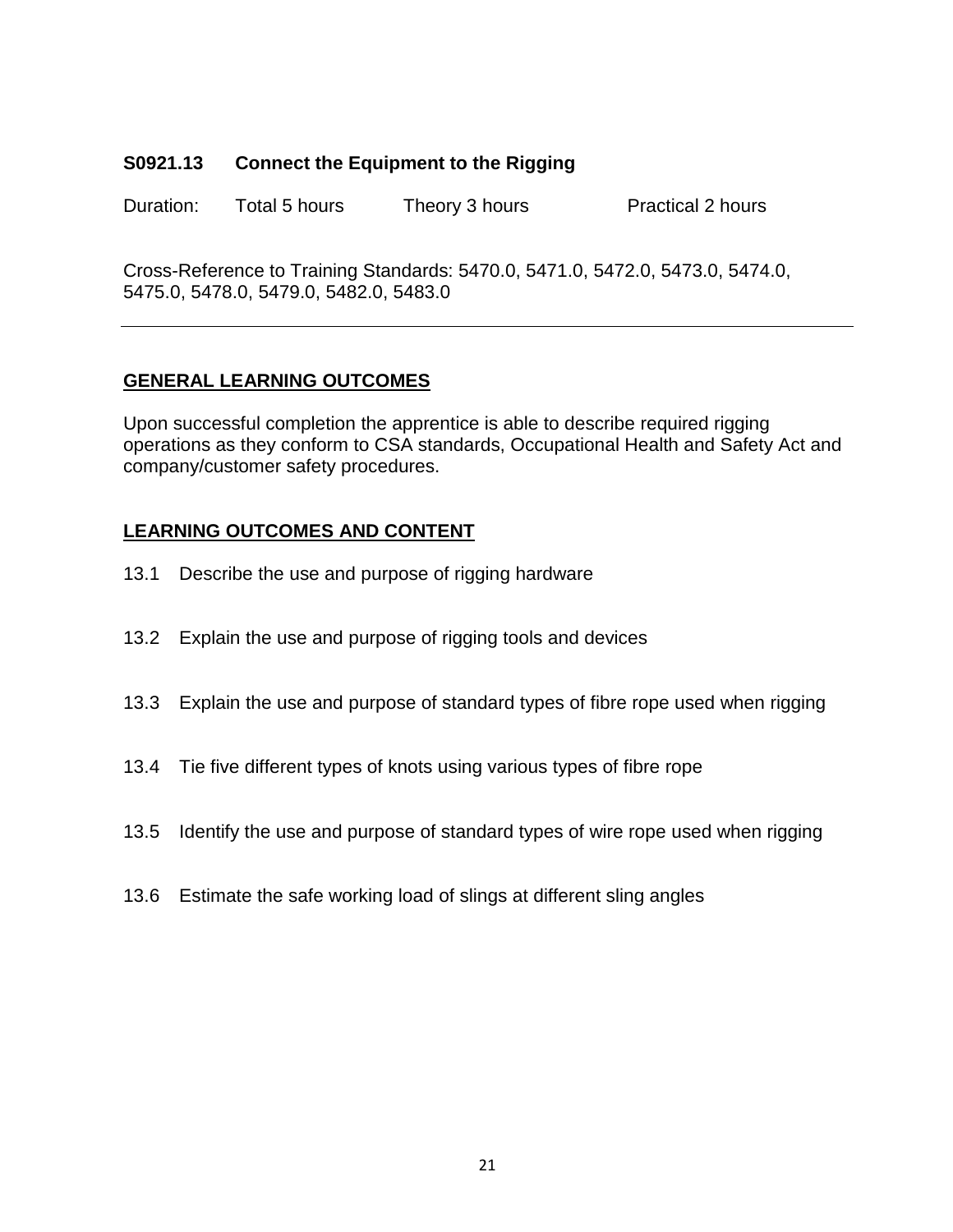## S0921.13 Connect the Equipment to the Rigging

Duration: Total 5 hours Theory 3 hours Practical 2 hours

Cross-Reference to Training Standards: 5470.0, 5471.0, 5472.0, 5473.0, 5474.0, 5475.0, 5478.0, 5479.0, 5482.0, 5483.0

---

### GENERAL LEARNING OUTCOMES

Upon successful completion the apprentice is able to describe required rigging operations as they conform to CSA standards, Occupational Health and Safety Act and company/customer safety procedures.

### LEARNING OUTCOMES AND CONTENT

13.1 Describe the use and purpose of rigging hardware

13.2 Explain the use and purpose of rigging tools and devices

13.3 Explain the use and purpose of standard types of fibre rope used when rigging

13.4 Tie five different types of knots using various types of fibre rope

13.5 Identify the use and purpose of standard types of wire rope used when rigging

13.6 Estimate the safe working load of slings at different sling angles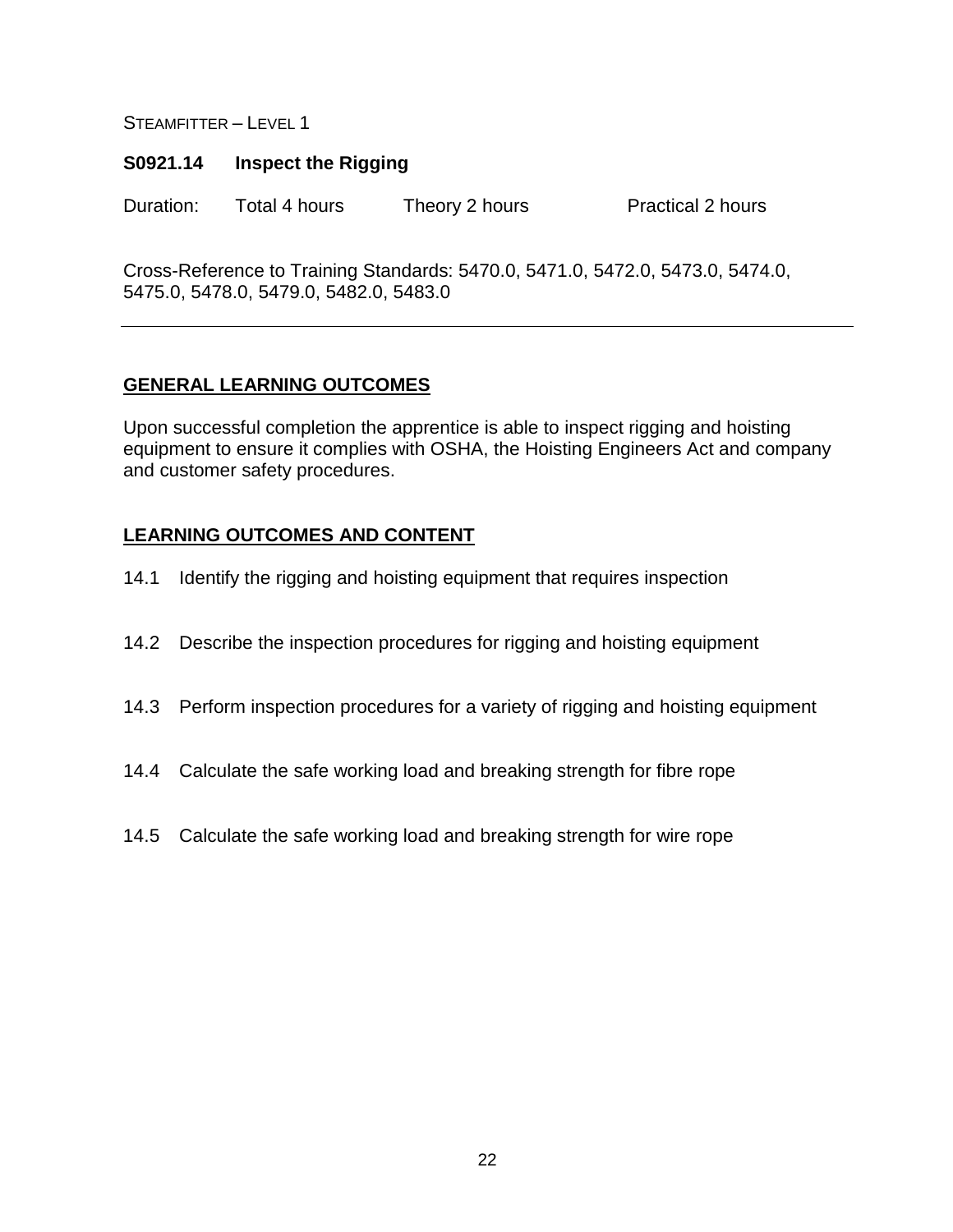## S0921.14 Inspect the Rigging

Duration: Total 4 hours Theory 2 hours Practical 2 hours

Cross-Reference to Training Standards: 5470.0, 5471.0, 5472.0, 5473.0, 5474.0, 5475.0, 5478.0, 5479.0, 5482.0, 5483.0

---

### GENERAL LEARNING OUTCOMES

Upon successful completion the apprentice is able to inspect rigging and hoisting equipment to ensure it complies with OSHA, the Hoisting Engineers Act and company and customer safety procedures.

### LEARNING OUTCOMES AND CONTENT

14.1 Identify the rigging and hoisting equipment that requires inspection

14.2 Describe the inspection procedures for rigging and hoisting equipment

14.3 Perform inspection procedures for a variety of rigging and hoisting equipment

14.4 Calculate the safe working load and breaking strength for fibre rope

14.5 Calculate the safe working load and breaking strength for wire rope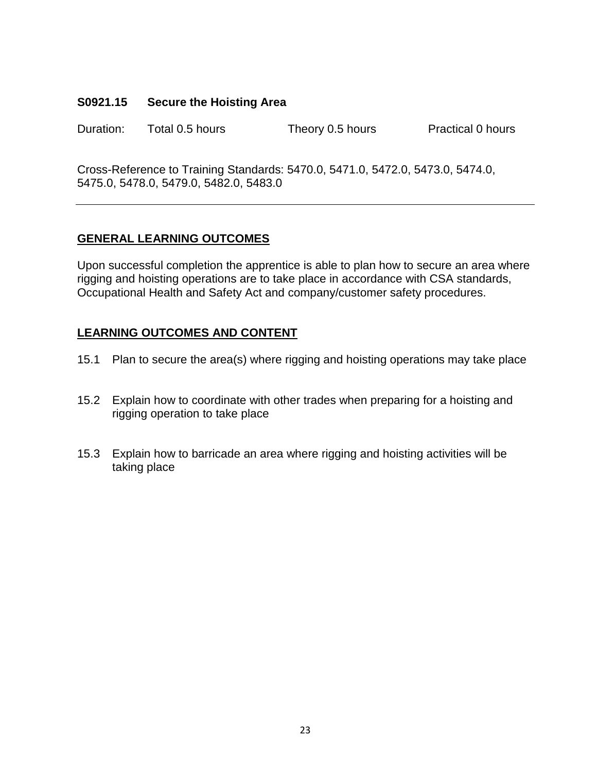## S0921.15 Secure the Hoisting Area

Duration: Total 0.5 hours Theory 0.5 hours Practical 0 hours

Cross-Reference to Training Standards: 5470.0, 5471.0, 5472.0, 5473.0, 5474.0, 5475.0, 5478.0, 5479.0, 5482.0, 5483.0

---

### GENERAL LEARNING OUTCOMES

Upon successful completion the apprentice is able to plan how to secure an area where rigging and hoisting operations are to take place in accordance with CSA standards, Occupational Health and Safety Act and company/customer safety procedures.

### LEARNING OUTCOMES AND CONTENT

15.1 Plan to secure the area(s) where rigging and hoisting operations may take place

15.2 Explain how to coordinate with other trades when preparing for a hoisting and rigging operation to take place

15.3 Explain how to barricade an area where rigging and hoisting activities will be taking place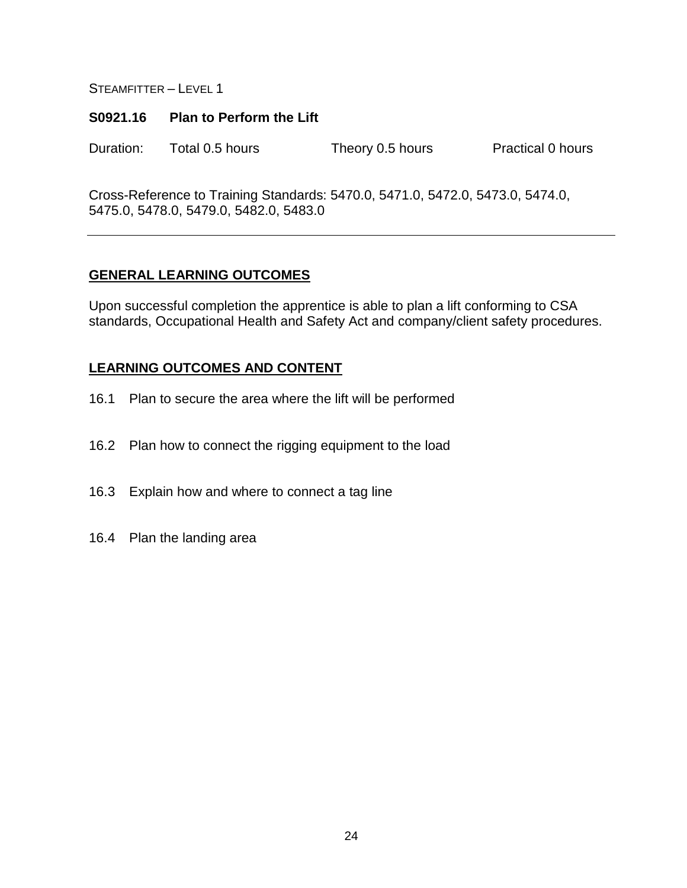STEAMFITTER – LEVEL 1

## S0921.16 Plan to Perform the Lift

Duration: Total 0.5 hours Theory 0.5 hours Practical 0 hours

Cross-Reference to Training Standards: 5470.0, 5471.0, 5472.0, 5473.0, 5474.0, 5475.0, 5478.0, 5479.0, 5482.0, 5483.0

---

### GENERAL LEARNING OUTCOMES

Upon successful completion the apprentice is able to plan a lift conforming to CSA standards, Occupational Health and Safety Act and company/client safety procedures.

### LEARNING OUTCOMES AND CONTENT

16.1 Plan to secure the area where the lift will be performed

16.2 Plan how to connect the rigging equipment to the load

16.3 Explain how and where to connect a tag line

16.4 Plan the landing area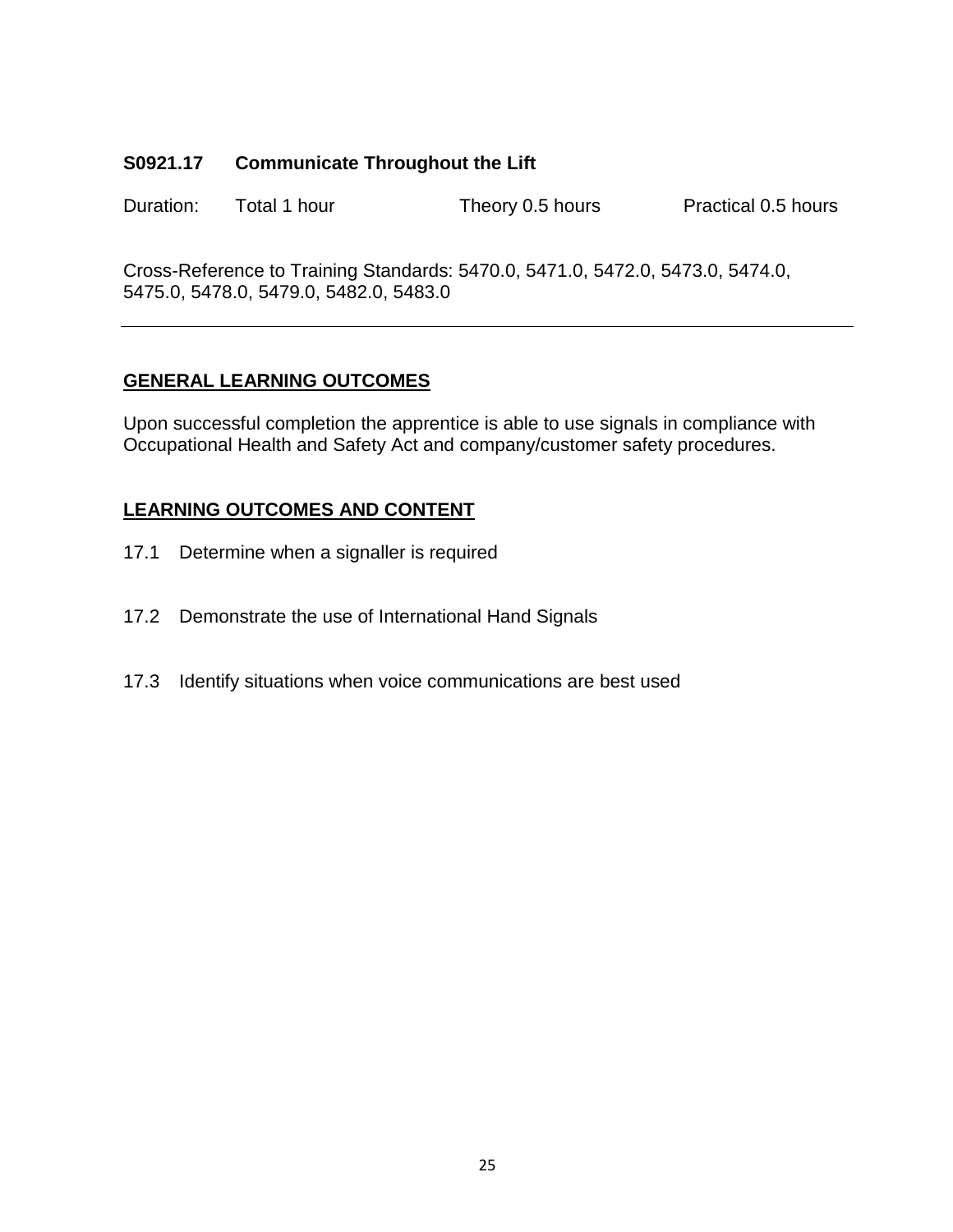## S0921.17 Communicate Throughout the Lift

Duration: Total 1 hour Theory 0.5 hours Practical 0.5 hours

Cross-Reference to Training Standards: 5470.0, 5471.0, 5472.0, 5473.0, 5474.0, 5475.0, 5478.0, 5479.0, 5482.0, 5483.0

---

### GENERAL LEARNING OUTCOMES

Upon successful completion the apprentice is able to use signals in compliance with Occupational Health and Safety Act and company/customer safety procedures.

### LEARNING OUTCOMES AND CONTENT

17.1 Determine when a signaller is required

17.2 Demonstrate the use of International Hand Signals

17.3 Identify situations when voice communications are best used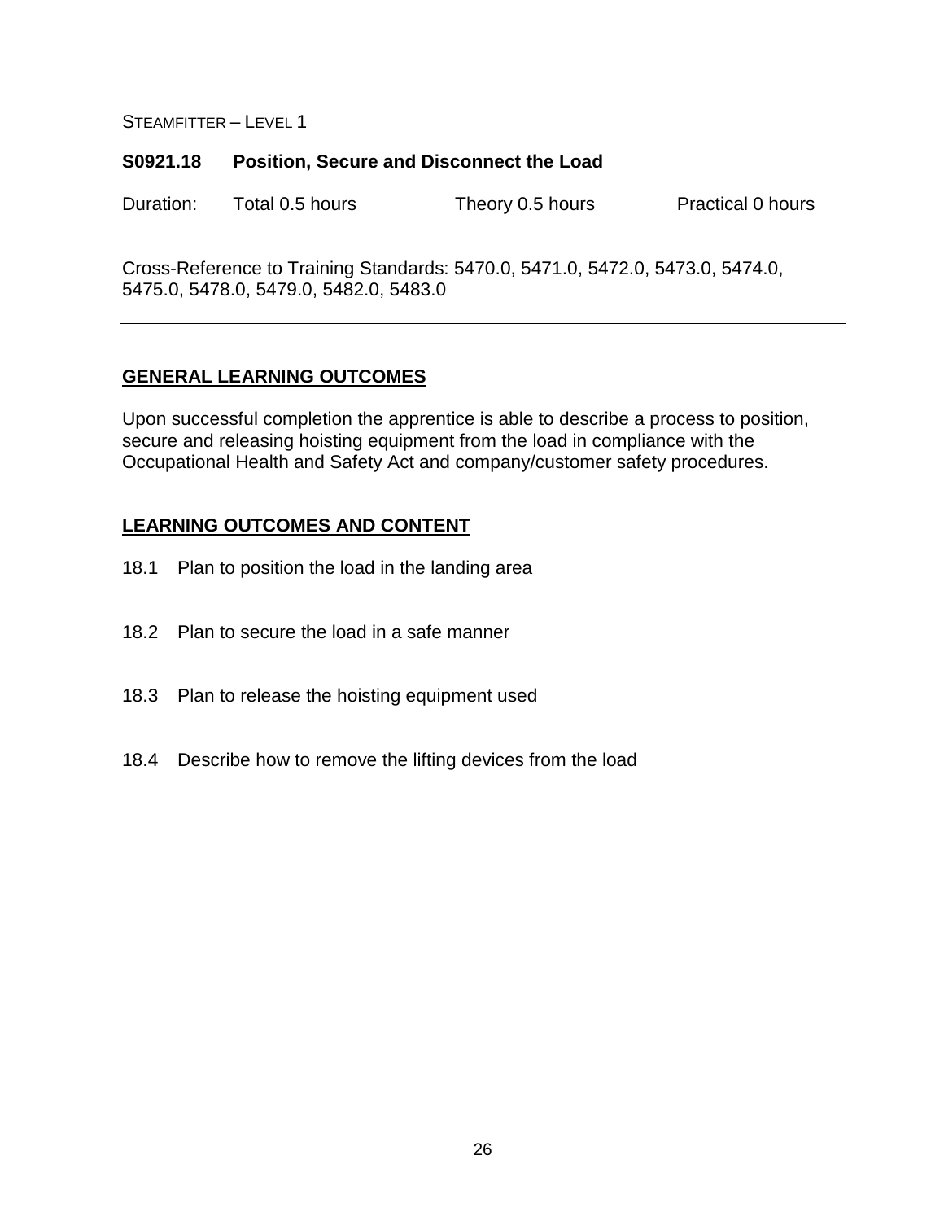STEAMFITTER – LEVEL 1

## S0921.18 Position, Secure and Disconnect the Load

Duration: Total 0.5 hours Theory 0.5 hours Practical 0 hours

Cross-Reference to Training Standards: 5470.0, 5471.0, 5472.0, 5473.0, 5474.0, 5475.0, 5478.0, 5479.0, 5482.0, 5483.0

---

### GENERAL LEARNING OUTCOMES

Upon successful completion the apprentice is able to describe a process to position, secure and releasing hoisting equipment from the load in compliance with the Occupational Health and Safety Act and company/customer safety procedures.

### LEARNING OUTCOMES AND CONTENT

18.1 Plan to position the load in the landing area

18.2 Plan to secure the load in a safe manner

18.3 Plan to release the hoisting equipment used

18.4 Describe how to remove the lifting devices from the load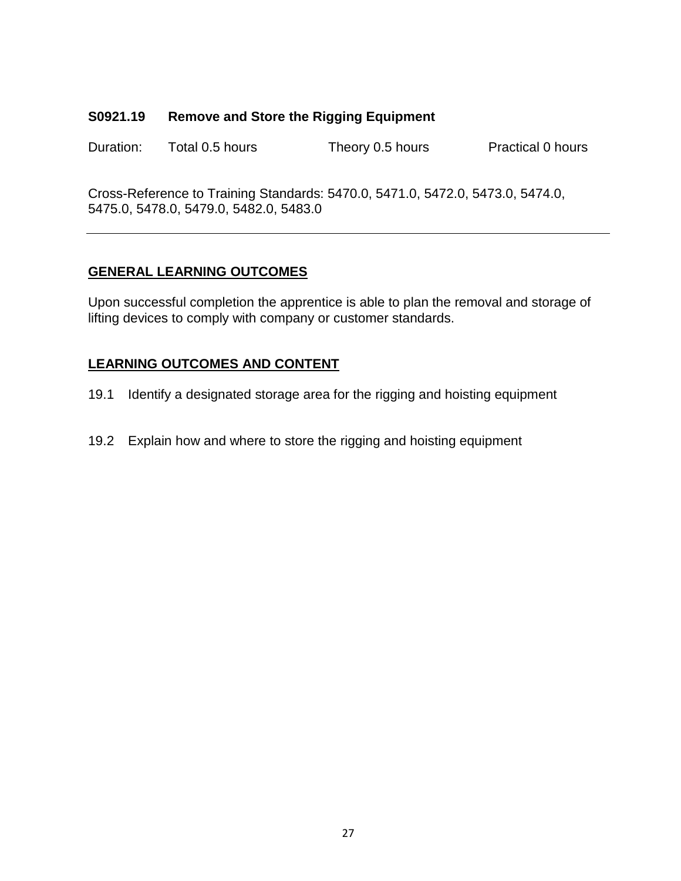### S0921.19 Remove and Store the Rigging Equipment

Duration: Total 0.5 hours Theory 0.5 hours Practical 0 hours

Cross-Reference to Training Standards: 5470.0, 5471.0, 5472.0, 5473.0, 5474.0, 5475.0, 5478.0, 5479.0, 5482.0, 5483.0

---

**GENERAL LEARNING OUTCOMES**

Upon successful completion the apprentice is able to plan the removal and storage of lifting devices to comply with company or customer standards.

**LEARNING OUTCOMES AND CONTENT**

19.1 Identify a designated storage area for the rigging and hoisting equipment

19.2 Explain how and where to store the rigging and hoisting equipment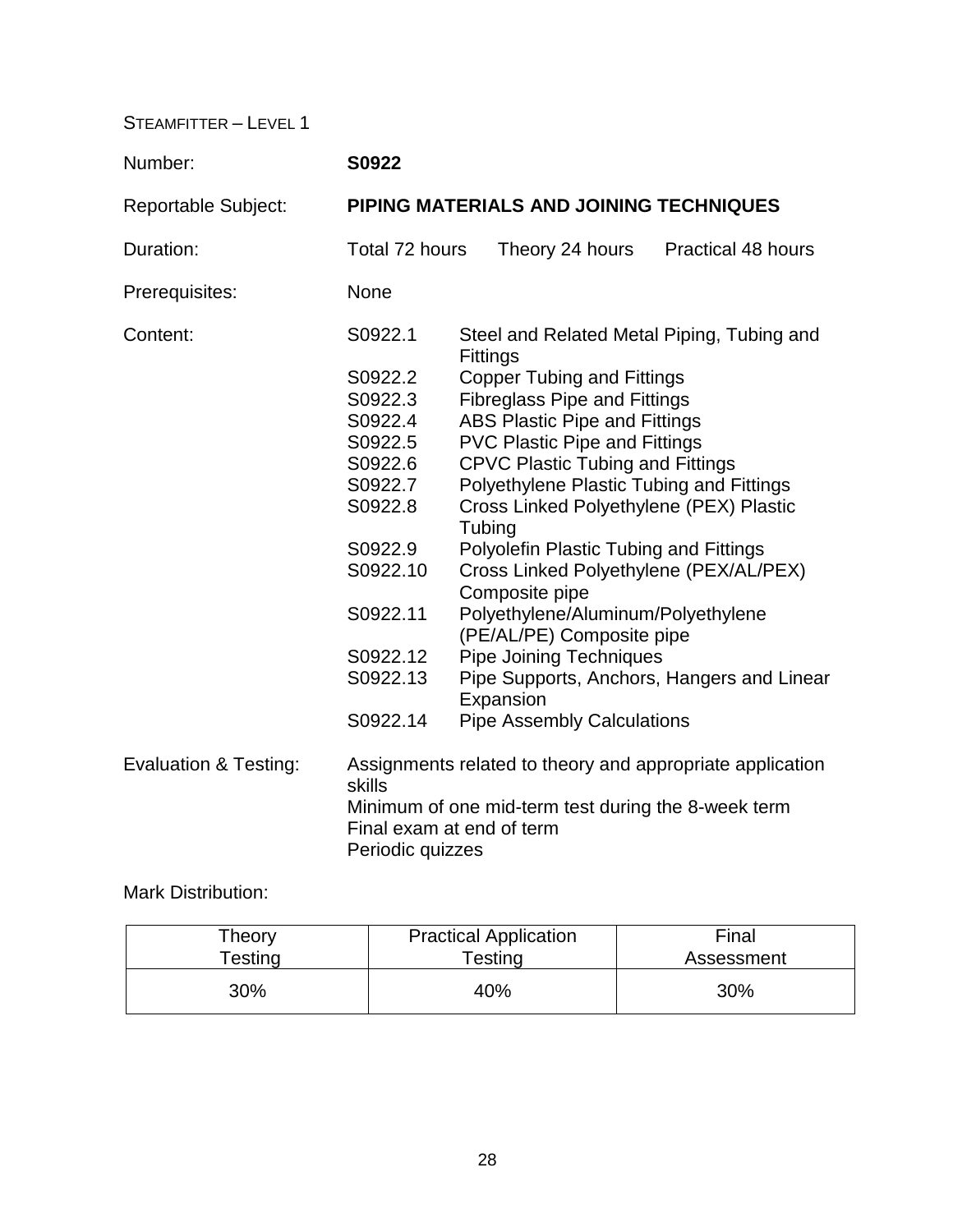STEAMFITTER – LEVEL 1

Number: **S0922**

Reportable Subject: **PIPING MATERIALS AND JOINING TECHNIQUES**

Duration: Total 72 hours Theory 24 hours Practical 48 hours

Prerequisites: None

Content:

- S0922.1 Steel and Related Metal Piping, Tubing and Fittings
- S0922.2 Copper Tubing and Fittings
- S0922.3 Fibreglass Pipe and Fittings
- S0922.4 ABS Plastic Pipe and Fittings
- S0922.5 PVC Plastic Pipe and Fittings
- S0922.6 CPVC Plastic Tubing and Fittings
- S0922.7 Polyethylene Plastic Tubing and Fittings
- S0922.8 Cross Linked Polyethylene (PEX) Plastic Tubing
- S0922.9 Polyolefin Plastic Tubing and Fittings
- S0922.10 Cross Linked Polyethylene (PEX/AL/PEX) Composite pipe
- S0922.11 Polyethylene/Aluminum/Polyethylene (PE/AL/PE) Composite pipe
- S0922.12 Pipe Joining Techniques
- S0922.13 Pipe Supports, Anchors, Hangers and Linear Expansion
- S0922.14 Pipe Assembly Calculations

Evaluation & Testing:

Assignments related to theory and appropriate application skills
Minimum of one mid-term test during the 8-week term
Final exam at end of term
Periodic quizzes

Mark Distribution:

| Theory Testing | Practical Application Testing | Final Assessment |
|---|---|---|
| 30% | 40% | 30% |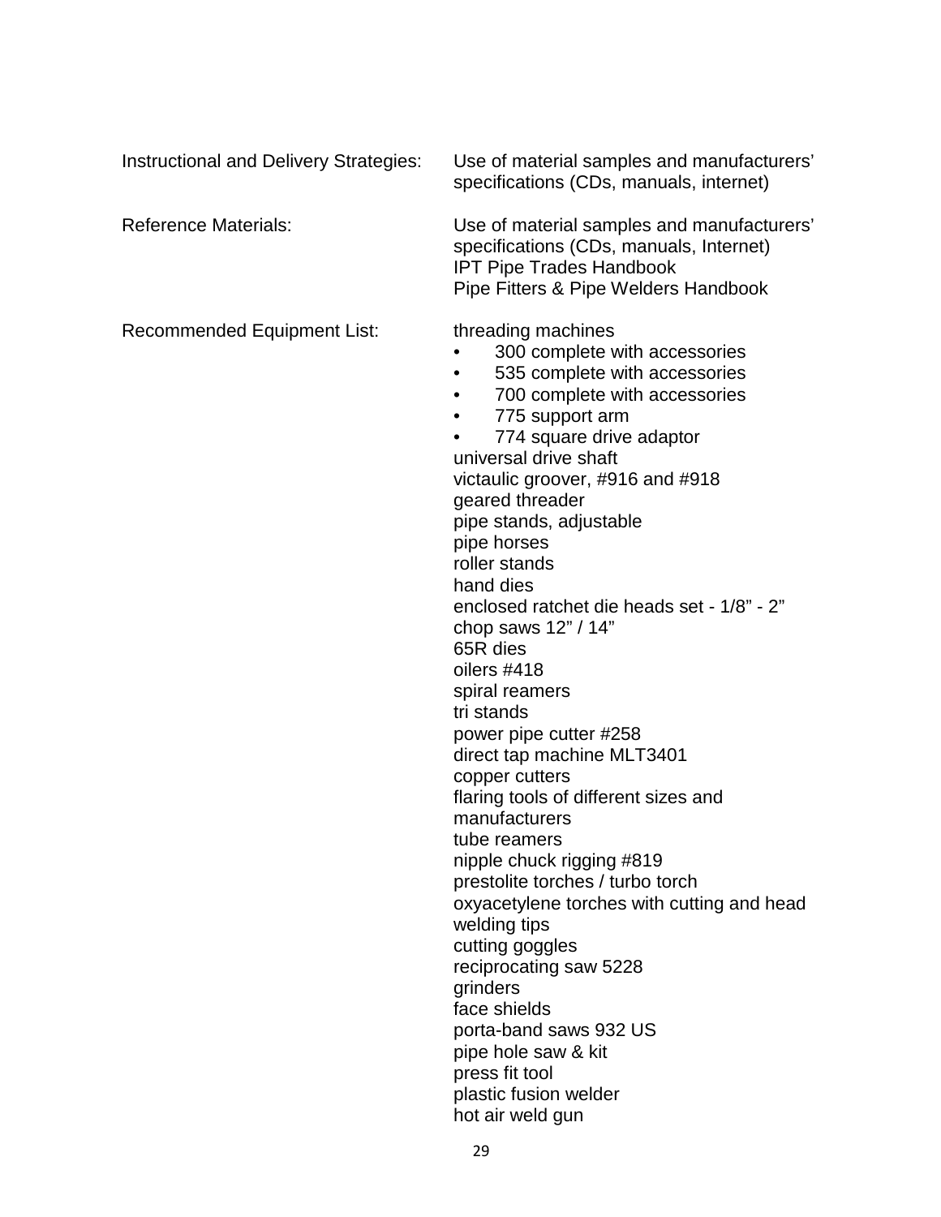Instructional and Delivery Strategies: Use of material samples and manufacturers' specifications (CDs, manuals, internet)

Reference Materials: Use of material samples and manufacturers' specifications (CDs, manuals, Internet)
IPT Pipe Trades Handbook
Pipe Fitters & Pipe Welders Handbook

Recommended Equipment List:

threading machines

- 300 complete with accessories
- 535 complete with accessories
- 700 complete with accessories
- 775 support arm
- 774 square drive adaptor

universal drive shaft
victaulic groover, #916 and #918
geared threader
pipe stands, adjustable
pipe horses
roller stands
hand dies
enclosed ratchet die heads set - 1/8" - 2"
chop saws 12" / 14"
65R dies
oilers #418
spiral reamers
tri stands
power pipe cutter #258
direct tap machine MLT3401
copper cutters
flaring tools of different sizes and manufacturers
tube reamers
nipple chuck rigging #819
prestolite torches / turbo torch
oxyacetylene torches with cutting and head welding tips
cutting goggles
reciprocating saw 5228
grinders
face shields
porta-band saws 932 US
pipe hole saw & kit
press fit tool
plastic fusion welder
hot air weld gun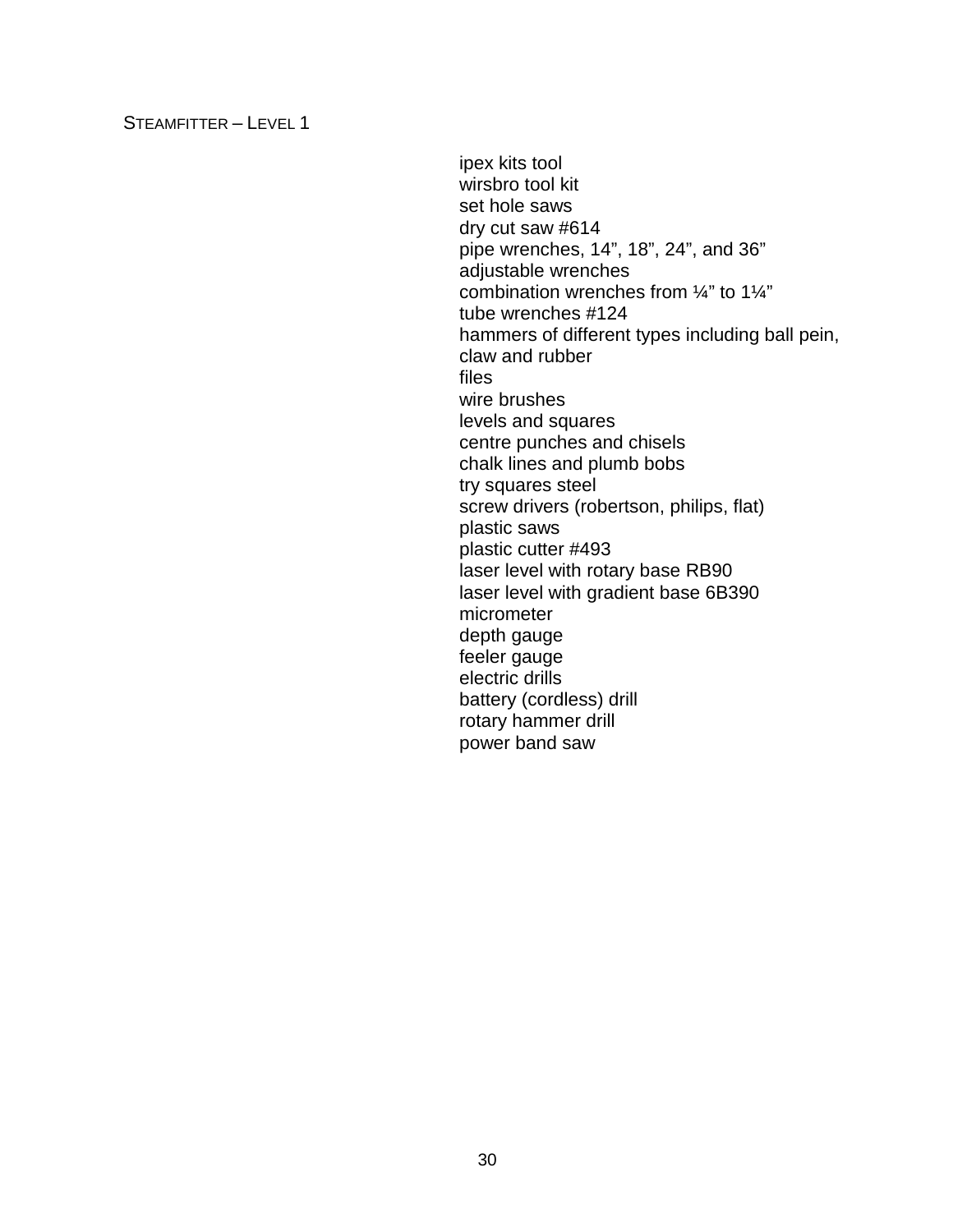STEAMFITTER – LEVEL 1

- ipex kits tool
- wirsbro tool kit
- set hole saws
- dry cut saw #614
- pipe wrenches, 14”, 18”, 24”, and 36”
- adjustable wrenches
- combination wrenches from ¼” to 1¼”
- tube wrenches #124
- hammers of different types including ball pein, claw and rubber
- files
- wire brushes
- levels and squares
- centre punches and chisels
- chalk lines and plumb bobs
- try squares steel
- screw drivers (robertson, philips, flat)
- plastic saws
- plastic cutter #493
- laser level with rotary base RB90
- laser level with gradient base 6B390
- micrometer
- depth gauge
- feeler gauge
- electric drills
- battery (cordless) drill
- rotary hammer drill
- power band saw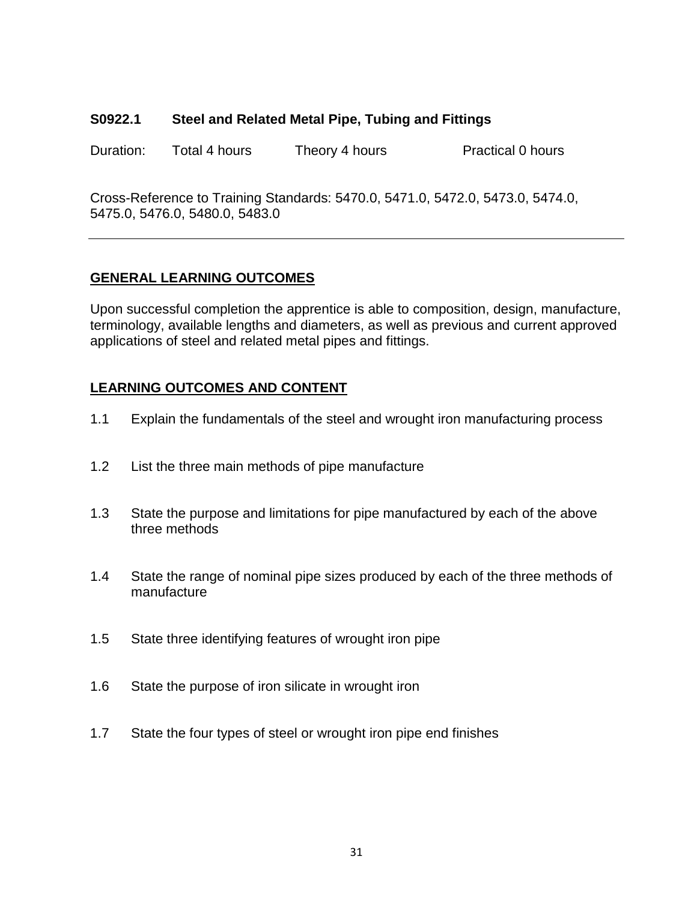### S0922.1 Steel and Related Metal Pipe, Tubing and Fittings

Duration: Total 4 hours Theory 4 hours Practical 0 hours

Cross-Reference to Training Standards: 5470.0, 5471.0, 5472.0, 5473.0, 5474.0, 5475.0, 5476.0, 5480.0, 5483.0

---

## GENERAL LEARNING OUTCOMES

Upon successful completion the apprentice is able to composition, design, manufacture, terminology, available lengths and diameters, as well as previous and current approved applications of steel and related metal pipes and fittings.

## LEARNING OUTCOMES AND CONTENT

1.1 Explain the fundamentals of the steel and wrought iron manufacturing process

1.2 List the three main methods of pipe manufacture

1.3 State the purpose and limitations for pipe manufactured by each of the above three methods

1.4 State the range of nominal pipe sizes produced by each of the three methods of manufacture

1.5 State three identifying features of wrought iron pipe

1.6 State the purpose of iron silicate in wrought iron

1.7 State the four types of steel or wrought iron pipe end finishes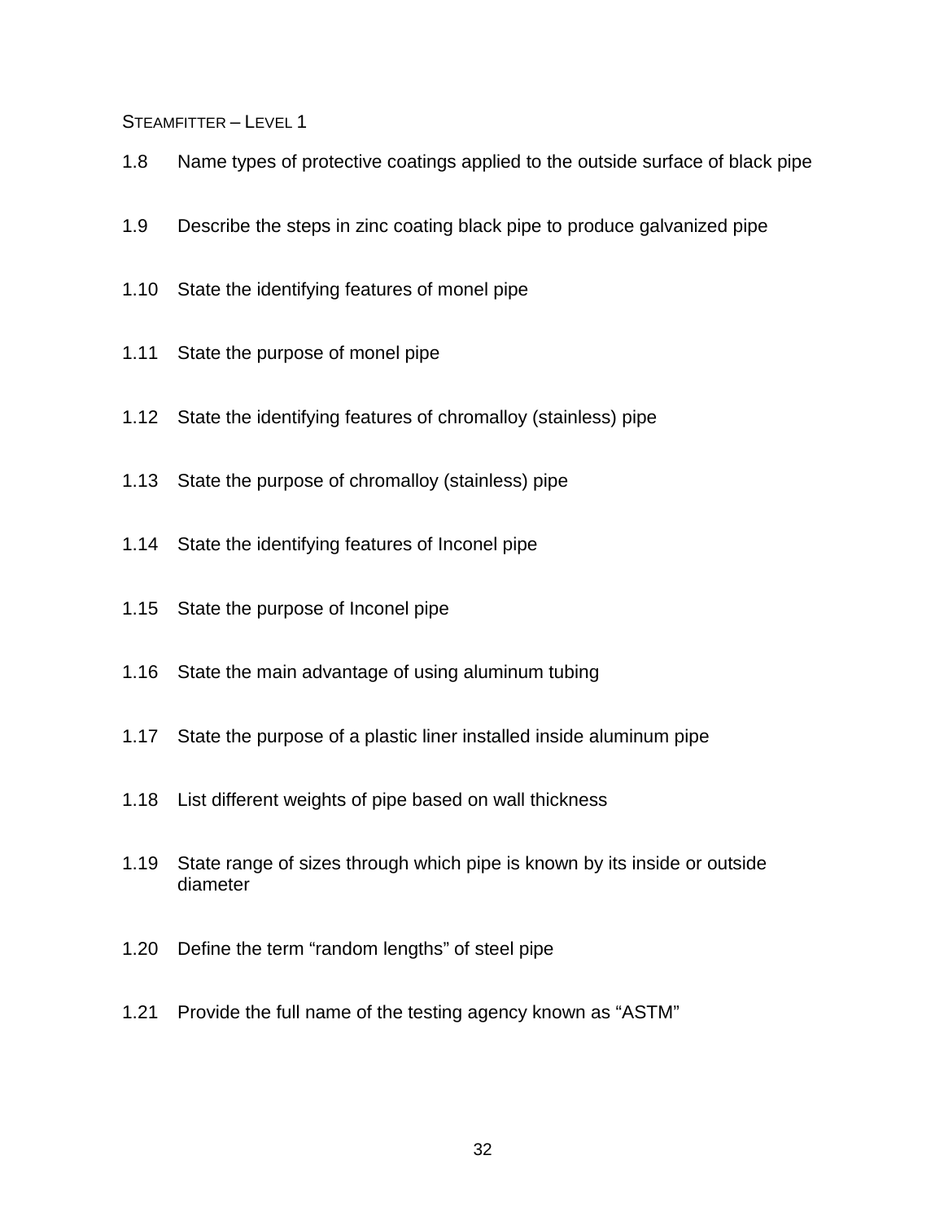1.8 Name types of protective coatings applied to the outside surface of black pipe

1.9 Describe the steps in zinc coating black pipe to produce galvanized pipe

1.10 State the identifying features of monel pipe

1.11 State the purpose of monel pipe

1.12 State the identifying features of chromalloy (stainless) pipe

1.13 State the purpose of chromalloy (stainless) pipe

1.14 State the identifying features of Inconel pipe

1.15 State the purpose of Inconel pipe

1.16 State the main advantage of using aluminum tubing

1.17 State the purpose of a plastic liner installed inside aluminum pipe

1.18 List different weights of pipe based on wall thickness

1.19 State range of sizes through which pipe is known by its inside or outside diameter

1.20 Define the term "random lengths" of steel pipe

1.21 Provide the full name of the testing agency known as "ASTM"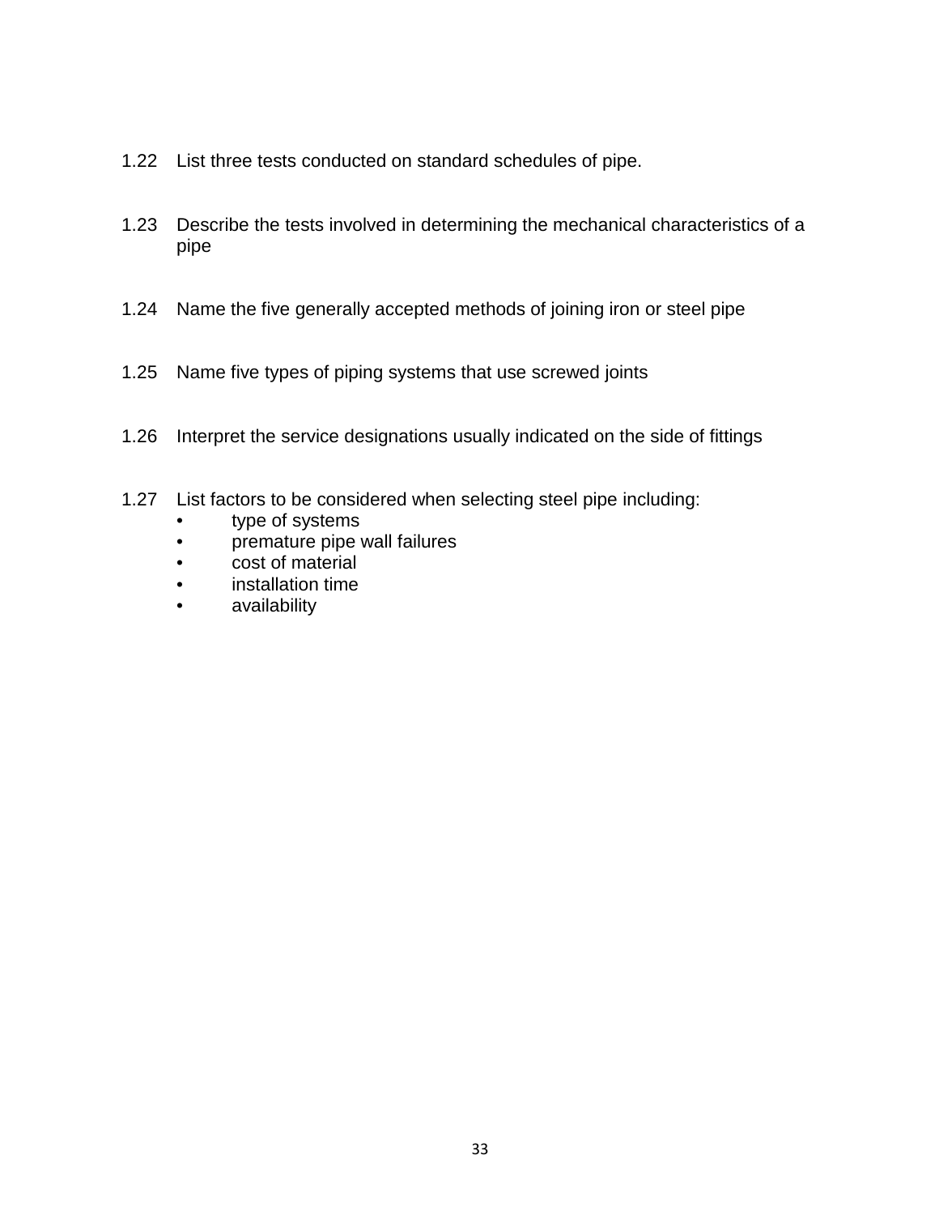1.22 List three tests conducted on standard schedules of pipe.

1.23 Describe the tests involved in determining the mechanical characteristics of a pipe

1.24 Name the five generally accepted methods of joining iron or steel pipe

1.25 Name five types of piping systems that use screwed joints

1.26 Interpret the service designations usually indicated on the side of fittings

1.27 List factors to be considered when selecting steel pipe including:

- type of systems
- premature pipe wall failures
- cost of material
- installation time
- availability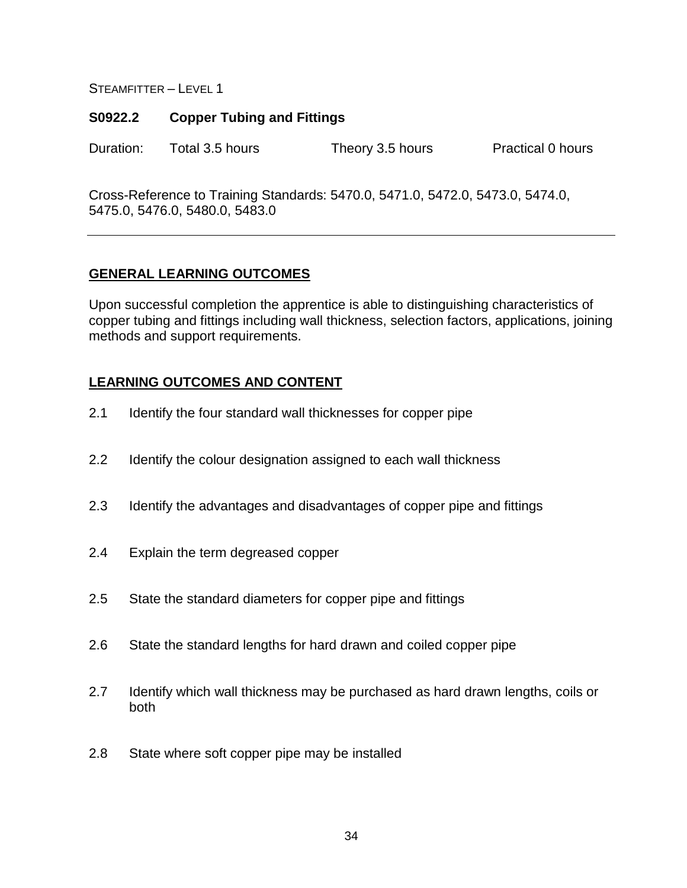## S0922.2 Copper Tubing and Fittings

Duration: Total 3.5 hours | Theory 3.5 hours | Practical 0 hours

Cross-Reference to Training Standards: 5470.0, 5471.0, 5472.0, 5473.0, 5474.0, 5475.0, 5476.0, 5480.0, 5483.0

---

### GENERAL LEARNING OUTCOMES

Upon successful completion the apprentice is able to distinguishing characteristics of copper tubing and fittings including wall thickness, selection factors, applications, joining methods and support requirements.

### LEARNING OUTCOMES AND CONTENT

2.1 Identify the four standard wall thicknesses for copper pipe

2.2 Identify the colour designation assigned to each wall thickness

2.3 Identify the advantages and disadvantages of copper pipe and fittings

2.4 Explain the term degreased copper

2.5 State the standard diameters for copper pipe and fittings

2.6 State the standard lengths for hard drawn and coiled copper pipe

2.7 Identify which wall thickness may be purchased as hard drawn lengths, coils or both

2.8 State where soft copper pipe may be installed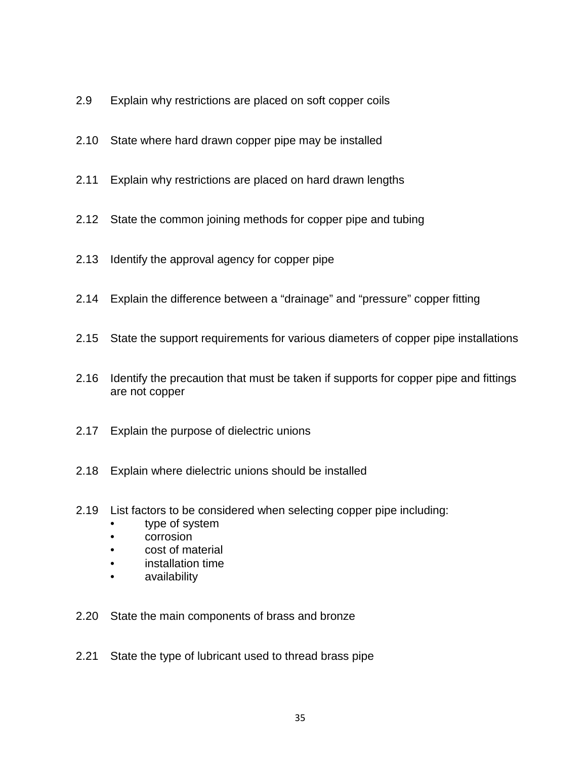2.9 Explain why restrictions are placed on soft copper coils

2.10 State where hard drawn copper pipe may be installed

2.11 Explain why restrictions are placed on hard drawn lengths

2.12 State the common joining methods for copper pipe and tubing

2.13 Identify the approval agency for copper pipe

2.14 Explain the difference between a "drainage" and "pressure" copper fitting

2.15 State the support requirements for various diameters of copper pipe installations

2.16 Identify the precaution that must be taken if supports for copper pipe and fittings are not copper

2.17 Explain the purpose of dielectric unions

2.18 Explain where dielectric unions should be installed

2.19 List factors to be considered when selecting copper pipe including:
- type of system
- corrosion
- cost of material
- installation time
- availability

2.20 State the main components of brass and bronze

2.21 State the type of lubricant used to thread brass pipe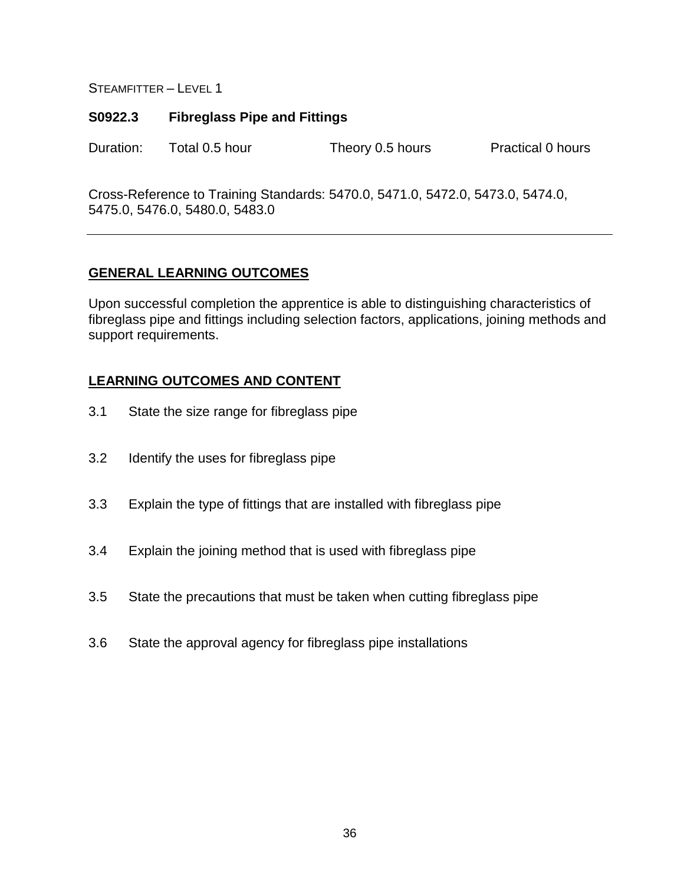STEAMFITTER – LEVEL 1

## S0922.3 Fibreglass Pipe and Fittings

| Duration: | Total 0.5 hour | Theory 0.5 hours | Practical 0 hours |
|---|---|---|---|

Cross-Reference to Training Standards: 5470.0, 5471.0, 5472.0, 5473.0, 5474.0, 5475.0, 5476.0, 5480.0, 5483.0

---

### GENERAL LEARNING OUTCOMES

Upon successful completion the apprentice is able to distinguishing characteristics of fibreglass pipe and fittings including selection factors, applications, joining methods and support requirements.

### LEARNING OUTCOMES AND CONTENT

3.1 State the size range for fibreglass pipe

3.2 Identify the uses for fibreglass pipe

3.3 Explain the type of fittings that are installed with fibreglass pipe

3.4 Explain the joining method that is used with fibreglass pipe

3.5 State the precautions that must be taken when cutting fibreglass pipe

3.6 State the approval agency for fibreglass pipe installations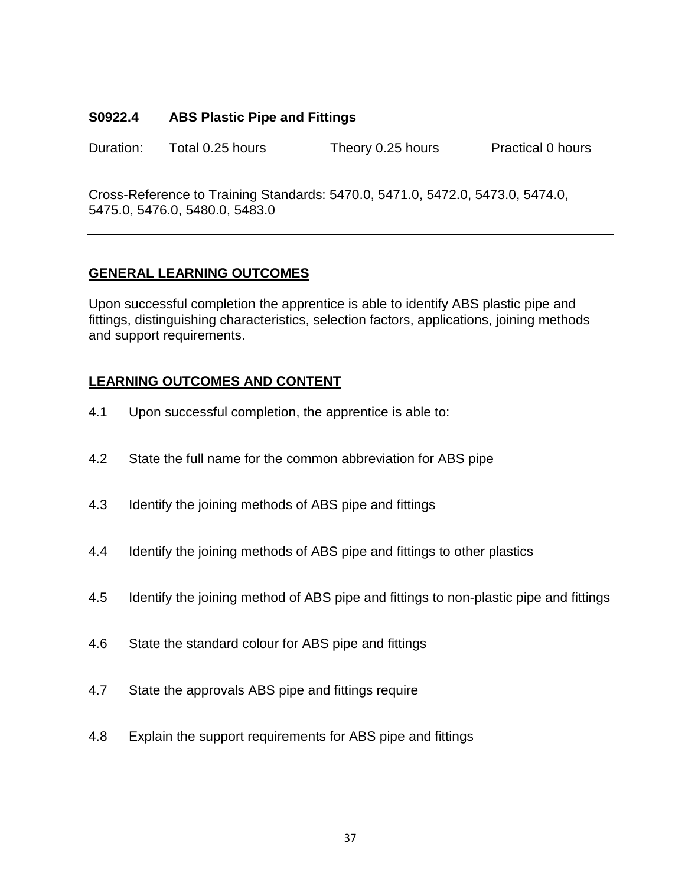## S0922.4 ABS Plastic Pipe and Fittings

Duration: Total 0.25 hours Theory 0.25 hours Practical 0 hours

Cross-Reference to Training Standards: 5470.0, 5471.0, 5472.0, 5473.0, 5474.0, 5475.0, 5476.0, 5480.0, 5483.0

---

### GENERAL LEARNING OUTCOMES

Upon successful completion the apprentice is able to identify ABS plastic pipe and fittings, distinguishing characteristics, selection factors, applications, joining methods and support requirements.

### LEARNING OUTCOMES AND CONTENT

4.1 Upon successful completion, the apprentice is able to:

4.2 State the full name for the common abbreviation for ABS pipe

4.3 Identify the joining methods of ABS pipe and fittings

4.4 Identify the joining methods of ABS pipe and fittings to other plastics

4.5 Identify the joining method of ABS pipe and fittings to non-plastic pipe and fittings

4.6 State the standard colour for ABS pipe and fittings

4.7 State the approvals ABS pipe and fittings require

4.8 Explain the support requirements for ABS pipe and fittings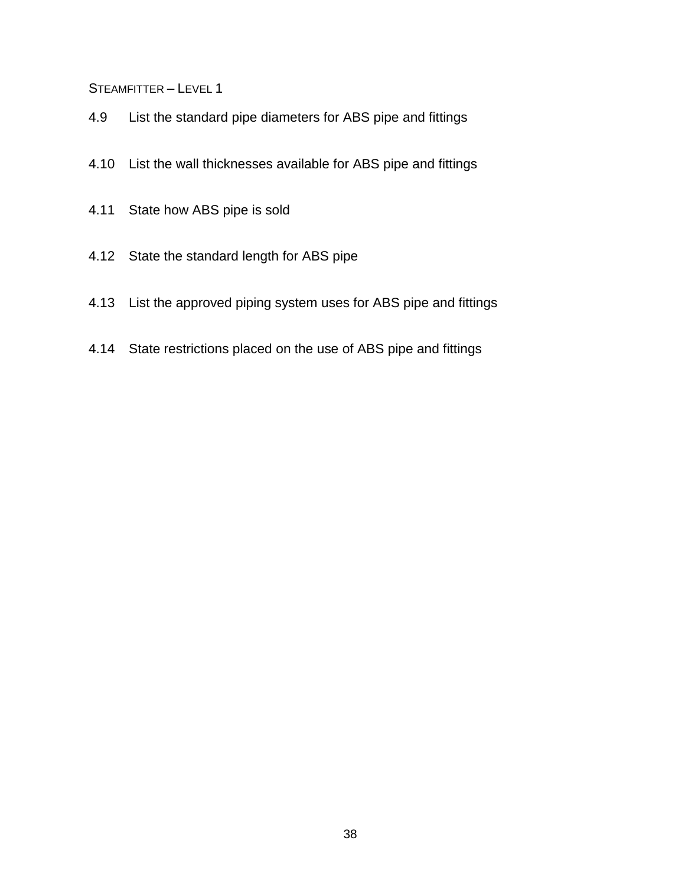4.9 List the standard pipe diameters for ABS pipe and fittings

4.10 List the wall thicknesses available for ABS pipe and fittings

4.11 State how ABS pipe is sold

4.12 State the standard length for ABS pipe

4.13 List the approved piping system uses for ABS pipe and fittings

4.14 State restrictions placed on the use of ABS pipe and fittings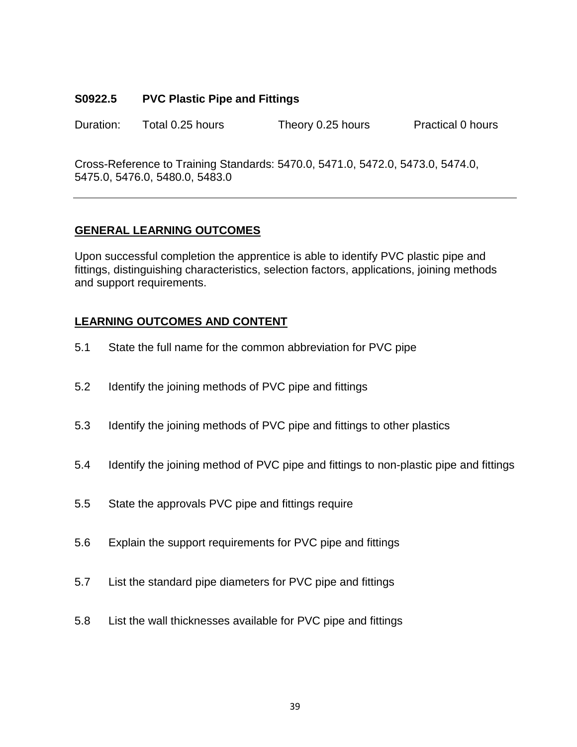## S0922.5 PVC Plastic Pipe and Fittings

Duration: Total 0.25 hours Theory 0.25 hours Practical 0 hours

Cross-Reference to Training Standards: 5470.0, 5471.0, 5472.0, 5473.0, 5474.0, 5475.0, 5476.0, 5480.0, 5483.0

---

### GENERAL LEARNING OUTCOMES

Upon successful completion the apprentice is able to identify PVC plastic pipe and fittings, distinguishing characteristics, selection factors, applications, joining methods and support requirements.

### LEARNING OUTCOMES AND CONTENT

5.1 State the full name for the common abbreviation for PVC pipe

5.2 Identify the joining methods of PVC pipe and fittings

5.3 Identify the joining methods of PVC pipe and fittings to other plastics

5.4 Identify the joining method of PVC pipe and fittings to non-plastic pipe and fittings

5.5 State the approvals PVC pipe and fittings require

5.6 Explain the support requirements for PVC pipe and fittings

5.7 List the standard pipe diameters for PVC pipe and fittings

5.8 List the wall thicknesses available for PVC pipe and fittings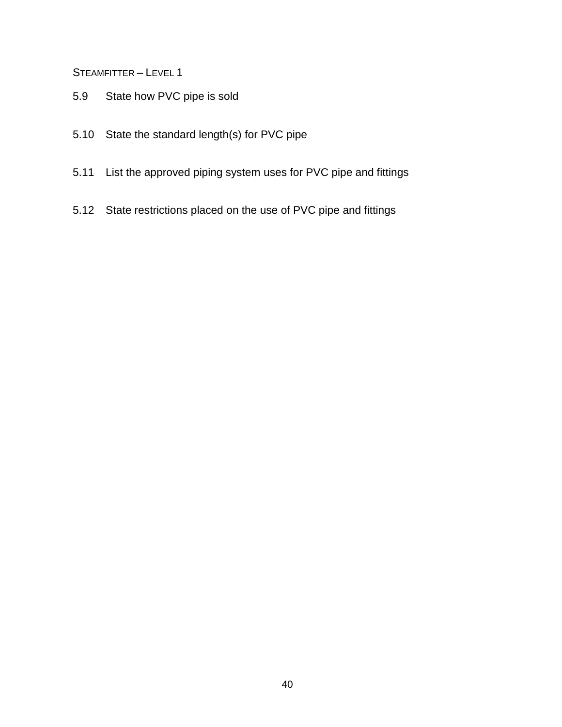5.9 State how PVC pipe is sold

5.10 State the standard length(s) for PVC pipe

5.11 List the approved piping system uses for PVC pipe and fittings

5.12 State restrictions placed on the use of PVC pipe and fittings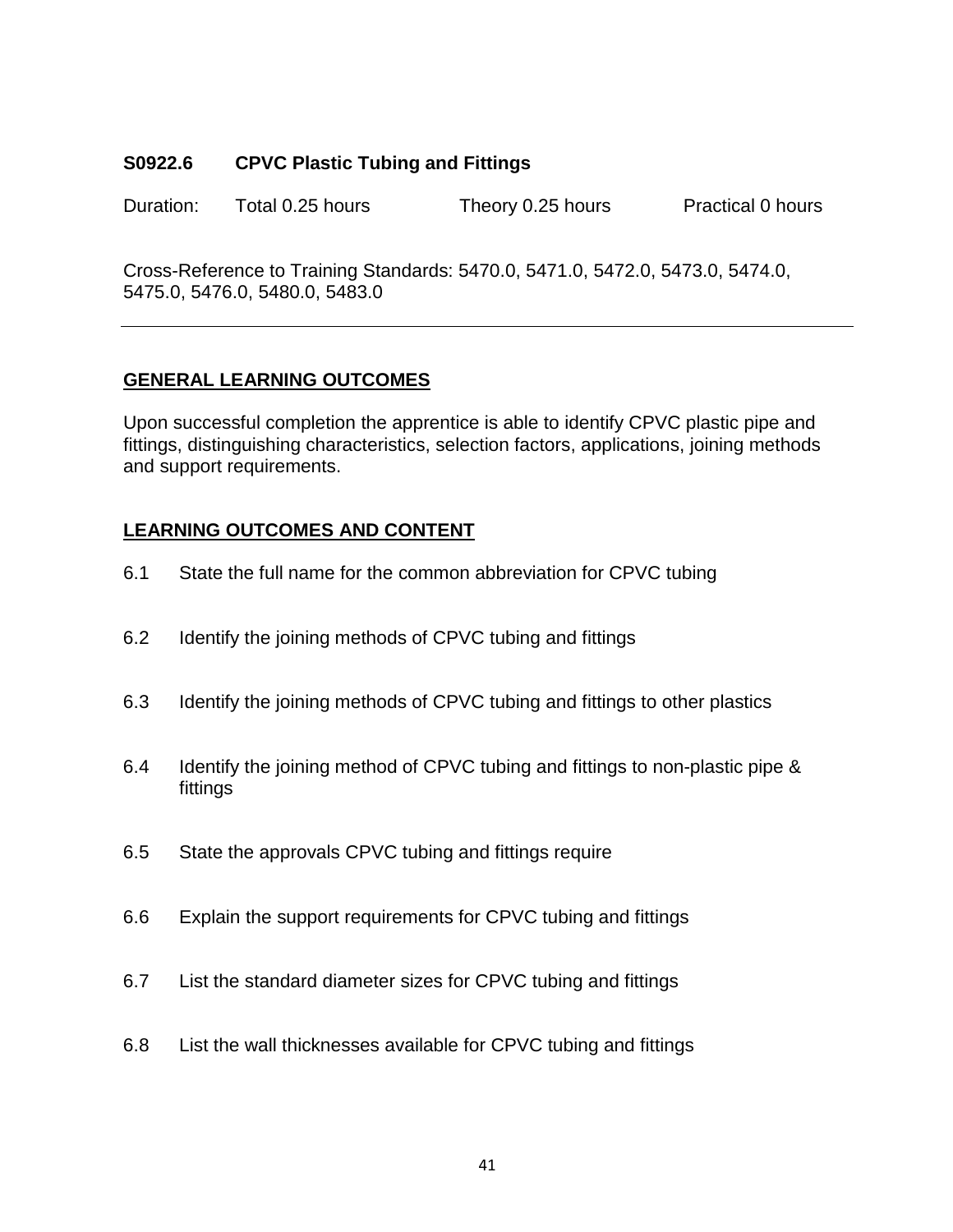## S0922.6 CPVC Plastic Tubing and Fittings

Duration: Total 0.25 hours Theory 0.25 hours Practical 0 hours

Cross-Reference to Training Standards: 5470.0, 5471.0, 5472.0, 5473.0, 5474.0, 5475.0, 5476.0, 5480.0, 5483.0

---

### GENERAL LEARNING OUTCOMES

Upon successful completion the apprentice is able to identify CPVC plastic pipe and fittings, distinguishing characteristics, selection factors, applications, joining methods and support requirements.

### LEARNING OUTCOMES AND CONTENT

6.1 State the full name for the common abbreviation for CPVC tubing

6.2 Identify the joining methods of CPVC tubing and fittings

6.3 Identify the joining methods of CPVC tubing and fittings to other plastics

6.4 Identify the joining method of CPVC tubing and fittings to non-plastic pipe & fittings

6.5 State the approvals CPVC tubing and fittings require

6.6 Explain the support requirements for CPVC tubing and fittings

6.7 List the standard diameter sizes for CPVC tubing and fittings

6.8 List the wall thicknesses available for CPVC tubing and fittings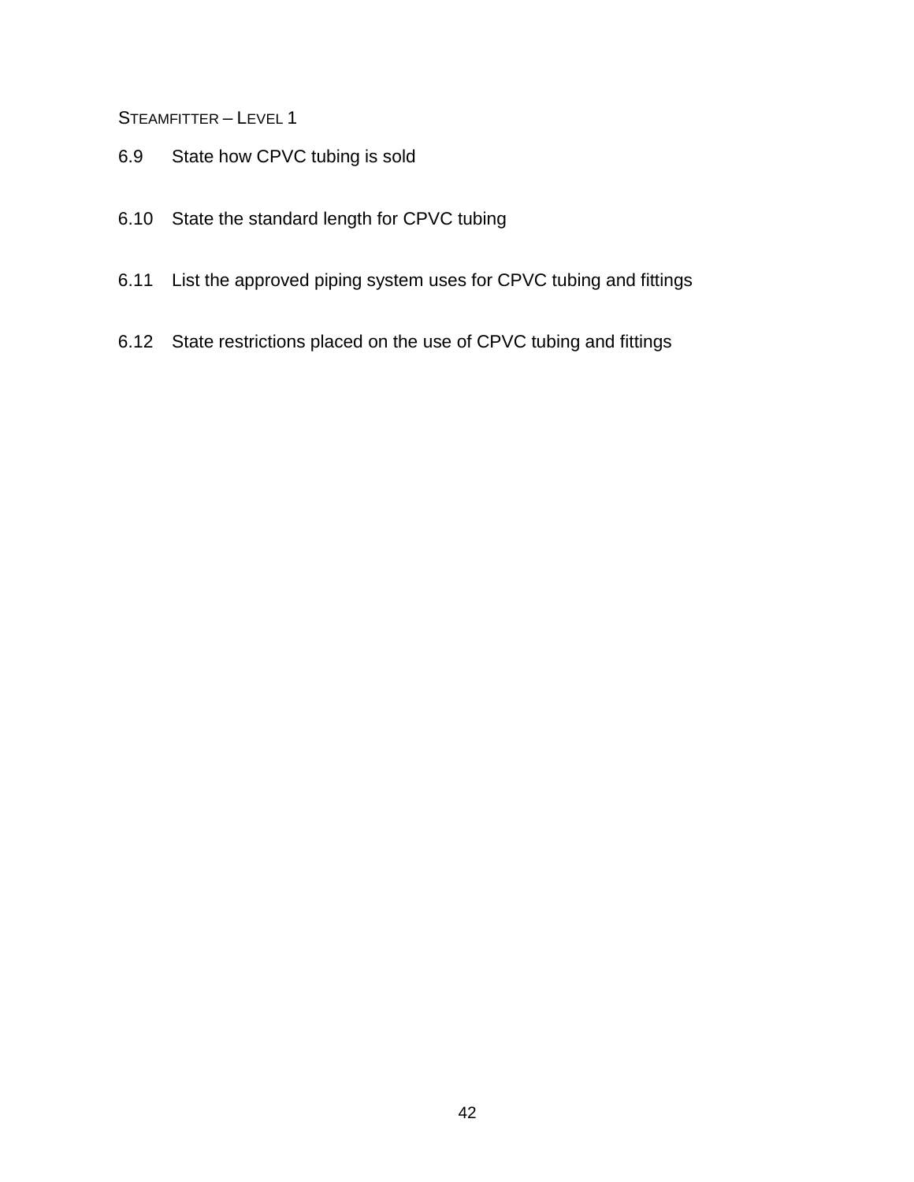6.9 State how CPVC tubing is sold

6.10 State the standard length for CPVC tubing

6.11 List the approved piping system uses for CPVC tubing and fittings

6.12 State restrictions placed on the use of CPVC tubing and fittings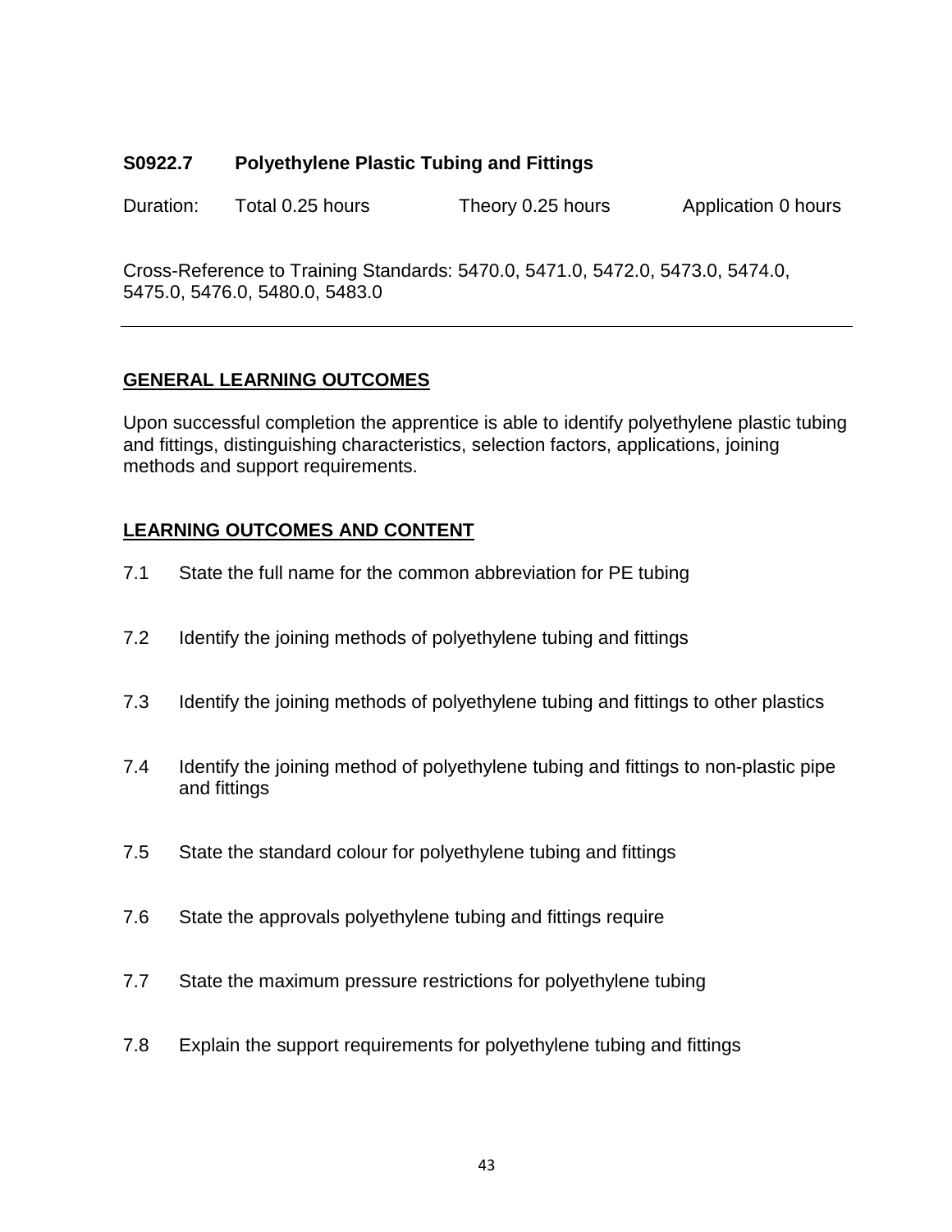## S0922.7 Polyethylene Plastic Tubing and Fittings

Duration: Total 0.25 hours Theory 0.25 hours Application 0 hours

Cross-Reference to Training Standards: 5470.0, 5471.0, 5472.0, 5473.0, 5474.0, 5475.0, 5476.0, 5480.0, 5483.0

---

### GENERAL LEARNING OUTCOMES

Upon successful completion the apprentice is able to identify polyethylene plastic tubing and fittings, distinguishing characteristics, selection factors, applications, joining methods and support requirements.

### LEARNING OUTCOMES AND CONTENT

7.1 State the full name for the common abbreviation for PE tubing

7.2 Identify the joining methods of polyethylene tubing and fittings

7.3 Identify the joining methods of polyethylene tubing and fittings to other plastics

7.4 Identify the joining method of polyethylene tubing and fittings to non-plastic pipe and fittings

7.5 State the standard colour for polyethylene tubing and fittings

7.6 State the approvals polyethylene tubing and fittings require

7.7 State the maximum pressure restrictions for polyethylene tubing

7.8 Explain the support requirements for polyethylene tubing and fittings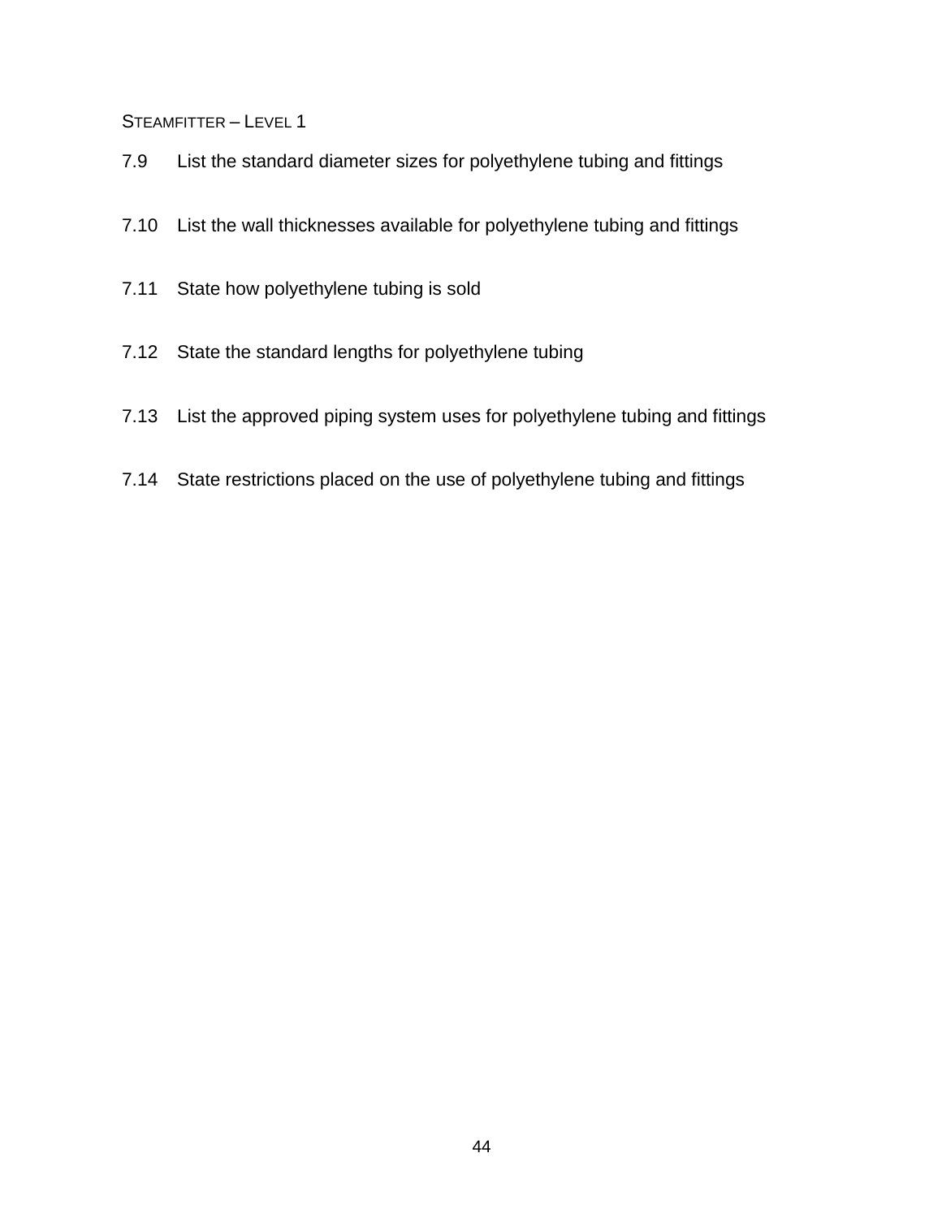7.9 List the standard diameter sizes for polyethylene tubing and fittings

7.10 List the wall thicknesses available for polyethylene tubing and fittings

7.11 State how polyethylene tubing is sold

7.12 State the standard lengths for polyethylene tubing

7.13 List the approved piping system uses for polyethylene tubing and fittings

7.14 State restrictions placed on the use of polyethylene tubing and fittings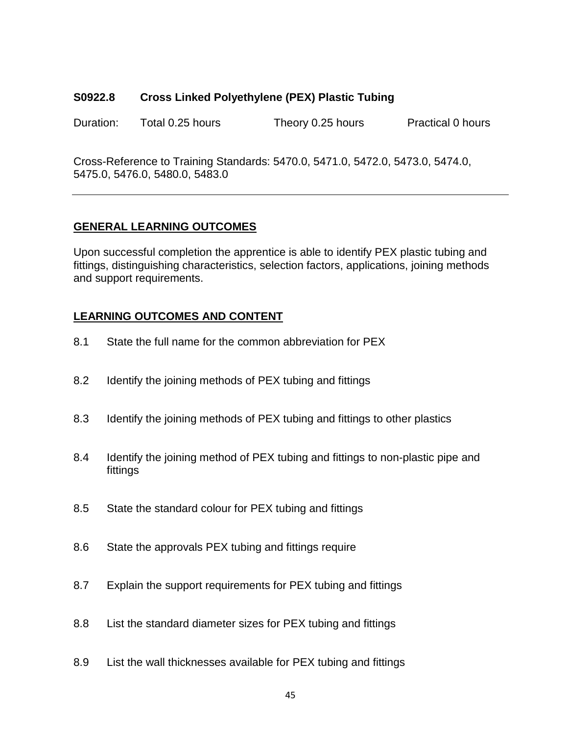## S0922.8 Cross Linked Polyethylene (PEX) Plastic Tubing

Duration: Total 0.25 hours Theory 0.25 hours Practical 0 hours

Cross-Reference to Training Standards: 5470.0, 5471.0, 5472.0, 5473.0, 5474.0, 5475.0, 5476.0, 5480.0, 5483.0

---

### GENERAL LEARNING OUTCOMES

Upon successful completion the apprentice is able to identify PEX plastic tubing and fittings, distinguishing characteristics, selection factors, applications, joining methods and support requirements.

### LEARNING OUTCOMES AND CONTENT

8.1 State the full name for the common abbreviation for PEX

8.2 Identify the joining methods of PEX tubing and fittings

8.3 Identify the joining methods of PEX tubing and fittings to other plastics

8.4 Identify the joining method of PEX tubing and fittings to non-plastic pipe and fittings

8.5 State the standard colour for PEX tubing and fittings

8.6 State the approvals PEX tubing and fittings require

8.7 Explain the support requirements for PEX tubing and fittings

8.8 List the standard diameter sizes for PEX tubing and fittings

8.9 List the wall thicknesses available for PEX tubing and fittings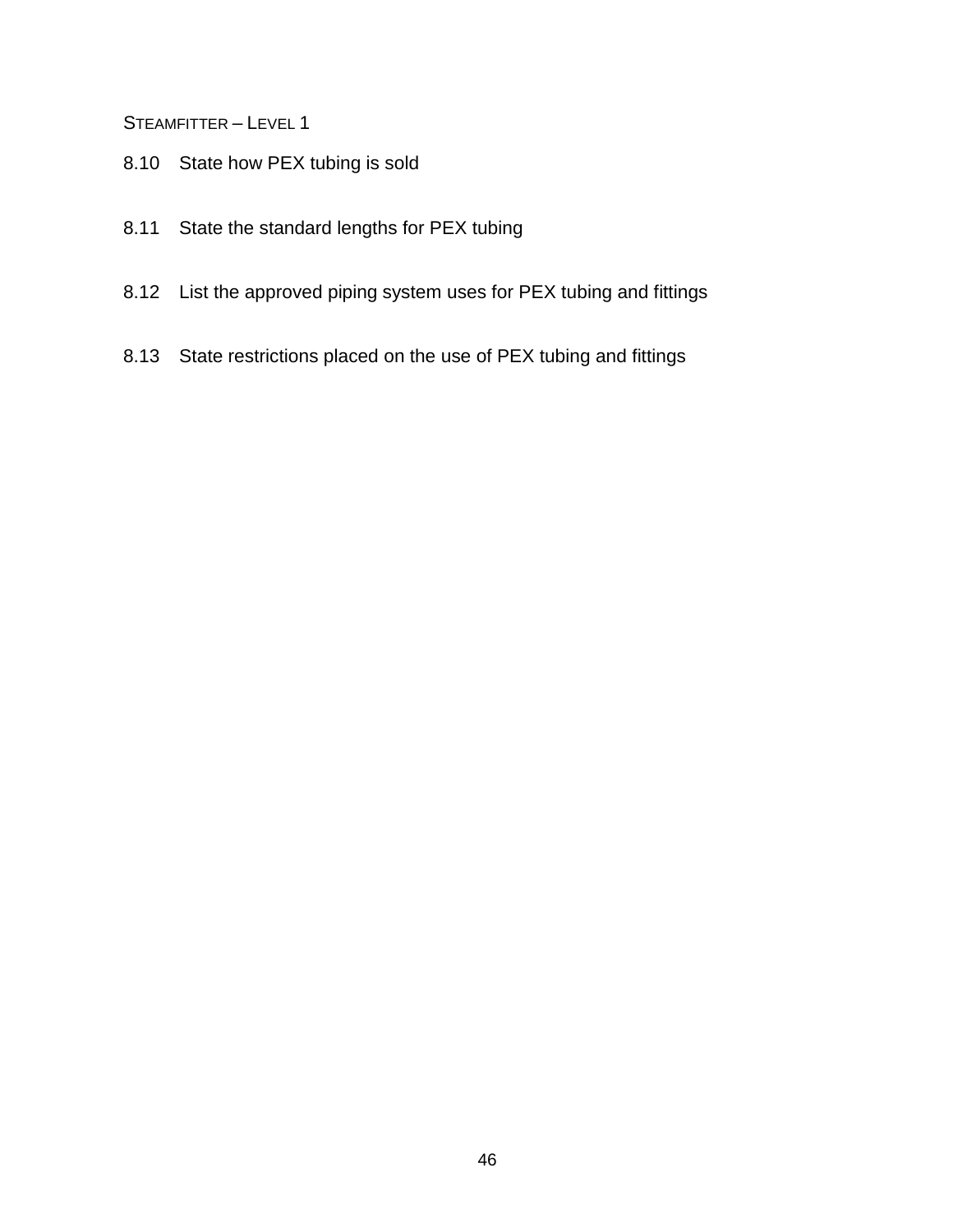8.10 State how PEX tubing is sold

8.11 State the standard lengths for PEX tubing

8.12 List the approved piping system uses for PEX tubing and fittings

8.13 State restrictions placed on the use of PEX tubing and fittings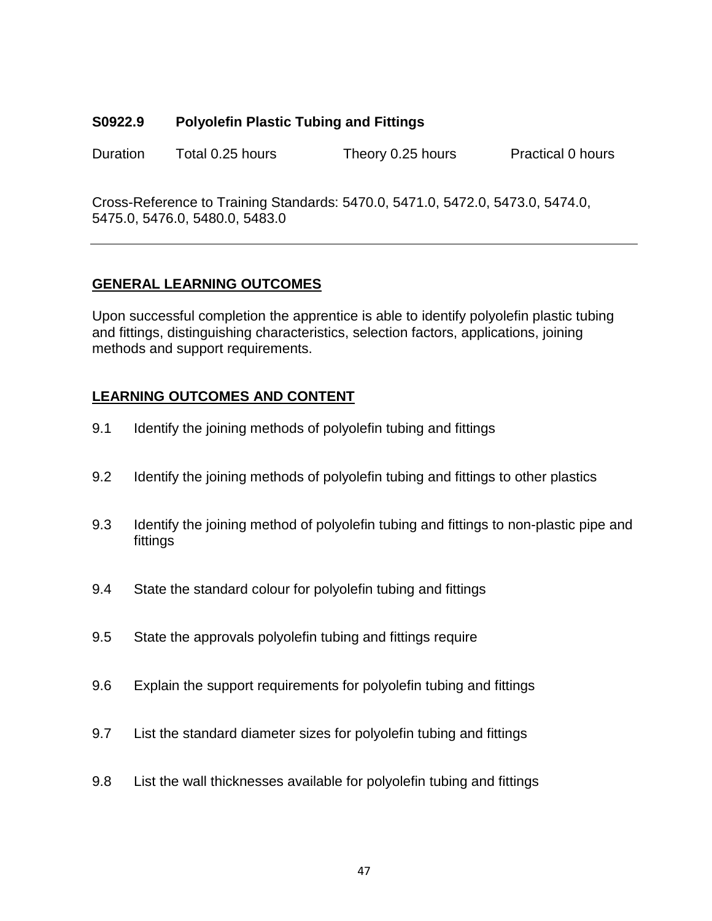## S0922.9 Polyolefin Plastic Tubing and Fittings

Duration Total 0.25 hours Theory 0.25 hours Practical 0 hours

Cross-Reference to Training Standards: 5470.0, 5471.0, 5472.0, 5473.0, 5474.0, 5475.0, 5476.0, 5480.0, 5483.0

---

### GENERAL LEARNING OUTCOMES

Upon successful completion the apprentice is able to identify polyolefin plastic tubing and fittings, distinguishing characteristics, selection factors, applications, joining methods and support requirements.

### LEARNING OUTCOMES AND CONTENT

9.1 Identify the joining methods of polyolefin tubing and fittings

9.2 Identify the joining methods of polyolefin tubing and fittings to other plastics

9.3 Identify the joining method of polyolefin tubing and fittings to non-plastic pipe and fittings

9.4 State the standard colour for polyolefin tubing and fittings

9.5 State the approvals polyolefin tubing and fittings require

9.6 Explain the support requirements for polyolefin tubing and fittings

9.7 List the standard diameter sizes for polyolefin tubing and fittings

9.8 List the wall thicknesses available for polyolefin tubing and fittings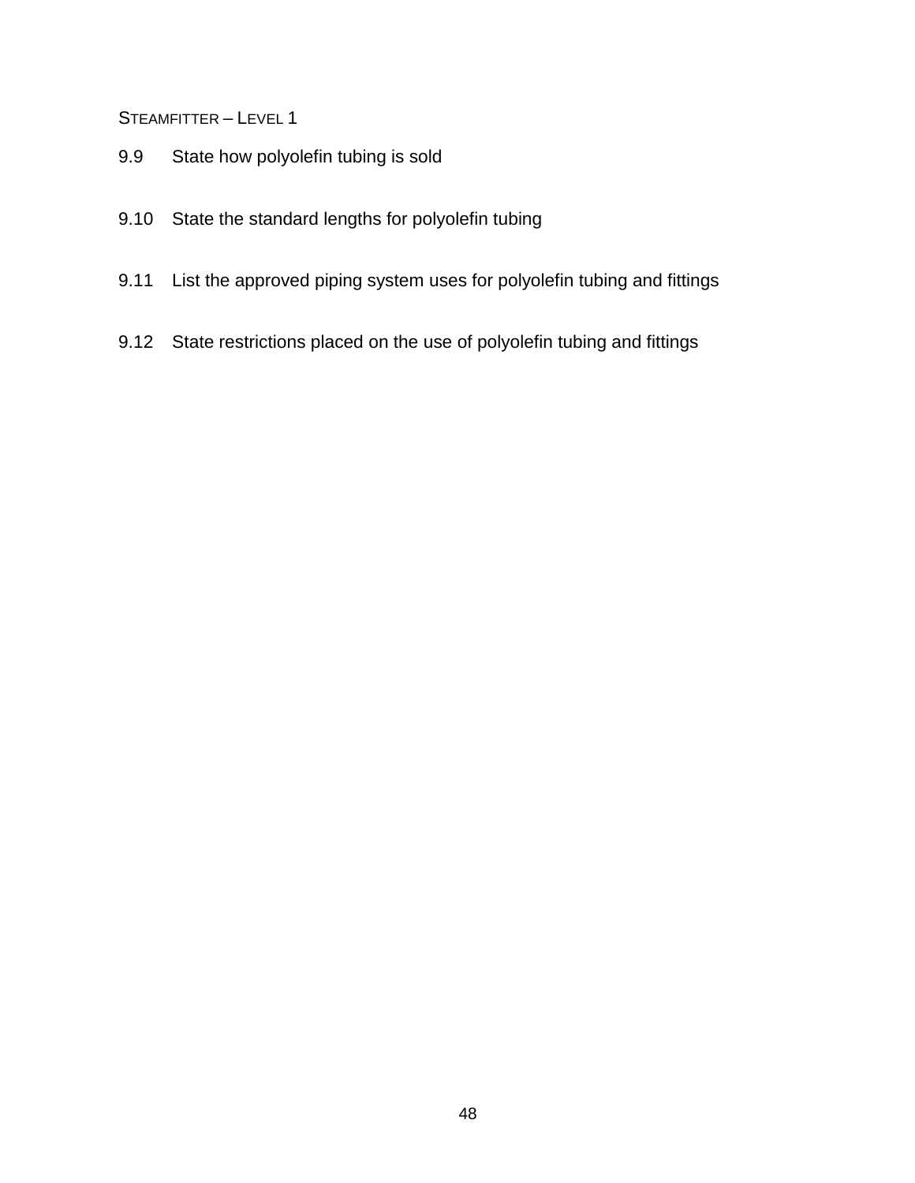9.9 State how polyolefin tubing is sold

9.10 State the standard lengths for polyolefin tubing

9.11 List the approved piping system uses for polyolefin tubing and fittings

9.12 State restrictions placed on the use of polyolefin tubing and fittings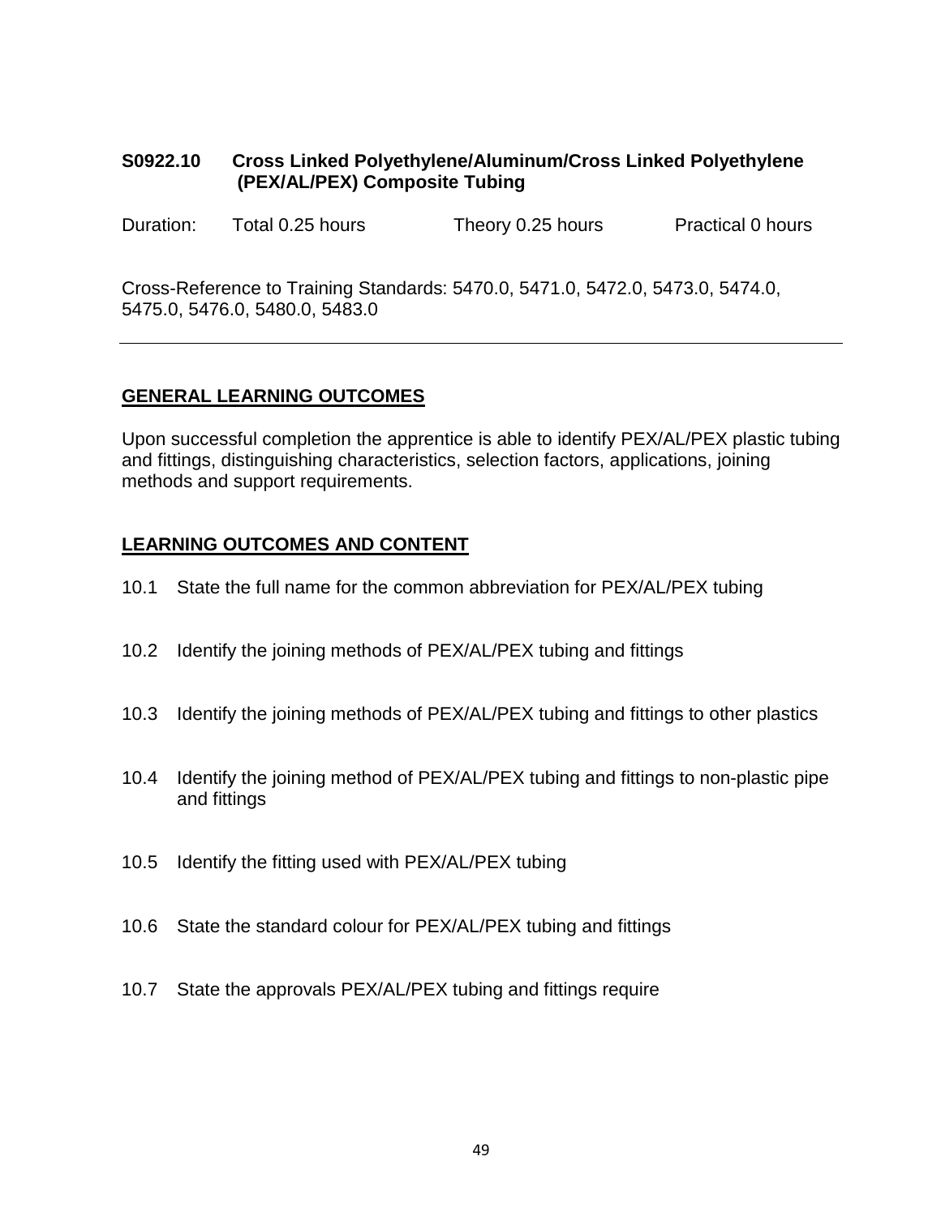## S0922.10 Cross Linked Polyethylene/Aluminum/Cross Linked Polyethylene (PEX/AL/PEX) Composite Tubing

Duration: Total 0.25 hours Theory 0.25 hours Practical 0 hours

Cross-Reference to Training Standards: 5470.0, 5471.0, 5472.0, 5473.0, 5474.0, 5475.0, 5476.0, 5480.0, 5483.0

---

### GENERAL LEARNING OUTCOMES

Upon successful completion the apprentice is able to identify PEX/AL/PEX plastic tubing and fittings, distinguishing characteristics, selection factors, applications, joining methods and support requirements.

### LEARNING OUTCOMES AND CONTENT

10.1 State the full name for the common abbreviation for PEX/AL/PEX tubing

10.2 Identify the joining methods of PEX/AL/PEX tubing and fittings

10.3 Identify the joining methods of PEX/AL/PEX tubing and fittings to other plastics

10.4 Identify the joining method of PEX/AL/PEX tubing and fittings to non-plastic pipe and fittings

10.5 Identify the fitting used with PEX/AL/PEX tubing

10.6 State the standard colour for PEX/AL/PEX tubing and fittings

10.7 State the approvals PEX/AL/PEX tubing and fittings require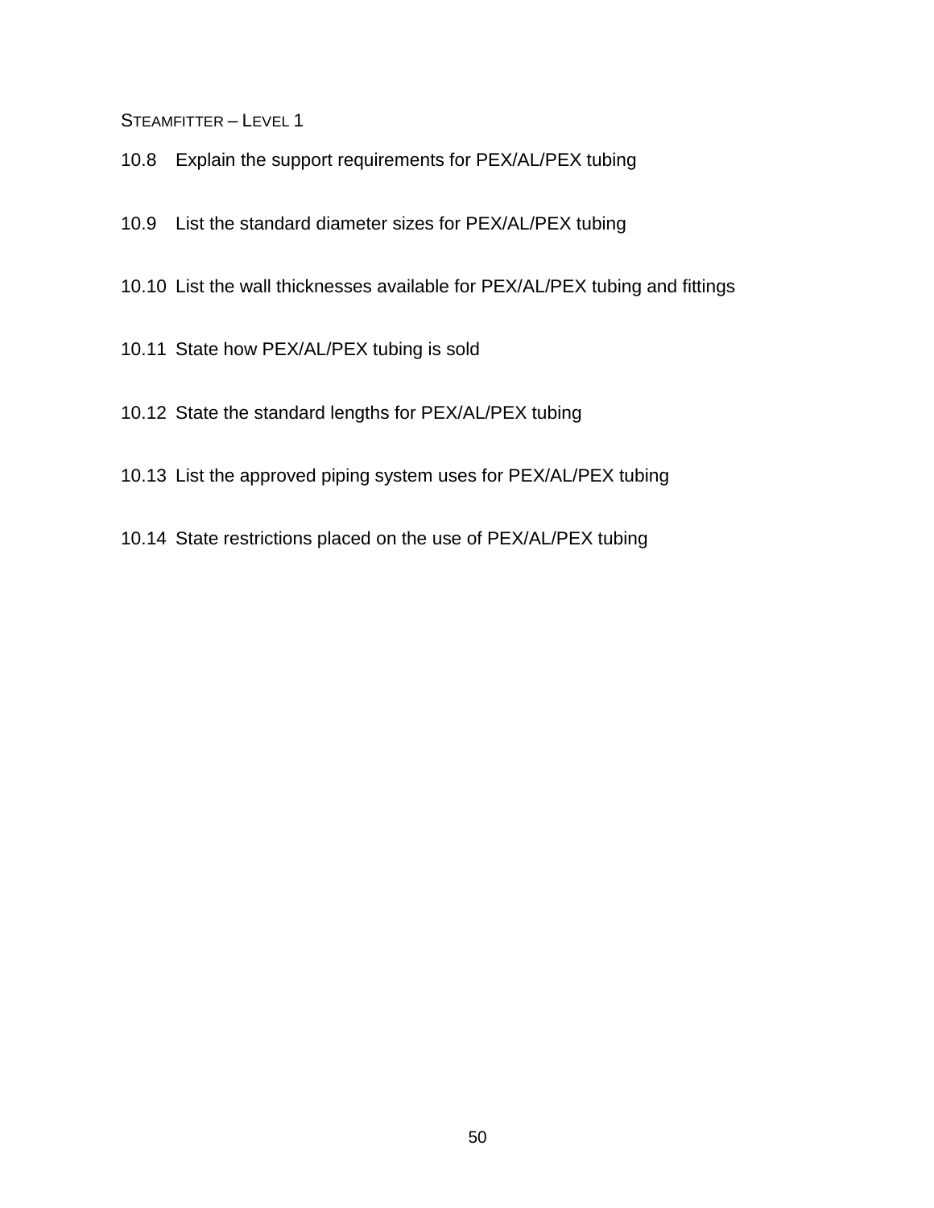10.8 Explain the support requirements for PEX/AL/PEX tubing

10.9 List the standard diameter sizes for PEX/AL/PEX tubing

10.10 List the wall thicknesses available for PEX/AL/PEX tubing and fittings

10.11 State how PEX/AL/PEX tubing is sold

10.12 State the standard lengths for PEX/AL/PEX tubing

10.13 List the approved piping system uses for PEX/AL/PEX tubing

10.14 State restrictions placed on the use of PEX/AL/PEX tubing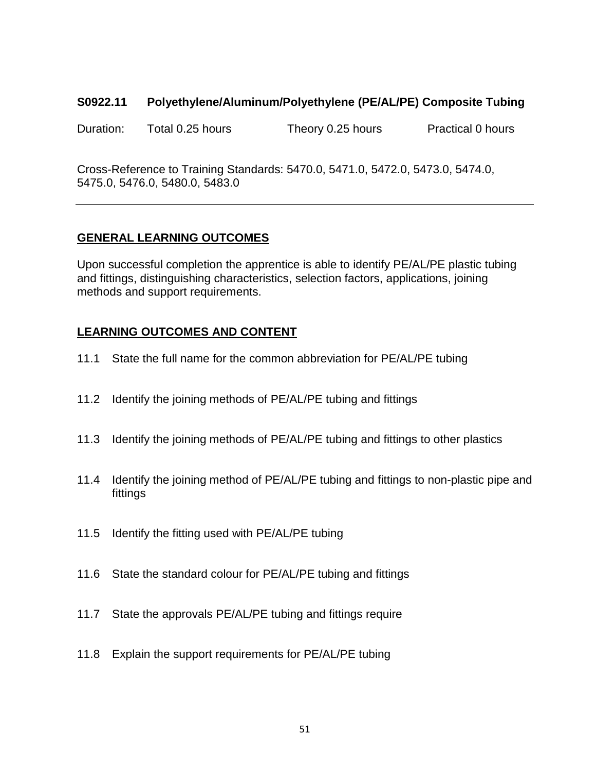## S0922.11 Polyethylene/Aluminum/Polyethylene (PE/AL/PE) Composite Tubing

Duration: Total 0.25 hours   Theory 0.25 hours   Practical 0 hours

Cross-Reference to Training Standards: 5470.0, 5471.0, 5472.0, 5473.0, 5474.0, 5475.0, 5476.0, 5480.0, 5483.0

---

### GENERAL LEARNING OUTCOMES

Upon successful completion the apprentice is able to identify PE/AL/PE plastic tubing and fittings, distinguishing characteristics, selection factors, applications, joining methods and support requirements.

### LEARNING OUTCOMES AND CONTENT

11.1 State the full name for the common abbreviation for PE/AL/PE tubing

11.2 Identify the joining methods of PE/AL/PE tubing and fittings

11.3 Identify the joining methods of PE/AL/PE tubing and fittings to other plastics

11.4 Identify the joining method of PE/AL/PE tubing and fittings to non-plastic pipe and fittings

11.5 Identify the fitting used with PE/AL/PE tubing

11.6 State the standard colour for PE/AL/PE tubing and fittings

11.7 State the approvals PE/AL/PE tubing and fittings require

11.8 Explain the support requirements for PE/AL/PE tubing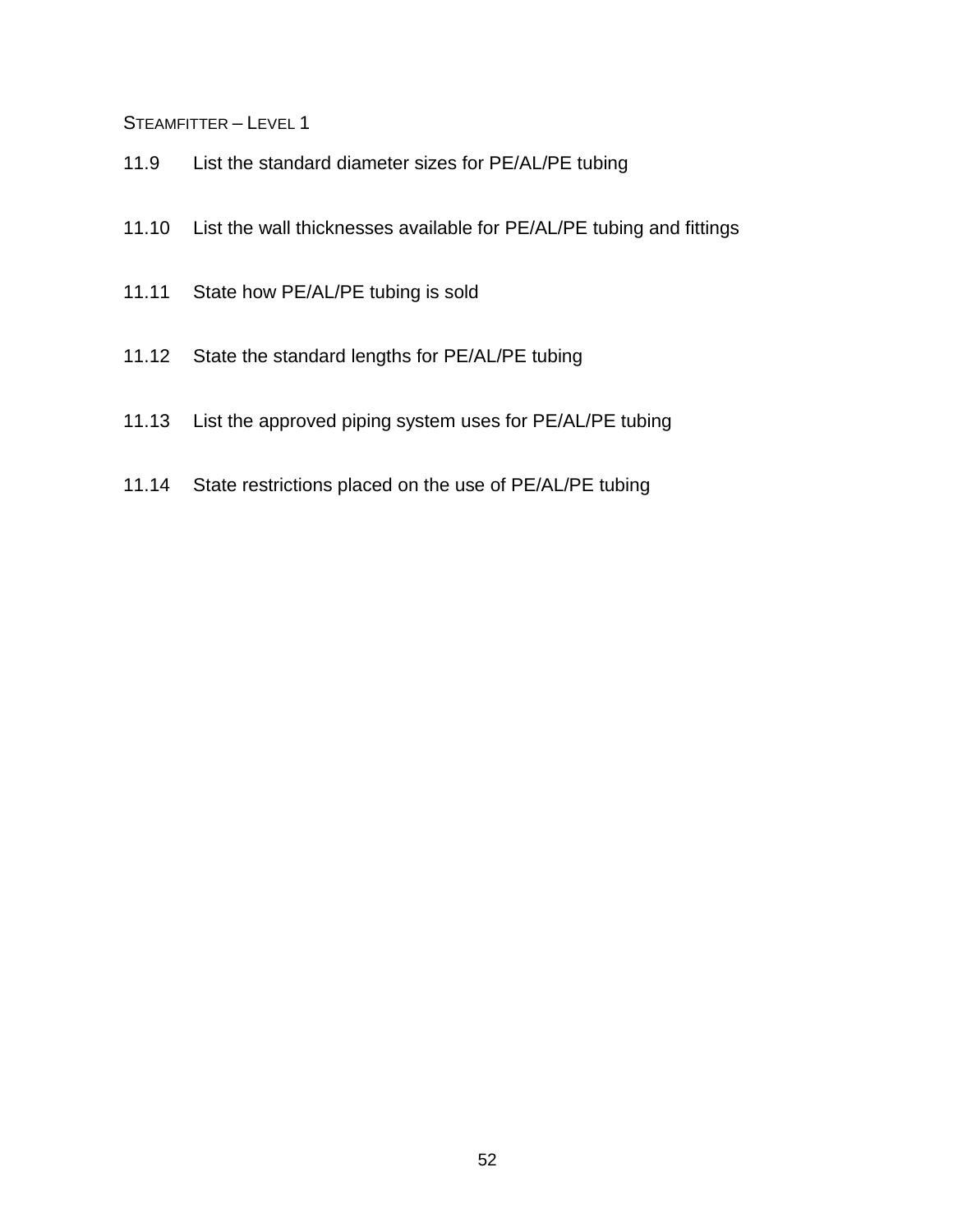11.9 List the standard diameter sizes for PE/AL/PE tubing

11.10 List the wall thicknesses available for PE/AL/PE tubing and fittings

11.11 State how PE/AL/PE tubing is sold

11.12 State the standard lengths for PE/AL/PE tubing

11.13 List the approved piping system uses for PE/AL/PE tubing

11.14 State restrictions placed on the use of PE/AL/PE tubing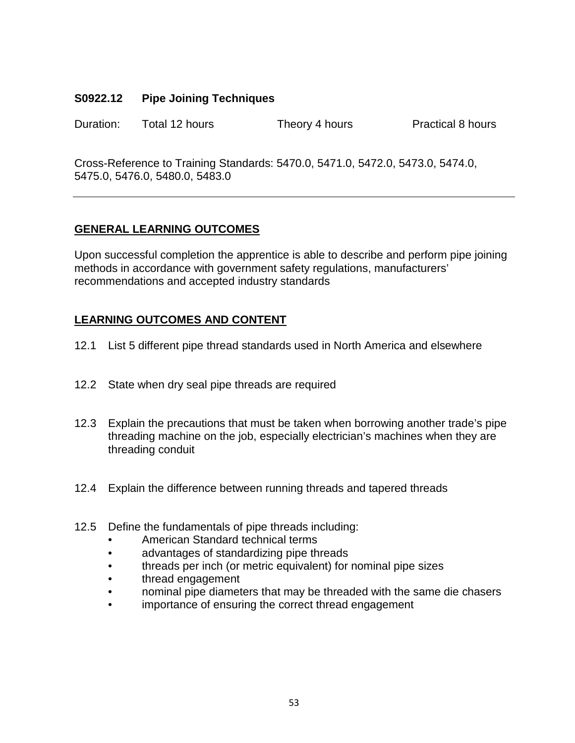## S0922.12 Pipe Joining Techniques

Duration: Total 12 hours Theory 4 hours Practical 8 hours

Cross-Reference to Training Standards: 5470.0, 5471.0, 5472.0, 5473.0, 5474.0, 5475.0, 5476.0, 5480.0, 5483.0

---

### GENERAL LEARNING OUTCOMES

Upon successful completion the apprentice is able to describe and perform pipe joining methods in accordance with government safety regulations, manufacturers' recommendations and accepted industry standards

### LEARNING OUTCOMES AND CONTENT

12.1 List 5 different pipe thread standards used in North America and elsewhere

12.2 State when dry seal pipe threads are required

12.3 Explain the precautions that must be taken when borrowing another trade's pipe threading machine on the job, especially electrician's machines when they are threading conduit

12.4 Explain the difference between running threads and tapered threads

12.5 Define the fundamentals of pipe threads including:
- American Standard technical terms
- advantages of standardizing pipe threads
- threads per inch (or metric equivalent) for nominal pipe sizes
- thread engagement
- nominal pipe diameters that may be threaded with the same die chasers
- importance of ensuring the correct thread engagement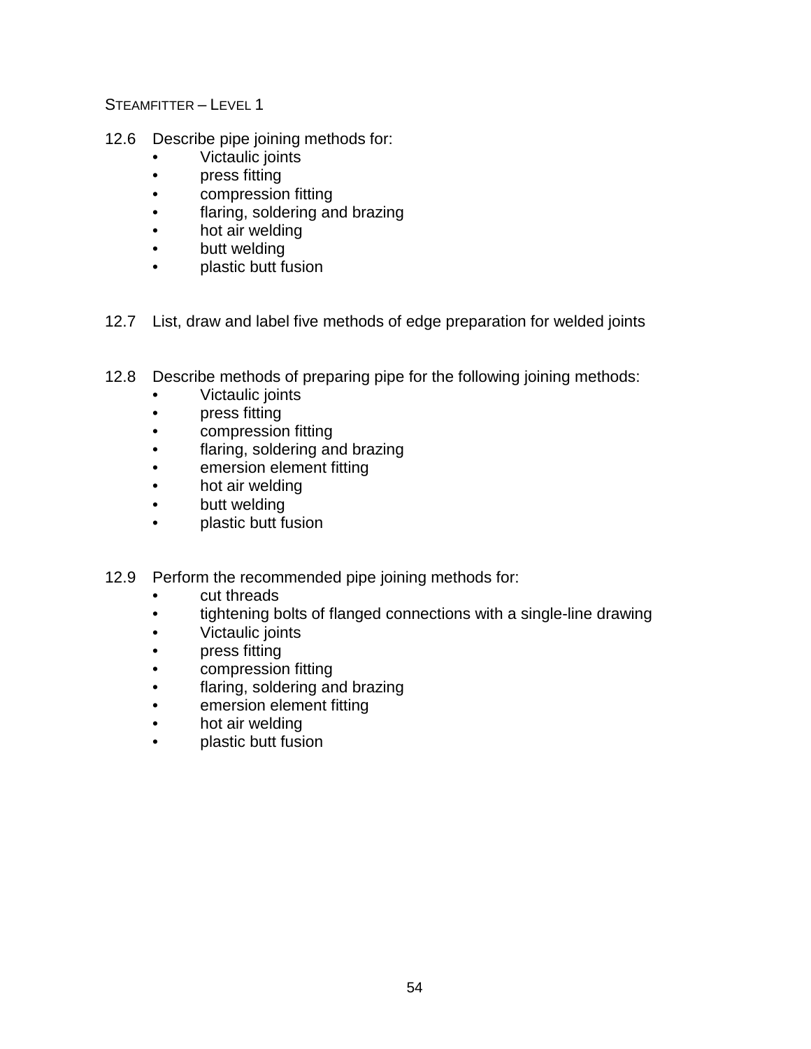12.6 Describe pipe joining methods for:

- Victaulic joints
- press fitting
- compression fitting
- flaring, soldering and brazing
- hot air welding
- butt welding
- plastic butt fusion

12.7 List, draw and label five methods of edge preparation for welded joints

12.8 Describe methods of preparing pipe for the following joining methods:

- Victaulic joints
- press fitting
- compression fitting
- flaring, soldering and brazing
- emersion element fitting
- hot air welding
- butt welding
- plastic butt fusion

12.9 Perform the recommended pipe joining methods for:

- cut threads
- tightening bolts of flanged connections with a single-line drawing
- Victaulic joints
- press fitting
- compression fitting
- flaring, soldering and brazing
- emersion element fitting
- hot air welding
- plastic butt fusion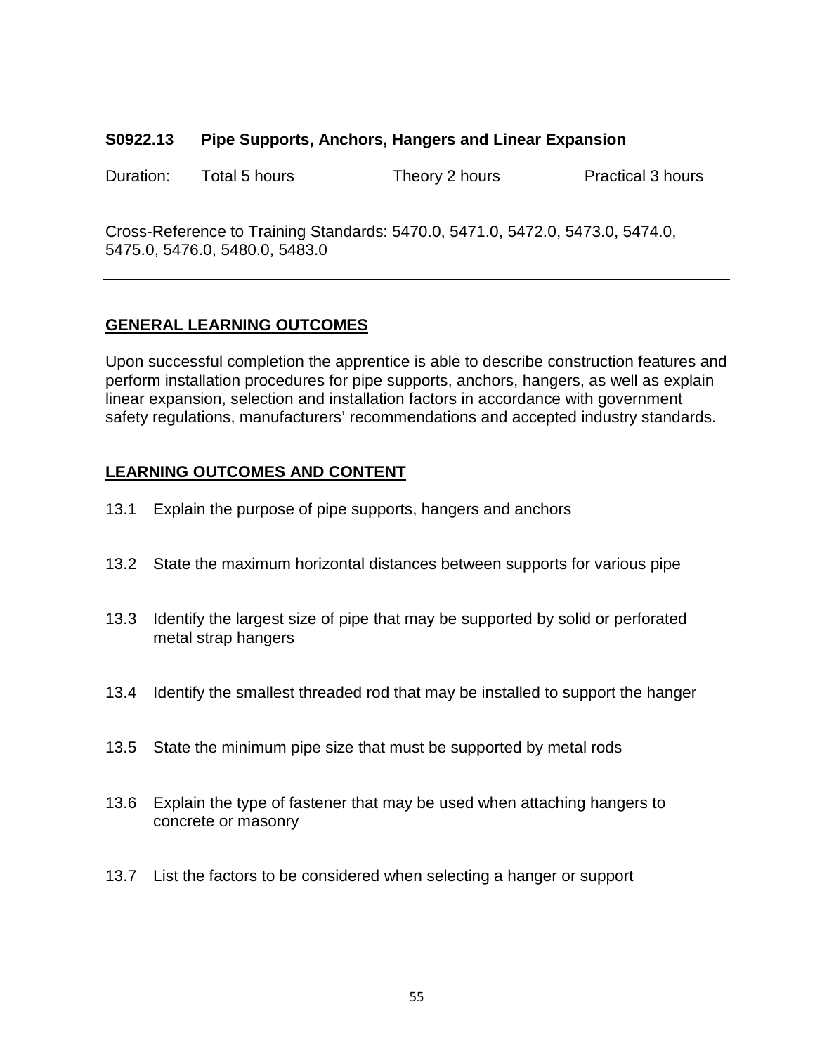## S0922.13 Pipe Supports, Anchors, Hangers and Linear Expansion

Duration: Total 5 hours Theory 2 hours Practical 3 hours

Cross-Reference to Training Standards: 5470.0, 5471.0, 5472.0, 5473.0, 5474.0, 5475.0, 5476.0, 5480.0, 5483.0

---

### GENERAL LEARNING OUTCOMES

Upon successful completion the apprentice is able to describe construction features and perform installation procedures for pipe supports, anchors, hangers, as well as explain linear expansion, selection and installation factors in accordance with government safety regulations, manufacturers' recommendations and accepted industry standards.

### LEARNING OUTCOMES AND CONTENT

13.1 Explain the purpose of pipe supports, hangers and anchors

13.2 State the maximum horizontal distances between supports for various pipe

13.3 Identify the largest size of pipe that may be supported by solid or perforated metal strap hangers

13.4 Identify the smallest threaded rod that may be installed to support the hanger

13.5 State the minimum pipe size that must be supported by metal rods

13.6 Explain the type of fastener that may be used when attaching hangers to concrete or masonry

13.7 List the factors to be considered when selecting a hanger or support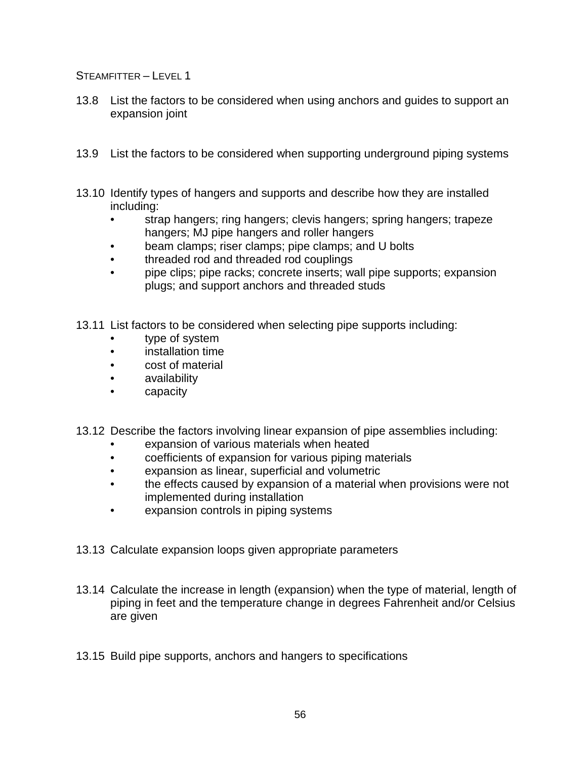13.8 List the factors to be considered when using anchors and guides to support an expansion joint

13.9 List the factors to be considered when supporting underground piping systems

13.10 Identify types of hangers and supports and describe how they are installed including:

- strap hangers; ring hangers; clevis hangers; spring hangers; trapeze hangers; MJ pipe hangers and roller hangers
- beam clamps; riser clamps; pipe clamps; and U bolts
- threaded rod and threaded rod couplings
- pipe clips; pipe racks; concrete inserts; wall pipe supports; expansion plugs; and support anchors and threaded studs

13.11 List factors to be considered when selecting pipe supports including:

- type of system
- installation time
- cost of material
- availability
- capacity

13.12 Describe the factors involving linear expansion of pipe assemblies including:

- expansion of various materials when heated
- coefficients of expansion for various piping materials
- expansion as linear, superficial and volumetric
- the effects caused by expansion of a material when provisions were not implemented during installation
- expansion controls in piping systems

13.13 Calculate expansion loops given appropriate parameters

13.14 Calculate the increase in length (expansion) when the type of material, length of piping in feet and the temperature change in degrees Fahrenheit and/or Celsius are given

13.15 Build pipe supports, anchors and hangers to specifications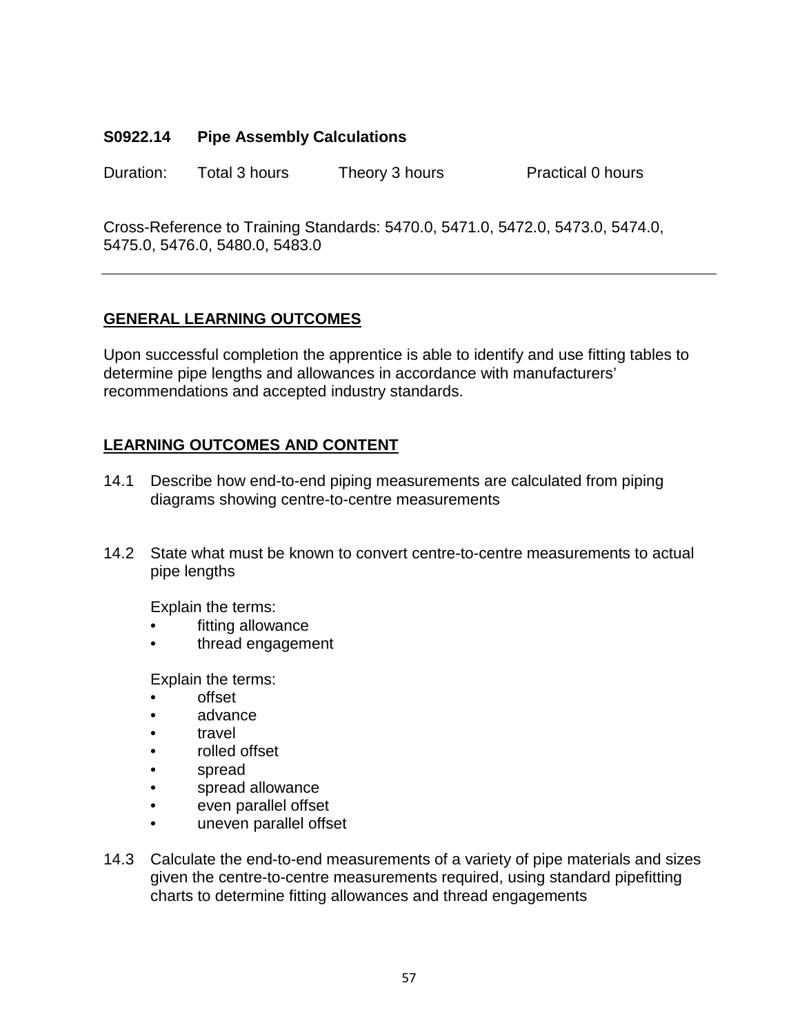## S0922.14 Pipe Assembly Calculations

Duration: Total 3 hours Theory 3 hours Practical 0 hours

Cross-Reference to Training Standards: 5470.0, 5471.0, 5472.0, 5473.0, 5474.0, 5475.0, 5476.0, 5480.0, 5483.0

---

### GENERAL LEARNING OUTCOMES

Upon successful completion the apprentice is able to identify and use fitting tables to determine pipe lengths and allowances in accordance with manufacturers' recommendations and accepted industry standards.

### LEARNING OUTCOMES AND CONTENT

14.1 Describe how end-to-end piping measurements are calculated from piping diagrams showing centre-to-centre measurements

14.2 State what must be known to convert centre-to-centre measurements to actual pipe lengths

Explain the terms:

- fitting allowance
- thread engagement

Explain the terms:

- offset
- advance
- travel
- rolled offset
- spread
- spread allowance
- even parallel offset
- uneven parallel offset

14.3 Calculate the end-to-end measurements of a variety of pipe materials and sizes given the centre-to-centre measurements required, using standard pipefitting charts to determine fitting allowances and thread engagements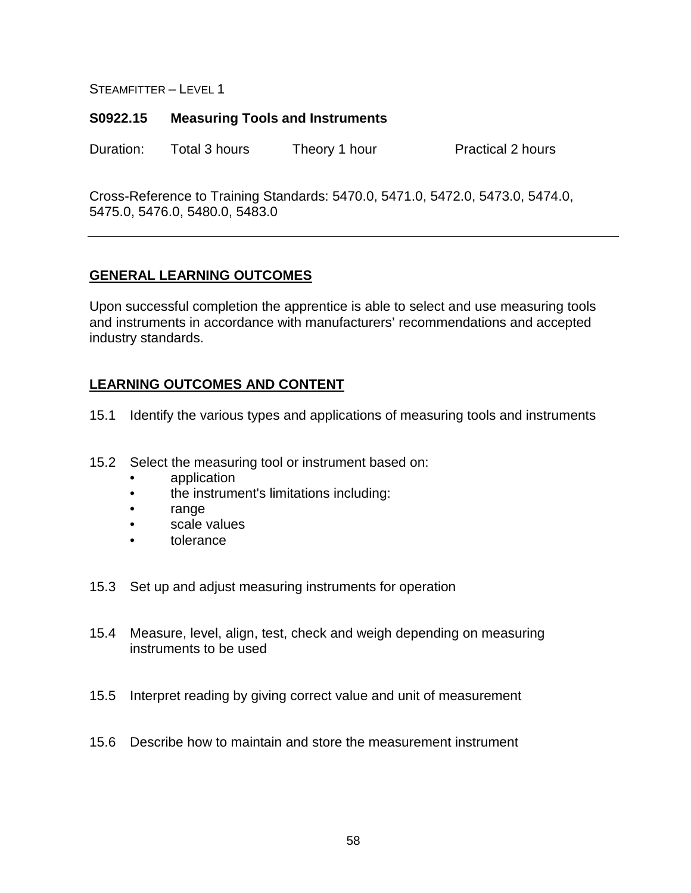STEAMFITTER – LEVEL 1

## S0922.15 Measuring Tools and Instruments

Duration: Total 3 hours Theory 1 hour Practical 2 hours

Cross-Reference to Training Standards: 5470.0, 5471.0, 5472.0, 5473.0, 5474.0, 5475.0, 5476.0, 5480.0, 5483.0

---

### GENERAL LEARNING OUTCOMES

Upon successful completion the apprentice is able to select and use measuring tools and instruments in accordance with manufacturers' recommendations and accepted industry standards.

### LEARNING OUTCOMES AND CONTENT

15.1 Identify the various types and applications of measuring tools and instruments

15.2 Select the measuring tool or instrument based on:
- application
- the instrument's limitations including:
- range
- scale values
- tolerance

15.3 Set up and adjust measuring instruments for operation

15.4 Measure, level, align, test, check and weigh depending on measuring instruments to be used

15.5 Interpret reading by giving correct value and unit of measurement

15.6 Describe how to maintain and store the measurement instrument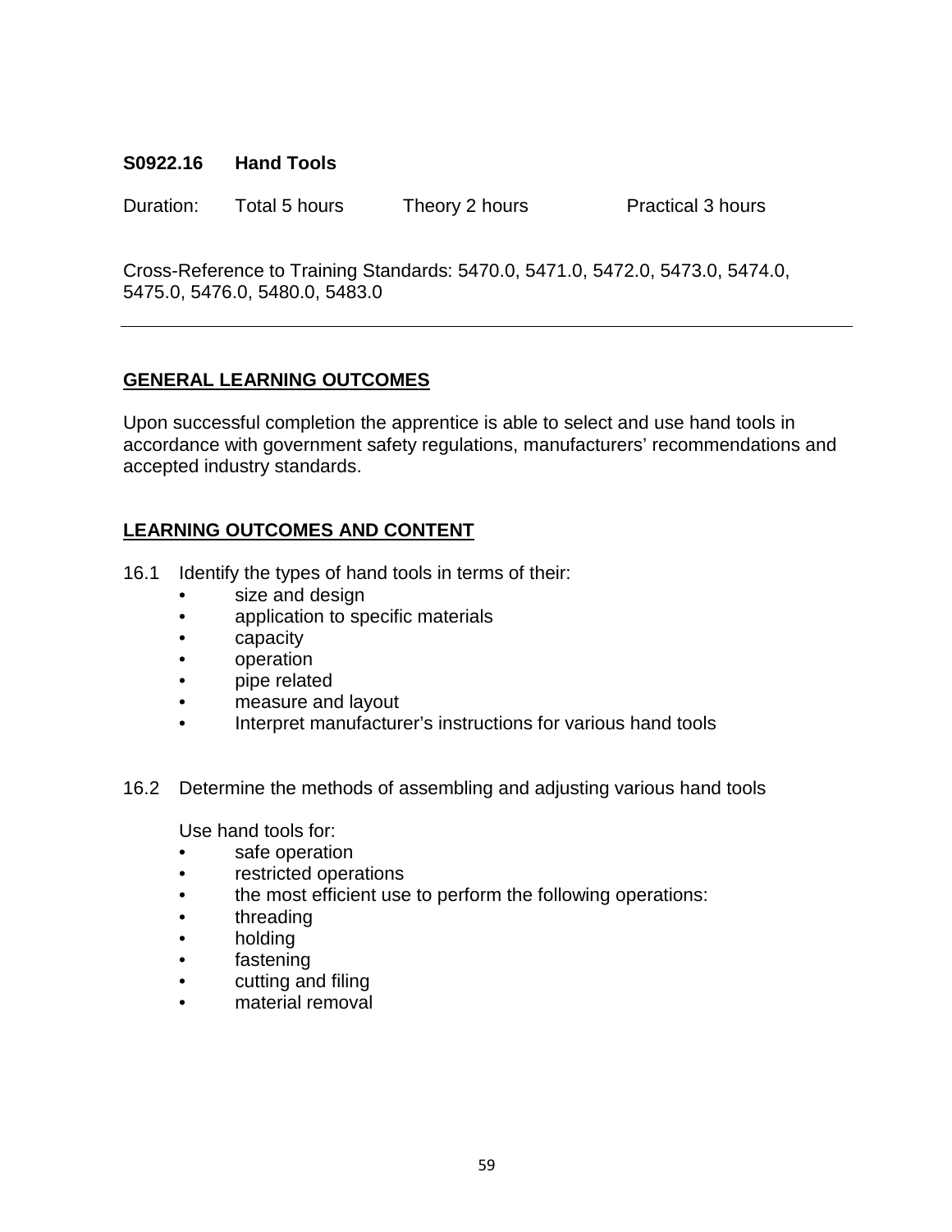**S0922.16 Hand Tools**

Duration: Total 5 hours Theory 2 hours Practical 3 hours

Cross-Reference to Training Standards: 5470.0, 5471.0, 5472.0, 5473.0, 5474.0, 5475.0, 5476.0, 5480.0, 5483.0

---

**GENERAL LEARNING OUTCOMES**

Upon successful completion the apprentice is able to select and use hand tools in accordance with government safety regulations, manufacturers' recommendations and accepted industry standards.

**LEARNING OUTCOMES AND CONTENT**

16.1 Identify the types of hand tools in terms of their:
- size and design
- application to specific materials
- capacity
- operation
- pipe related
- measure and layout
- Interpret manufacturer's instructions for various hand tools

16.2 Determine the methods of assembling and adjusting various hand tools

Use hand tools for:
- safe operation
- restricted operations
- the most efficient use to perform the following operations:
- threading
- holding
- fastening
- cutting and filing
- material removal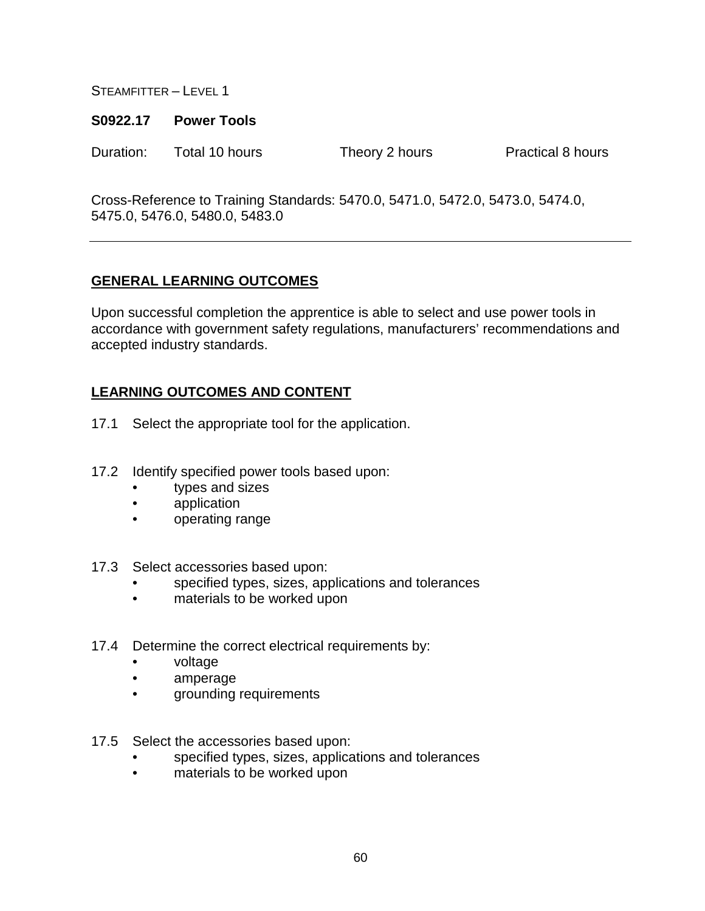STEAMFITTER – LEVEL 1

**S0922.17 Power Tools**

Duration: Total 10 hours Theory 2 hours Practical 8 hours

Cross-Reference to Training Standards: 5470.0, 5471.0, 5472.0, 5473.0, 5474.0, 5475.0, 5476.0, 5480.0, 5483.0

---

## GENERAL LEARNING OUTCOMES

Upon successful completion the apprentice is able to select and use power tools in accordance with government safety regulations, manufacturers' recommendations and accepted industry standards.

## LEARNING OUTCOMES AND CONTENT

17.1 Select the appropriate tool for the application.

17.2 Identify specified power tools based upon:
- types and sizes
- application
- operating range

17.3 Select accessories based upon:
- specified types, sizes, applications and tolerances
- materials to be worked upon

17.4 Determine the correct electrical requirements by:
- voltage
- amperage
- grounding requirements

17.5 Select the accessories based upon:
- specified types, sizes, applications and tolerances
- materials to be worked upon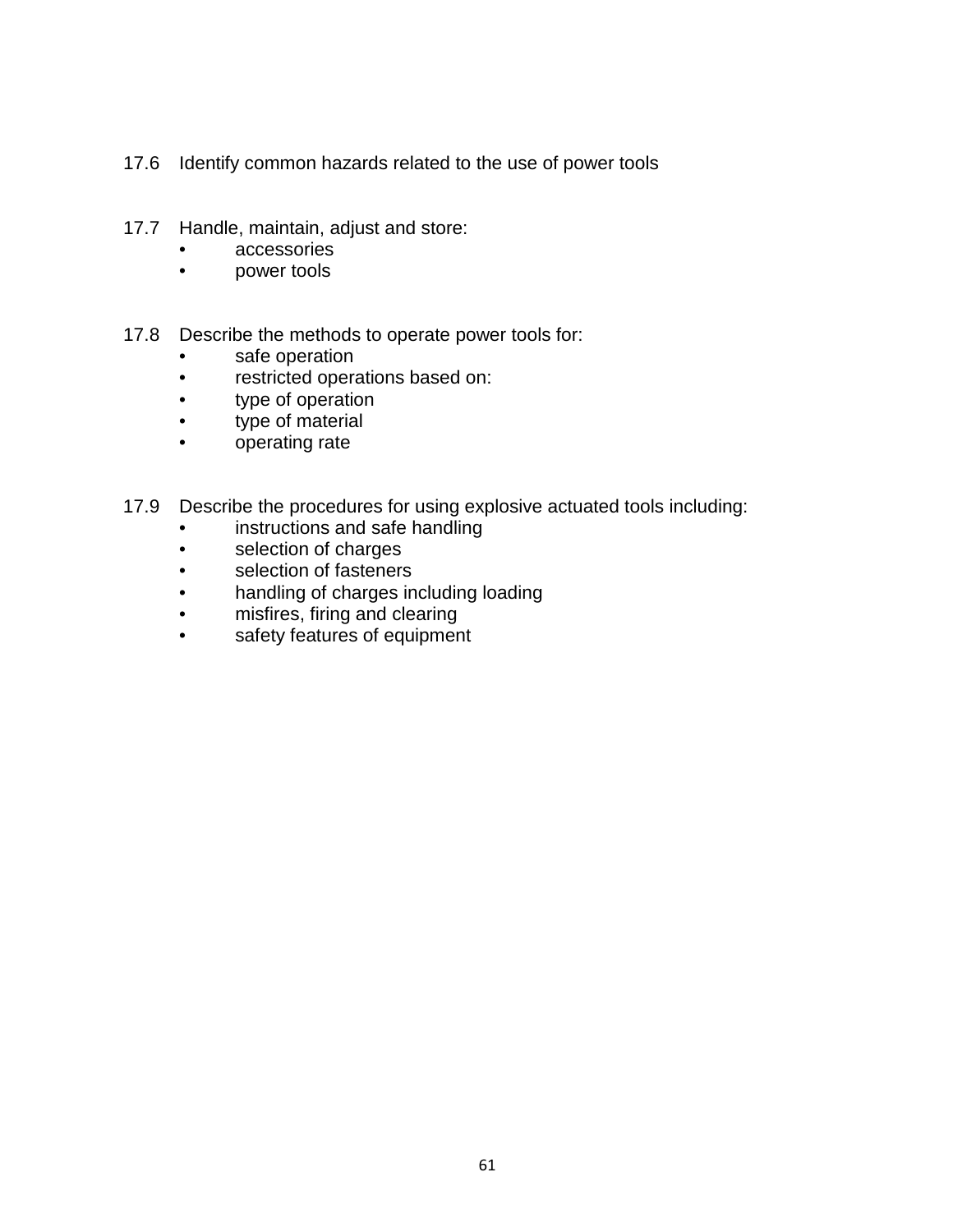17.6 Identify common hazards related to the use of power tools

17.7 Handle, maintain, adjust and store:
- accessories
- power tools

17.8 Describe the methods to operate power tools for:
- safe operation
- restricted operations based on:
- type of operation
- type of material
- operating rate

17.9 Describe the procedures for using explosive actuated tools including:
- instructions and safe handling
- selection of charges
- selection of fasteners
- handling of charges including loading
- misfires, firing and clearing
- safety features of equipment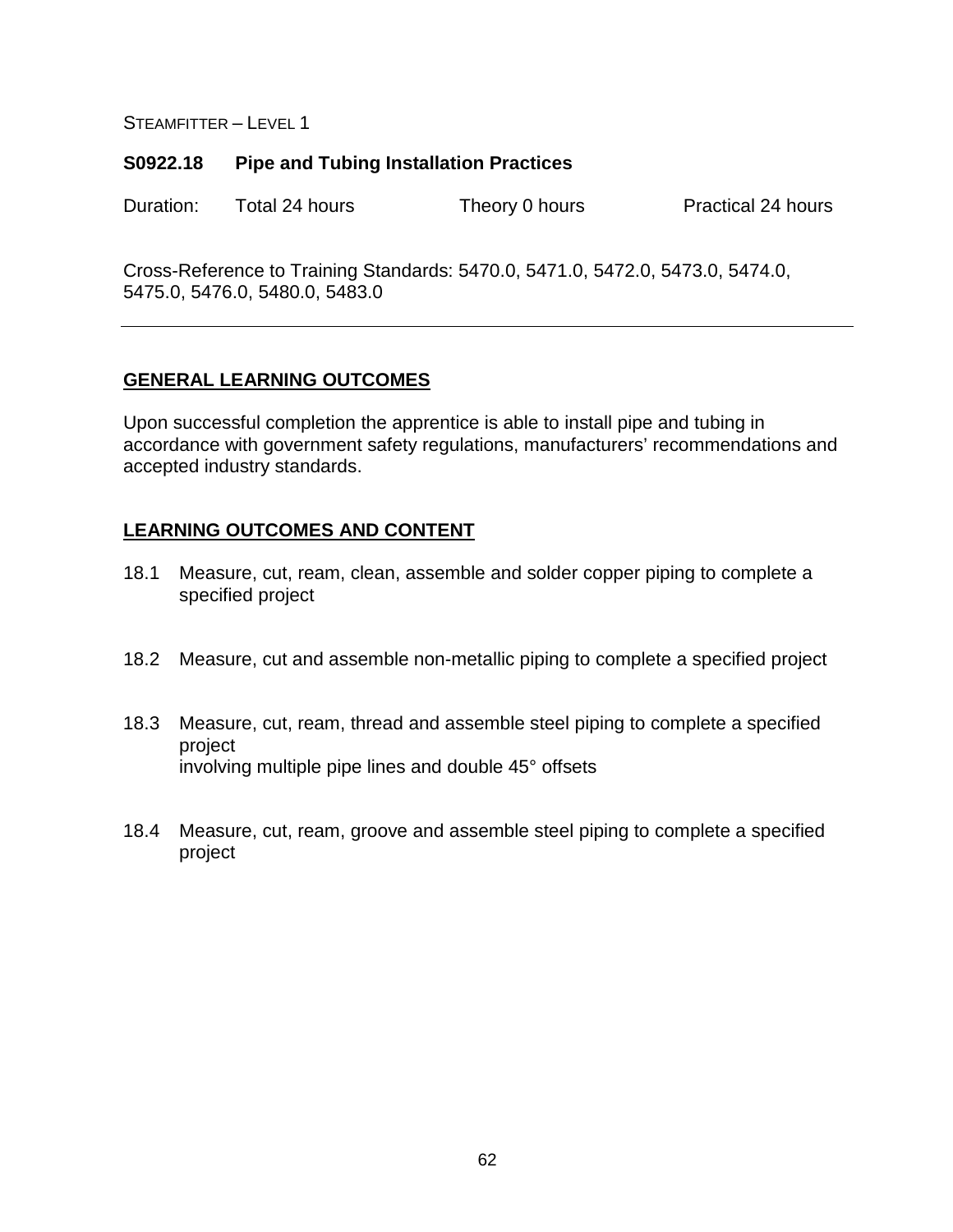STEAMFITTER – LEVEL 1

## S0922.18 Pipe and Tubing Installation Practices

Duration: Total 24 hours Theory 0 hours Practical 24 hours

Cross-Reference to Training Standards: 5470.0, 5471.0, 5472.0, 5473.0, 5474.0, 5475.0, 5476.0, 5480.0, 5483.0

---

### GENERAL LEARNING OUTCOMES

Upon successful completion the apprentice is able to install pipe and tubing in accordance with government safety regulations, manufacturers' recommendations and accepted industry standards.

### LEARNING OUTCOMES AND CONTENT

18.1 Measure, cut, ream, clean, assemble and solder copper piping to complete a specified project

18.2 Measure, cut and assemble non-metallic piping to complete a specified project

18.3 Measure, cut, ream, thread and assemble steel piping to complete a specified project
involving multiple pipe lines and double 45° offsets

18.4 Measure, cut, ream, groove and assemble steel piping to complete a specified project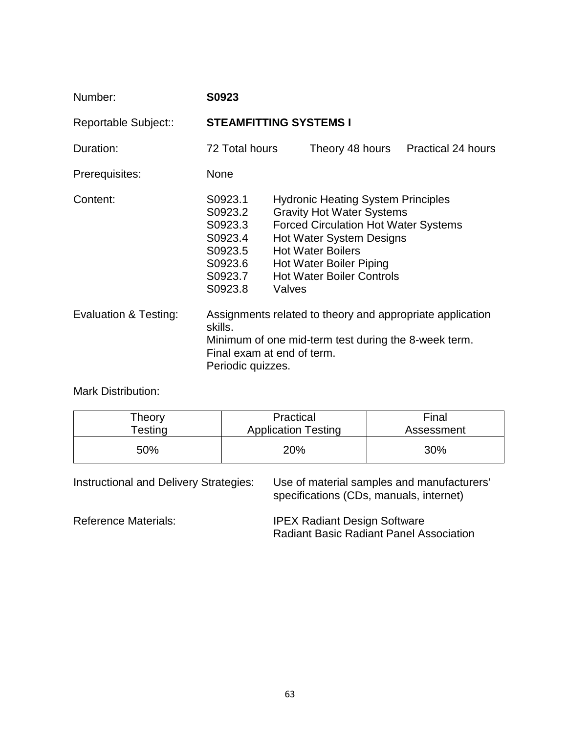Number: **S0923**

Reportable Subject:: **STEAMFITTING SYSTEMS I**

Duration: 72 Total hours Theory 48 hours Practical 24 hours

Prerequisites: None

Content:

- S0923.1 Hydronic Heating System Principles
- S0923.2 Gravity Hot Water Systems
- S0923.3 Forced Circulation Hot Water Systems
- S0923.4 Hot Water System Designs
- S0923.5 Hot Water Boilers
- S0923.6 Hot Water Boiler Piping
- S0923.7 Hot Water Boiler Controls
- S0923.8 Valves

Evaluation & Testing: Assignments related to theory and appropriate application skills.
Minimum of one mid-term test during the 8-week term.
Final exam at end of term.
Periodic quizzes.

Mark Distribution:

| Theory Testing | Practical Application Testing | Final Assessment |
|---|---|---|
| 50% | 20% | 30% |

Instructional and Delivery Strategies: Use of material samples and manufacturers' specifications (CDs, manuals, internet)

Reference Materials: IPEX Radiant Design Software
Radiant Basic Radiant Panel Association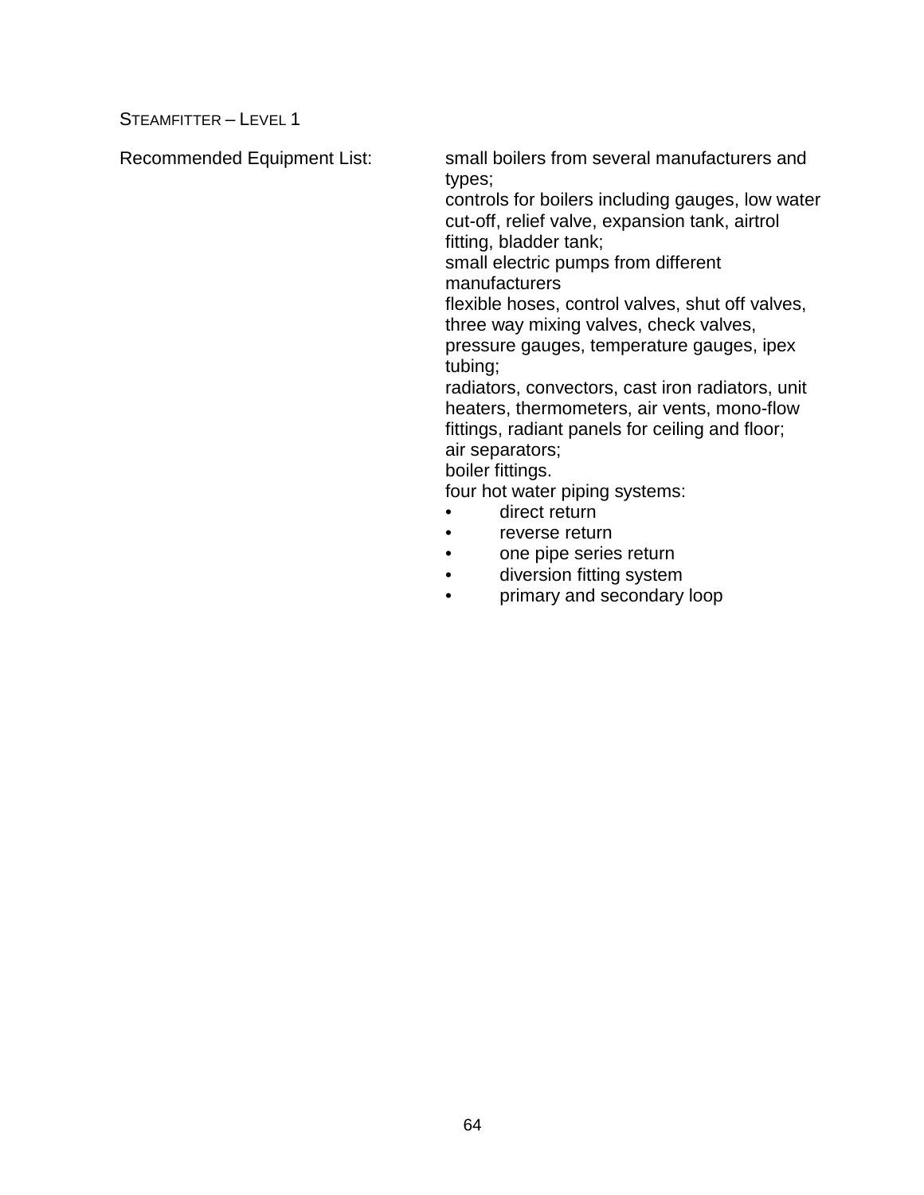STEAMFITTER – LEVEL 1

Recommended Equipment List:

small boilers from several manufacturers and types;
controls for boilers including gauges, low water cut-off, relief valve, expansion tank, airtrol fitting, bladder tank;
small electric pumps from different manufacturers
flexible hoses, control valves, shut off valves, three way mixing valves, check valves, pressure gauges, temperature gauges, ipex tubing;
radiators, convectors, cast iron radiators, unit heaters, thermometers, air vents, mono-flow fittings, radiant panels for ceiling and floor;
air separators;
boiler fittings.
four hot water piping systems:

- direct return
- reverse return
- one pipe series return
- diversion fitting system
- primary and secondary loop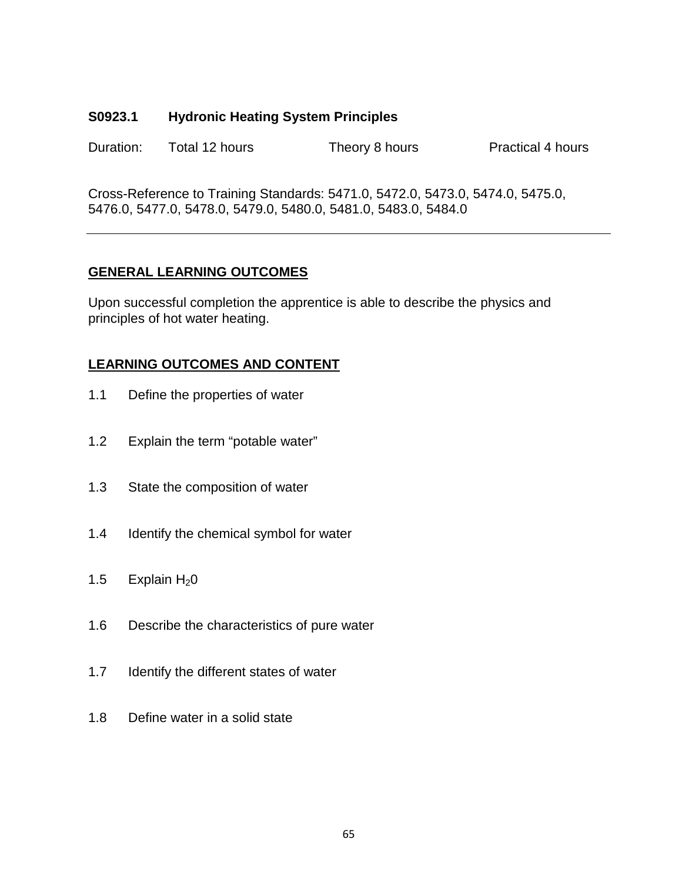## S0923.1 Hydronic Heating System Principles

Duration: Total 12 hours | Theory 8 hours | Practical 4 hours

Cross-Reference to Training Standards: 5471.0, 5472.0, 5473.0, 5474.0, 5475.0, 5476.0, 5477.0, 5478.0, 5479.0, 5480.0, 5481.0, 5483.0, 5484.0

---

### GENERAL LEARNING OUTCOMES

Upon successful completion the apprentice is able to describe the physics and principles of hot water heating.

### LEARNING OUTCOMES AND CONTENT

1.1 Define the properties of water

1.2 Explain the term “potable water”

1.3 State the composition of water

1.4 Identify the chemical symbol for water

1.5 Explain $H_20$

1.6 Describe the characteristics of pure water

1.7 Identify the different states of water

1.8 Define water in a solid state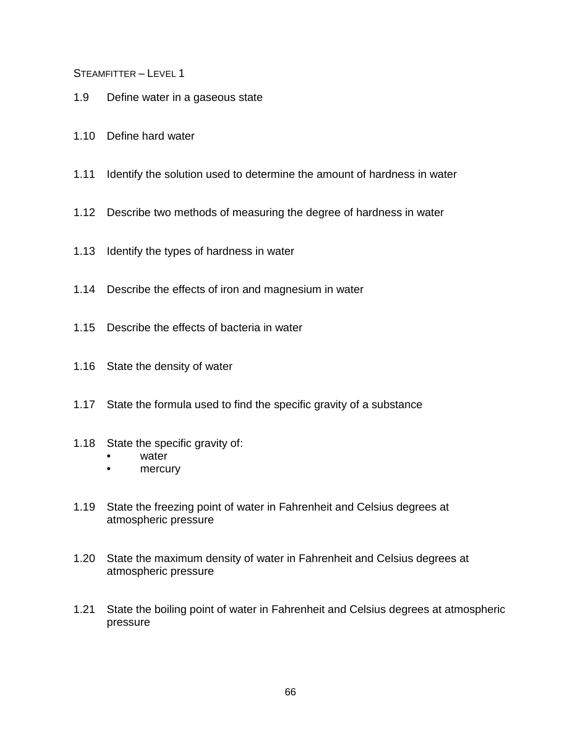1.9 Define water in a gaseous state

1.10 Define hard water

1.11 Identify the solution used to determine the amount of hardness in water

1.12 Describe two methods of measuring the degree of hardness in water

1.13 Identify the types of hardness in water

1.14 Describe the effects of iron and magnesium in water

1.15 Describe the effects of bacteria in water

1.16 State the density of water

1.17 State the formula used to find the specific gravity of a substance

1.18 State the specific gravity of:
- water
- mercury

1.19 State the freezing point of water in Fahrenheit and Celsius degrees at atmospheric pressure

1.20 State the maximum density of water in Fahrenheit and Celsius degrees at atmospheric pressure

1.21 State the boiling point of water in Fahrenheit and Celsius degrees at atmospheric pressure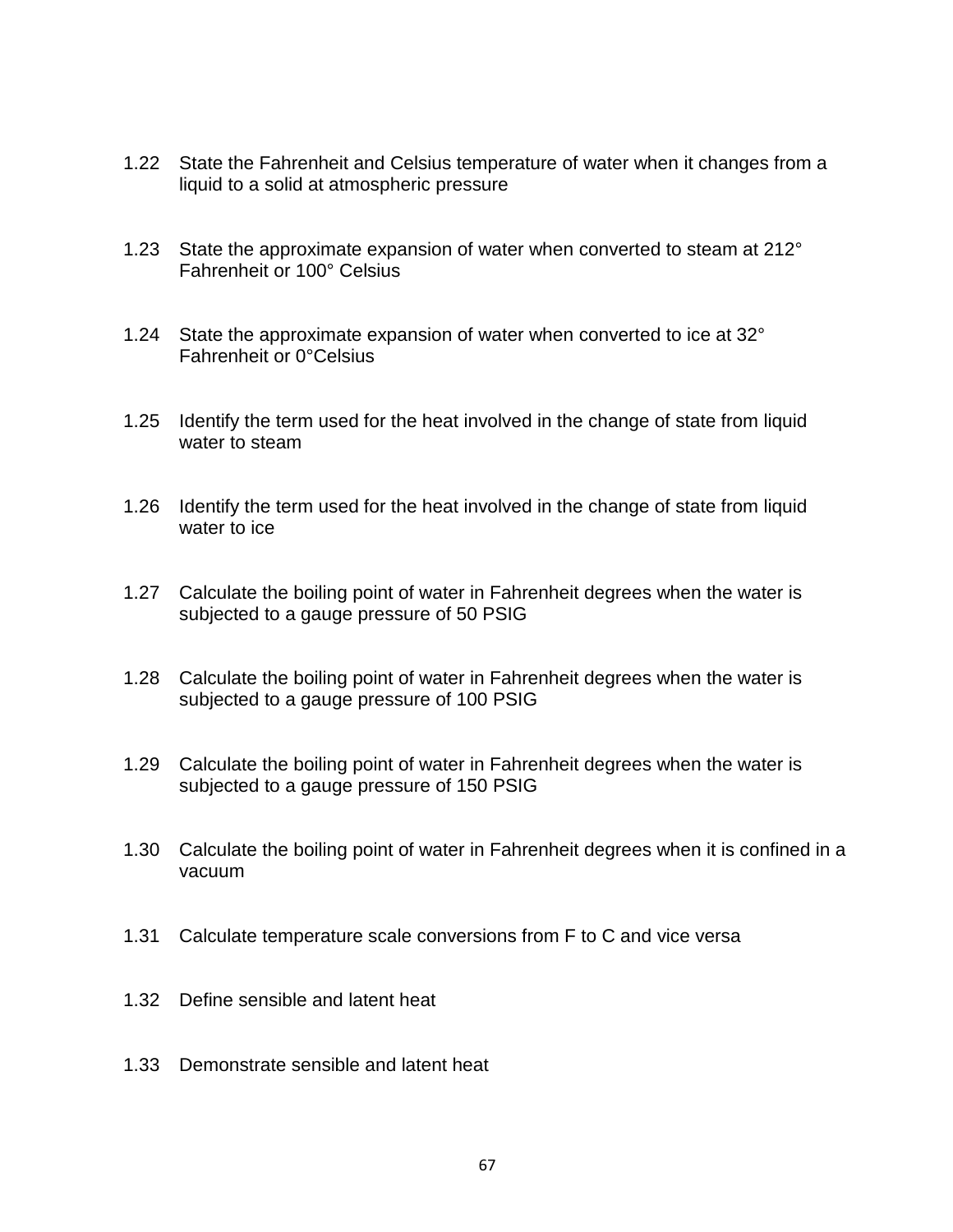1.22 State the Fahrenheit and Celsius temperature of water when it changes from a liquid to a solid at atmospheric pressure

1.23 State the approximate expansion of water when converted to steam at 212° Fahrenheit or 100° Celsius

1.24 State the approximate expansion of water when converted to ice at 32° Fahrenheit or 0°Celsius

1.25 Identify the term used for the heat involved in the change of state from liquid water to steam

1.26 Identify the term used for the heat involved in the change of state from liquid water to ice

1.27 Calculate the boiling point of water in Fahrenheit degrees when the water is subjected to a gauge pressure of 50 PSIG

1.28 Calculate the boiling point of water in Fahrenheit degrees when the water is subjected to a gauge pressure of 100 PSIG

1.29 Calculate the boiling point of water in Fahrenheit degrees when the water is subjected to a gauge pressure of 150 PSIG

1.30 Calculate the boiling point of water in Fahrenheit degrees when it is confined in a vacuum

1.31 Calculate temperature scale conversions from F to C and vice versa

1.32 Define sensible and latent heat

1.33 Demonstrate sensible and latent heat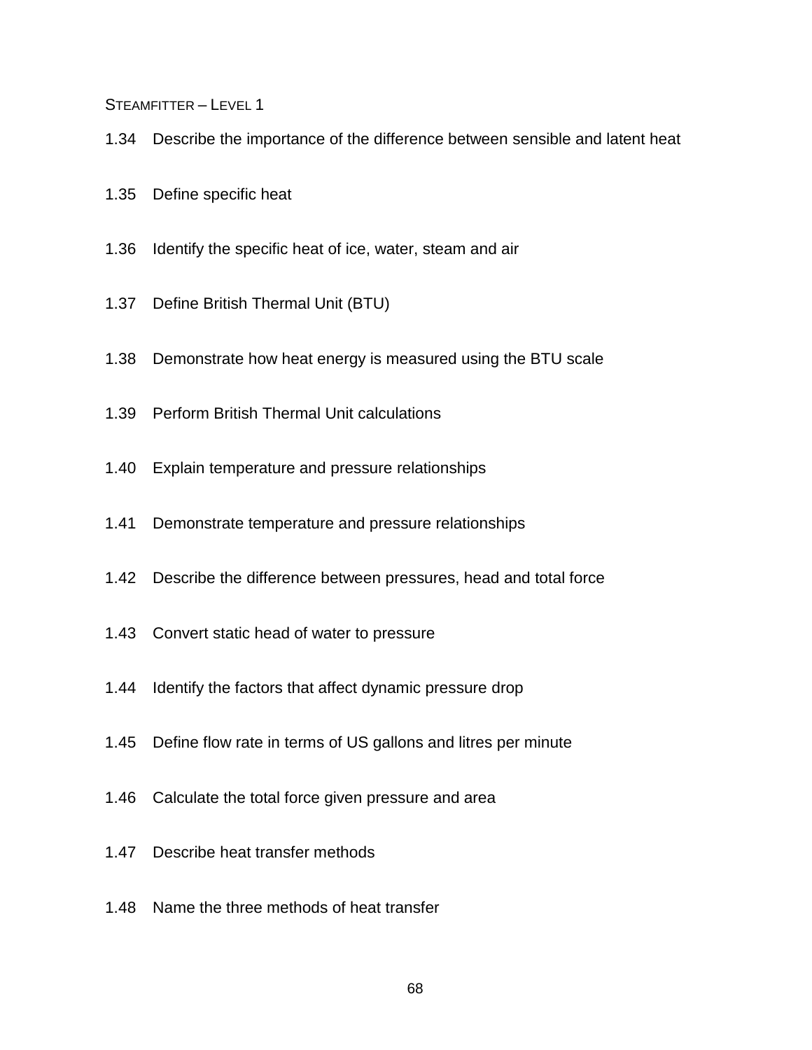1.34 Describe the importance of the difference between sensible and latent heat

1.35 Define specific heat

1.36 Identify the specific heat of ice, water, steam and air

1.37 Define British Thermal Unit (BTU)

1.38 Demonstrate how heat energy is measured using the BTU scale

1.39 Perform British Thermal Unit calculations

1.40 Explain temperature and pressure relationships

1.41 Demonstrate temperature and pressure relationships

1.42 Describe the difference between pressures, head and total force

1.43 Convert static head of water to pressure

1.44 Identify the factors that affect dynamic pressure drop

1.45 Define flow rate in terms of US gallons and litres per minute

1.46 Calculate the total force given pressure and area

1.47 Describe heat transfer methods

1.48 Name the three methods of heat transfer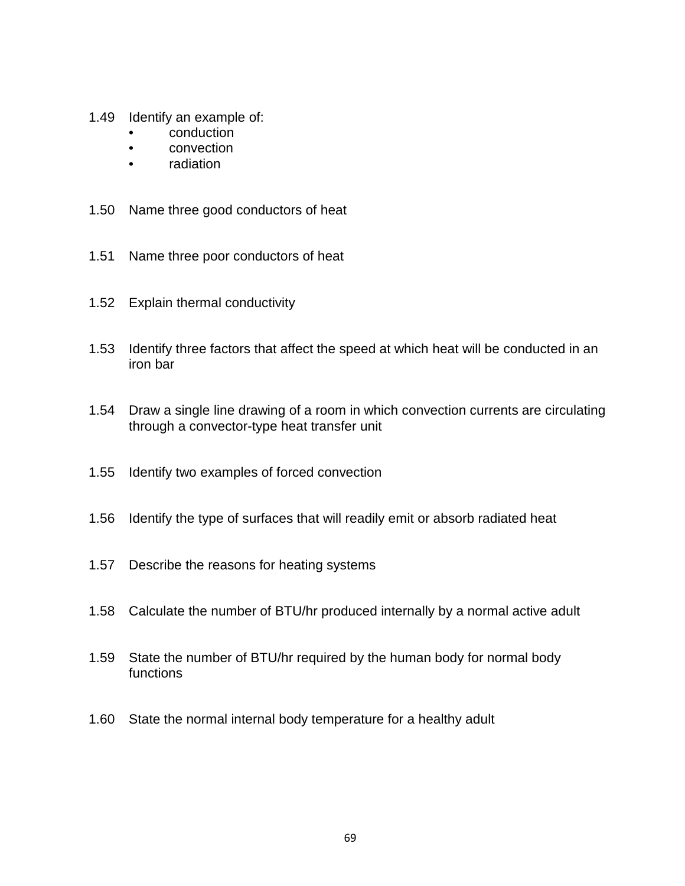1.49 Identify an example of:

- conduction
- convection
- radiation

1.50 Name three good conductors of heat

1.51 Name three poor conductors of heat

1.52 Explain thermal conductivity

1.53 Identify three factors that affect the speed at which heat will be conducted in an iron bar

1.54 Draw a single line drawing of a room in which convection currents are circulating through a convector-type heat transfer unit

1.55 Identify two examples of forced convection

1.56 Identify the type of surfaces that will readily emit or absorb radiated heat

1.57 Describe the reasons for heating systems

1.58 Calculate the number of BTU/hr produced internally by a normal active adult

1.59 State the number of BTU/hr required by the human body for normal body functions

1.60 State the normal internal body temperature for a healthy adult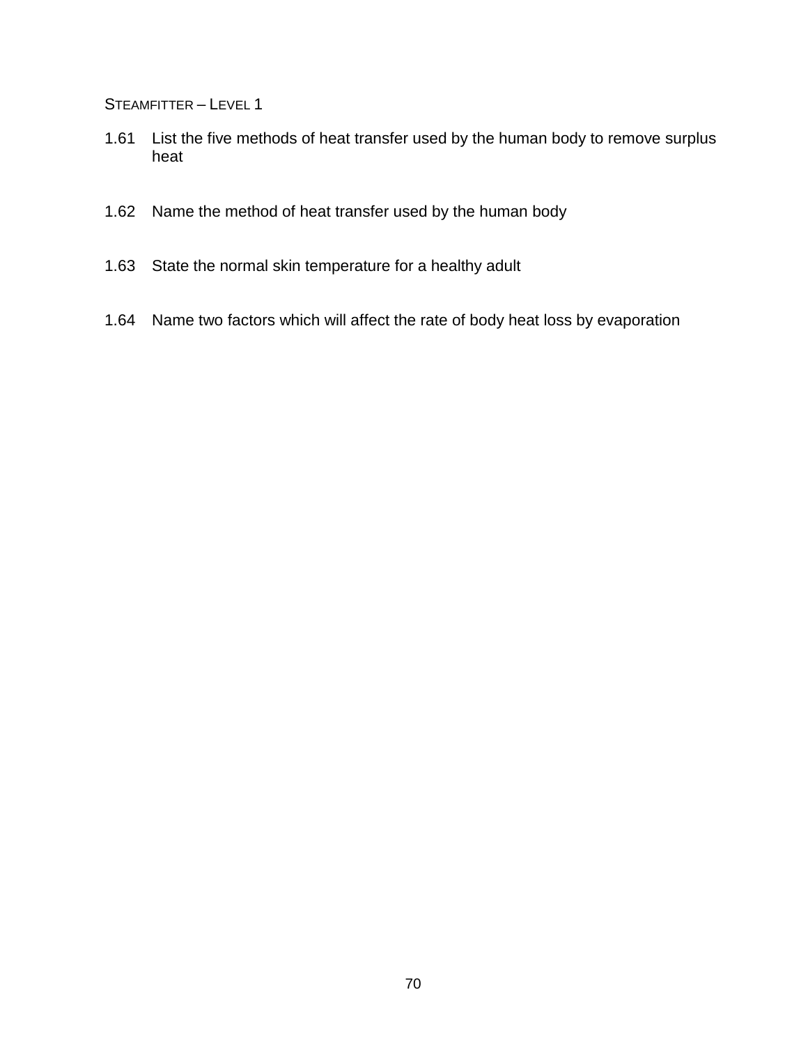1.61 List the five methods of heat transfer used by the human body to remove surplus heat

1.62 Name the method of heat transfer used by the human body

1.63 State the normal skin temperature for a healthy adult

1.64 Name two factors which will affect the rate of body heat loss by evaporation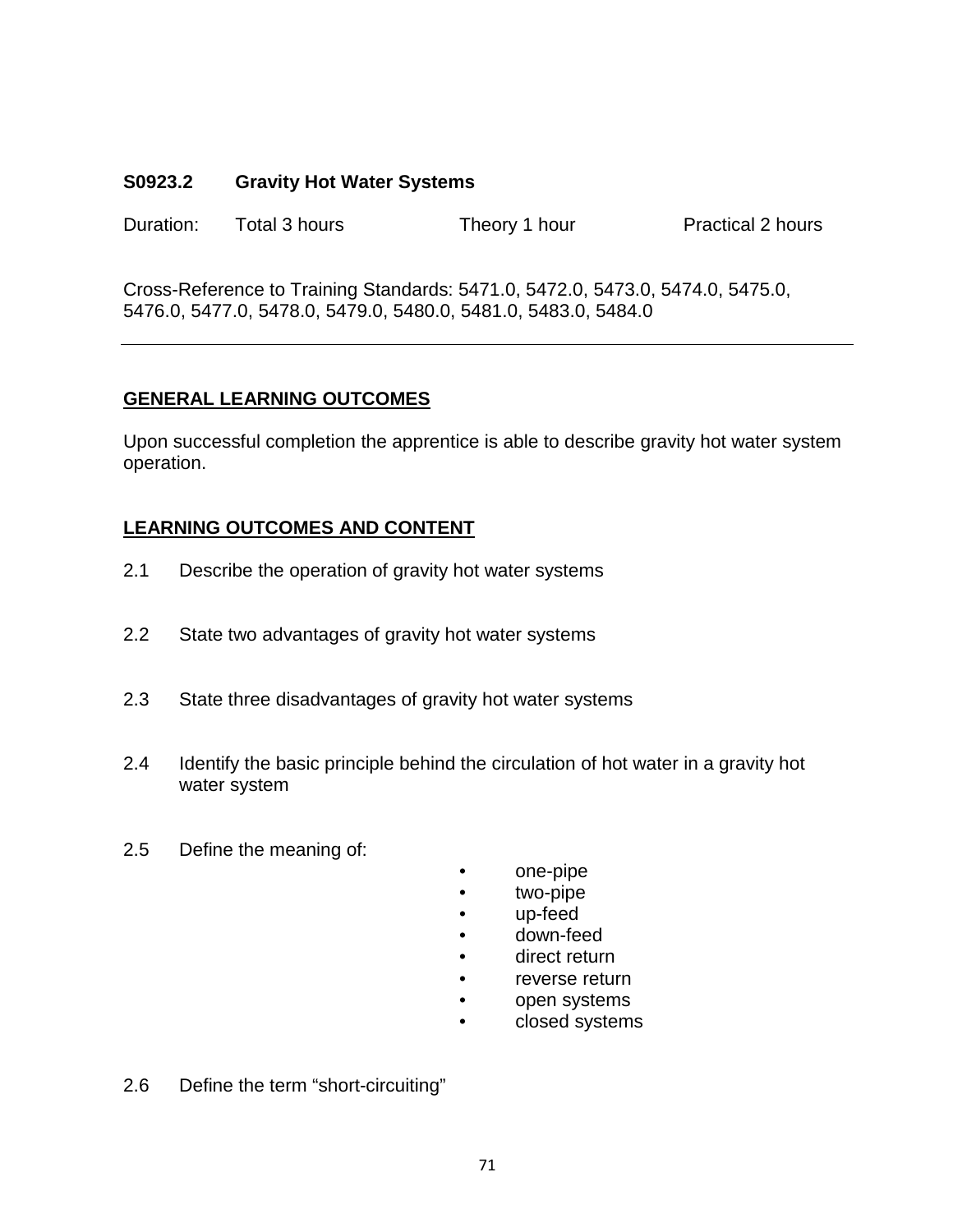## S0923.2 Gravity Hot Water Systems

Duration: Total 3 hours Theory 1 hour Practical 2 hours

Cross-Reference to Training Standards: 5471.0, 5472.0, 5473.0, 5474.0, 5475.0, 5476.0, 5477.0, 5478.0, 5479.0, 5480.0, 5481.0, 5483.0, 5484.0

---

### GENERAL LEARNING OUTCOMES

Upon successful completion the apprentice is able to describe gravity hot water system operation.

### LEARNING OUTCOMES AND CONTENT

2.1 Describe the operation of gravity hot water systems

2.2 State two advantages of gravity hot water systems

2.3 State three disadvantages of gravity hot water systems

2.4 Identify the basic principle behind the circulation of hot water in a gravity hot water system

2.5 Define the meaning of:

- one-pipe
- two-pipe
- up-feed
- down-feed
- direct return
- reverse return
- open systems
- closed systems

2.6 Define the term "short-circuiting"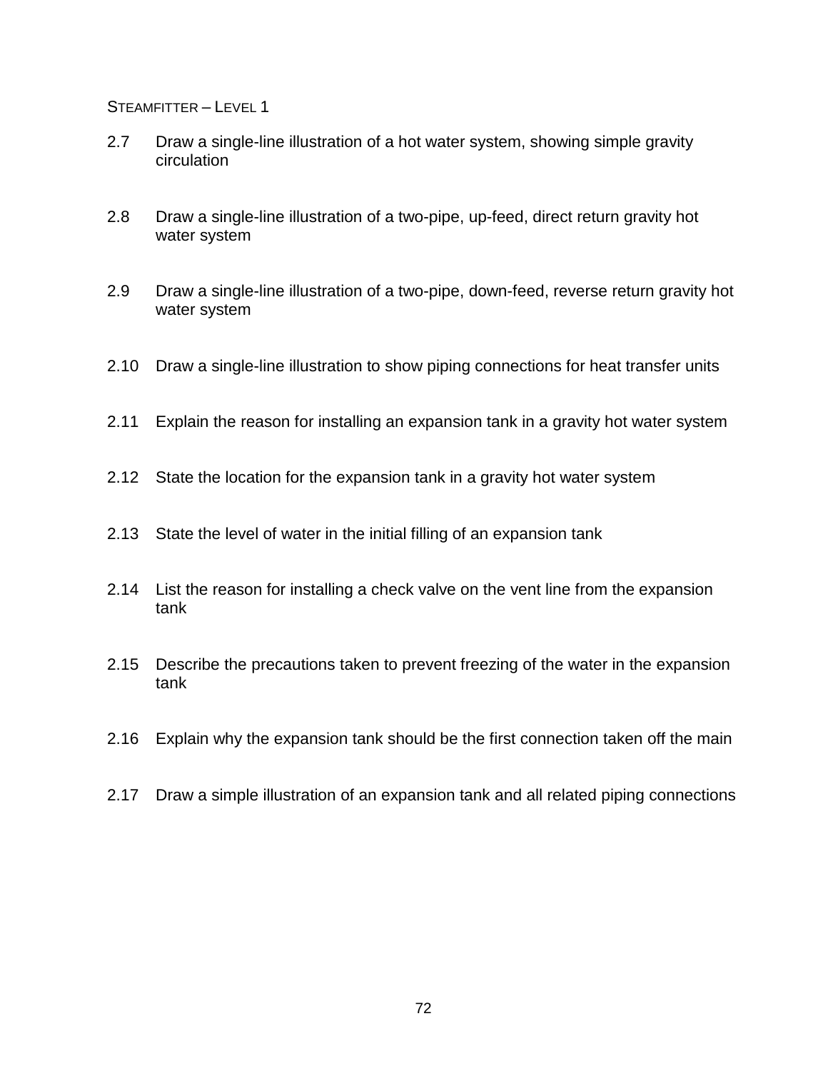2.7 Draw a single-line illustration of a hot water system, showing simple gravity circulation

2.8 Draw a single-line illustration of a two-pipe, up-feed, direct return gravity hot water system

2.9 Draw a single-line illustration of a two-pipe, down-feed, reverse return gravity hot water system

2.10 Draw a single-line illustration to show piping connections for heat transfer units

2.11 Explain the reason for installing an expansion tank in a gravity hot water system

2.12 State the location for the expansion tank in a gravity hot water system

2.13 State the level of water in the initial filling of an expansion tank

2.14 List the reason for installing a check valve on the vent line from the expansion tank

2.15 Describe the precautions taken to prevent freezing of the water in the expansion tank

2.16 Explain why the expansion tank should be the first connection taken off the main

2.17 Draw a simple illustration of an expansion tank and all related piping connections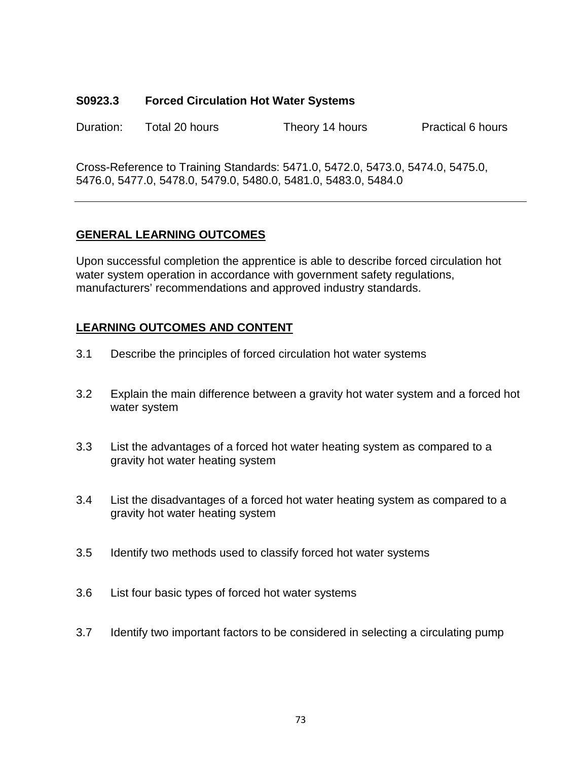## S0923.3 Forced Circulation Hot Water Systems

Duration: Total 20 hours Theory 14 hours Practical 6 hours

Cross-Reference to Training Standards: 5471.0, 5472.0, 5473.0, 5474.0, 5475.0, 5476.0, 5477.0, 5478.0, 5479.0, 5480.0, 5481.0, 5483.0, 5484.0

---

### GENERAL LEARNING OUTCOMES

Upon successful completion the apprentice is able to describe forced circulation hot water system operation in accordance with government safety regulations, manufacturers' recommendations and approved industry standards.

### LEARNING OUTCOMES AND CONTENT

3.1 Describe the principles of forced circulation hot water systems

3.2 Explain the main difference between a gravity hot water system and a forced hot water system

3.3 List the advantages of a forced hot water heating system as compared to a gravity hot water heating system

3.4 List the disadvantages of a forced hot water heating system as compared to a gravity hot water heating system

3.5 Identify two methods used to classify forced hot water systems

3.6 List four basic types of forced hot water systems

3.7 Identify two important factors to be considered in selecting a circulating pump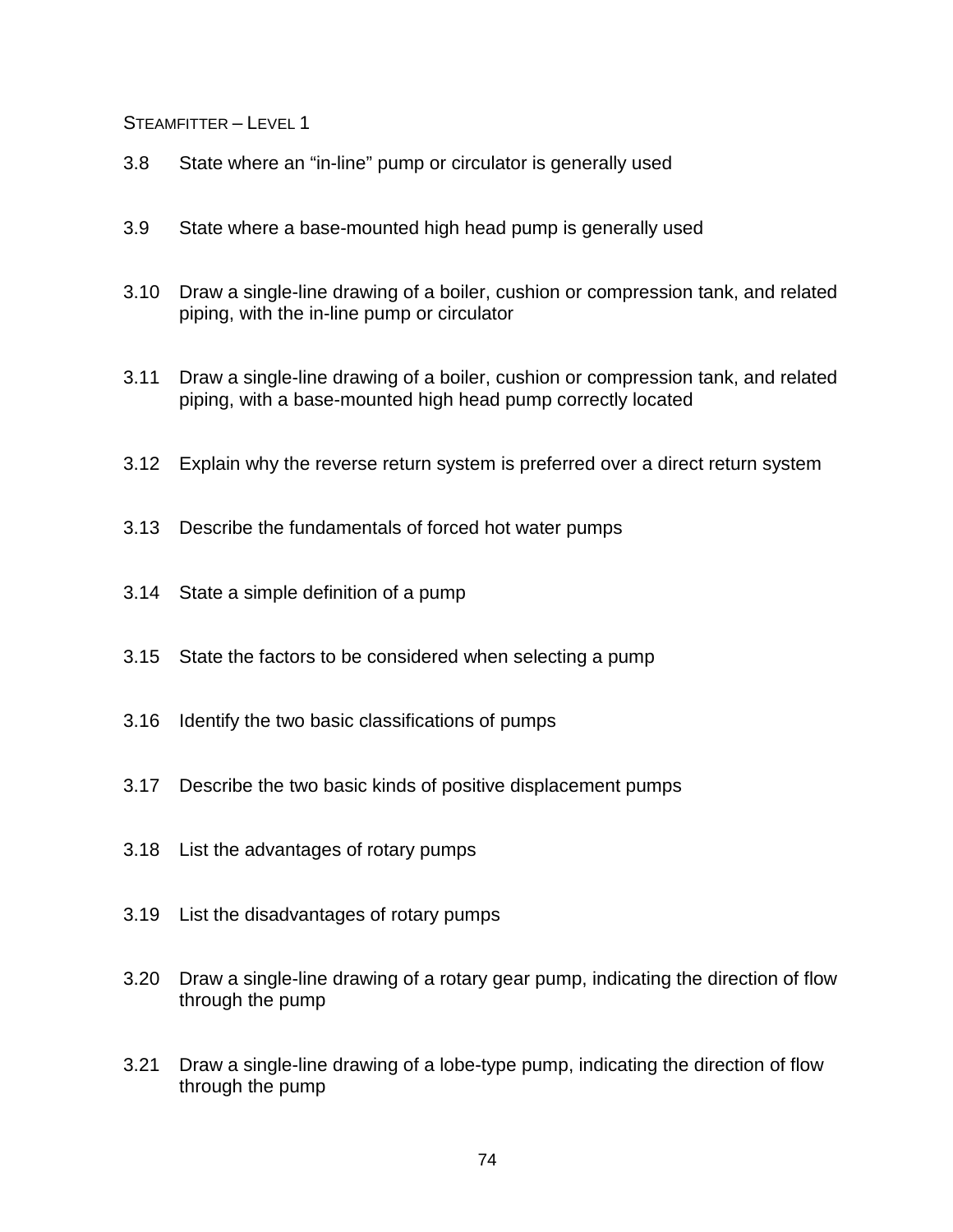3.8 State where an “in-line” pump or circulator is generally used

3.9 State where a base-mounted high head pump is generally used

3.10 Draw a single-line drawing of a boiler, cushion or compression tank, and related piping, with the in-line pump or circulator

3.11 Draw a single-line drawing of a boiler, cushion or compression tank, and related piping, with a base-mounted high head pump correctly located

3.12 Explain why the reverse return system is preferred over a direct return system

3.13 Describe the fundamentals of forced hot water pumps

3.14 State a simple definition of a pump

3.15 State the factors to be considered when selecting a pump

3.16 Identify the two basic classifications of pumps

3.17 Describe the two basic kinds of positive displacement pumps

3.18 List the advantages of rotary pumps

3.19 List the disadvantages of rotary pumps

3.20 Draw a single-line drawing of a rotary gear pump, indicating the direction of flow through the pump

3.21 Draw a single-line drawing of a lobe-type pump, indicating the direction of flow through the pump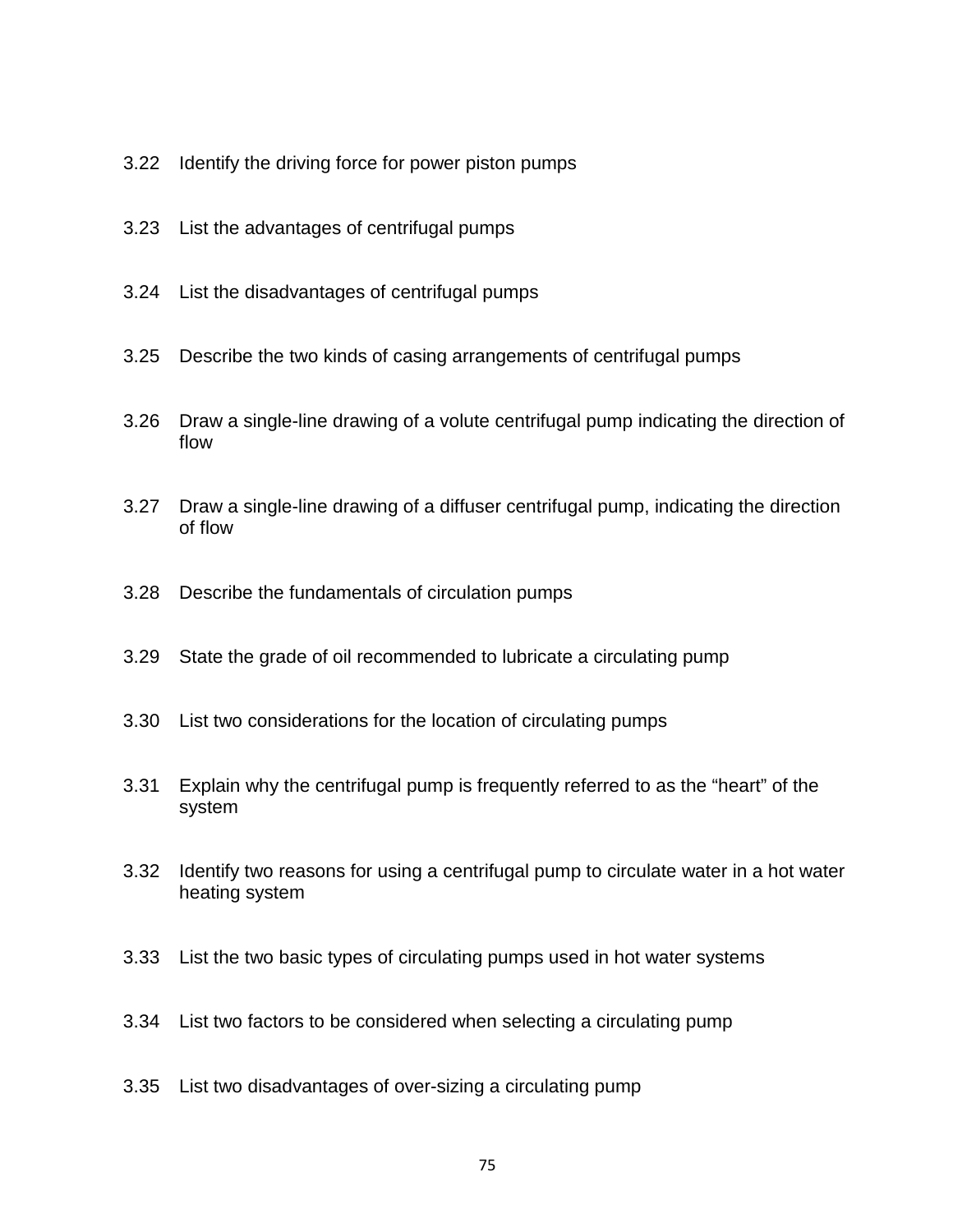3.22 Identify the driving force for power piston pumps

3.23 List the advantages of centrifugal pumps

3.24 List the disadvantages of centrifugal pumps

3.25 Describe the two kinds of casing arrangements of centrifugal pumps

3.26 Draw a single-line drawing of a volute centrifugal pump indicating the direction of flow

3.27 Draw a single-line drawing of a diffuser centrifugal pump, indicating the direction of flow

3.28 Describe the fundamentals of circulation pumps

3.29 State the grade of oil recommended to lubricate a circulating pump

3.30 List two considerations for the location of circulating pumps

3.31 Explain why the centrifugal pump is frequently referred to as the “heart” of the system

3.32 Identify two reasons for using a centrifugal pump to circulate water in a hot water heating system

3.33 List the two basic types of circulating pumps used in hot water systems

3.34 List two factors to be considered when selecting a circulating pump

3.35 List two disadvantages of over-sizing a circulating pump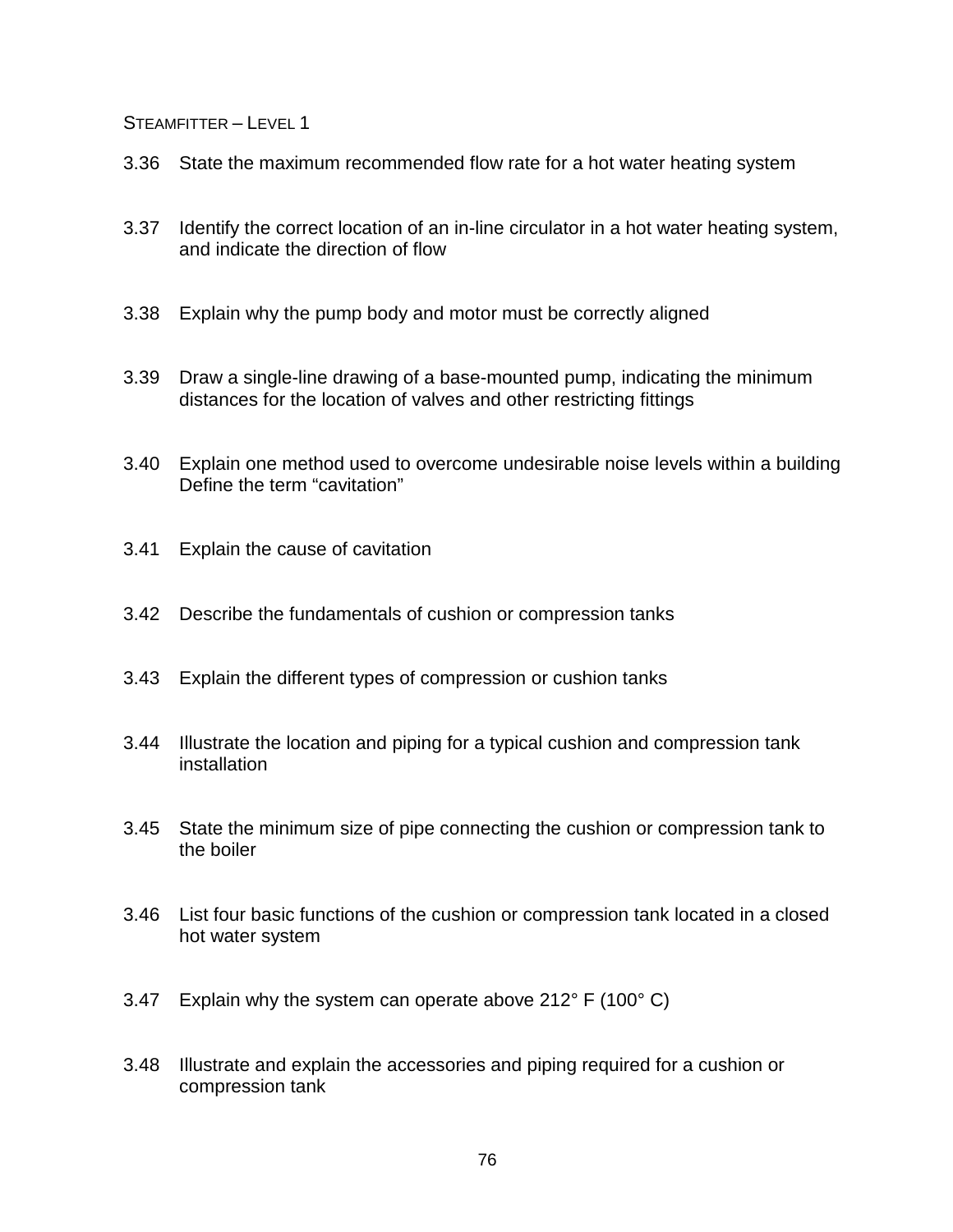STEAMFITTER – LEVEL 1

3.36 State the maximum recommended flow rate for a hot water heating system

3.37 Identify the correct location of an in-line circulator in a hot water heating system, and indicate the direction of flow

3.38 Explain why the pump body and motor must be correctly aligned

3.39 Draw a single-line drawing of a base-mounted pump, indicating the minimum distances for the location of valves and other restricting fittings

3.40 Explain one method used to overcome undesirable noise levels within a building Define the term “cavitation”

3.41 Explain the cause of cavitation

3.42 Describe the fundamentals of cushion or compression tanks

3.43 Explain the different types of compression or cushion tanks

3.44 Illustrate the location and piping for a typical cushion and compression tank installation

3.45 State the minimum size of pipe connecting the cushion or compression tank to the boiler

3.46 List four basic functions of the cushion or compression tank located in a closed hot water system

3.47 Explain why the system can operate above 212° F (100° C)

3.48 Illustrate and explain the accessories and piping required for a cushion or compression tank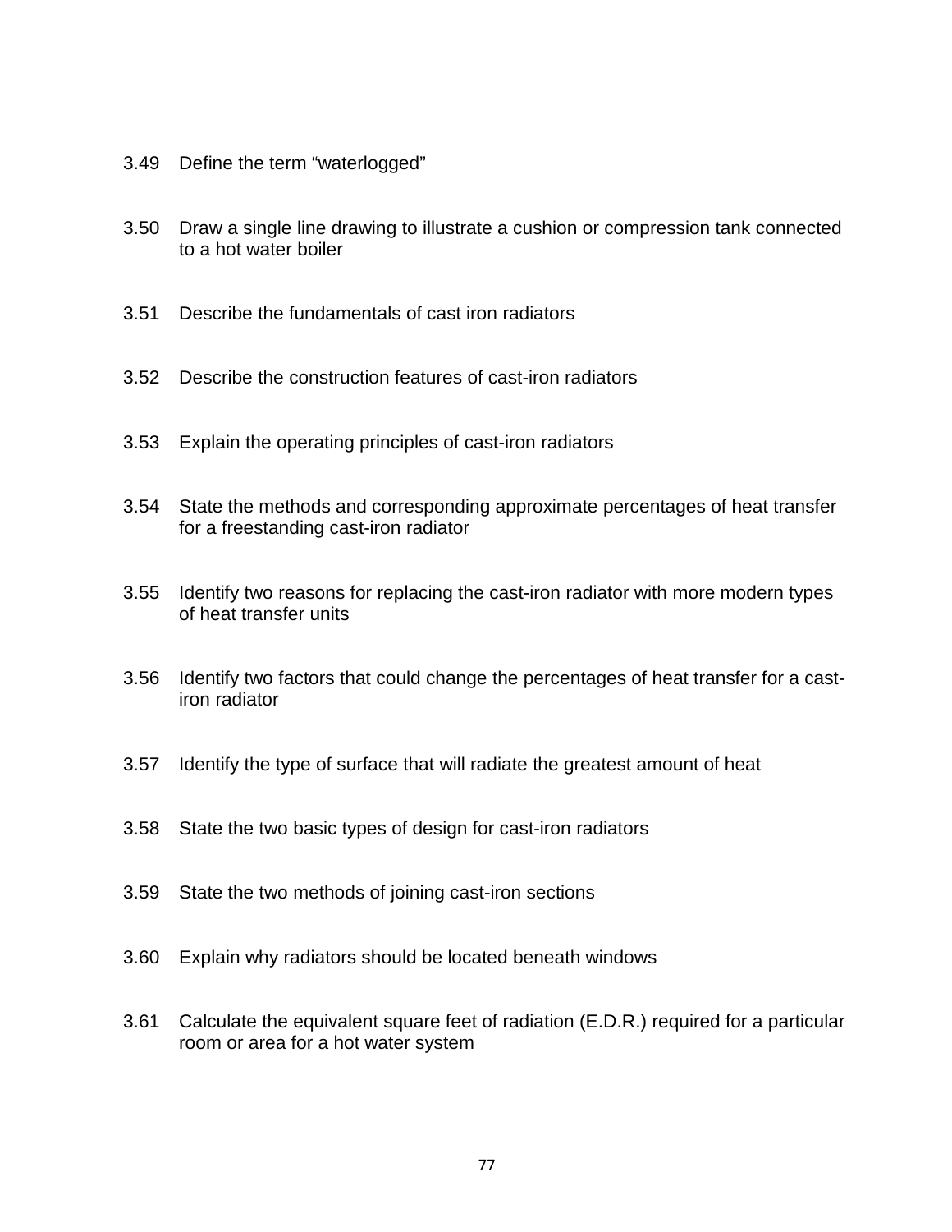3.49 Define the term “waterlogged”

3.50 Draw a single line drawing to illustrate a cushion or compression tank connected to a hot water boiler

3.51 Describe the fundamentals of cast iron radiators

3.52 Describe the construction features of cast-iron radiators

3.53 Explain the operating principles of cast-iron radiators

3.54 State the methods and corresponding approximate percentages of heat transfer for a freestanding cast-iron radiator

3.55 Identify two reasons for replacing the cast-iron radiator with more modern types of heat transfer units

3.56 Identify two factors that could change the percentages of heat transfer for a cast-iron radiator

3.57 Identify the type of surface that will radiate the greatest amount of heat

3.58 State the two basic types of design for cast-iron radiators

3.59 State the two methods of joining cast-iron sections

3.60 Explain why radiators should be located beneath windows

3.61 Calculate the equivalent square feet of radiation (E.D.R.) required for a particular room or area for a hot water system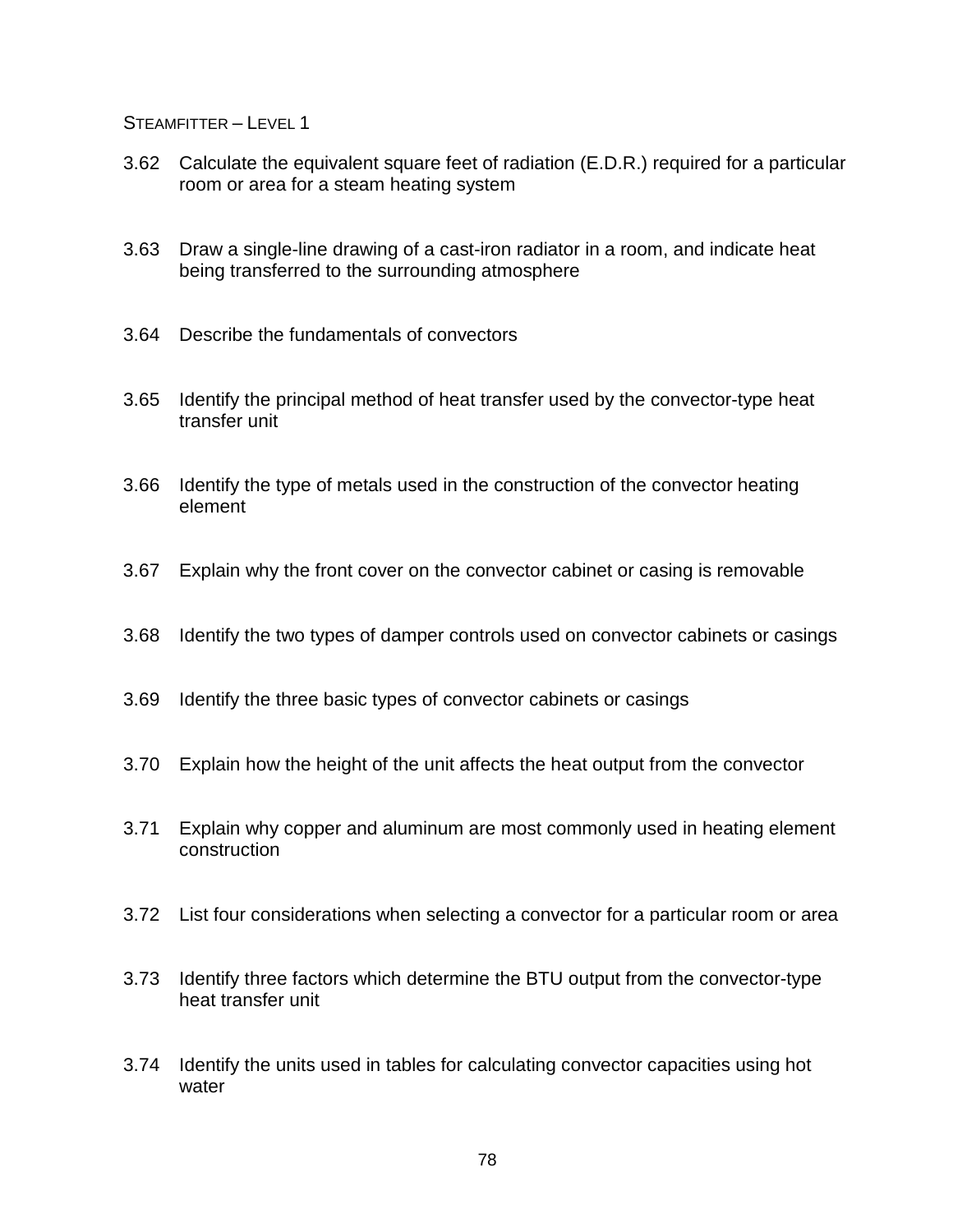3.62 Calculate the equivalent square feet of radiation (E.D.R.) required for a particular room or area for a steam heating system

3.63 Draw a single-line drawing of a cast-iron radiator in a room, and indicate heat being transferred to the surrounding atmosphere

3.64 Describe the fundamentals of convectors

3.65 Identify the principal method of heat transfer used by the convector-type heat transfer unit

3.66 Identify the type of metals used in the construction of the convector heating element

3.67 Explain why the front cover on the convector cabinet or casing is removable

3.68 Identify the two types of damper controls used on convector cabinets or casings

3.69 Identify the three basic types of convector cabinets or casings

3.70 Explain how the height of the unit affects the heat output from the convector

3.71 Explain why copper and aluminum are most commonly used in heating element construction

3.72 List four considerations when selecting a convector for a particular room or area

3.73 Identify three factors which determine the BTU output from the convector-type heat transfer unit

3.74 Identify the units used in tables for calculating convector capacities using hot water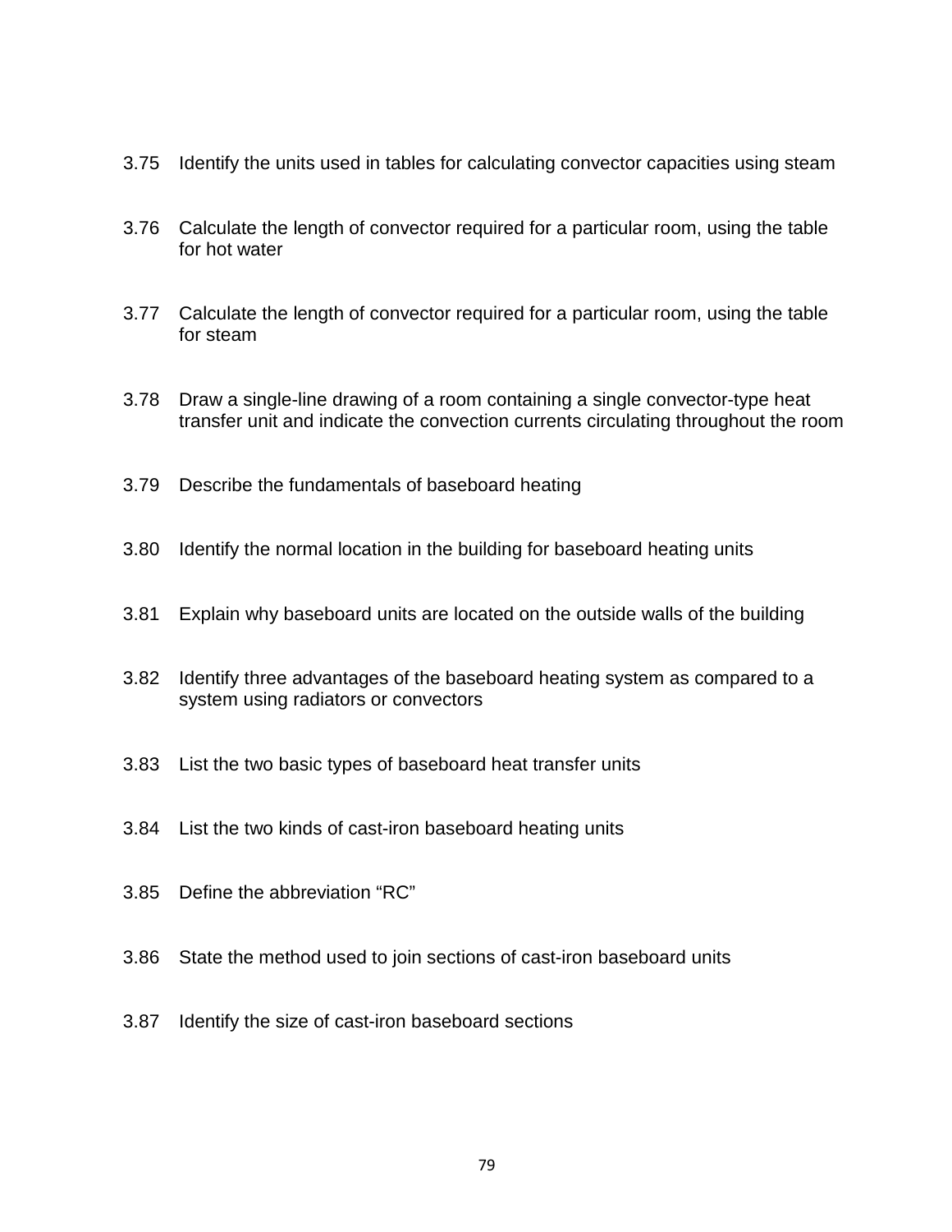3.75 Identify the units used in tables for calculating convector capacities using steam

3.76 Calculate the length of convector required for a particular room, using the table for hot water

3.77 Calculate the length of convector required for a particular room, using the table for steam

3.78 Draw a single-line drawing of a room containing a single convector-type heat transfer unit and indicate the convection currents circulating throughout the room

3.79 Describe the fundamentals of baseboard heating

3.80 Identify the normal location in the building for baseboard heating units

3.81 Explain why baseboard units are located on the outside walls of the building

3.82 Identify three advantages of the baseboard heating system as compared to a system using radiators or convectors

3.83 List the two basic types of baseboard heat transfer units

3.84 List the two kinds of cast-iron baseboard heating units

3.85 Define the abbreviation “RC”

3.86 State the method used to join sections of cast-iron baseboard units

3.87 Identify the size of cast-iron baseboard sections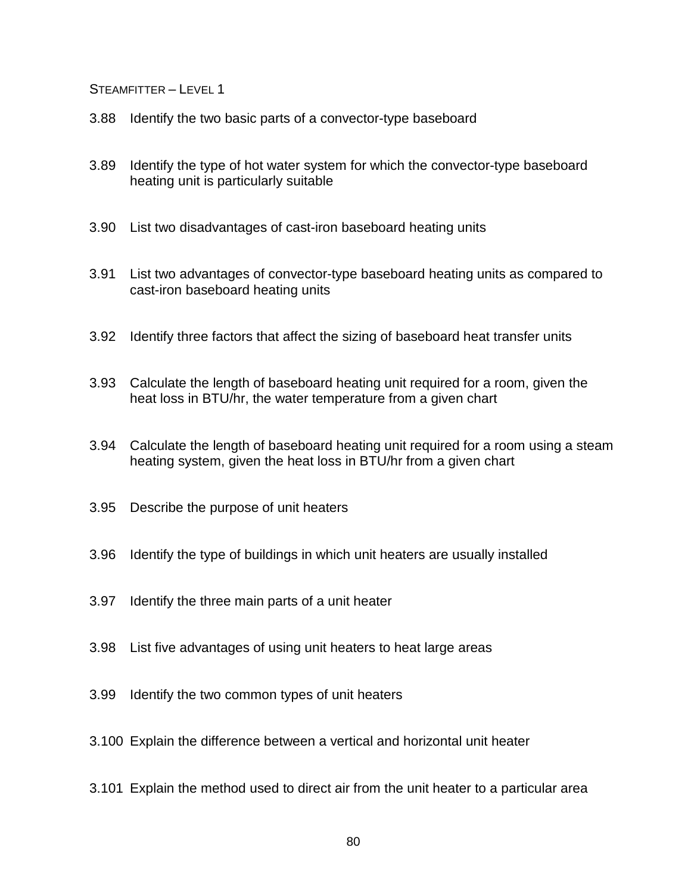3.88 Identify the two basic parts of a convector-type baseboard

3.89 Identify the type of hot water system for which the convector-type baseboard heating unit is particularly suitable

3.90 List two disadvantages of cast-iron baseboard heating units

3.91 List two advantages of convector-type baseboard heating units as compared to cast-iron baseboard heating units

3.92 Identify three factors that affect the sizing of baseboard heat transfer units

3.93 Calculate the length of baseboard heating unit required for a room, given the heat loss in BTU/hr, the water temperature from a given chart

3.94 Calculate the length of baseboard heating unit required for a room using a steam heating system, given the heat loss in BTU/hr from a given chart

3.95 Describe the purpose of unit heaters

3.96 Identify the type of buildings in which unit heaters are usually installed

3.97 Identify the three main parts of a unit heater

3.98 List five advantages of using unit heaters to heat large areas

3.99 Identify the two common types of unit heaters

3.100 Explain the difference between a vertical and horizontal unit heater

3.101 Explain the method used to direct air from the unit heater to a particular area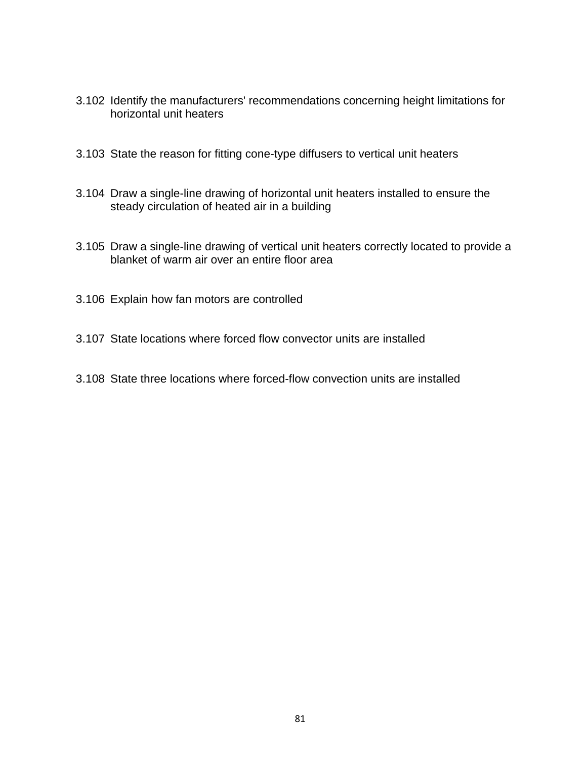3.102 Identify the manufacturers' recommendations concerning height limitations for horizontal unit heaters

3.103 State the reason for fitting cone-type diffusers to vertical unit heaters

3.104 Draw a single-line drawing of horizontal unit heaters installed to ensure the steady circulation of heated air in a building

3.105 Draw a single-line drawing of vertical unit heaters correctly located to provide a blanket of warm air over an entire floor area

3.106 Explain how fan motors are controlled

3.107 State locations where forced flow convector units are installed

3.108 State three locations where forced-flow convection units are installed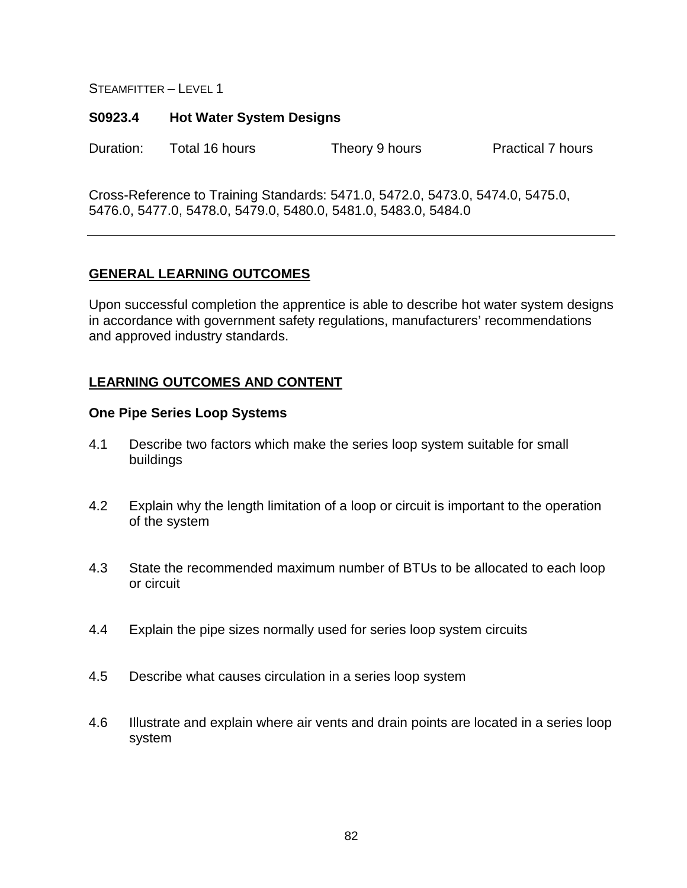STEAMFITTER – LEVEL 1

## S0923.4 Hot Water System Designs

Duration: Total 16 hours Theory 9 hours Practical 7 hours

Cross-Reference to Training Standards: 5471.0, 5472.0, 5473.0, 5474.0, 5475.0, 5476.0, 5477.0, 5478.0, 5479.0, 5480.0, 5481.0, 5483.0, 5484.0

---

### GENERAL LEARNING OUTCOMES

Upon successful completion the apprentice is able to describe hot water system designs in accordance with government safety regulations, manufacturers' recommendations and approved industry standards.

### LEARNING OUTCOMES AND CONTENT

**One Pipe Series Loop Systems**

4.1 Describe two factors which make the series loop system suitable for small buildings

4.2 Explain why the length limitation of a loop or circuit is important to the operation of the system

4.3 State the recommended maximum number of BTUs to be allocated to each loop or circuit

4.4 Explain the pipe sizes normally used for series loop system circuits

4.5 Describe what causes circulation in a series loop system

4.6 Illustrate and explain where air vents and drain points are located in a series loop system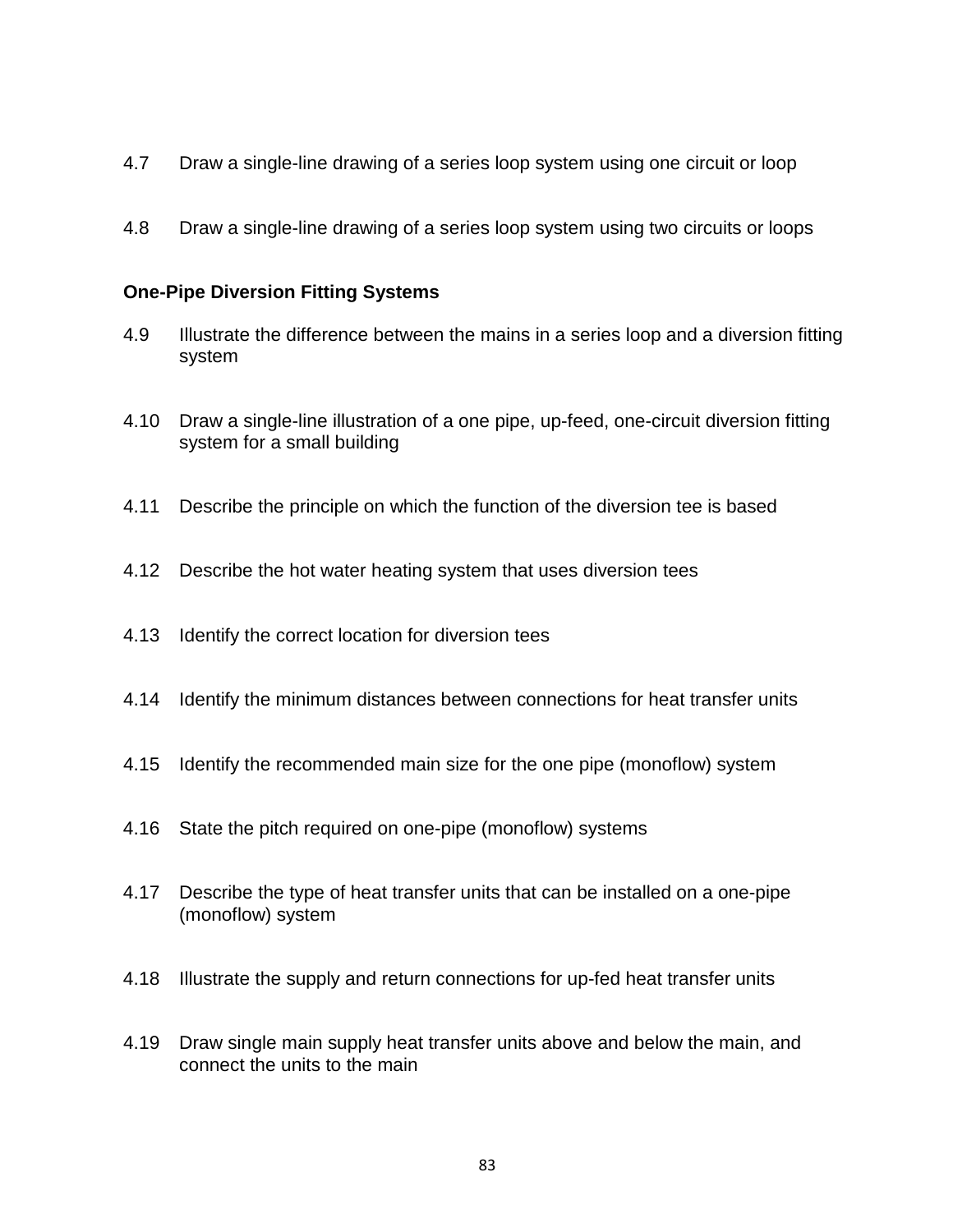4.7 Draw a single-line drawing of a series loop system using one circuit or loop

4.8 Draw a single-line drawing of a series loop system using two circuits or loops

**One-Pipe Diversion Fitting Systems**

4.9 Illustrate the difference between the mains in a series loop and a diversion fitting system

4.10 Draw a single-line illustration of a one pipe, up-feed, one-circuit diversion fitting system for a small building

4.11 Describe the principle on which the function of the diversion tee is based

4.12 Describe the hot water heating system that uses diversion tees

4.13 Identify the correct location for diversion tees

4.14 Identify the minimum distances between connections for heat transfer units

4.15 Identify the recommended main size for the one pipe (monoflow) system

4.16 State the pitch required on one-pipe (monoflow) systems

4.17 Describe the type of heat transfer units that can be installed on a one-pipe (monoflow) system

4.18 Illustrate the supply and return connections for up-fed heat transfer units

4.19 Draw single main supply heat transfer units above and below the main, and connect the units to the main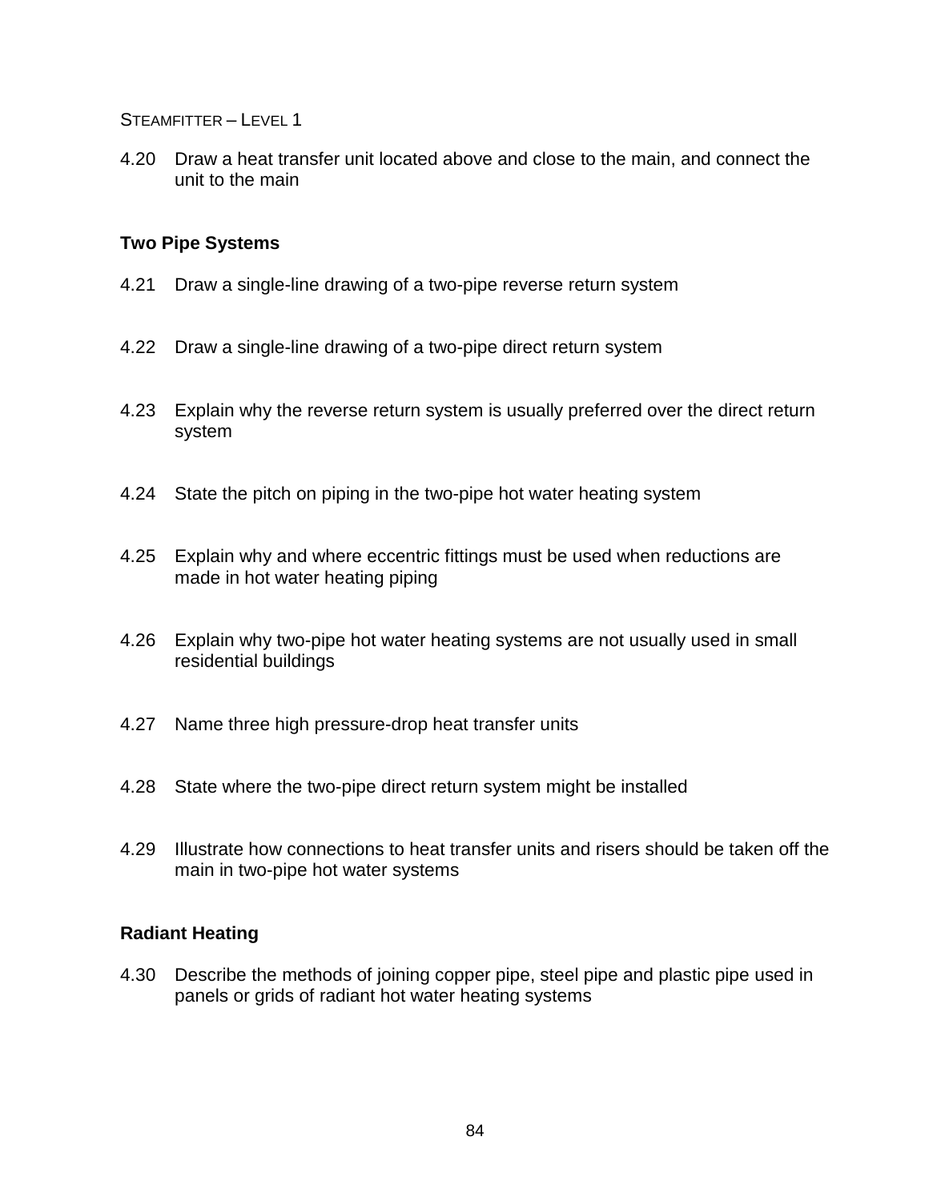4.20 Draw a heat transfer unit located above and close to the main, and connect the unit to the main

**Two Pipe Systems**

4.21 Draw a single-line drawing of a two-pipe reverse return system

4.22 Draw a single-line drawing of a two-pipe direct return system

4.23 Explain why the reverse return system is usually preferred over the direct return system

4.24 State the pitch on piping in the two-pipe hot water heating system

4.25 Explain why and where eccentric fittings must be used when reductions are made in hot water heating piping

4.26 Explain why two-pipe hot water heating systems are not usually used in small residential buildings

4.27 Name three high pressure-drop heat transfer units

4.28 State where the two-pipe direct return system might be installed

4.29 Illustrate how connections to heat transfer units and risers should be taken off the main in two-pipe hot water systems

**Radiant Heating**

4.30 Describe the methods of joining copper pipe, steel pipe and plastic pipe used in panels or grids of radiant hot water heating systems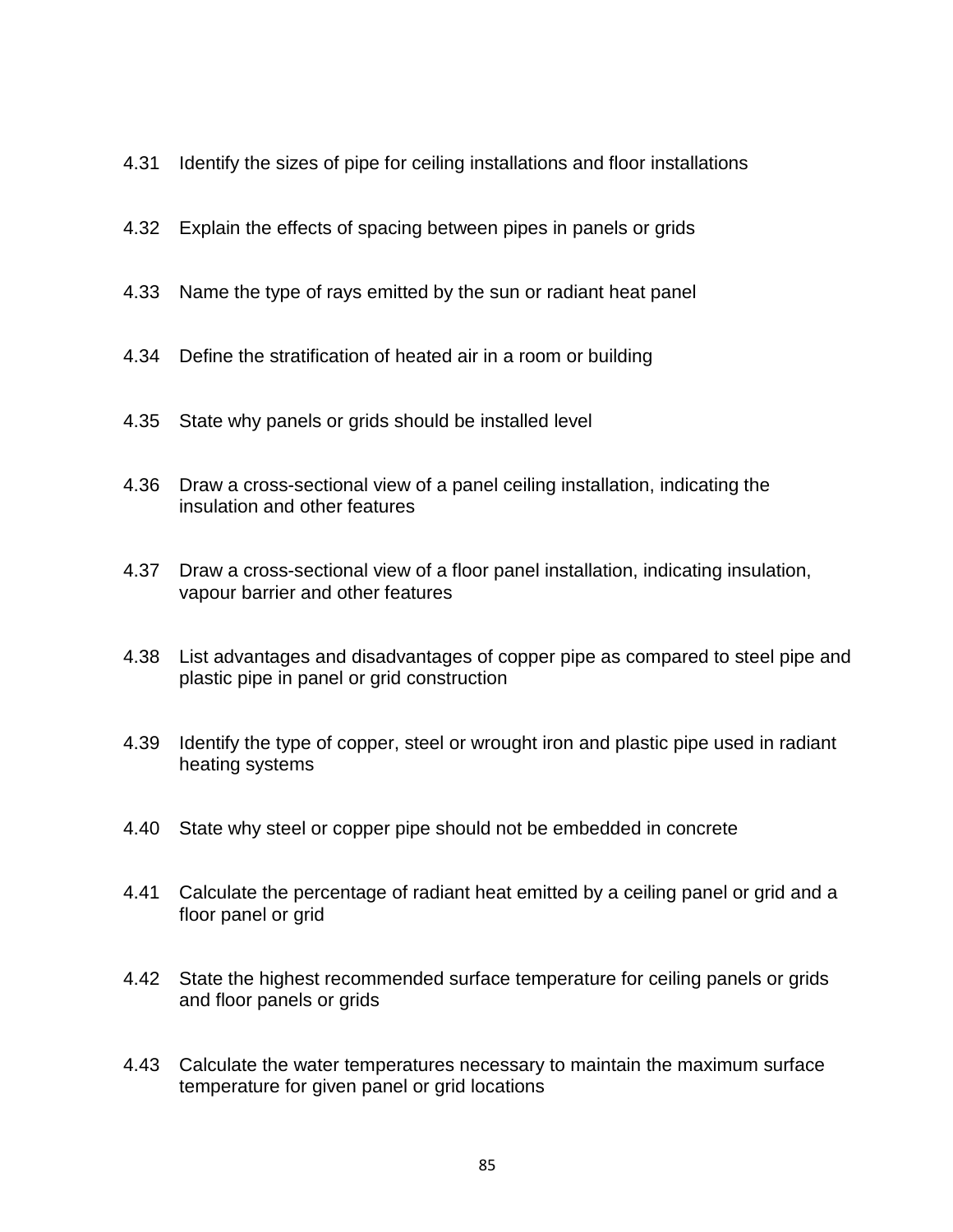4.31 Identify the sizes of pipe for ceiling installations and floor installations

4.32 Explain the effects of spacing between pipes in panels or grids

4.33 Name the type of rays emitted by the sun or radiant heat panel

4.34 Define the stratification of heated air in a room or building

4.35 State why panels or grids should be installed level

4.36 Draw a cross-sectional view of a panel ceiling installation, indicating the insulation and other features

4.37 Draw a cross-sectional view of a floor panel installation, indicating insulation, vapour barrier and other features

4.38 List advantages and disadvantages of copper pipe as compared to steel pipe and plastic pipe in panel or grid construction

4.39 Identify the type of copper, steel or wrought iron and plastic pipe used in radiant heating systems

4.40 State why steel or copper pipe should not be embedded in concrete

4.41 Calculate the percentage of radiant heat emitted by a ceiling panel or grid and a floor panel or grid

4.42 State the highest recommended surface temperature for ceiling panels or grids and floor panels or grids

4.43 Calculate the water temperatures necessary to maintain the maximum surface temperature for given panel or grid locations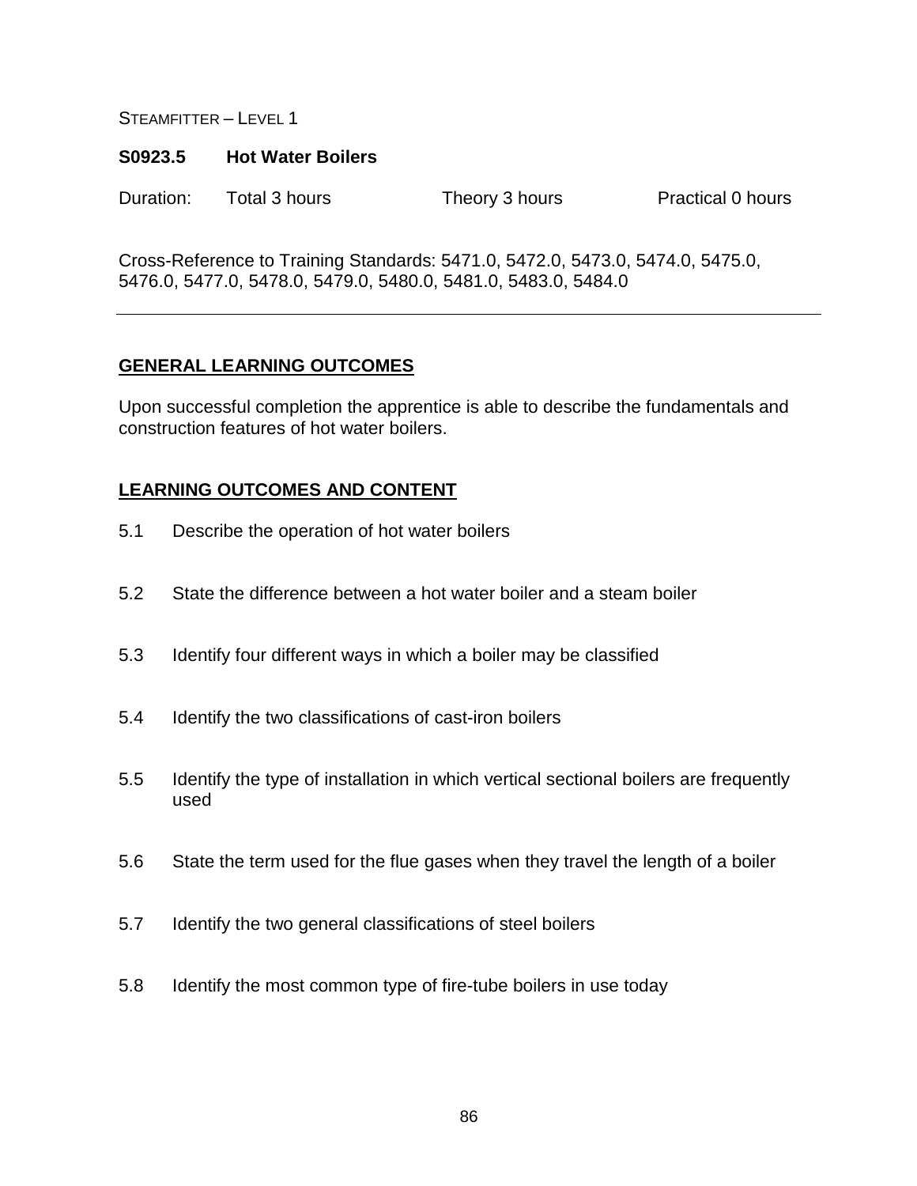STEAMFITTER – LEVEL 1

**S0923.5 Hot Water Boilers**

Duration: Total 3 hours Theory 3 hours Practical 0 hours

Cross-Reference to Training Standards: 5471.0, 5472.0, 5473.0, 5474.0, 5475.0, 5476.0, 5477.0, 5478.0, 5479.0, 5480.0, 5481.0, 5483.0, 5484.0

---

## GENERAL LEARNING OUTCOMES

Upon successful completion the apprentice is able to describe the fundamentals and construction features of hot water boilers.

## LEARNING OUTCOMES AND CONTENT

5.1 Describe the operation of hot water boilers

5.2 State the difference between a hot water boiler and a steam boiler

5.3 Identify four different ways in which a boiler may be classified

5.4 Identify the two classifications of cast-iron boilers

5.5 Identify the type of installation in which vertical sectional boilers are frequently used

5.6 State the term used for the flue gases when they travel the length of a boiler

5.7 Identify the two general classifications of steel boilers

5.8 Identify the most common type of fire-tube boilers in use today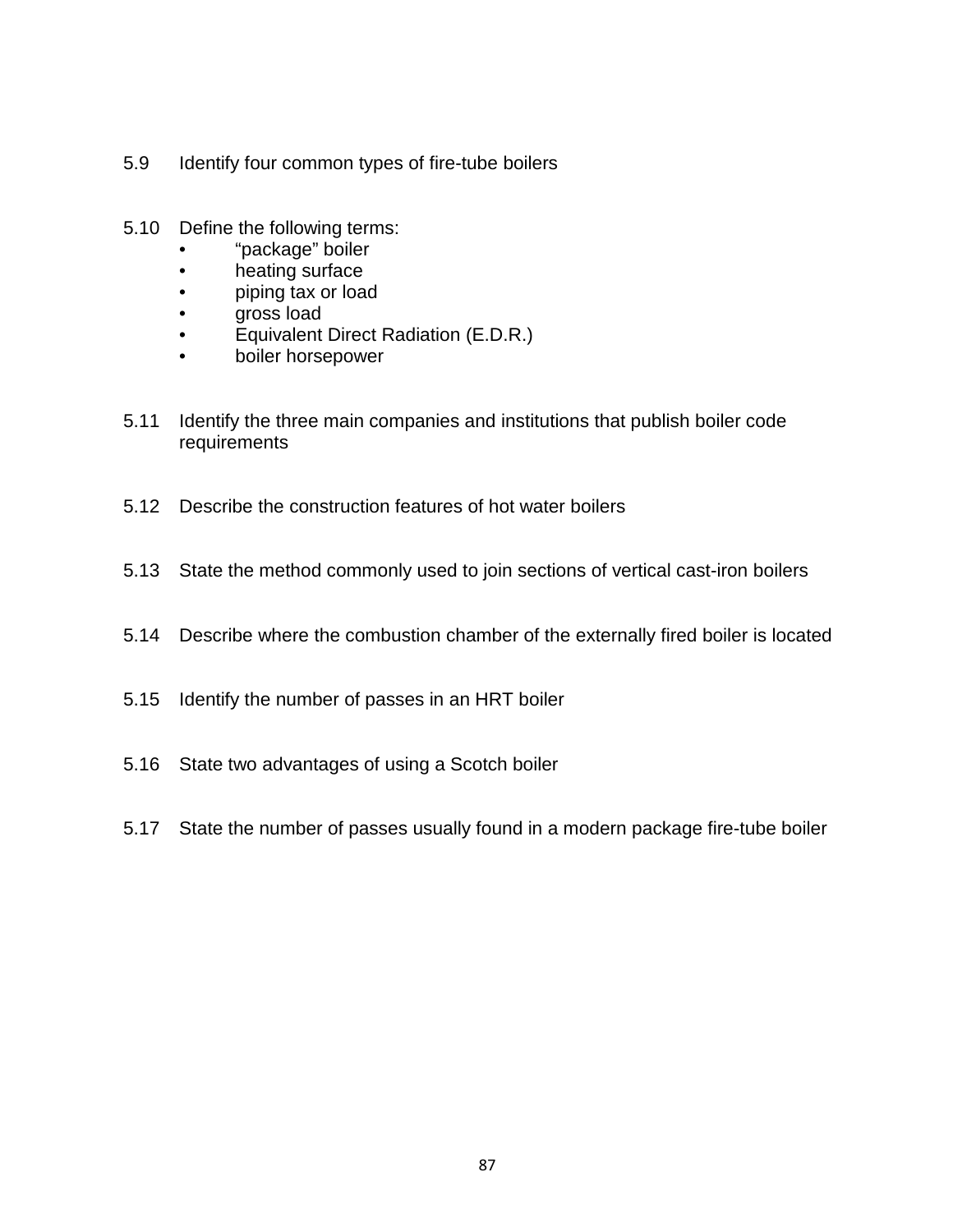5.9 Identify four common types of fire-tube boilers

5.10 Define the following terms:
- “package” boiler
- heating surface
- piping tax or load
- gross load
- Equivalent Direct Radiation (E.D.R.)
- boiler horsepower

5.11 Identify the three main companies and institutions that publish boiler code requirements

5.12 Describe the construction features of hot water boilers

5.13 State the method commonly used to join sections of vertical cast-iron boilers

5.14 Describe where the combustion chamber of the externally fired boiler is located

5.15 Identify the number of passes in an HRT boiler

5.16 State two advantages of using a Scotch boiler

5.17 State the number of passes usually found in a modern package fire-tube boiler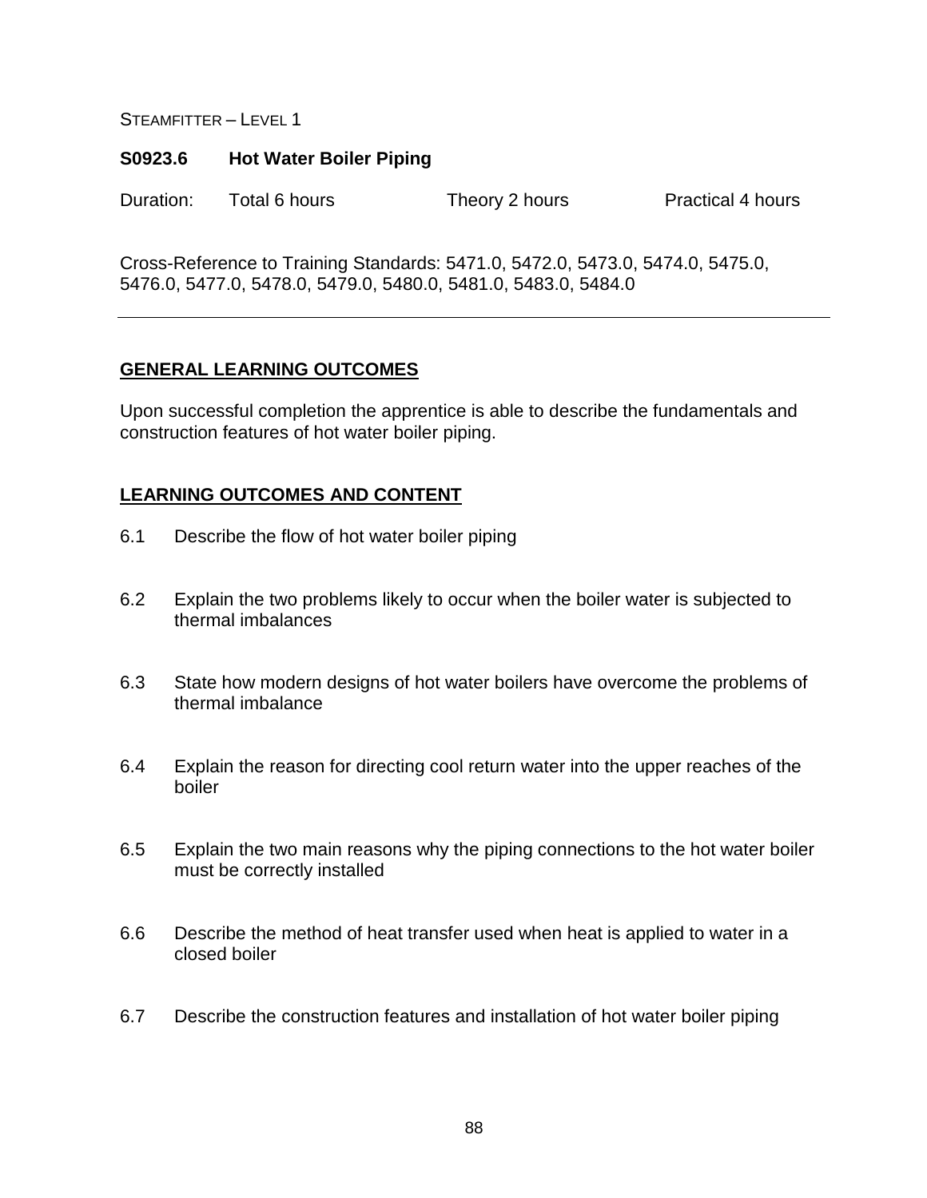STEAMFITTER – LEVEL 1

## S0923.6 Hot Water Boiler Piping

Duration: Total 6 hours Theory 2 hours Practical 4 hours

Cross-Reference to Training Standards: 5471.0, 5472.0, 5473.0, 5474.0, 5475.0, 5476.0, 5477.0, 5478.0, 5479.0, 5480.0, 5481.0, 5483.0, 5484.0

---

### GENERAL LEARNING OUTCOMES

Upon successful completion the apprentice is able to describe the fundamentals and construction features of hot water boiler piping.

### LEARNING OUTCOMES AND CONTENT

6.1 Describe the flow of hot water boiler piping

6.2 Explain the two problems likely to occur when the boiler water is subjected to thermal imbalances

6.3 State how modern designs of hot water boilers have overcome the problems of thermal imbalance

6.4 Explain the reason for directing cool return water into the upper reaches of the boiler

6.5 Explain the two main reasons why the piping connections to the hot water boiler must be correctly installed

6.6 Describe the method of heat transfer used when heat is applied to water in a closed boiler

6.7 Describe the construction features and installation of hot water boiler piping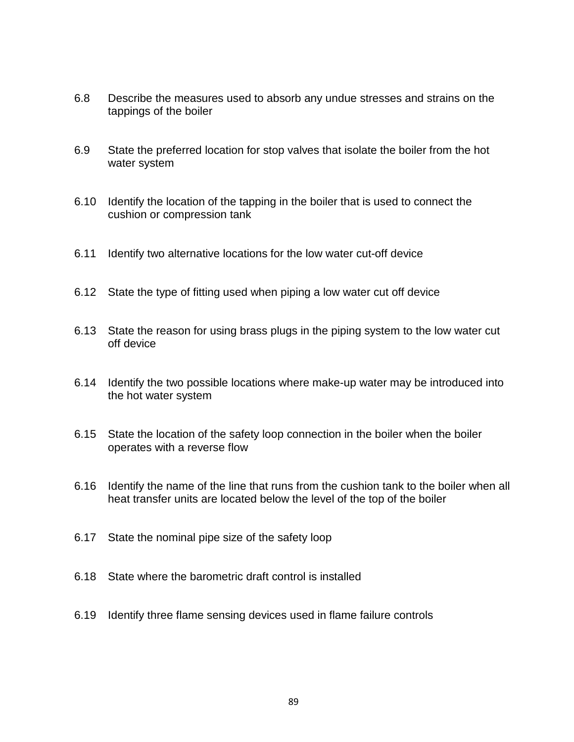6.8 Describe the measures used to absorb any undue stresses and strains on the tappings of the boiler

6.9 State the preferred location for stop valves that isolate the boiler from the hot water system

6.10 Identify the location of the tapping in the boiler that is used to connect the cushion or compression tank

6.11 Identify two alternative locations for the low water cut-off device

6.12 State the type of fitting used when piping a low water cut off device

6.13 State the reason for using brass plugs in the piping system to the low water cut off device

6.14 Identify the two possible locations where make-up water may be introduced into the hot water system

6.15 State the location of the safety loop connection in the boiler when the boiler operates with a reverse flow

6.16 Identify the name of the line that runs from the cushion tank to the boiler when all heat transfer units are located below the level of the top of the boiler

6.17 State the nominal pipe size of the safety loop

6.18 State where the barometric draft control is installed

6.19 Identify three flame sensing devices used in flame failure controls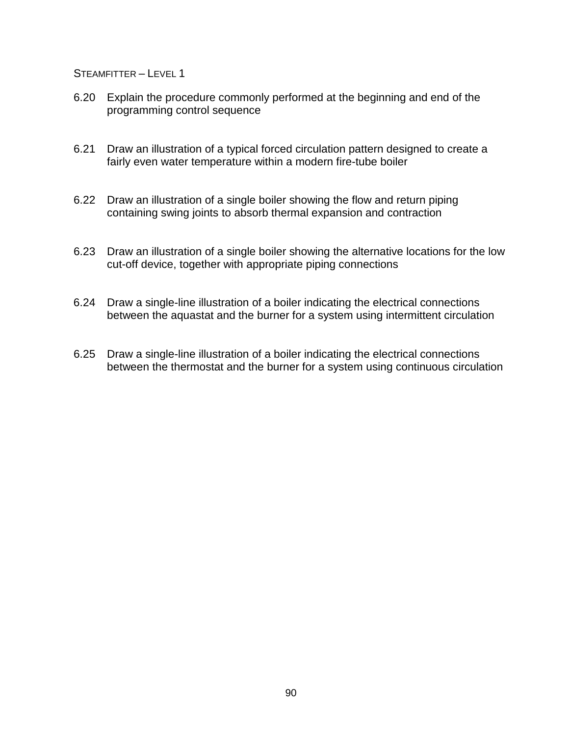6.20 Explain the procedure commonly performed at the beginning and end of the programming control sequence

6.21 Draw an illustration of a typical forced circulation pattern designed to create a fairly even water temperature within a modern fire-tube boiler

6.22 Draw an illustration of a single boiler showing the flow and return piping containing swing joints to absorb thermal expansion and contraction

6.23 Draw an illustration of a single boiler showing the alternative locations for the low cut-off device, together with appropriate piping connections

6.24 Draw a single-line illustration of a boiler indicating the electrical connections between the aquastat and the burner for a system using intermittent circulation

6.25 Draw a single-line illustration of a boiler indicating the electrical connections between the thermostat and the burner for a system using continuous circulation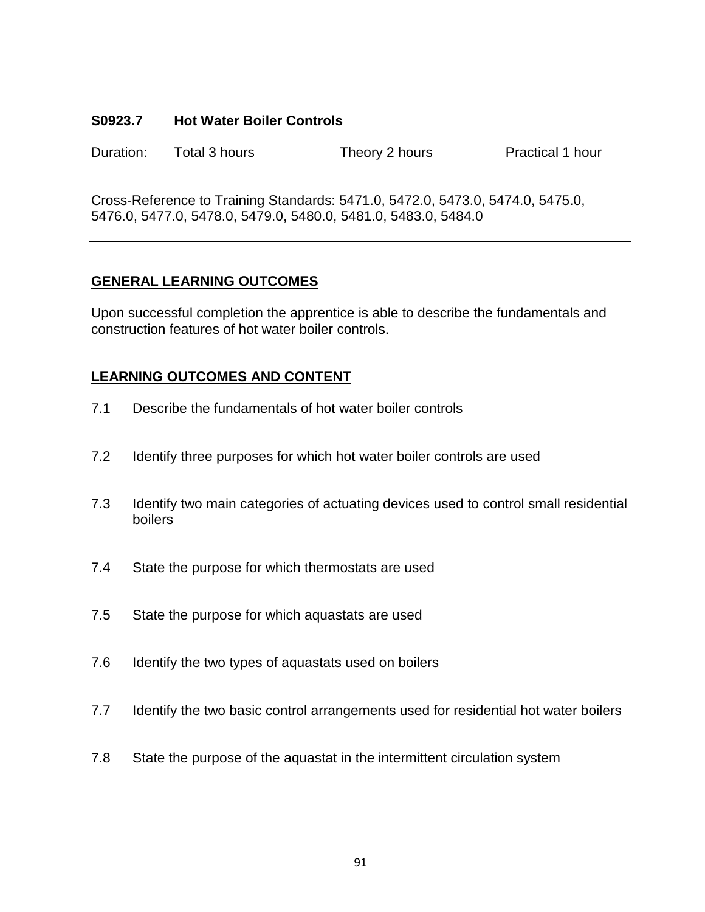## S0923.7 Hot Water Boiler Controls

Duration: Total 3 hours Theory 2 hours Practical 1 hour

Cross-Reference to Training Standards: 5471.0, 5472.0, 5473.0, 5474.0, 5475.0, 5476.0, 5477.0, 5478.0, 5479.0, 5480.0, 5481.0, 5483.0, 5484.0

---

### GENERAL LEARNING OUTCOMES

Upon successful completion the apprentice is able to describe the fundamentals and construction features of hot water boiler controls.

### LEARNING OUTCOMES AND CONTENT

7.1 Describe the fundamentals of hot water boiler controls

7.2 Identify three purposes for which hot water boiler controls are used

7.3 Identify two main categories of actuating devices used to control small residential boilers

7.4 State the purpose for which thermostats are used

7.5 State the purpose for which aquastats are used

7.6 Identify the two types of aquastats used on boilers

7.7 Identify the two basic control arrangements used for residential hot water boilers

7.8 State the purpose of the aquastat in the intermittent circulation system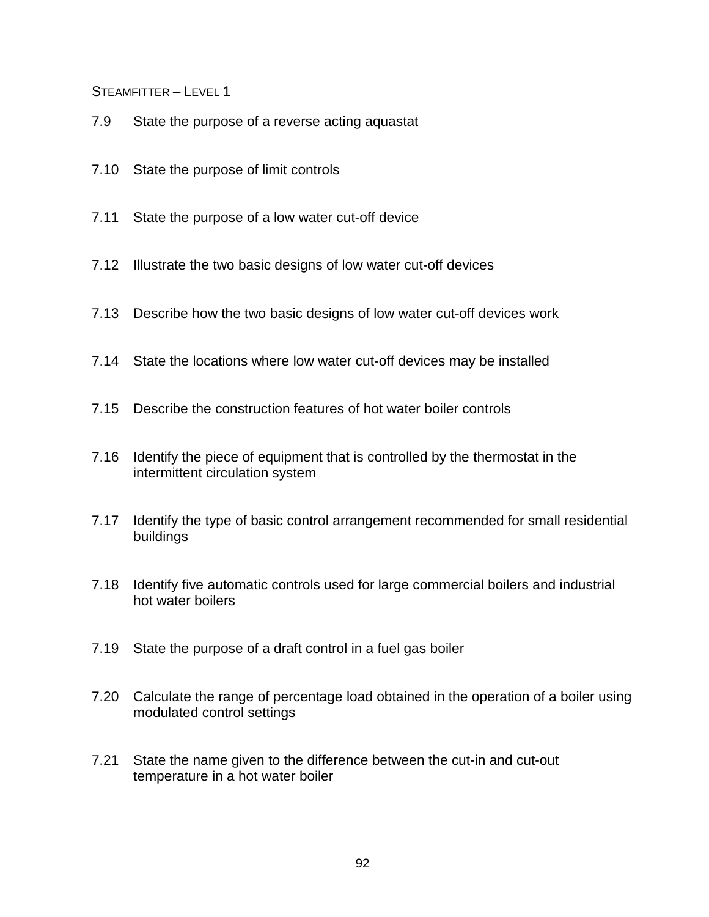7.9 State the purpose of a reverse acting aquastat

7.10 State the purpose of limit controls

7.11 State the purpose of a low water cut-off device

7.12 Illustrate the two basic designs of low water cut-off devices

7.13 Describe how the two basic designs of low water cut-off devices work

7.14 State the locations where low water cut-off devices may be installed

7.15 Describe the construction features of hot water boiler controls

7.16 Identify the piece of equipment that is controlled by the thermostat in the intermittent circulation system

7.17 Identify the type of basic control arrangement recommended for small residential buildings

7.18 Identify five automatic controls used for large commercial boilers and industrial hot water boilers

7.19 State the purpose of a draft control in a fuel gas boiler

7.20 Calculate the range of percentage load obtained in the operation of a boiler using modulated control settings

7.21 State the name given to the difference between the cut-in and cut-out temperature in a hot water boiler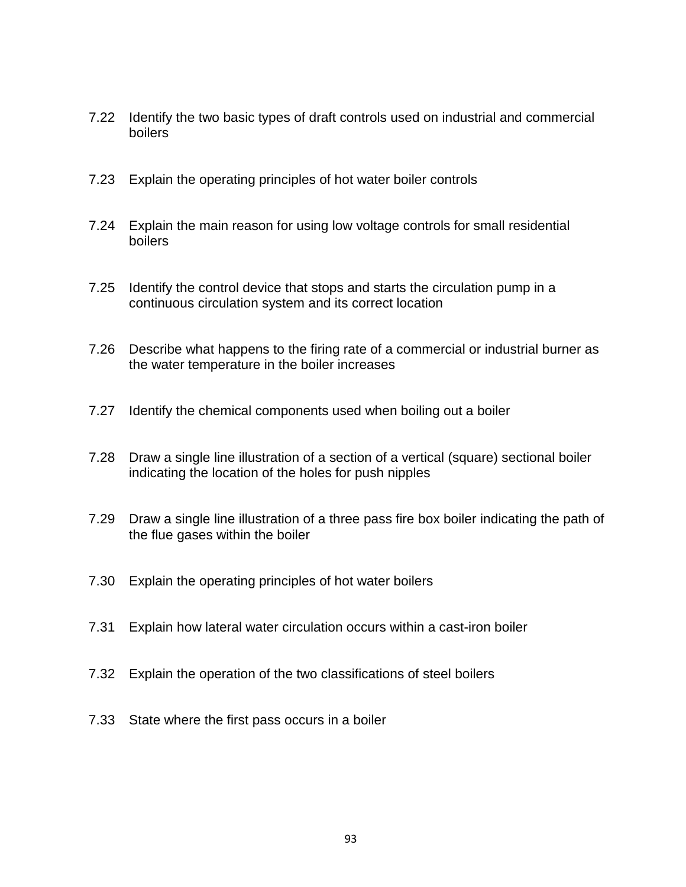7.22 Identify the two basic types of draft controls used on industrial and commercial boilers

7.23 Explain the operating principles of hot water boiler controls

7.24 Explain the main reason for using low voltage controls for small residential boilers

7.25 Identify the control device that stops and starts the circulation pump in a continuous circulation system and its correct location

7.26 Describe what happens to the firing rate of a commercial or industrial burner as the water temperature in the boiler increases

7.27 Identify the chemical components used when boiling out a boiler

7.28 Draw a single line illustration of a section of a vertical (square) sectional boiler indicating the location of the holes for push nipples

7.29 Draw a single line illustration of a three pass fire box boiler indicating the path of the flue gases within the boiler

7.30 Explain the operating principles of hot water boilers

7.31 Explain how lateral water circulation occurs within a cast-iron boiler

7.32 Explain the operation of the two classifications of steel boilers

7.33 State where the first pass occurs in a boiler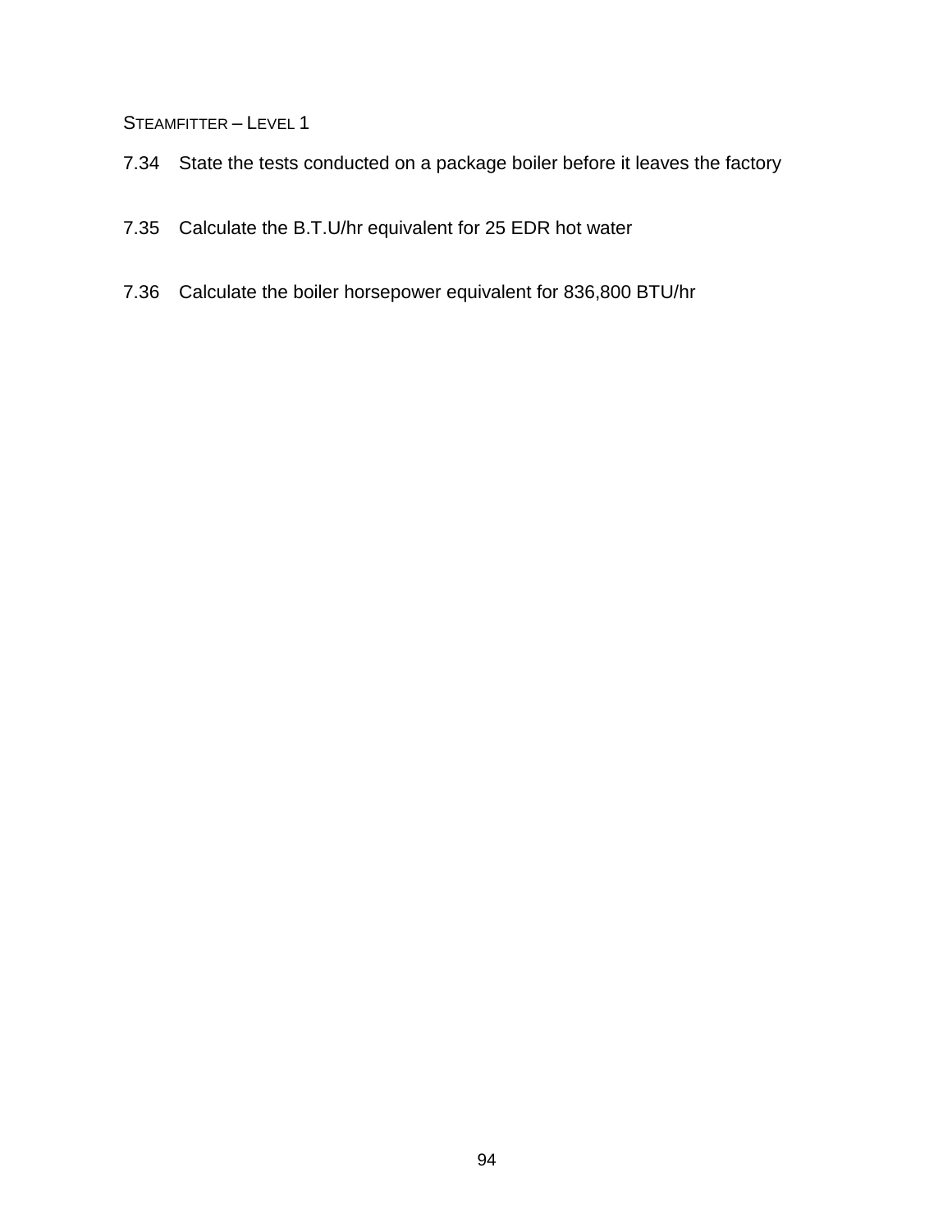7.34 State the tests conducted on a package boiler before it leaves the factory

7.35 Calculate the B.T.U/hr equivalent for 25 EDR hot water

7.36 Calculate the boiler horsepower equivalent for 836,800 BTU/hr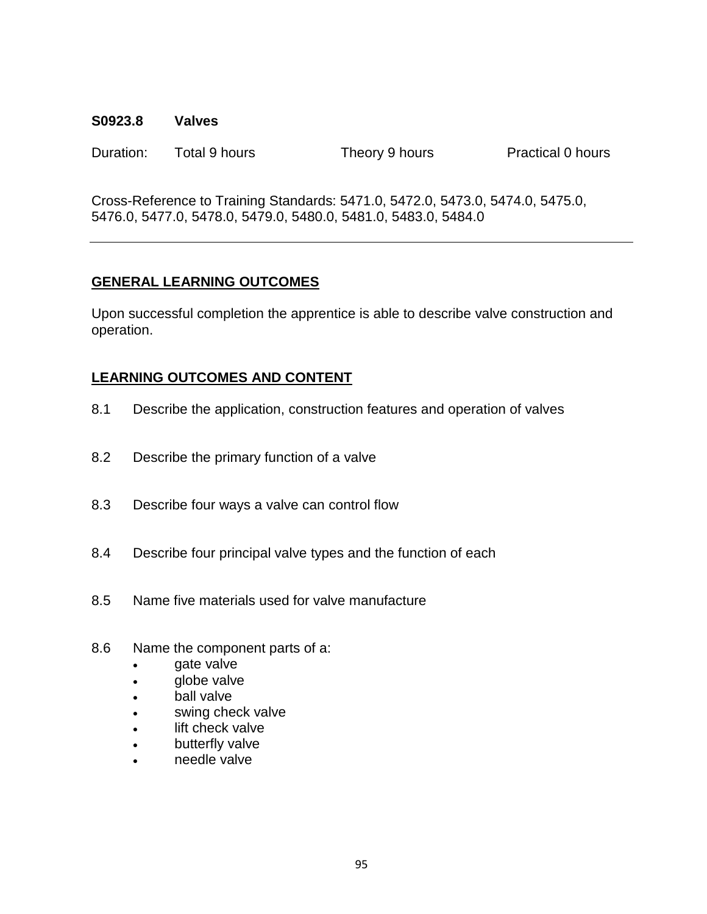## S0923.8 Valves

Duration: Total 9 hours Theory 9 hours Practical 0 hours

Cross-Reference to Training Standards: 5471.0, 5472.0, 5473.0, 5474.0, 5475.0, 5476.0, 5477.0, 5478.0, 5479.0, 5480.0, 5481.0, 5483.0, 5484.0

---

### GENERAL LEARNING OUTCOMES

Upon successful completion the apprentice is able to describe valve construction and operation.

### LEARNING OUTCOMES AND CONTENT

8.1 Describe the application, construction features and operation of valves

8.2 Describe the primary function of a valve

8.3 Describe four ways a valve can control flow

8.4 Describe four principal valve types and the function of each

8.5 Name five materials used for valve manufacture

8.6 Name the component parts of a:

- gate valve
- globe valve
- ball valve
- swing check valve
- lift check valve
- butterfly valve
- needle valve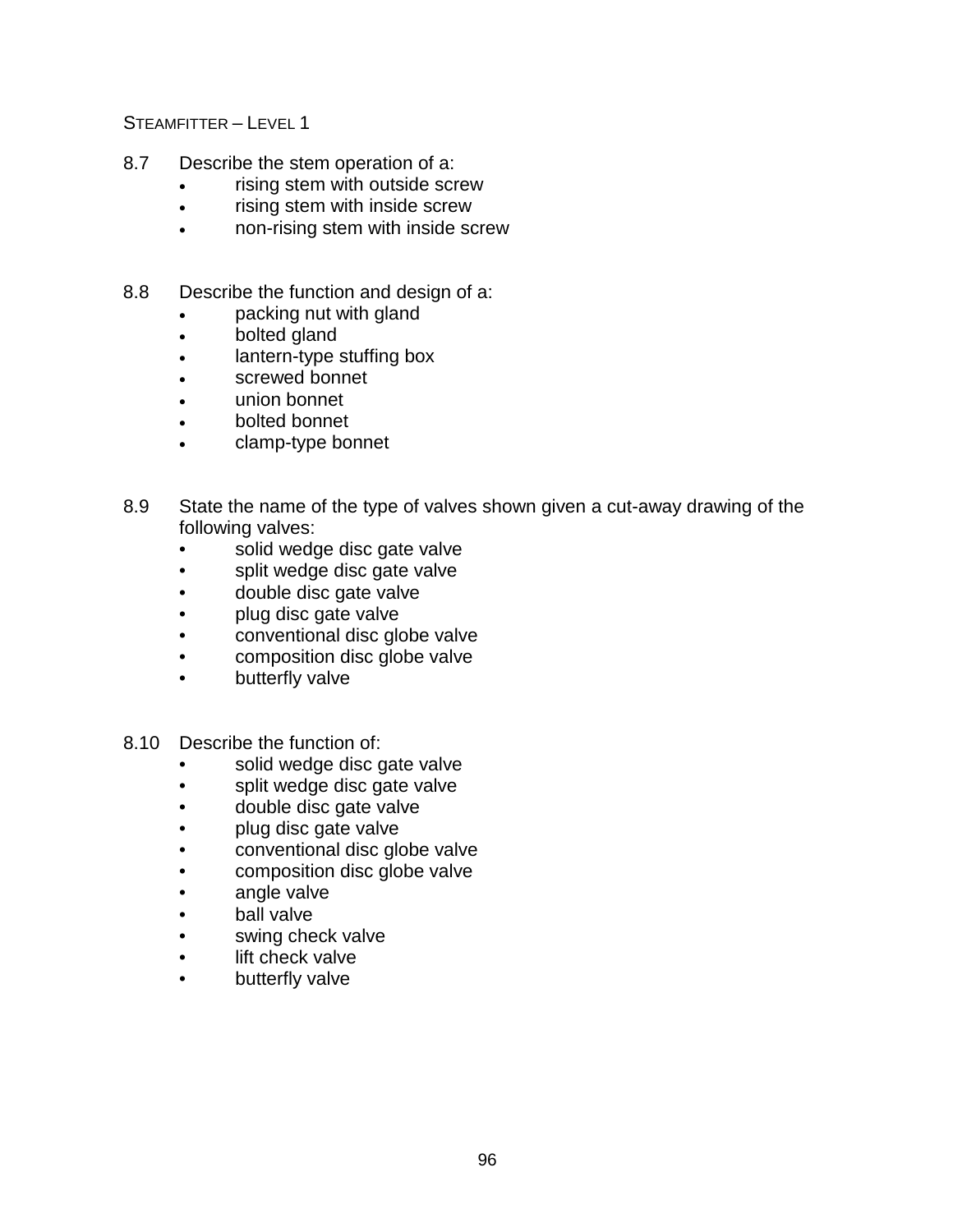8.7 Describe the stem operation of a:

- rising stem with outside screw
- rising stem with inside screw
- non-rising stem with inside screw

8.8 Describe the function and design of a:

- packing nut with gland
- bolted gland
- lantern-type stuffing box
- screwed bonnet
- union bonnet
- bolted bonnet
- clamp-type bonnet

8.9 State the name of the type of valves shown given a cut-away drawing of the following valves:

- solid wedge disc gate valve
- split wedge disc gate valve
- double disc gate valve
- plug disc gate valve
- conventional disc globe valve
- composition disc globe valve
- butterfly valve

8.10 Describe the function of:

- solid wedge disc gate valve
- split wedge disc gate valve
- double disc gate valve
- plug disc gate valve
- conventional disc globe valve
- composition disc globe valve
- angle valve
- ball valve
- swing check valve
- lift check valve
- butterfly valve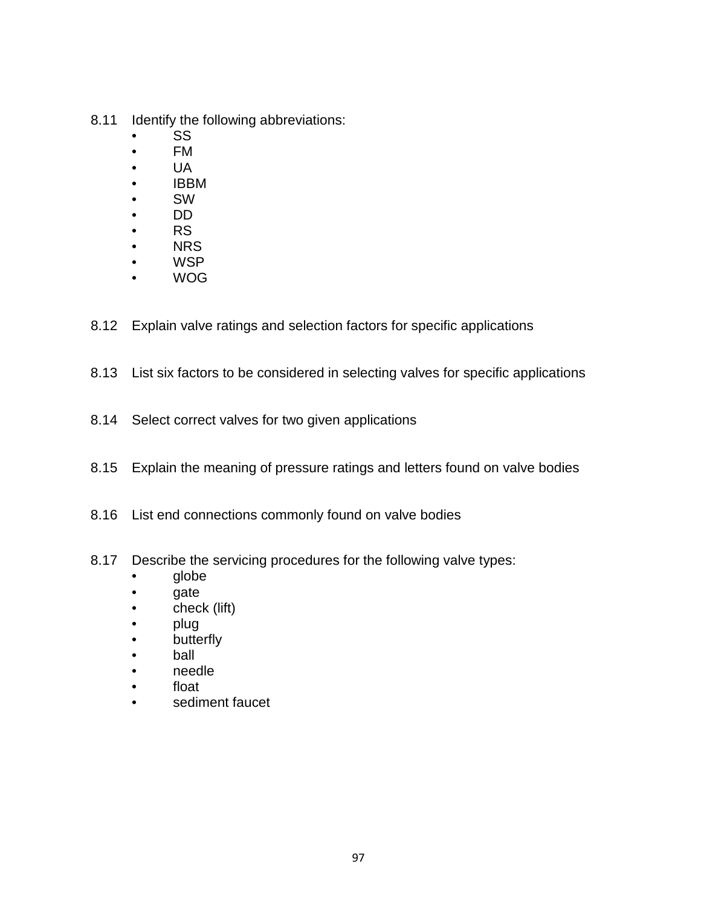8.11 Identify the following abbreviations:

- SS
- FM
- UA
- IBBM
- SW
- DD
- RS
- NRS
- WSP
- WOG

8.12 Explain valve ratings and selection factors for specific applications

8.13 List six factors to be considered in selecting valves for specific applications

8.14 Select correct valves for two given applications

8.15 Explain the meaning of pressure ratings and letters found on valve bodies

8.16 List end connections commonly found on valve bodies

8.17 Describe the servicing procedures for the following valve types:

- globe
- gate
- check (lift)
- plug
- butterfly
- ball
- needle
- float
- sediment faucet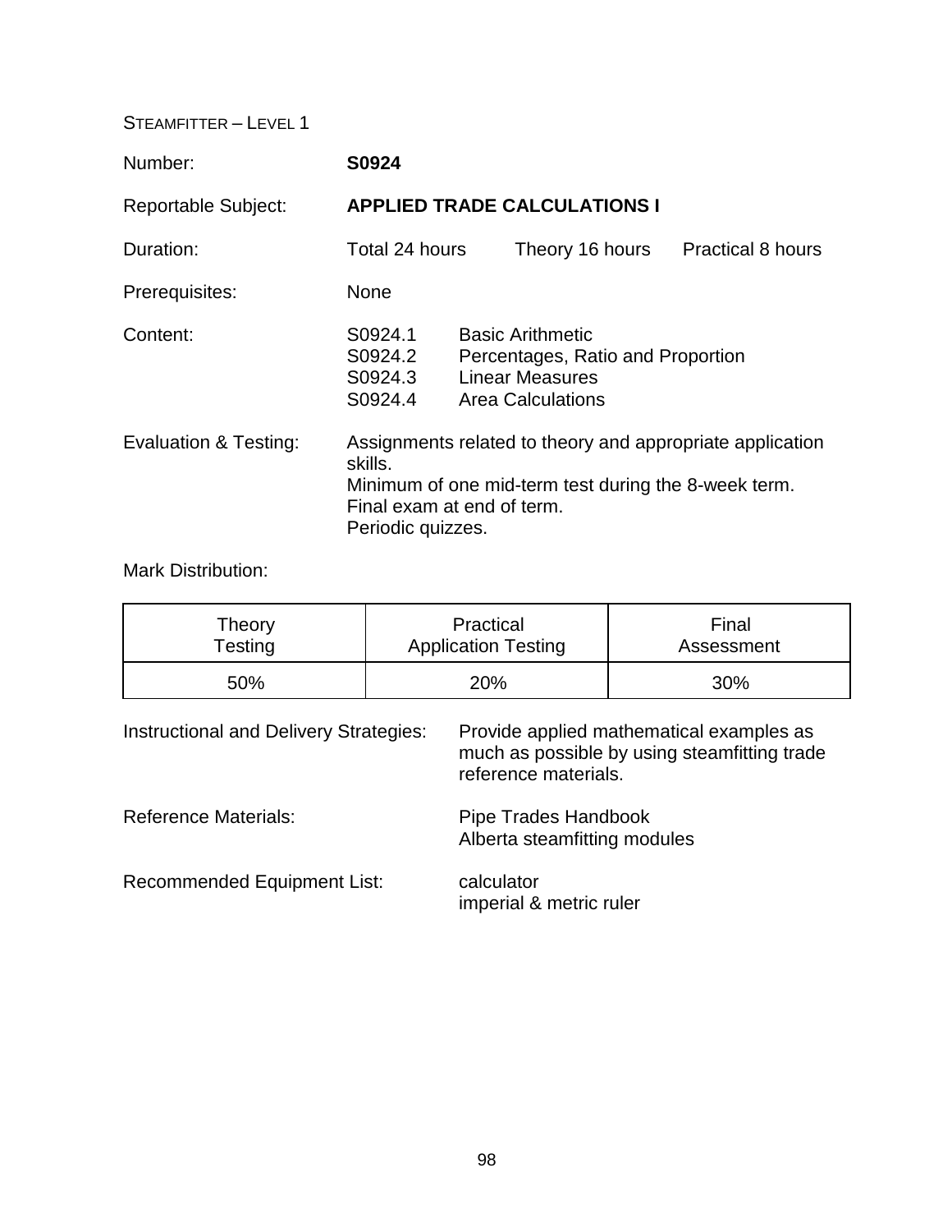STEAMFITTER – LEVEL 1

Number: **S0924**

Reportable Subject: **APPLIED TRADE CALCULATIONS I**

Duration: Total 24 hours     Theory 16 hours     Practical 8 hours

Prerequisites: None

Content:

- S0924.1 Basic Arithmetic
- S0924.2 Percentages, Ratio and Proportion
- S0924.3 Linear Measures
- S0924.4 Area Calculations

Evaluation & Testing: Assignments related to theory and appropriate application skills.
Minimum of one mid-term test during the 8-week term.
Final exam at end of term.
Periodic quizzes.

Mark Distribution:

| Theory Testing | Practical Application Testing | Final Assessment |
|---|---|---|
| 50% | 20% | 30% |

Instructional and Delivery Strategies: Provide applied mathematical examples as much as possible by using steamfitting trade reference materials.

Reference Materials: Pipe Trades Handbook
Alberta steamfitting modules

Recommended Equipment List: calculator
imperial & metric ruler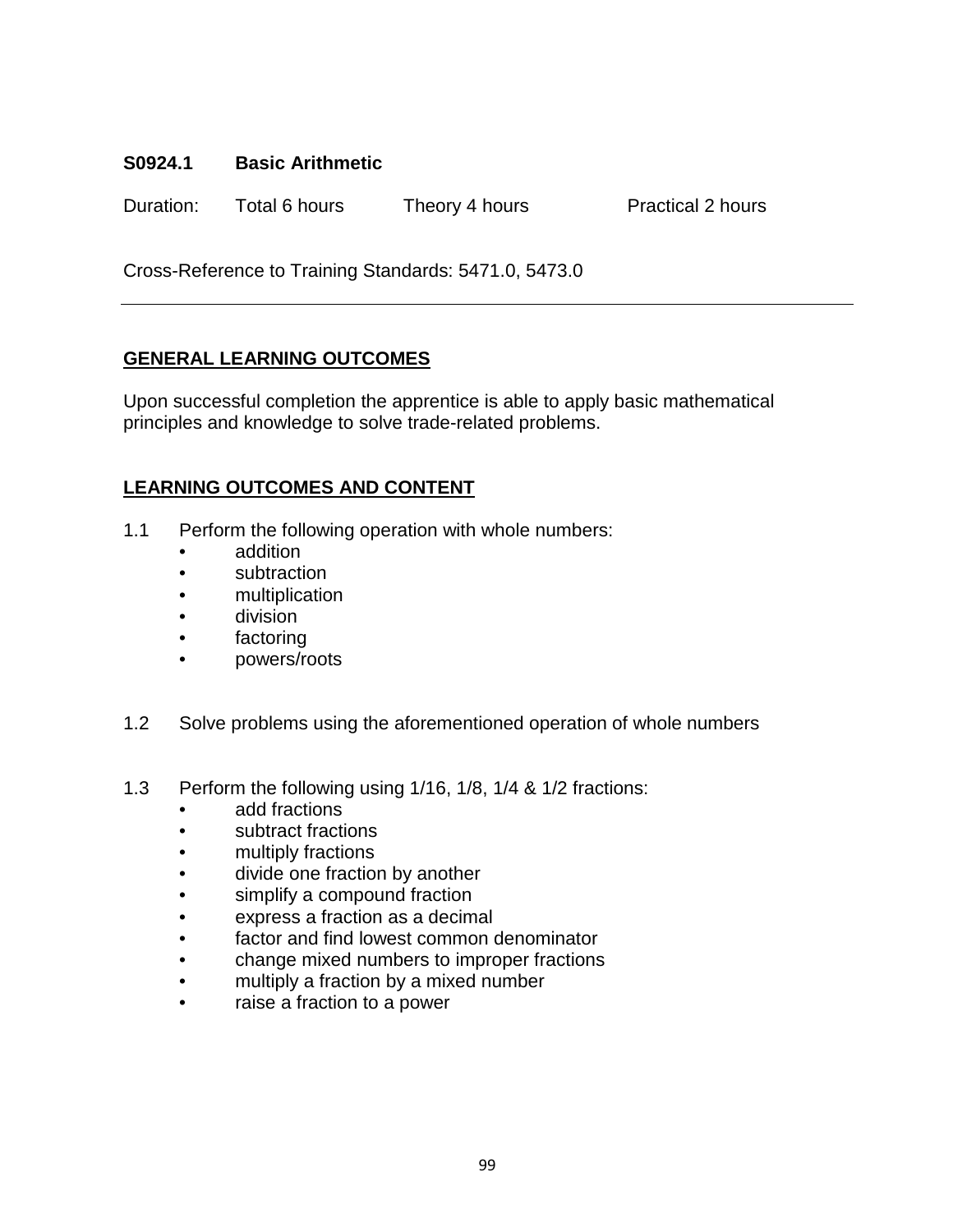## S0924.1 Basic Arithmetic

Duration: Total 6 hours Theory 4 hours Practical 2 hours

Cross-Reference to Training Standards: 5471.0, 5473.0

---

### GENERAL LEARNING OUTCOMES

Upon successful completion the apprentice is able to apply basic mathematical principles and knowledge to solve trade-related problems.

### LEARNING OUTCOMES AND CONTENT

1.1 Perform the following operation with whole numbers:
   - addition
   - subtraction
   - multiplication
   - division
   - factoring
   - powers/roots

1.2 Solve problems using the aforementioned operation of whole numbers

1.3 Perform the following using 1/16, 1/8, 1/4 & 1/2 fractions:
   - add fractions
   - subtract fractions
   - multiply fractions
   - divide one fraction by another
   - simplify a compound fraction
   - express a fraction as a decimal
   - factor and find lowest common denominator
   - change mixed numbers to improper fractions
   - multiply a fraction by a mixed number
   - raise a fraction to a power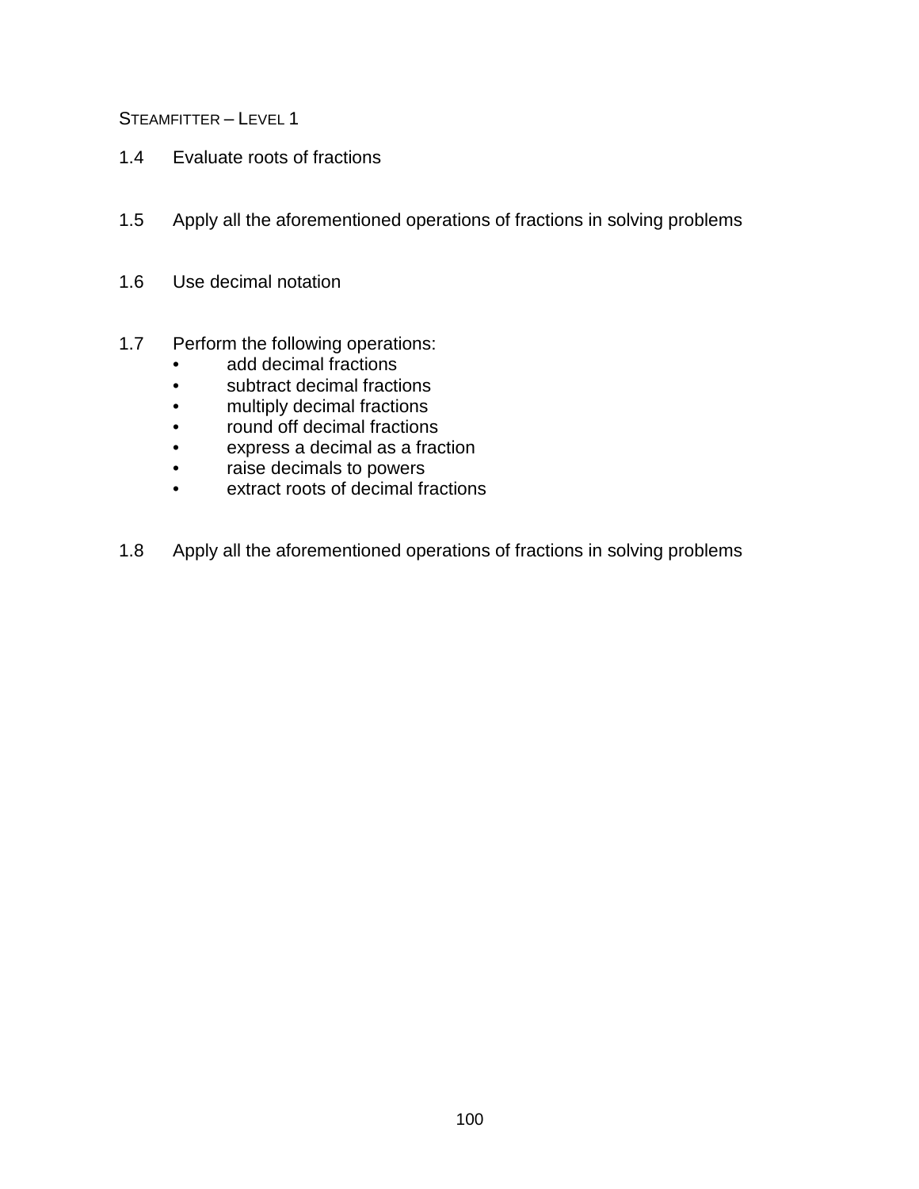1.4 Evaluate roots of fractions

1.5 Apply all the aforementioned operations of fractions in solving problems

1.6 Use decimal notation

1.7 Perform the following operations:
   - add decimal fractions
   - subtract decimal fractions
   - multiply decimal fractions
   - round off decimal fractions
   - express a decimal as a fraction
   - raise decimals to powers
   - extract roots of decimal fractions

1.8 Apply all the aforementioned operations of fractions in solving problems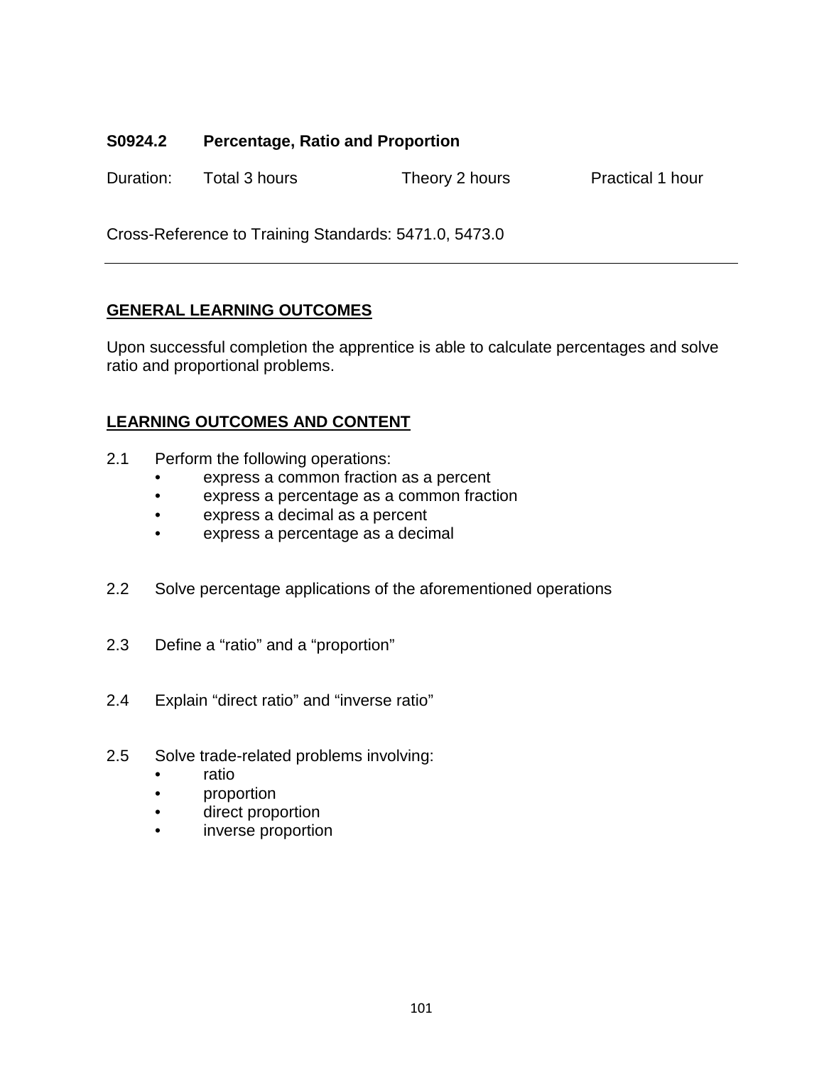## S0924.2 Percentage, Ratio and Proportion

Duration: Total 3 hours Theory 2 hours Practical 1 hour

Cross-Reference to Training Standards: 5471.0, 5473.0

---

**GENERAL LEARNING OUTCOMES**

Upon successful completion the apprentice is able to calculate percentages and solve ratio and proportional problems.

**LEARNING OUTCOMES AND CONTENT**

2.1 Perform the following operations:
- express a common fraction as a percent
- express a percentage as a common fraction
- express a decimal as a percent
- express a percentage as a decimal

2.2 Solve percentage applications of the aforementioned operations

2.3 Define a "ratio" and a "proportion"

2.4 Explain "direct ratio" and "inverse ratio"

2.5 Solve trade-related problems involving:
- ratio
- proportion
- direct proportion
- inverse proportion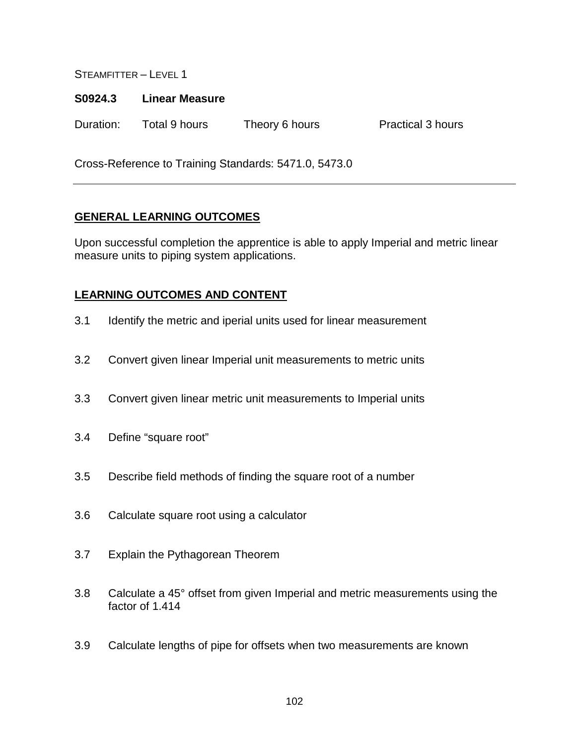STEAMFITTER – LEVEL 1

**S0924.3 Linear Measure**

Duration: Total 9 hours Theory 6 hours Practical 3 hours

Cross-Reference to Training Standards: 5471.0, 5473.0

---

## GENERAL LEARNING OUTCOMES

Upon successful completion the apprentice is able to apply Imperial and metric linear measure units to piping system applications.

## LEARNING OUTCOMES AND CONTENT

3.1 Identify the metric and iperial units used for linear measurement

3.2 Convert given linear Imperial unit measurements to metric units

3.3 Convert given linear metric unit measurements to Imperial units

3.4 Define “square root”

3.5 Describe field methods of finding the square root of a number

3.6 Calculate square root using a calculator

3.7 Explain the Pythagorean Theorem

3.8 Calculate a 45° offset from given Imperial and metric measurements using the factor of 1.414

3.9 Calculate lengths of pipe for offsets when two measurements are known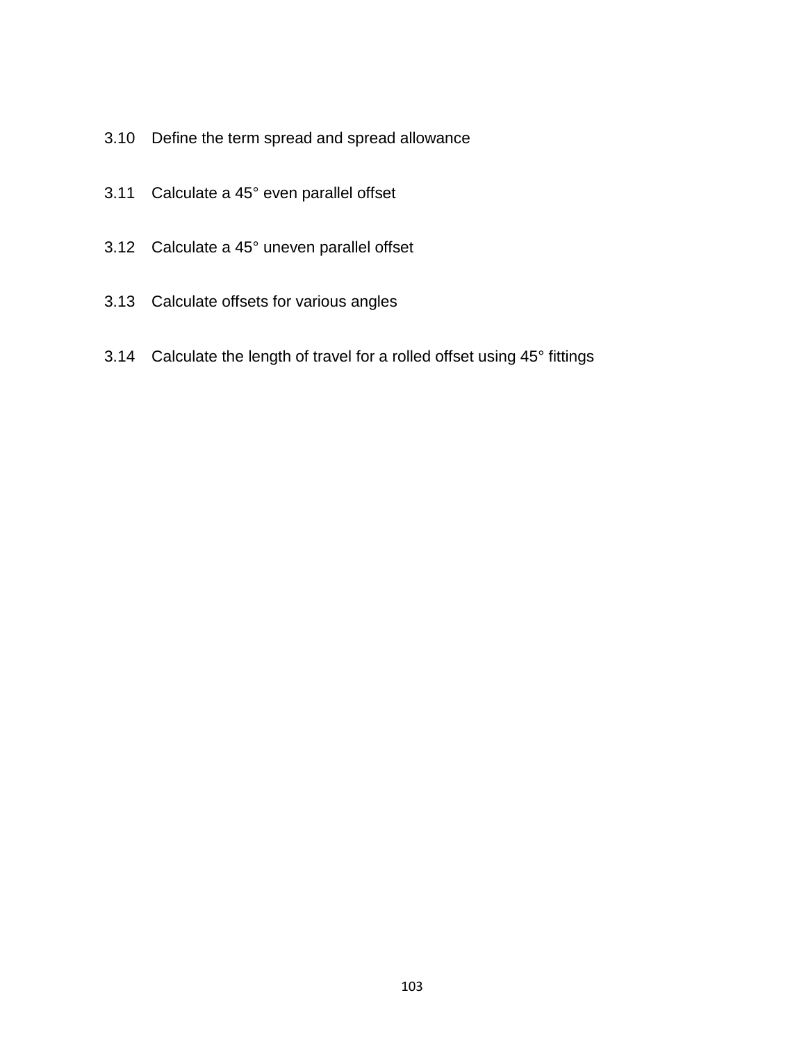3.10 Define the term spread and spread allowance

3.11 Calculate a 45° even parallel offset

3.12 Calculate a 45° uneven parallel offset

3.13 Calculate offsets for various angles

3.14 Calculate the length of travel for a rolled offset using 45° fittings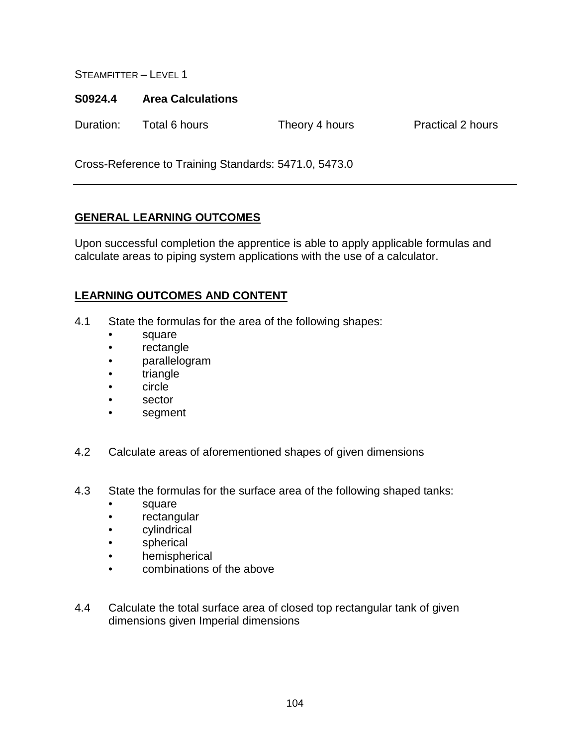STEAMFITTER – LEVEL 1

**S0924.4 Area Calculations**

Duration: Total 6 hours Theory 4 hours Practical 2 hours

Cross-Reference to Training Standards: 5471.0, 5473.0

---

## GENERAL LEARNING OUTCOMES

Upon successful completion the apprentice is able to apply applicable formulas and calculate areas to piping system applications with the use of a calculator.

## LEARNING OUTCOMES AND CONTENT

4.1 State the formulas for the area of the following shapes:
- square
- rectangle
- parallelogram
- triangle
- circle
- sector
- segment

4.2 Calculate areas of aforementioned shapes of given dimensions

4.3 State the formulas for the surface area of the following shaped tanks:
- square
- rectangular
- cylindrical
- spherical
- hemispherical
- combinations of the above

4.4 Calculate the total surface area of closed top rectangular tank of given dimensions given Imperial dimensions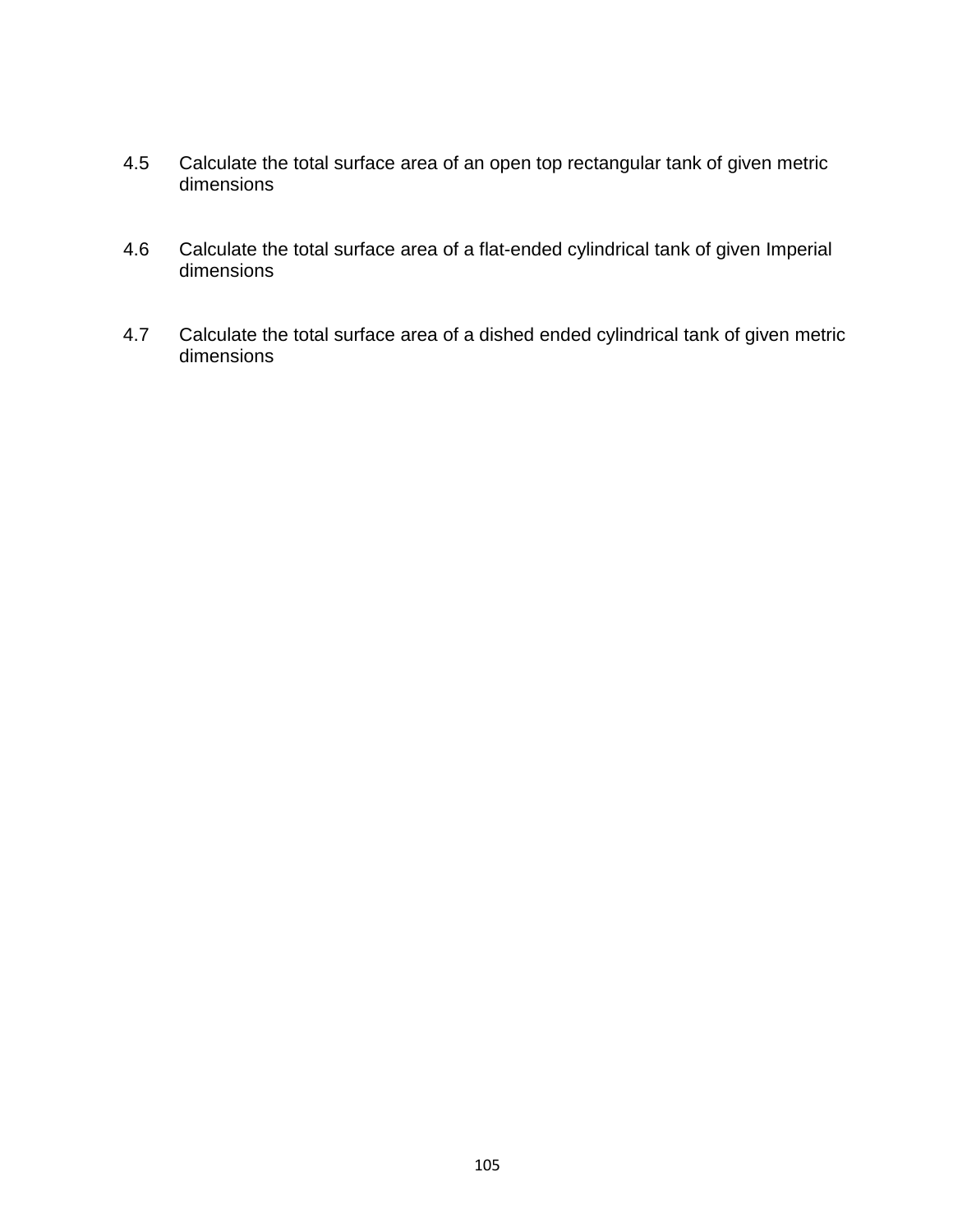4.5 Calculate the total surface area of an open top rectangular tank of given metric dimensions

4.6 Calculate the total surface area of a flat-ended cylindrical tank of given Imperial dimensions

4.7 Calculate the total surface area of a dished ended cylindrical tank of given metric dimensions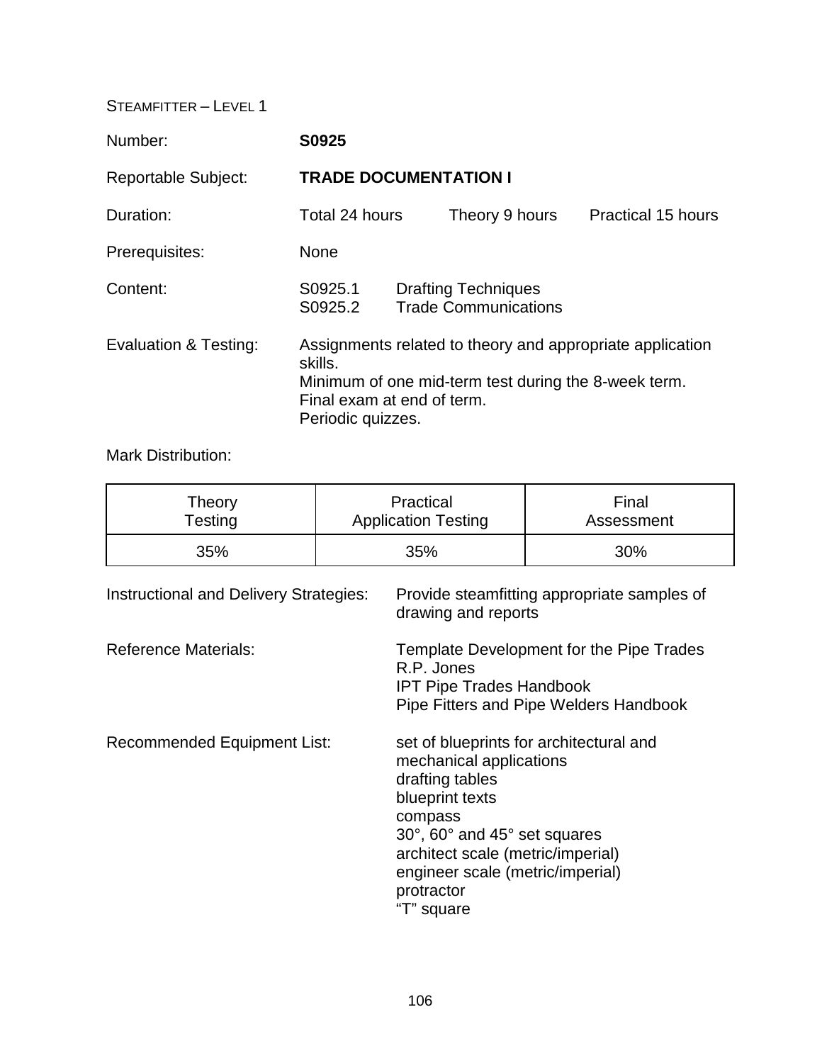STEAMFITTER – LEVEL 1

Number: **S0925**

Reportable Subject: **TRADE DOCUMENTATION I**

Duration: Total 24 hours Theory 9 hours Practical 15 hours

Prerequisites: None

Content:
S0925.1 Drafting Techniques
S0925.2 Trade Communications

Evaluation & Testing:
Assignments related to theory and appropriate application skills.
Minimum of one mid-term test during the 8-week term.
Final exam at end of term.
Periodic quizzes.

Mark Distribution:

| Theory Testing | Practical Application Testing | Final Assessment |
|---|---|---|
| 35% | 35% | 30% |

Instructional and Delivery Strategies: Provide steamfitting appropriate samples of drawing and reports

Reference Materials:
Template Development for the Pipe Trades R.P. Jones
IPT Pipe Trades Handbook
Pipe Fitters and Pipe Welders Handbook

Recommended Equipment List:
set of blueprints for architectural and mechanical applications
drafting tables
blueprint texts
compass
30°, 60° and 45° set squares
architect scale (metric/imperial)
engineer scale (metric/imperial)
protractor
"T" square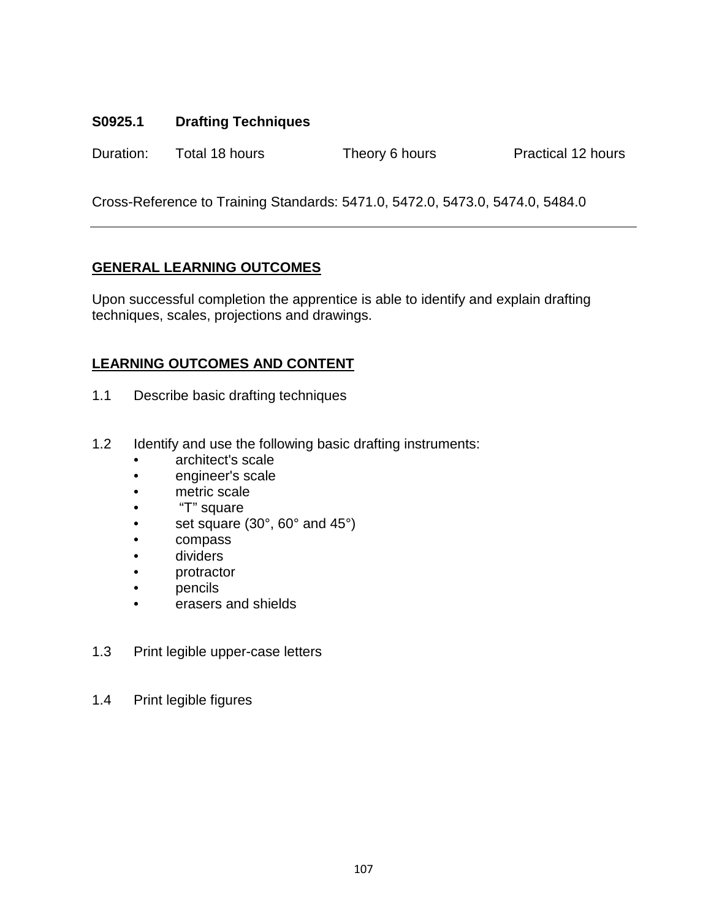**S0925.1 Drafting Techniques**

Duration: Total 18 hours Theory 6 hours Practical 12 hours

Cross-Reference to Training Standards: 5471.0, 5472.0, 5473.0, 5474.0, 5484.0

---

**GENERAL LEARNING OUTCOMES**

Upon successful completion the apprentice is able to identify and explain drafting techniques, scales, projections and drawings.

**LEARNING OUTCOMES AND CONTENT**

1.1 Describe basic drafting techniques

1.2 Identify and use the following basic drafting instruments:
- architect's scale
- engineer's scale
- metric scale
- "T" square
- set square (30°, 60° and 45°)
- compass
- dividers
- protractor
- pencils
- erasers and shields

1.3 Print legible upper-case letters

1.4 Print legible figures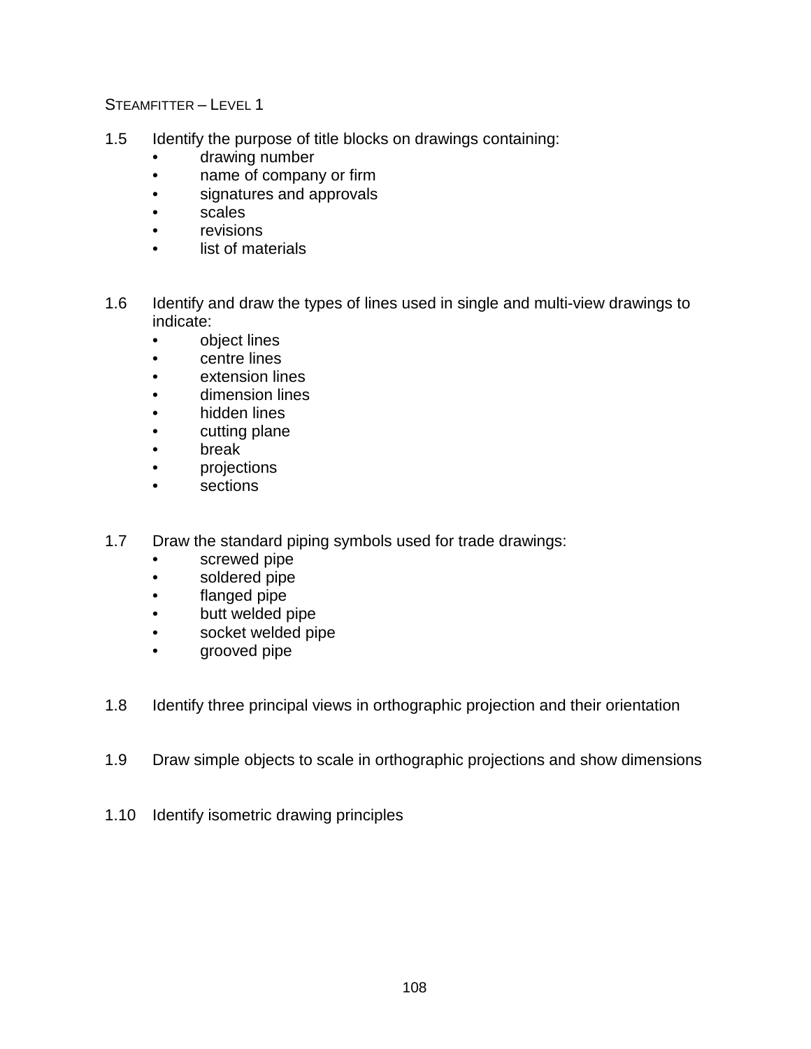1.5 Identify the purpose of title blocks on drawings containing:
- drawing number
- name of company or firm
- signatures and approvals
- scales
- revisions
- list of materials

1.6 Identify and draw the types of lines used in single and multi-view drawings to indicate:
- object lines
- centre lines
- extension lines
- dimension lines
- hidden lines
- cutting plane
- break
- projections
- sections

1.7 Draw the standard piping symbols used for trade drawings:
- screwed pipe
- soldered pipe
- flanged pipe
- butt welded pipe
- socket welded pipe
- grooved pipe

1.8 Identify three principal views in orthographic projection and their orientation

1.9 Draw simple objects to scale in orthographic projections and show dimensions

1.10 Identify isometric drawing principles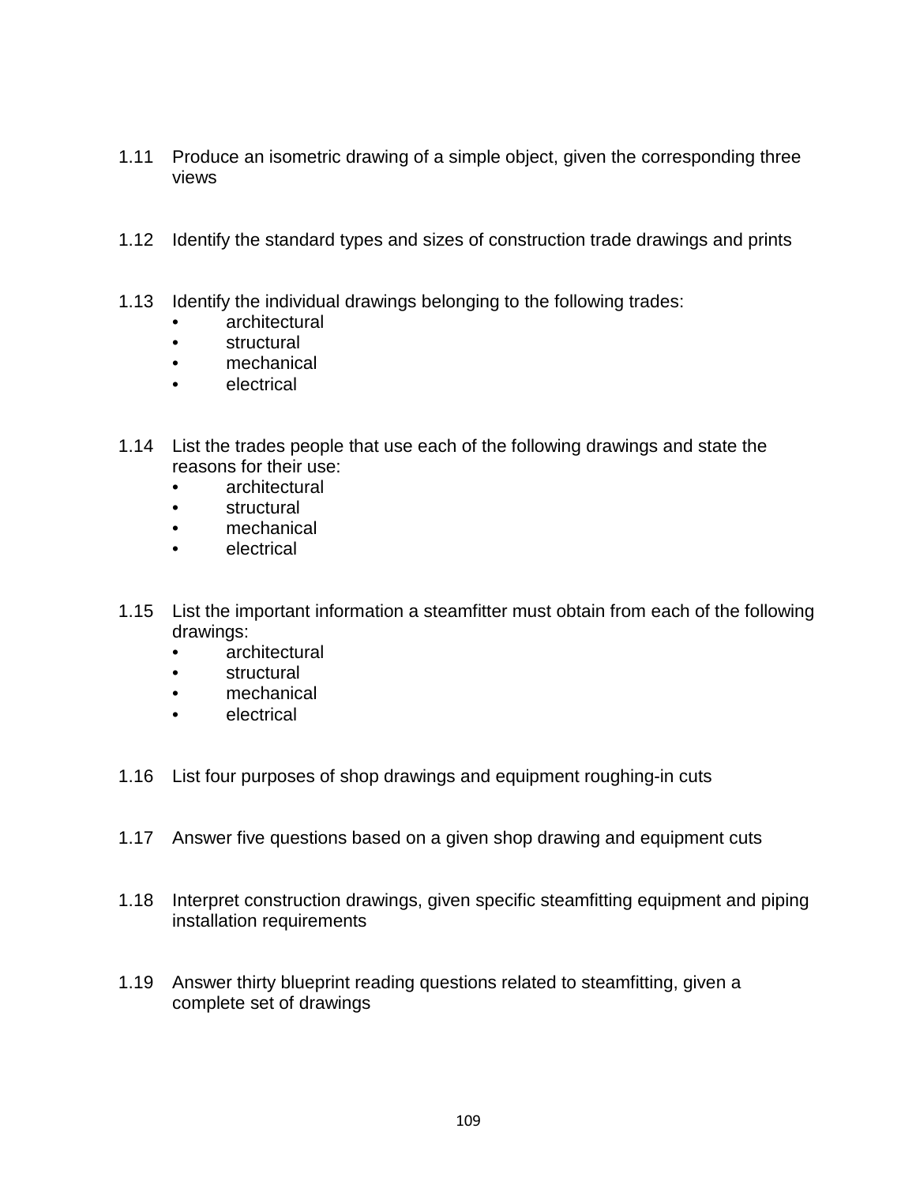1.11 Produce an isometric drawing of a simple object, given the corresponding three views

1.12 Identify the standard types and sizes of construction trade drawings and prints

1.13 Identify the individual drawings belonging to the following trades:
- architectural
- structural
- mechanical
- electrical

1.14 List the trades people that use each of the following drawings and state the reasons for their use:
- architectural
- structural
- mechanical
- electrical

1.15 List the important information a steamfitter must obtain from each of the following drawings:
- architectural
- structural
- mechanical
- electrical

1.16 List four purposes of shop drawings and equipment roughing-in cuts

1.17 Answer five questions based on a given shop drawing and equipment cuts

1.18 Interpret construction drawings, given specific steamfitting equipment and piping installation requirements

1.19 Answer thirty blueprint reading questions related to steamfitting, given a complete set of drawings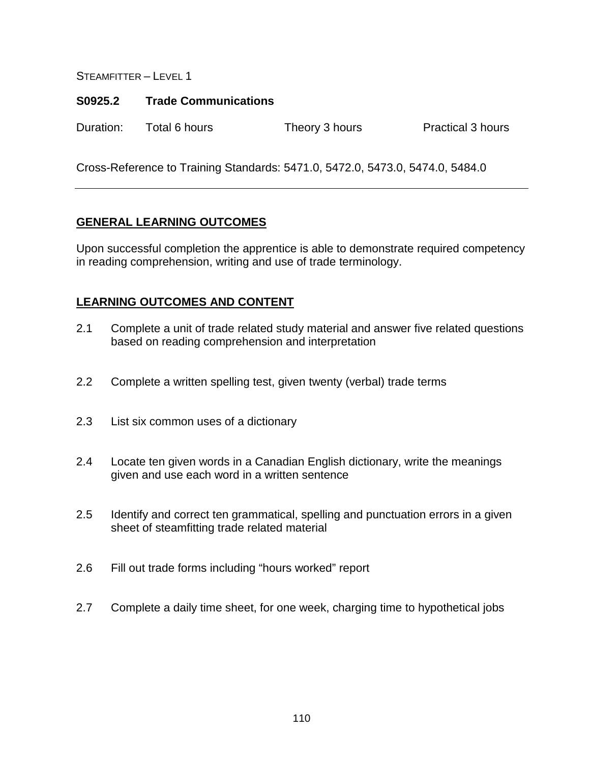STEAMFITTER – LEVEL 1

**S0925.2 Trade Communications**

Duration: Total 6 hours Theory 3 hours Practical 3 hours

Cross-Reference to Training Standards: 5471.0, 5472.0, 5473.0, 5474.0, 5484.0

---

## GENERAL LEARNING OUTCOMES

Upon successful completion the apprentice is able to demonstrate required competency in reading comprehension, writing and use of trade terminology.

## LEARNING OUTCOMES AND CONTENT

2.1 Complete a unit of trade related study material and answer five related questions based on reading comprehension and interpretation

2.2 Complete a written spelling test, given twenty (verbal) trade terms

2.3 List six common uses of a dictionary

2.4 Locate ten given words in a Canadian English dictionary, write the meanings given and use each word in a written sentence

2.5 Identify and correct ten grammatical, spelling and punctuation errors in a given sheet of steamfitting trade related material

2.6 Fill out trade forms including "hours worked" report

2.7 Complete a daily time sheet, for one week, charging time to hypothetical jobs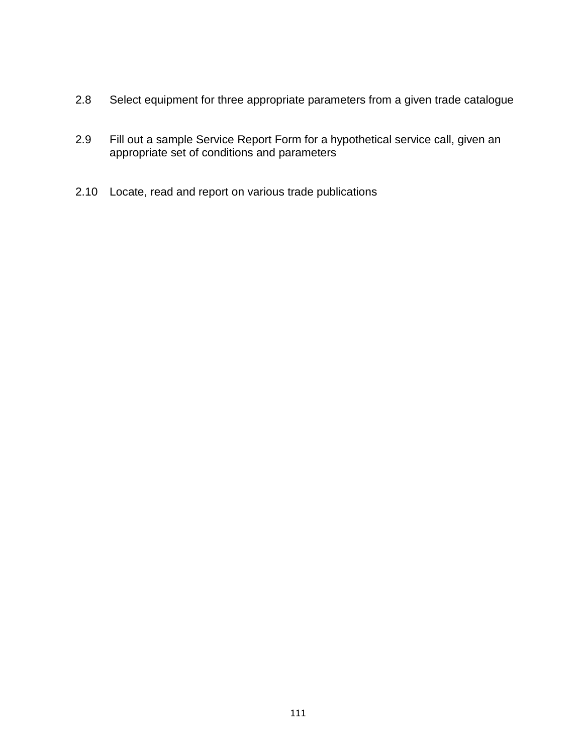2.8 Select equipment for three appropriate parameters from a given trade catalogue

2.9 Fill out a sample Service Report Form for a hypothetical service call, given an appropriate set of conditions and parameters

2.10 Locate, read and report on various trade publications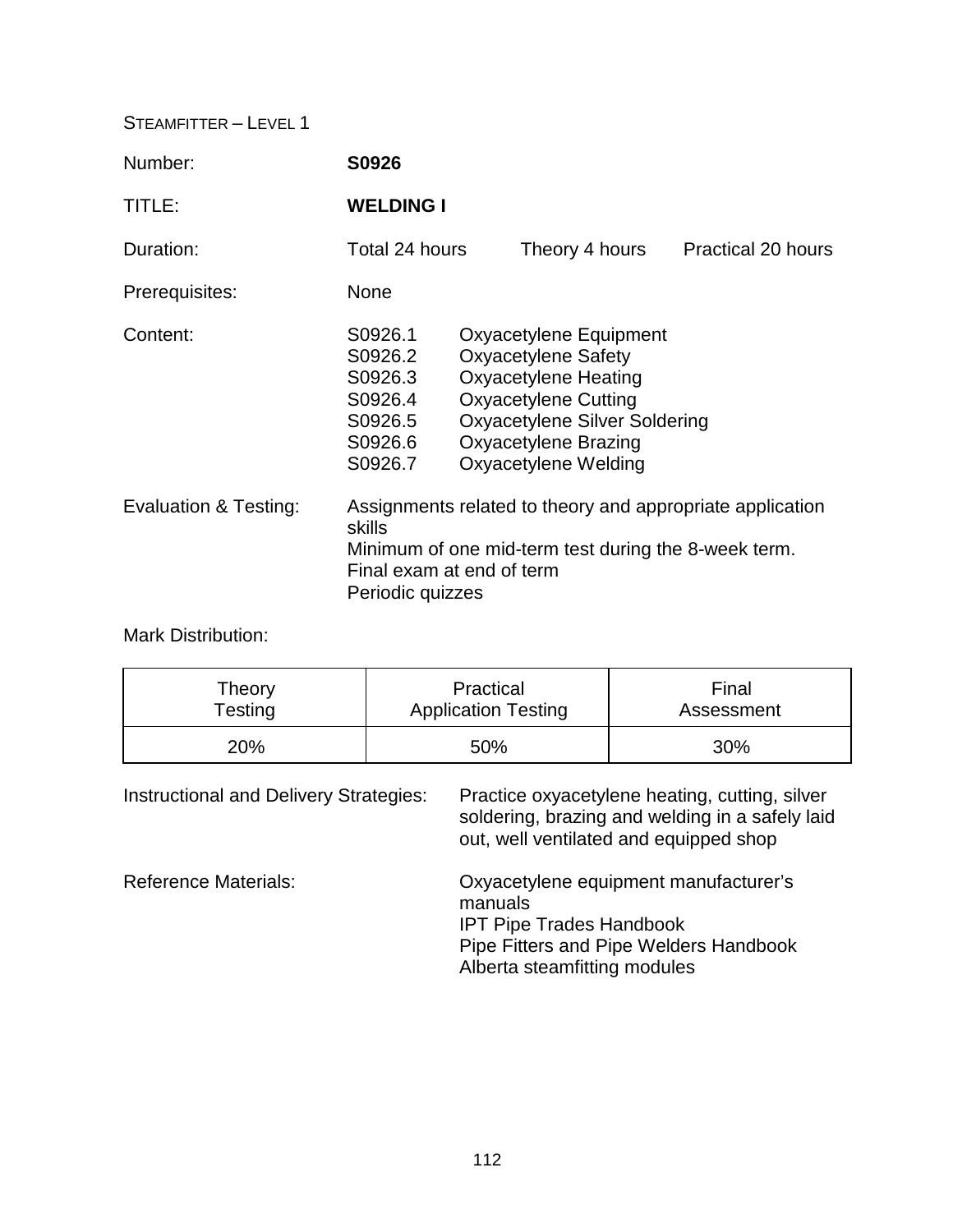STEAMFITTER – LEVEL 1

Number: **S0926**

TITLE: **WELDING I**

Duration: Total 24 hours Theory 4 hours Practical 20 hours

Prerequisites: None

Content:

- S0926.1 Oxyacetylene Equipment
- S0926.2 Oxyacetylene Safety
- S0926.3 Oxyacetylene Heating
- S0926.4 Oxyacetylene Cutting
- S0926.5 Oxyacetylene Silver Soldering
- S0926.6 Oxyacetylene Brazing
- S0926.7 Oxyacetylene Welding

Evaluation & Testing:

Assignments related to theory and appropriate application skills
Minimum of one mid-term test during the 8-week term.
Final exam at end of term
Periodic quizzes

Mark Distribution:

| Theory Testing | Practical Application Testing | Final Assessment |
|---|---|---|
| 20% | 50% | 30% |

Instructional and Delivery Strategies: Practice oxyacetylene heating, cutting, silver soldering, brazing and welding in a safely laid out, well ventilated and equipped shop

Reference Materials:

Oxyacetylene equipment manufacturer's manuals
IPT Pipe Trades Handbook
Pipe Fitters and Pipe Welders Handbook
Alberta steamfitting modules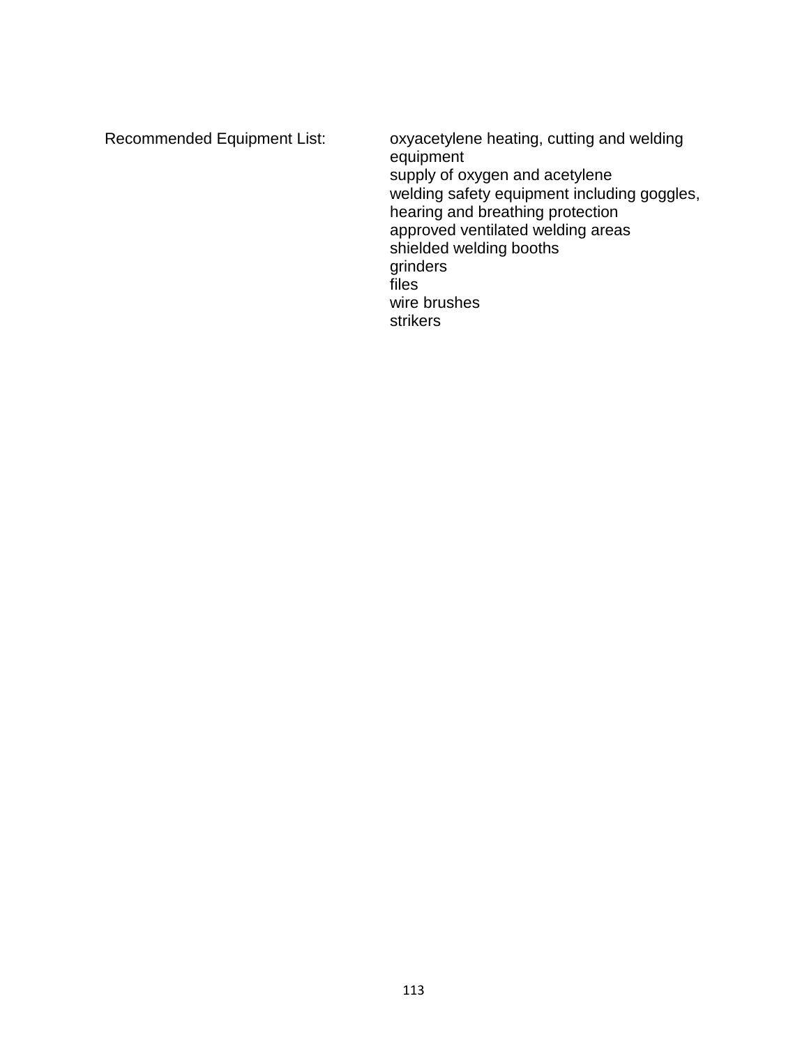| Recommended Equipment List: | oxyacetylene heating, cutting and welding equipment<br>supply of oxygen and acetylene<br>welding safety equipment including goggles, hearing and breathing protection<br>approved ventilated welding areas<br>shielded welding booths<br>grinders<br>files<br>wire brushes<br>strikers |
|---|---|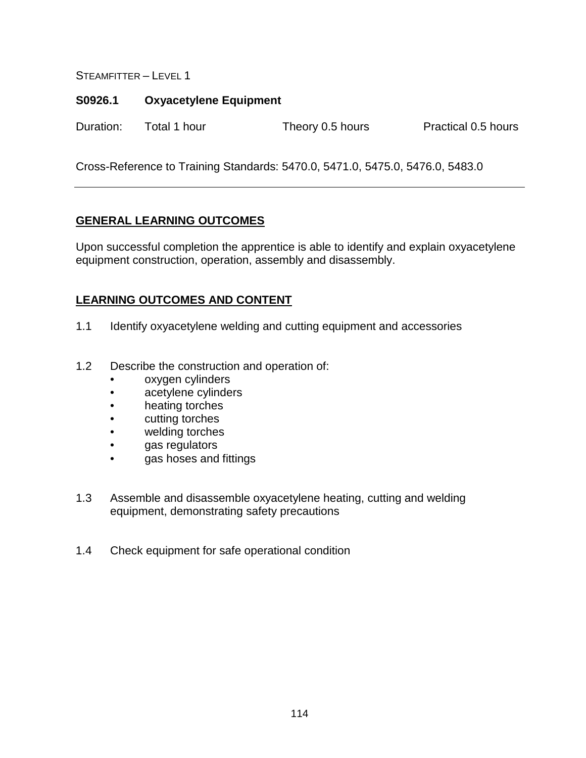STEAMFITTER – LEVEL 1

## S0926.1 Oxyacetylene Equipment

Duration: Total 1 hour Theory 0.5 hours Practical 0.5 hours

Cross-Reference to Training Standards: 5470.0, 5471.0, 5475.0, 5476.0, 5483.0

---

### GENERAL LEARNING OUTCOMES

Upon successful completion the apprentice is able to identify and explain oxyacetylene equipment construction, operation, assembly and disassembly.

### LEARNING OUTCOMES AND CONTENT

1.1 Identify oxyacetylene welding and cutting equipment and accessories

1.2 Describe the construction and operation of:
- oxygen cylinders
- acetylene cylinders
- heating torches
- cutting torches
- welding torches
- gas regulators
- gas hoses and fittings

1.3 Assemble and disassemble oxyacetylene heating, cutting and welding equipment, demonstrating safety precautions

1.4 Check equipment for safe operational condition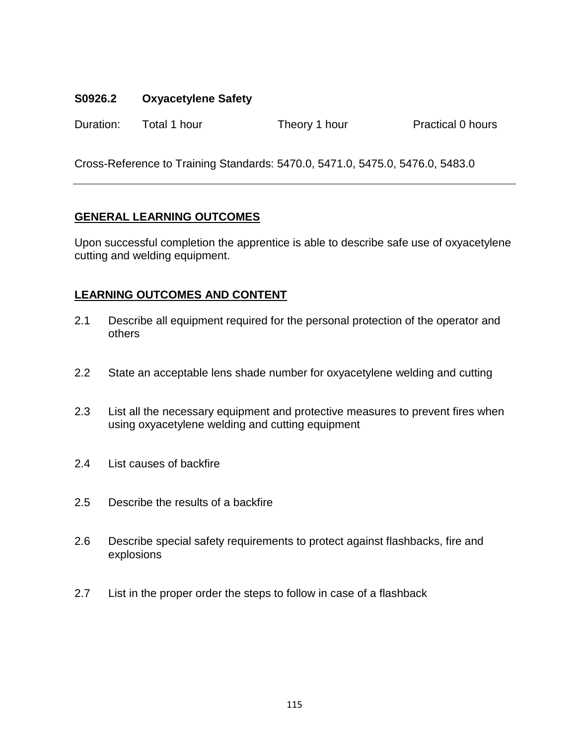## S0926.2 Oxyacetylene Safety

Duration: Total 1 hour Theory 1 hour Practical 0 hours

Cross-Reference to Training Standards: 5470.0, 5471.0, 5475.0, 5476.0, 5483.0

---

### GENERAL LEARNING OUTCOMES

Upon successful completion the apprentice is able to describe safe use of oxyacetylene cutting and welding equipment.

### LEARNING OUTCOMES AND CONTENT

2.1 Describe all equipment required for the personal protection of the operator and others

2.2 State an acceptable lens shade number for oxyacetylene welding and cutting

2.3 List all the necessary equipment and protective measures to prevent fires when using oxyacetylene welding and cutting equipment

2.4 List causes of backfire

2.5 Describe the results of a backfire

2.6 Describe special safety requirements to protect against flashbacks, fire and explosions

2.7 List in the proper order the steps to follow in case of a flashback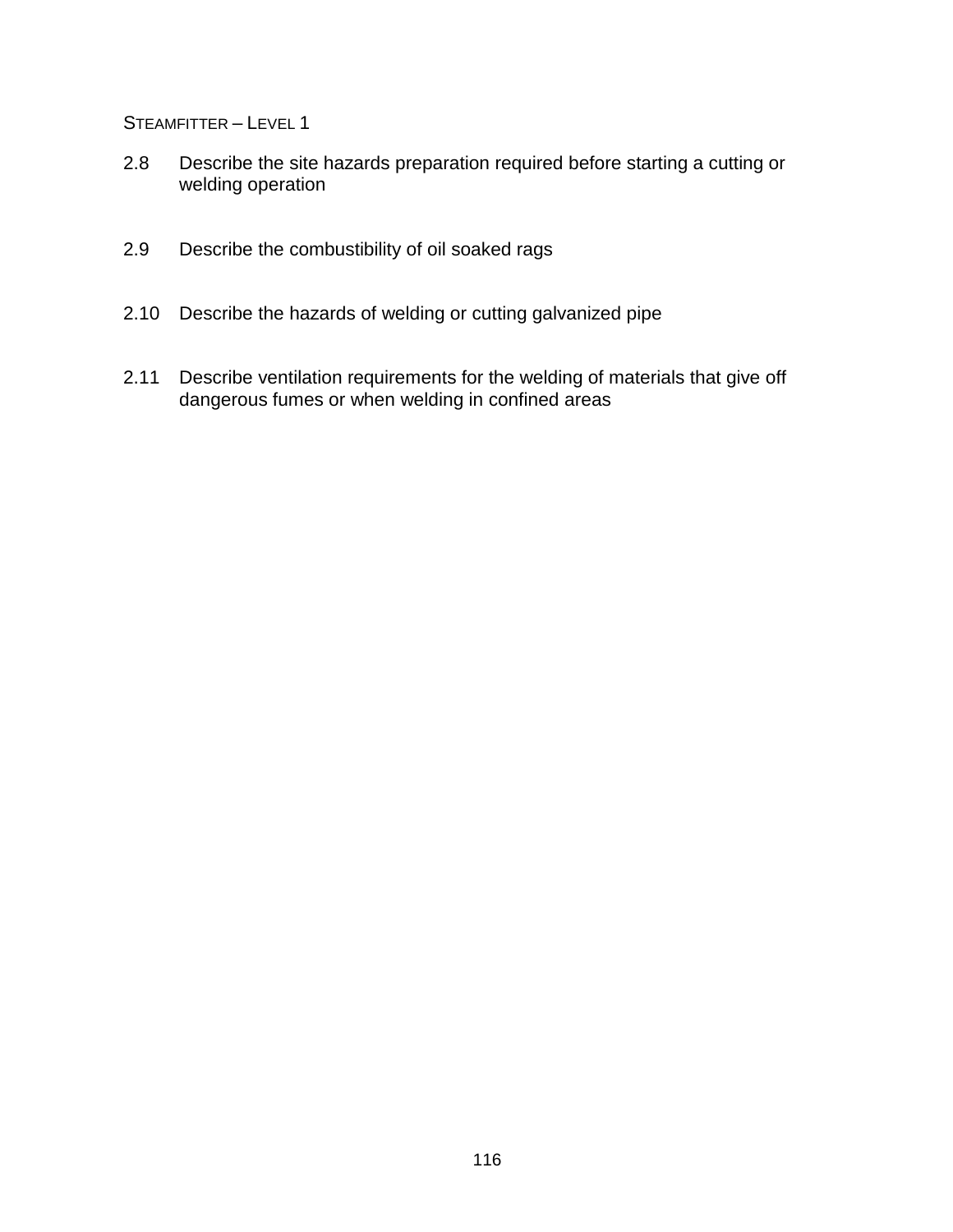2.8 Describe the site hazards preparation required before starting a cutting or welding operation

2.9 Describe the combustibility of oil soaked rags

2.10 Describe the hazards of welding or cutting galvanized pipe

2.11 Describe ventilation requirements for the welding of materials that give off dangerous fumes or when welding in confined areas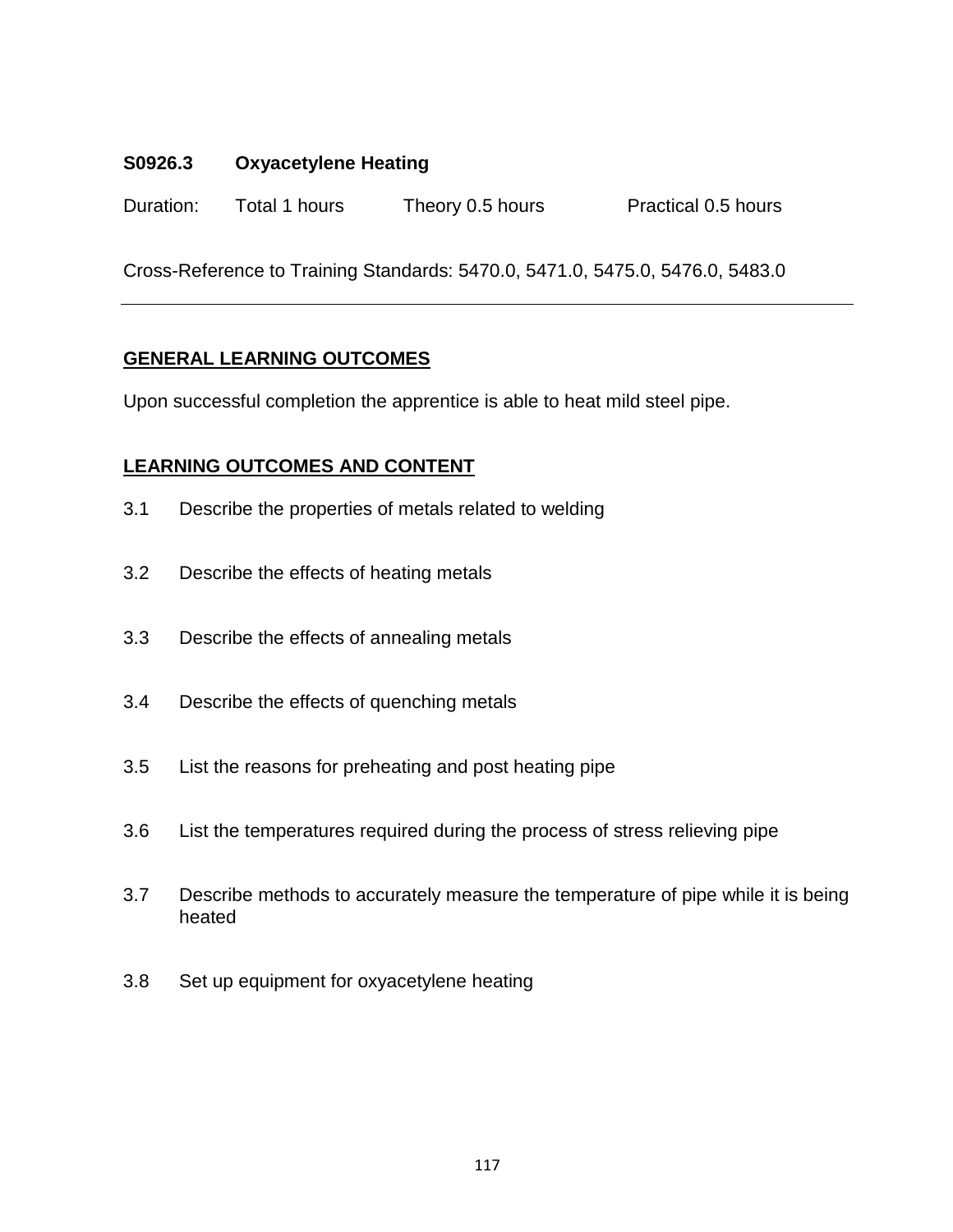## S0926.3 Oxyacetylene Heating

Duration: Total 1 hours Theory 0.5 hours Practical 0.5 hours

Cross-Reference to Training Standards: 5470.0, 5471.0, 5475.0, 5476.0, 5483.0

---

### GENERAL LEARNING OUTCOMES

Upon successful completion the apprentice is able to heat mild steel pipe.

### LEARNING OUTCOMES AND CONTENT

3.1 Describe the properties of metals related to welding

3.2 Describe the effects of heating metals

3.3 Describe the effects of annealing metals

3.4 Describe the effects of quenching metals

3.5 List the reasons for preheating and post heating pipe

3.6 List the temperatures required during the process of stress relieving pipe

3.7 Describe methods to accurately measure the temperature of pipe while it is being heated

3.8 Set up equipment for oxyacetylene heating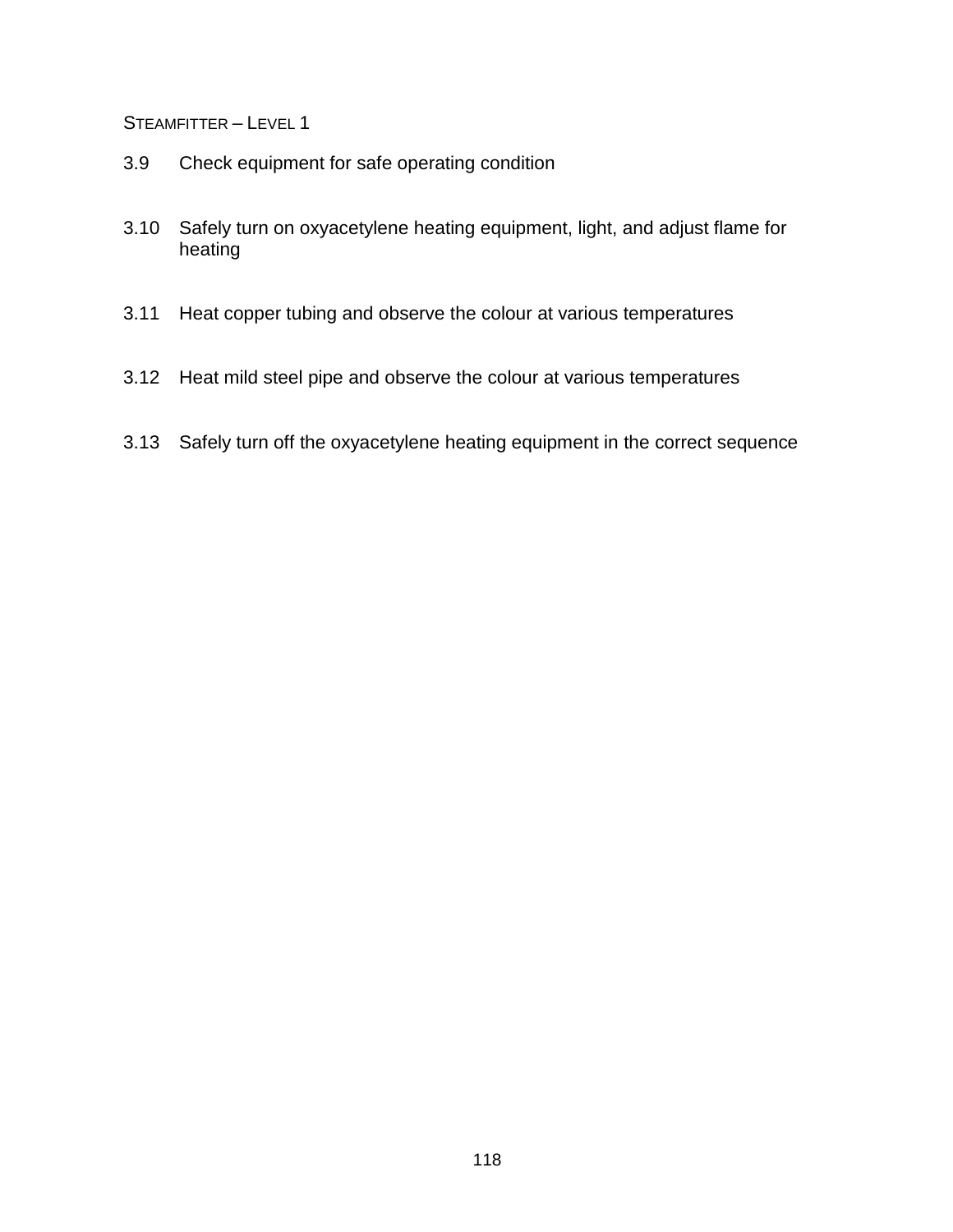3.9 Check equipment for safe operating condition

3.10 Safely turn on oxyacetylene heating equipment, light, and adjust flame for heating

3.11 Heat copper tubing and observe the colour at various temperatures

3.12 Heat mild steel pipe and observe the colour at various temperatures

3.13 Safely turn off the oxyacetylene heating equipment in the correct sequence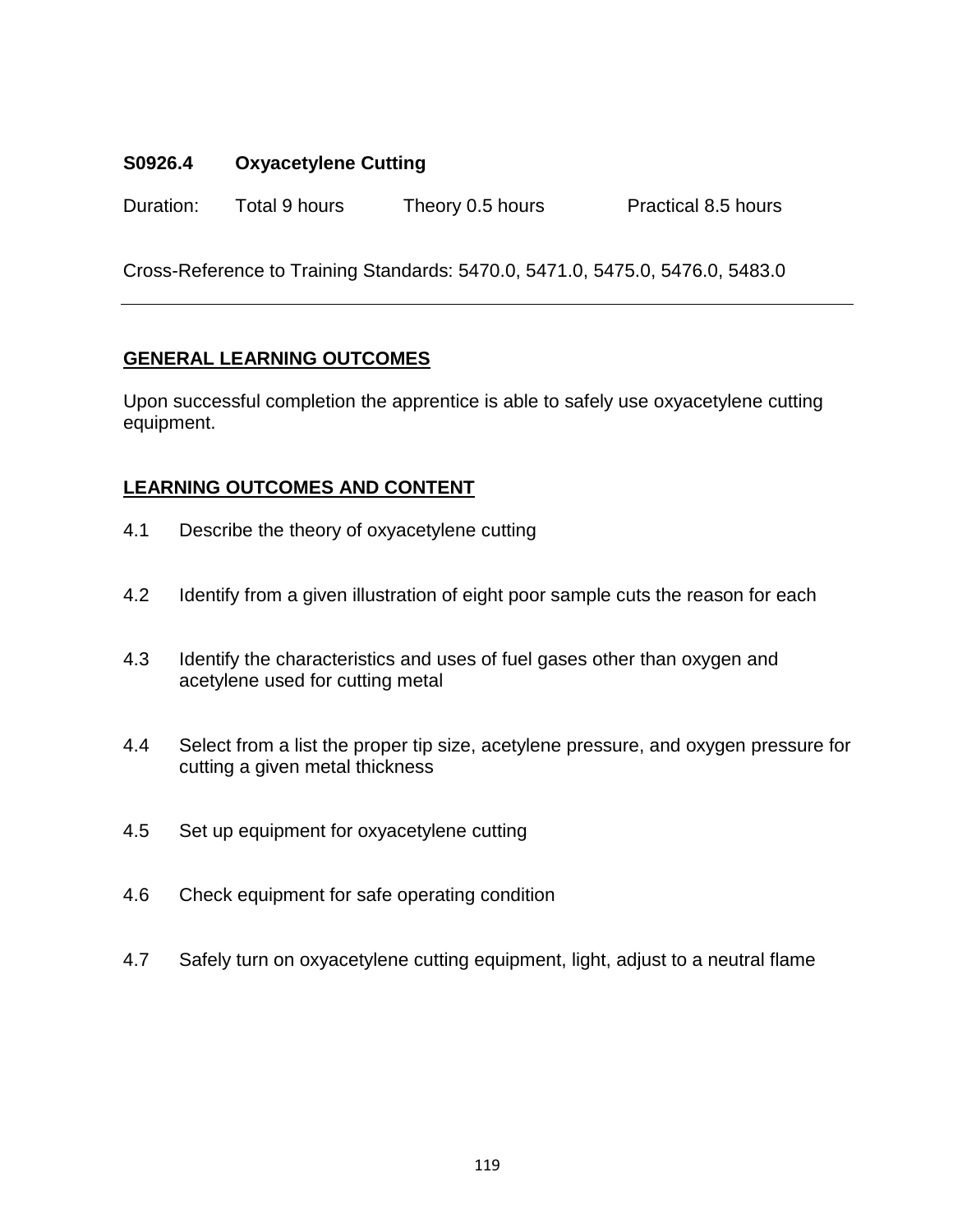## S0926.4 Oxyacetylene Cutting

Duration: Total 9 hours Theory 0.5 hours Practical 8.5 hours

Cross-Reference to Training Standards: 5470.0, 5471.0, 5475.0, 5476.0, 5483.0

---

### GENERAL LEARNING OUTCOMES

Upon successful completion the apprentice is able to safely use oxyacetylene cutting equipment.

### LEARNING OUTCOMES AND CONTENT

4.1 Describe the theory of oxyacetylene cutting

4.2 Identify from a given illustration of eight poor sample cuts the reason for each

4.3 Identify the characteristics and uses of fuel gases other than oxygen and acetylene used for cutting metal

4.4 Select from a list the proper tip size, acetylene pressure, and oxygen pressure for cutting a given metal thickness

4.5 Set up equipment for oxyacetylene cutting

4.6 Check equipment for safe operating condition

4.7 Safely turn on oxyacetylene cutting equipment, light, adjust to a neutral flame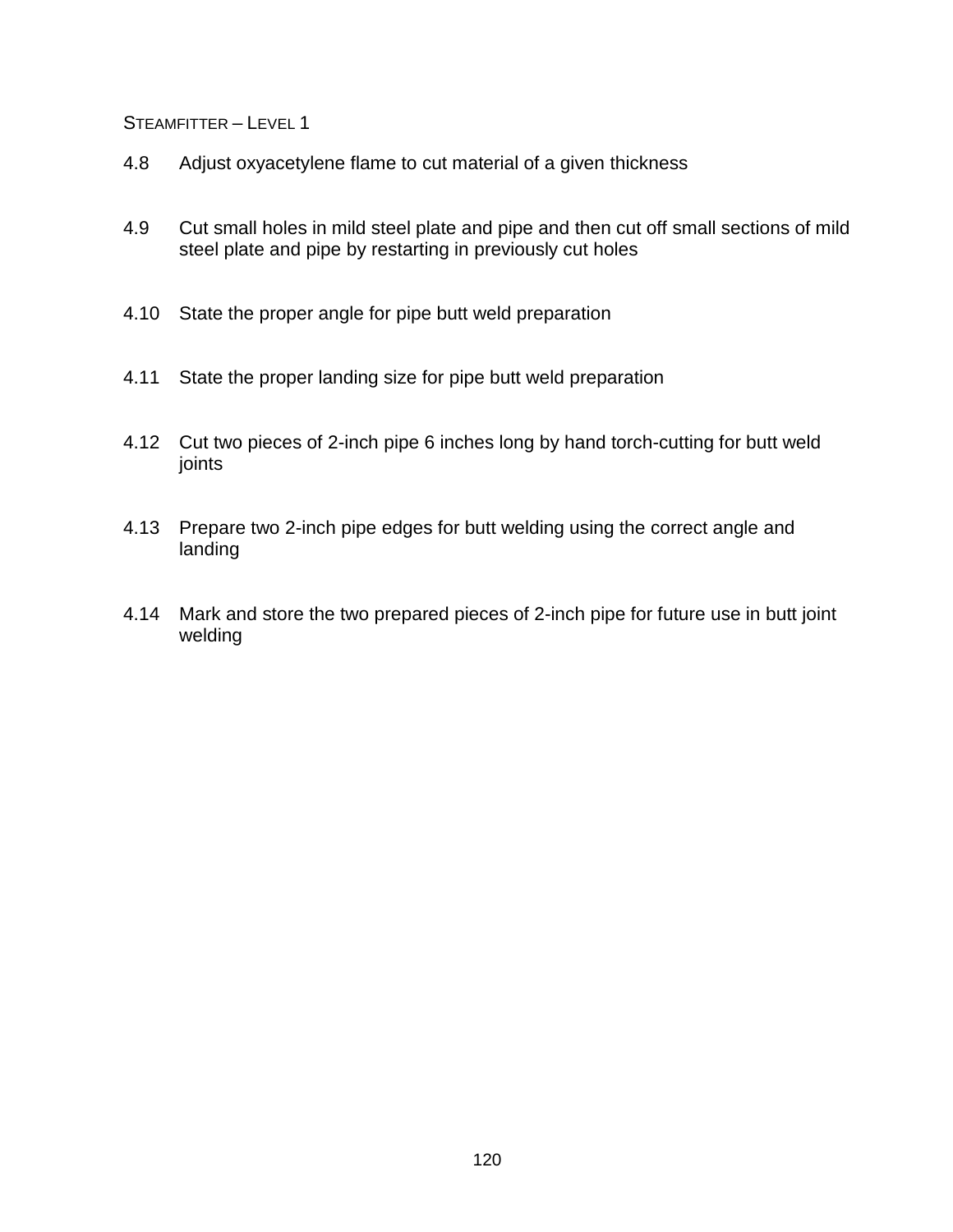4.8 Adjust oxyacetylene flame to cut material of a given thickness

4.9 Cut small holes in mild steel plate and pipe and then cut off small sections of mild steel plate and pipe by restarting in previously cut holes

4.10 State the proper angle for pipe butt weld preparation

4.11 State the proper landing size for pipe butt weld preparation

4.12 Cut two pieces of 2-inch pipe 6 inches long by hand torch-cutting for butt weld joints

4.13 Prepare two 2-inch pipe edges for butt welding using the correct angle and landing

4.14 Mark and store the two prepared pieces of 2-inch pipe for future use in butt joint welding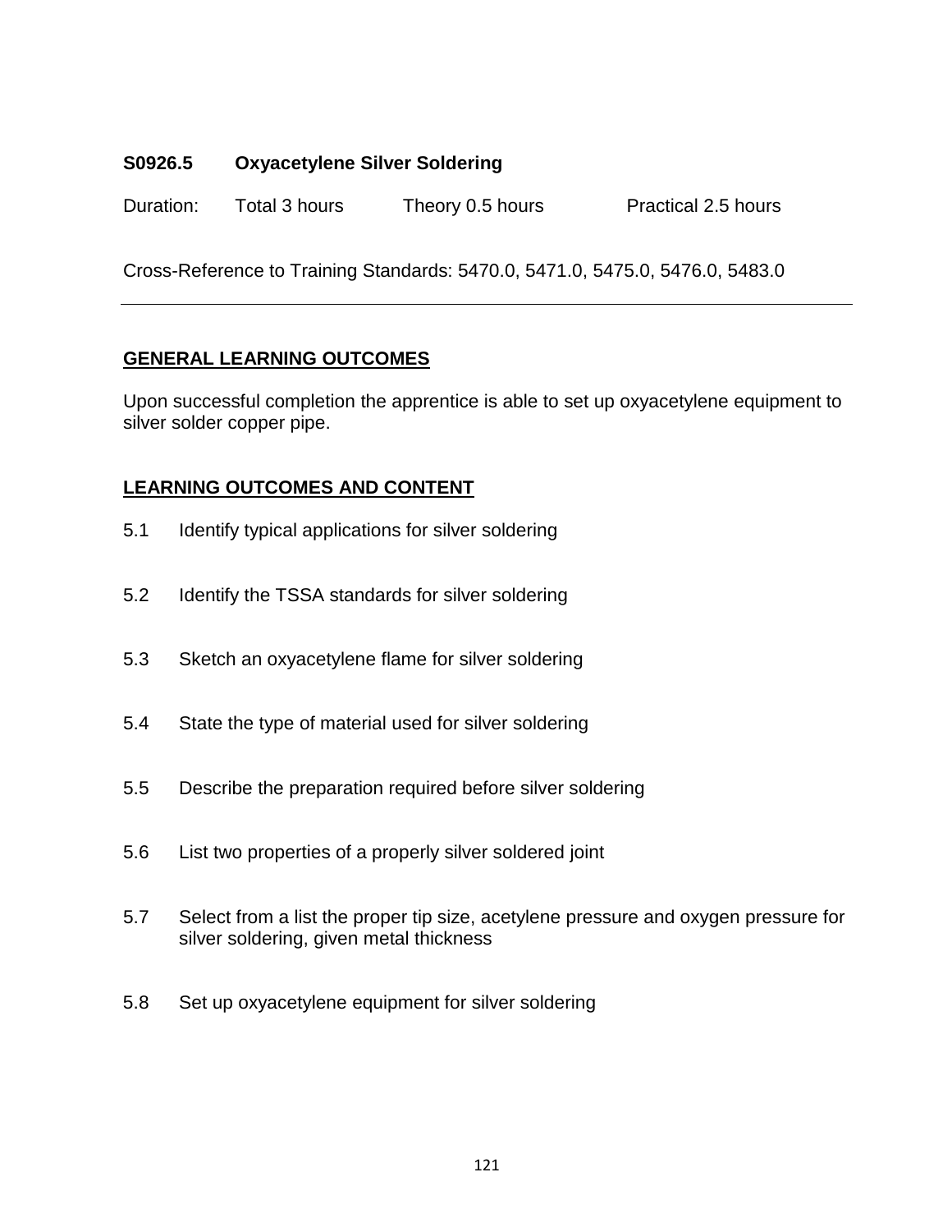## S0926.5 Oxyacetylene Silver Soldering

Duration: Total 3 hours Theory 0.5 hours Practical 2.5 hours

Cross-Reference to Training Standards: 5470.0, 5471.0, 5475.0, 5476.0, 5483.0

---

### GENERAL LEARNING OUTCOMES

Upon successful completion the apprentice is able to set up oxyacetylene equipment to silver solder copper pipe.

### LEARNING OUTCOMES AND CONTENT

5.1 Identify typical applications for silver soldering

5.2 Identify the TSSA standards for silver soldering

5.3 Sketch an oxyacetylene flame for silver soldering

5.4 State the type of material used for silver soldering

5.5 Describe the preparation required before silver soldering

5.6 List two properties of a properly silver soldered joint

5.7 Select from a list the proper tip size, acetylene pressure and oxygen pressure for silver soldering, given metal thickness

5.8 Set up oxyacetylene equipment for silver soldering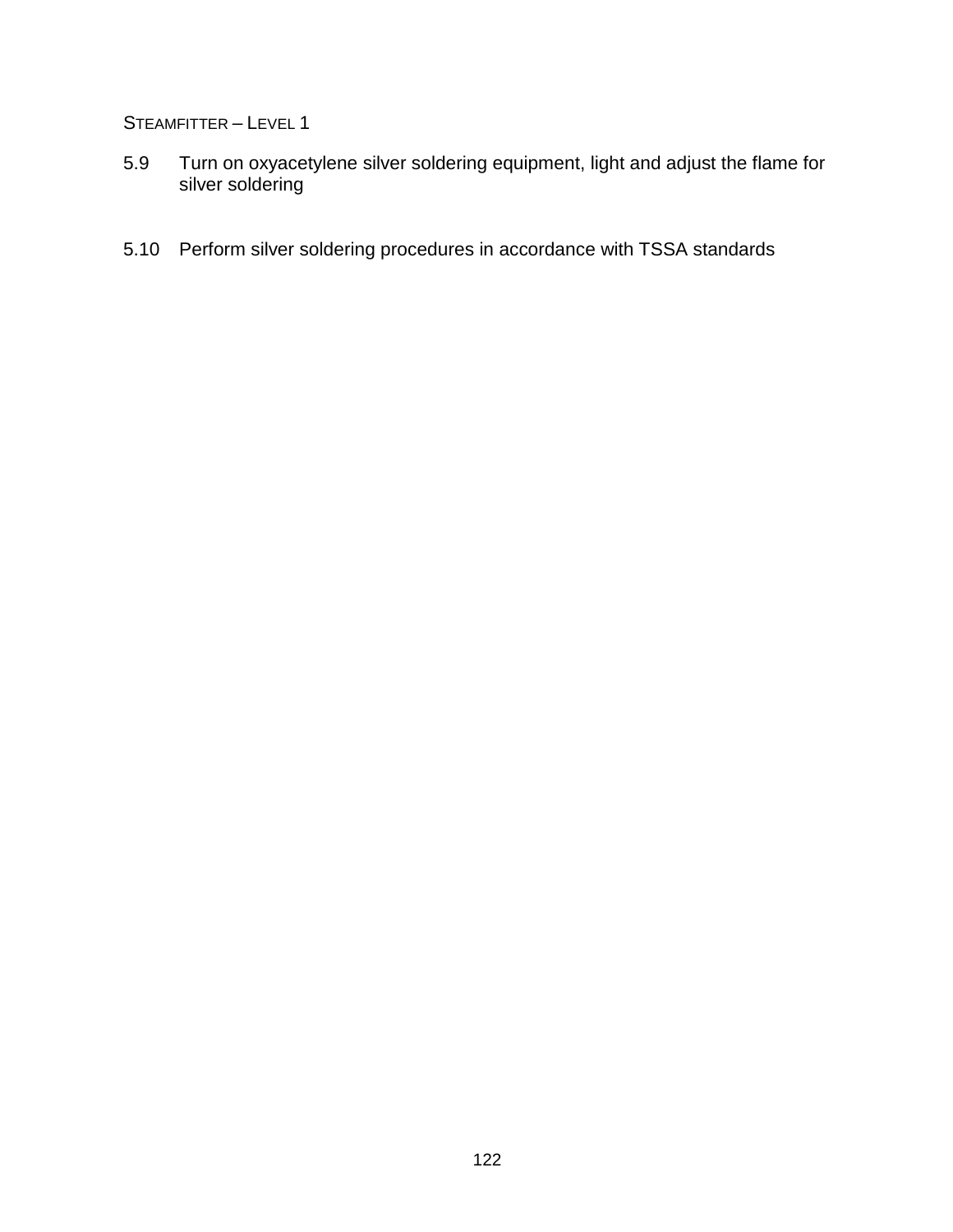5.9 Turn on oxyacetylene silver soldering equipment, light and adjust the flame for silver soldering

5.10 Perform silver soldering procedures in accordance with TSSA standards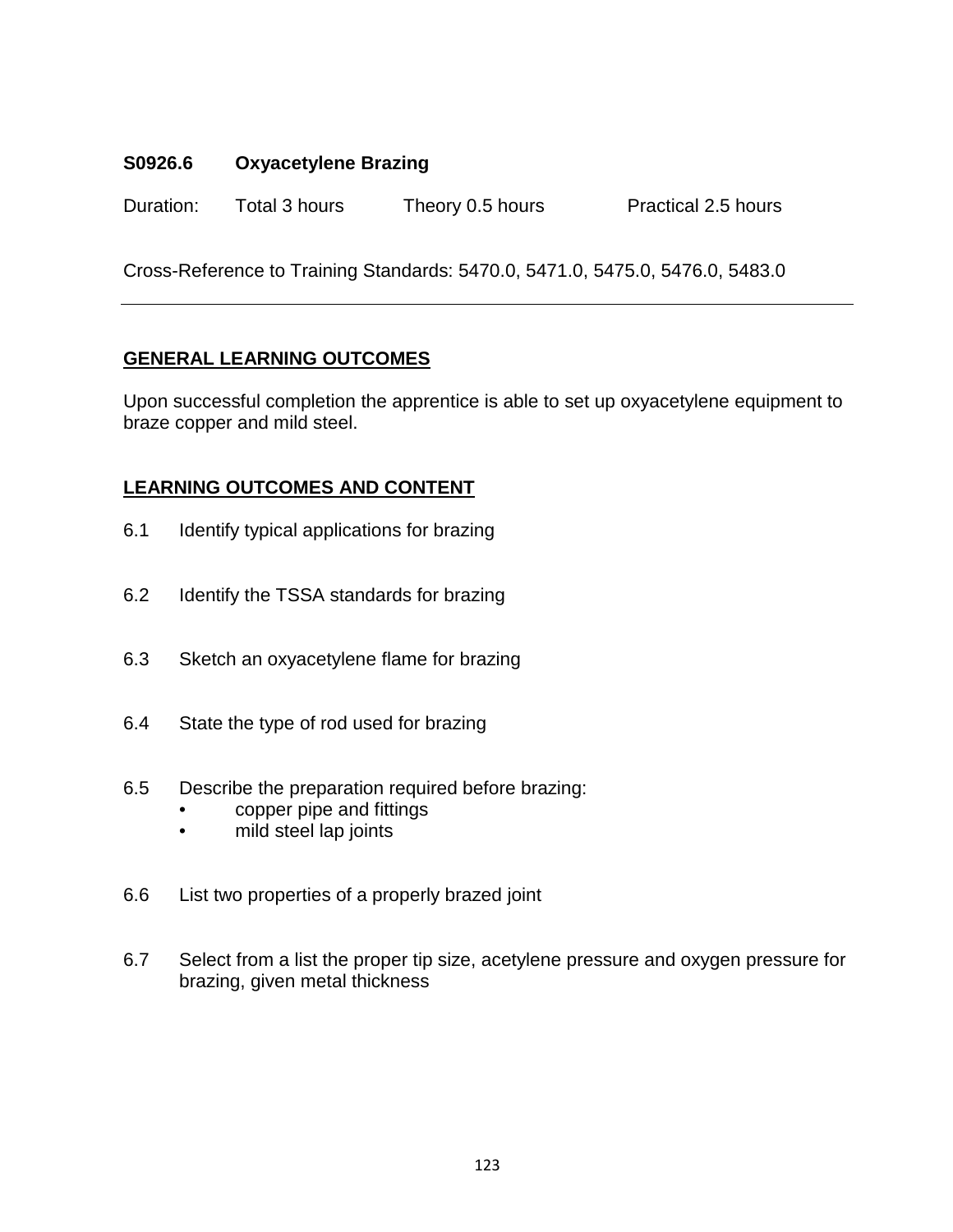## S0926.6 Oxyacetylene Brazing

Duration: Total 3 hours Theory 0.5 hours Practical 2.5 hours

Cross-Reference to Training Standards: 5470.0, 5471.0, 5475.0, 5476.0, 5483.0

---

### GENERAL LEARNING OUTCOMES

Upon successful completion the apprentice is able to set up oxyacetylene equipment to braze copper and mild steel.

### LEARNING OUTCOMES AND CONTENT

6.1 Identify typical applications for brazing

6.2 Identify the TSSA standards for brazing

6.3 Sketch an oxyacetylene flame for brazing

6.4 State the type of rod used for brazing

6.5 Describe the preparation required before brazing:
- copper pipe and fittings
- mild steel lap joints

6.6 List two properties of a properly brazed joint

6.7 Select from a list the proper tip size, acetylene pressure and oxygen pressure for brazing, given metal thickness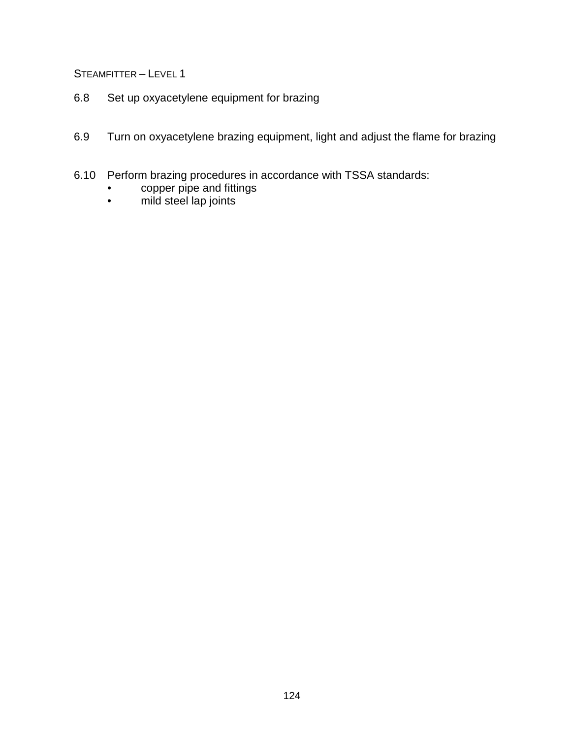6.8 Set up oxyacetylene equipment for brazing

6.9 Turn on oxyacetylene brazing equipment, light and adjust the flame for brazing

6.10 Perform brazing procedures in accordance with TSSA standards:
- copper pipe and fittings
- mild steel lap joints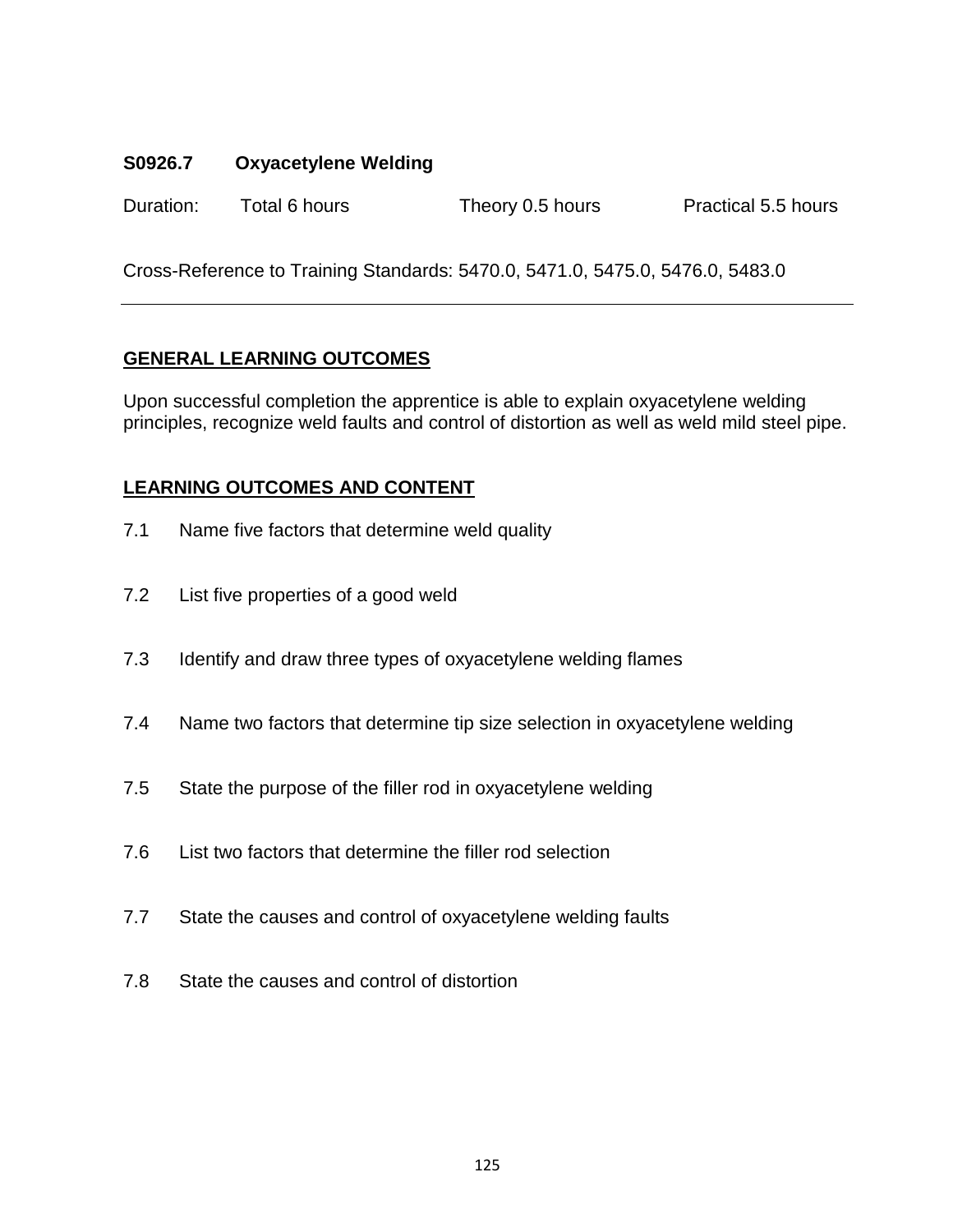## S0926.7 Oxyacetylene Welding

Duration: Total 6 hours Theory 0.5 hours Practical 5.5 hours

Cross-Reference to Training Standards: 5470.0, 5471.0, 5475.0, 5476.0, 5483.0

---

### GENERAL LEARNING OUTCOMES

Upon successful completion the apprentice is able to explain oxyacetylene welding principles, recognize weld faults and control of distortion as well as weld mild steel pipe.

### LEARNING OUTCOMES AND CONTENT

7.1 Name five factors that determine weld quality

7.2 List five properties of a good weld

7.3 Identify and draw three types of oxyacetylene welding flames

7.4 Name two factors that determine tip size selection in oxyacetylene welding

7.5 State the purpose of the filler rod in oxyacetylene welding

7.6 List two factors that determine the filler rod selection

7.7 State the causes and control of oxyacetylene welding faults

7.8 State the causes and control of distortion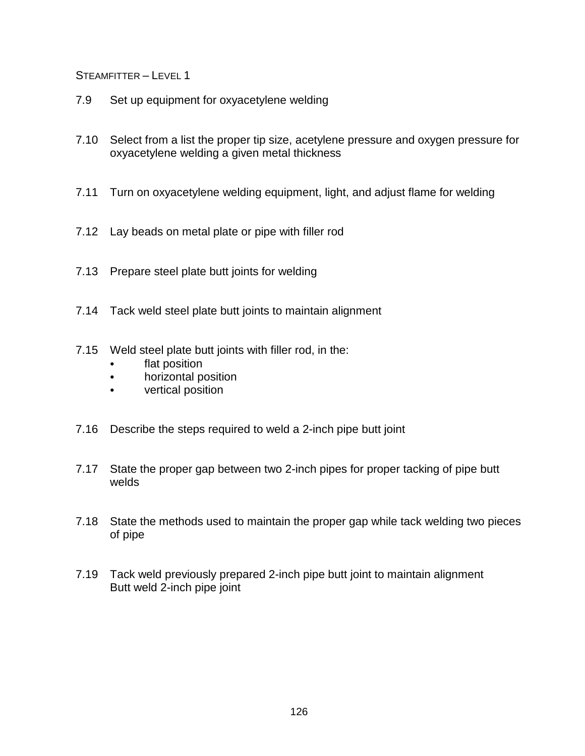7.9 Set up equipment for oxyacetylene welding

7.10 Select from a list the proper tip size, acetylene pressure and oxygen pressure for oxyacetylene welding a given metal thickness

7.11 Turn on oxyacetylene welding equipment, light, and adjust flame for welding

7.12 Lay beads on metal plate or pipe with filler rod

7.13 Prepare steel plate butt joints for welding

7.14 Tack weld steel plate butt joints to maintain alignment

7.15 Weld steel plate butt joints with filler rod, in the:
- flat position
- horizontal position
- vertical position

7.16 Describe the steps required to weld a 2-inch pipe butt joint

7.17 State the proper gap between two 2-inch pipes for proper tacking of pipe butt welds

7.18 State the methods used to maintain the proper gap while tack welding two pieces of pipe

7.19 Tack weld previously prepared 2-inch pipe butt joint to maintain alignment
Butt weld 2-inch pipe joint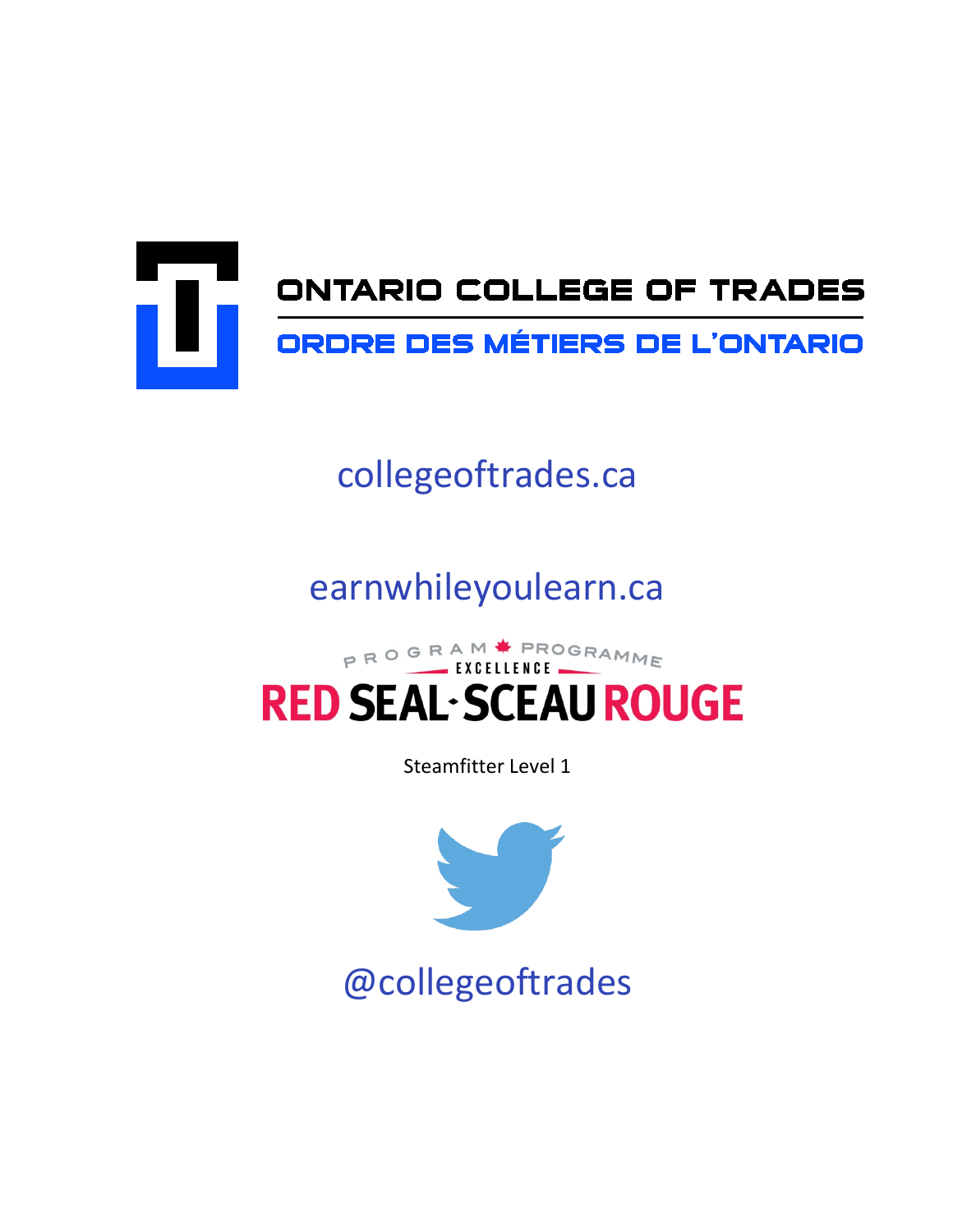ONTARIO COLLEGE OF TRADES

ORDRE DES MÉTIERS DE L'ONTARIO

collegeoftrades.ca

earnwhileyoulearn.ca

PROGRAM PROGRAMME EXCELLENCE

RED SEAL · SCEAU ROUGE

Steamfitter Level 1

@collegeoftrades